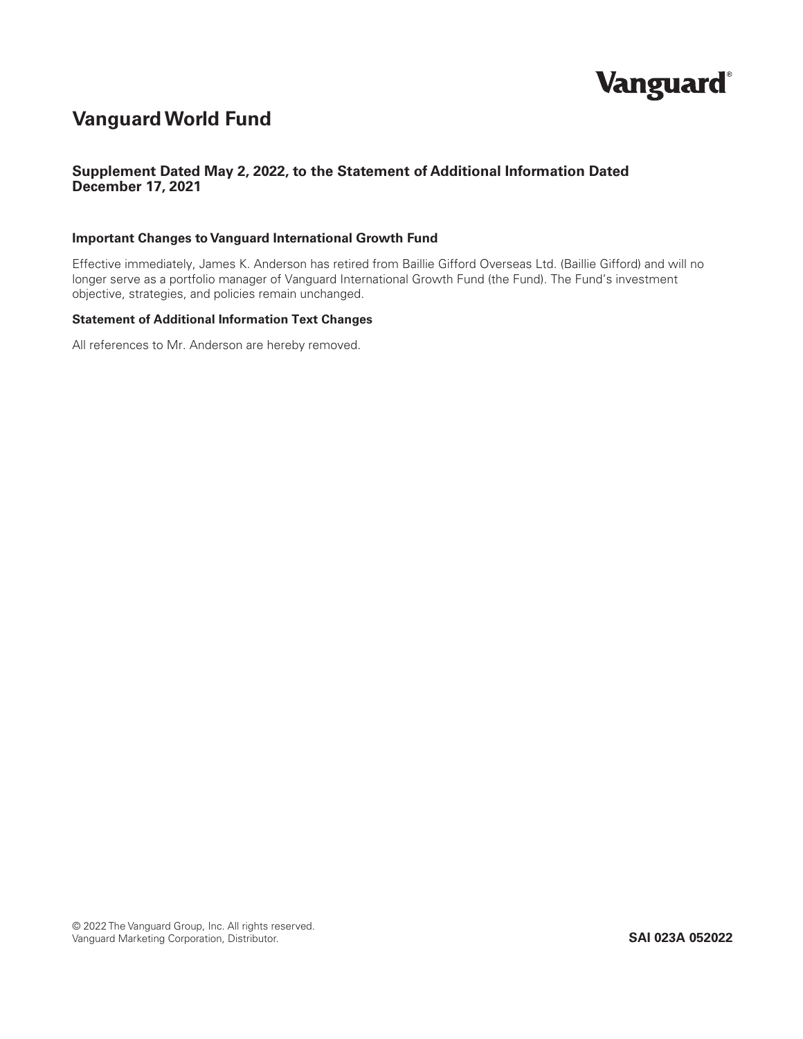Vanguard®

# Vanguard World Fund

### Supplement Dated May 2, 2022, to the Statement of Additional Information Dated December 17, 2021

**Important Changes to Vanguard International Growth Fund**

Effective immediately, James K. Anderson has retired from Baillie Gifford Overseas Ltd. (Baillie Gifford) and will no longer serve as a portfolio manager of Vanguard International Growth Fund (the Fund). The Fund's investment objective, strategies, and policies remain unchanged.

**Statement of Additional Information Text Changes**

All references to Mr. Anderson are hereby removed.

© 2022 The Vanguard Group, Inc. All rights reserved.
Vanguard Marketing Corporation, Distributor.

**SAI 023A 052022**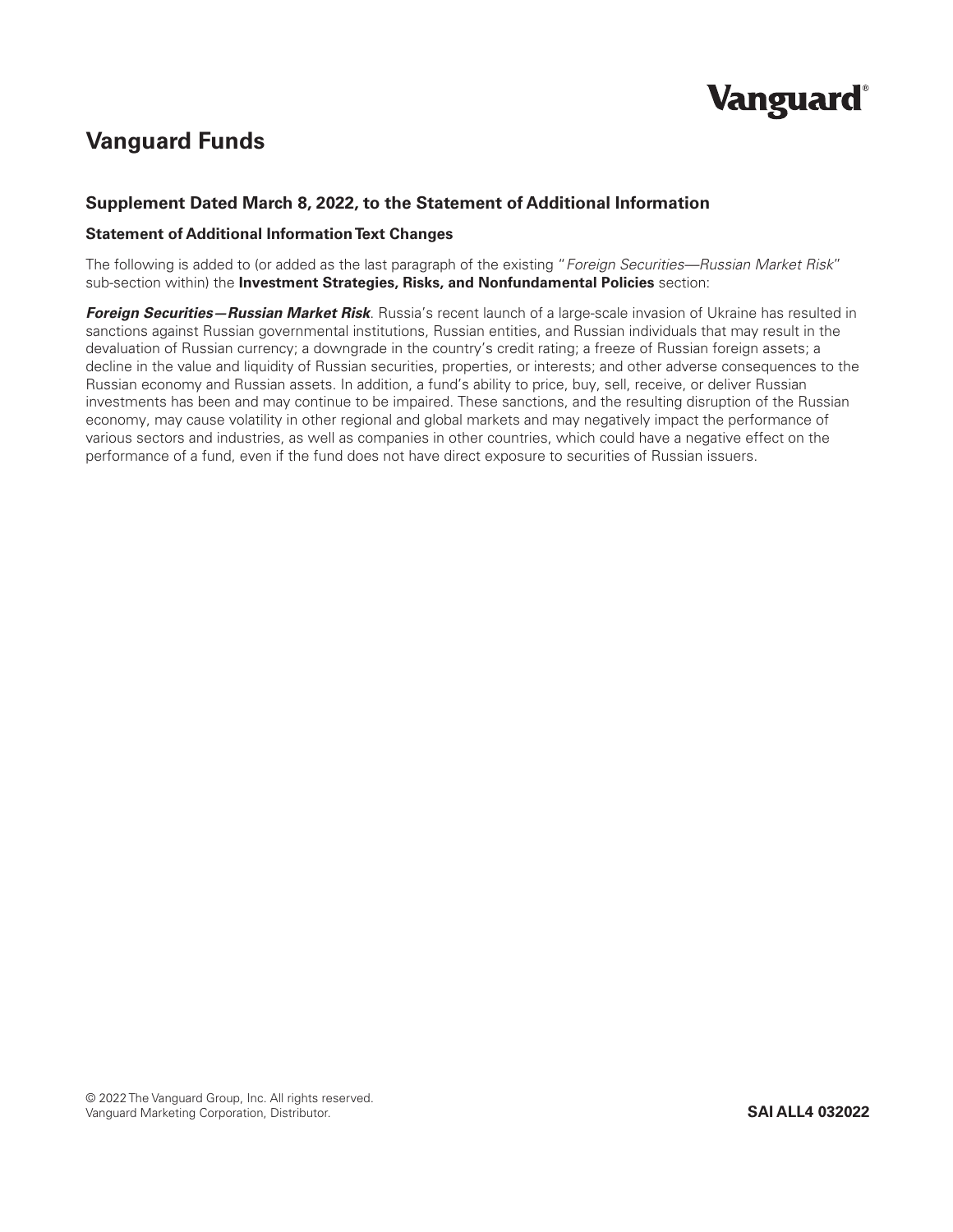# Vanguard Funds

## Supplement Dated March 8, 2022, to the Statement of Additional Information

### Statement of Additional Information Text Changes

The following is added to (or added as the last paragraph of the existing "*Foreign Securities—Russian Market Risk*" sub-section within) the **Investment Strategies, Risks, and Nonfundamental Policies** section:

***Foreign Securities—Russian Market Risk***. Russia's recent launch of a large-scale invasion of Ukraine has resulted in sanctions against Russian governmental institutions, Russian entities, and Russian individuals that may result in the devaluation of Russian currency; a downgrade in the country's credit rating; a freeze of Russian foreign assets; a decline in the value and liquidity of Russian securities, properties, or interests; and other adverse consequences to the Russian economy and Russian assets. In addition, a fund's ability to price, buy, sell, receive, or deliver Russian investments has been and may continue to be impaired. These sanctions, and the resulting disruption of the Russian economy, may cause volatility in other regional and global markets and may negatively impact the performance of various sectors and industries, as well as companies in other countries, which could have a negative effect on the performance of a fund, even if the fund does not have direct exposure to securities of Russian issuers.

© 2022 The Vanguard Group, Inc. All rights reserved.
Vanguard Marketing Corporation, Distributor.

**SAI ALL4 032022**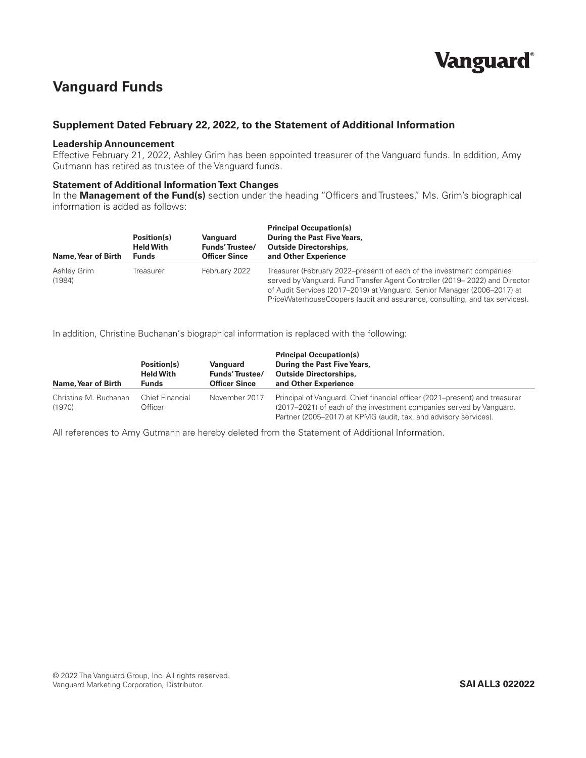Vanguard®

# Vanguard Funds

## Supplement Dated February 22, 2022, to the Statement of Additional Information

### Leadership Announcement

Effective February 21, 2022, Ashley Grim has been appointed treasurer of the Vanguard funds. In addition, Amy Gutmann has retired as trustee of the Vanguard funds.

### Statement of Additional Information Text Changes

In the **Management of the Fund(s)** section under the heading "Officers and Trustees," Ms. Grim's biographical information is added as follows:

| Name, Year of Birth | Position(s) Held With Funds | Vanguard Funds' Trustee/ Officer Since | Principal Occupation(s) During the Past Five Years, Outside Directorships, and Other Experience |
|---|---|---|---|
| Ashley Grim (1984) | Treasurer | February 2022 | Treasurer (February 2022–present) of each of the investment companies served by Vanguard. Fund Transfer Agent Controller (2019– 2022) and Director of Audit Services (2017–2019) at Vanguard. Senior Manager (2006–2017) at PriceWaterhouseCoopers (audit and assurance, consulting, and tax services). |

In addition, Christine Buchanan's biographical information is replaced with the following:

| Name, Year of Birth | Position(s) Held With Funds | Vanguard Funds' Trustee/ Officer Since | Principal Occupation(s) During the Past Five Years, Outside Directorships, and Other Experience |
|---|---|---|---|
| Christine M. Buchanan (1970) | Chief Financial Officer | November 2017 | Principal of Vanguard. Chief financial officer (2021–present) and treasurer (2017–2021) of each of the investment companies served by Vanguard. Partner (2005–2017) at KPMG (audit, tax, and advisory services). |

All references to Amy Gutmann are hereby deleted from the Statement of Additional Information.

© 2022 The Vanguard Group, Inc. All rights reserved.
Vanguard Marketing Corporation, Distributor.

**SAI ALL3 022022**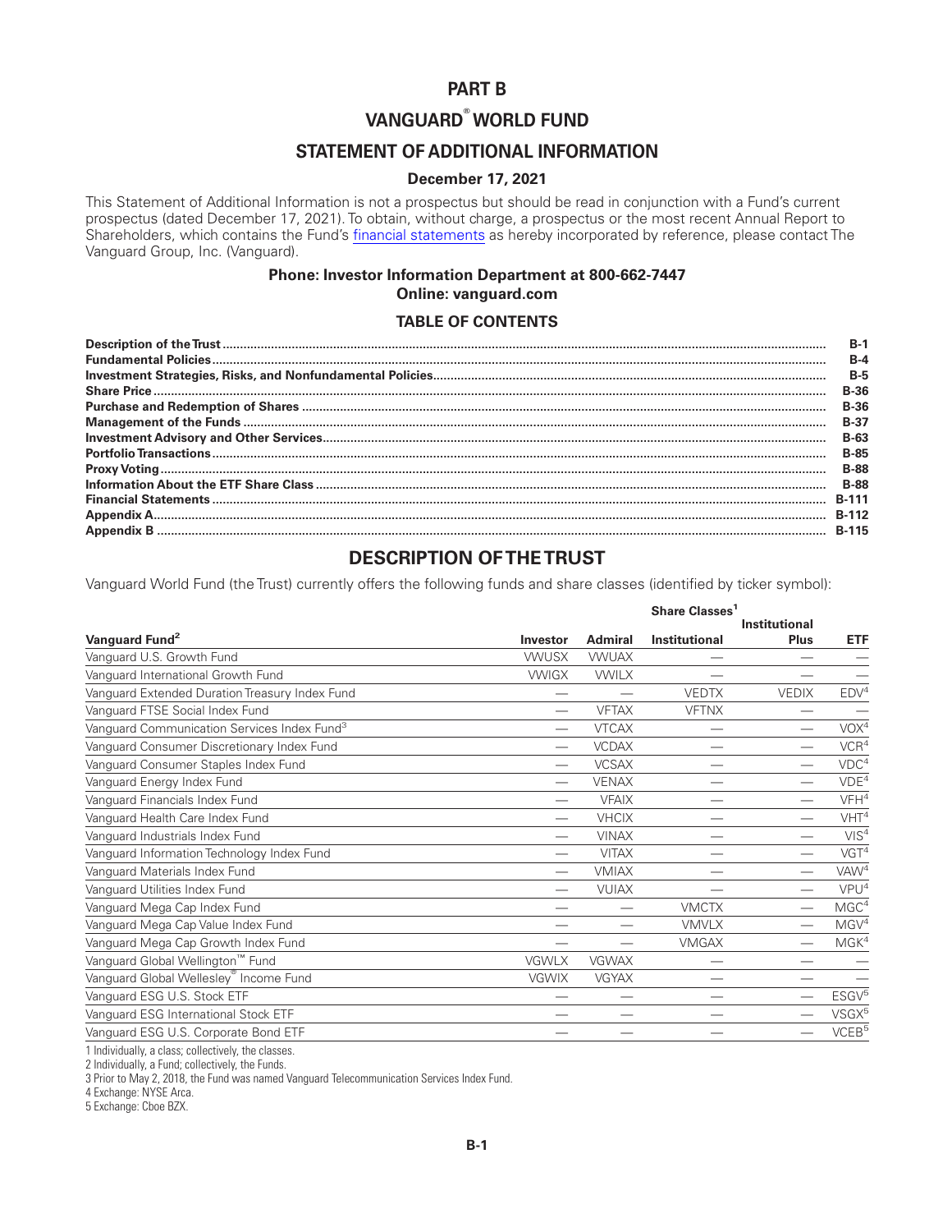# PART B

# VANGUARD® WORLD FUND

## STATEMENT OF ADDITIONAL INFORMATION

**December 17, 2021**

This Statement of Additional Information is not a prospectus but should be read in conjunction with a Fund's current prospectus (dated December 17, 2021). To obtain, without charge, a prospectus or the most recent Annual Report to Shareholders, which contains the Fund's financial statements as hereby incorporated by reference, please contact The Vanguard Group, Inc. (Vanguard).

**Phone: Investor Information Department at 800-662-7447**
**Online: vanguard.com**

### TABLE OF CONTENTS

| | |
|---|---|
| **Description of the Trust** | **B-1** |
| **Fundamental Policies** | **B-4** |
| **Investment Strategies, Risks, and Nonfundamental Policies** | **B-5** |
| **Share Price** | **B-36** |
| **Purchase and Redemption of Shares** | **B-36** |
| **Management of the Funds** | **B-37** |
| **Investment Advisory and Other Services** | **B-63** |
| **Portfolio Transactions** | **B-85** |
| **Proxy Voting** | **B-88** |
| **Information About the ETF Share Class** | **B-88** |
| **Financial Statements** | **B-111** |
| **Appendix A** | **B-112** |
| **Appendix B** | **B-115** |

## DESCRIPTION OF THE TRUST

Vanguard World Fund (the Trust) currently offers the following funds and share classes (identified by ticker symbol):

| | Share Classes[1] | | | | |
|---|---|---|---|---|---|
| **Vanguard Fund[2]** | **Investor** | **Admiral** | **Institutional** | **Institutional Plus** | **ETF** |
| Vanguard U.S. Growth Fund | VWUSX | VWUAX | — | — | — |
| Vanguard International Growth Fund | VWIGX | VWILX | — | — | — |
| Vanguard Extended Duration Treasury Index Fund | — | — | VEDTX | VEDIX | EDV[4] |
| Vanguard FTSE Social Index Fund | — | VFTAX | VFTNX | — | — |
| Vanguard Communication Services Index Fund[3] | — | VTCAX | — | — | VOX[4] |
| Vanguard Consumer Discretionary Index Fund | — | VCDAX | — | — | VCR[4] |
| Vanguard Consumer Staples Index Fund | — | VCSAX | — | — | VDC[4] |
| Vanguard Energy Index Fund | — | VENAX | — | — | VDE[4] |
| Vanguard Financials Index Fund | — | VFAIX | — | — | VFH[4] |
| Vanguard Health Care Index Fund | — | VHCIX | — | — | VHT[4] |
| Vanguard Industrials Index Fund | — | VINAX | — | — | VIS[4] |
| Vanguard Information Technology Index Fund | — | VITAX | — | — | VGT[4] |
| Vanguard Materials Index Fund | — | VMIAX | — | — | VAW[4] |
| Vanguard Utilities Index Fund | — | VUIAX | — | — | VPU[4] |
| Vanguard Mega Cap Index Fund | — | — | VMCTX | — | MGC[4] |
| Vanguard Mega Cap Value Index Fund | — | — | VMVLX | — | MGV[4] |
| Vanguard Mega Cap Growth Index Fund | — | — | VMGAX | — | MGK[4] |
| Vanguard Global Wellington™ Fund | VGWLX | VGWAX | — | — | — |
| Vanguard Global Wellesley® Income Fund | VGWIX | VGYAX | — | — | — |
| Vanguard ESG U.S. Stock ETF | — | — | — | — | ESGV[5] |
| Vanguard ESG International Stock ETF | — | — | — | — | VSGX[5] |
| Vanguard ESG U.S. Corporate Bond ETF | — | — | — | — | VCEB[5] |

1 Individually, a class; collectively, the classes.
2 Individually, a Fund; collectively, the Funds.
3 Prior to May 2, 2018, the Fund was named Vanguard Telecommunication Services Index Fund.
4 Exchange: NYSE Arca.
5 Exchange: Cboe BZX.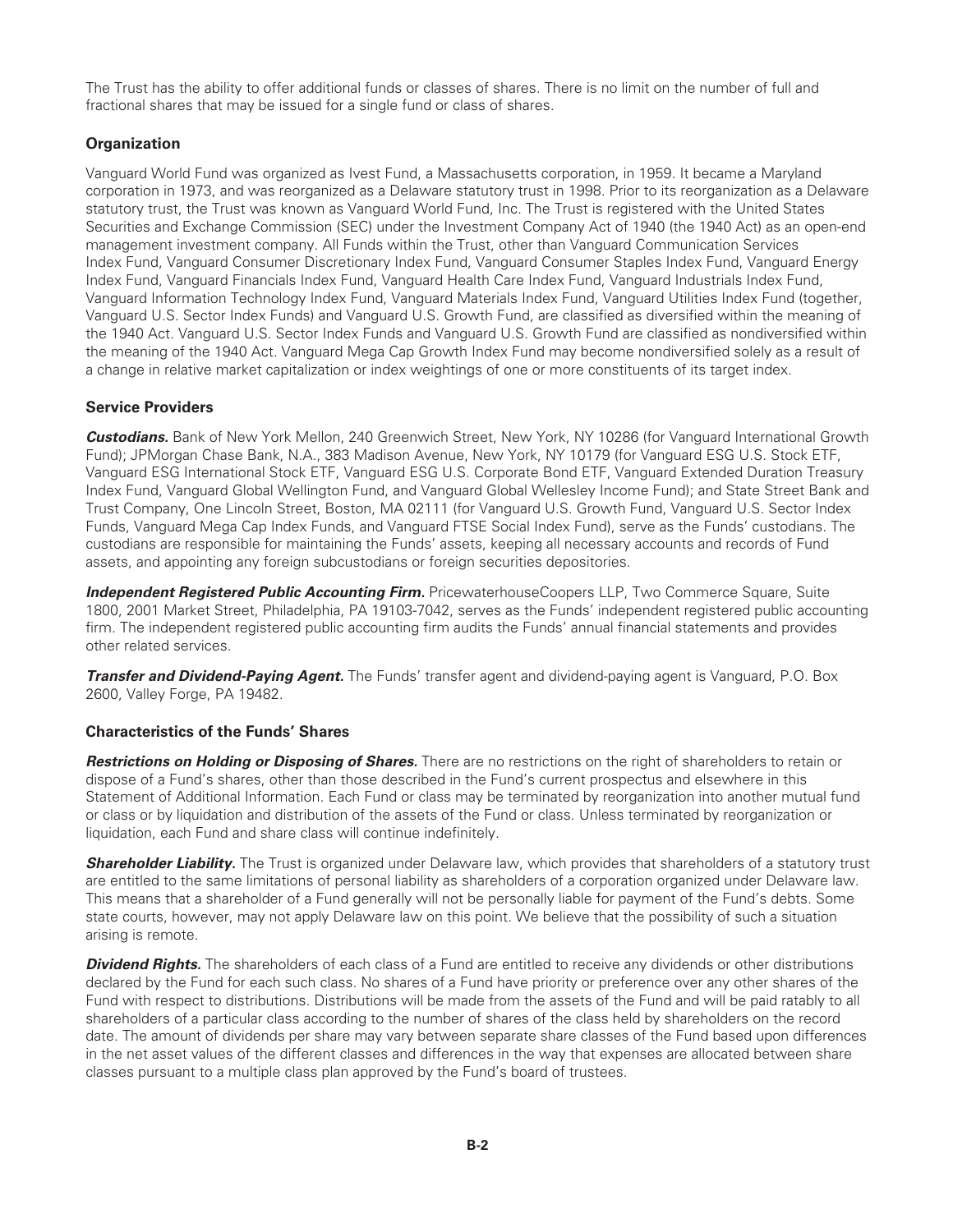The Trust has the ability to offer additional funds or classes of shares. There is no limit on the number of full and fractional shares that may be issued for a single fund or class of shares.

### Organization

Vanguard World Fund was organized as Ivest Fund, a Massachusetts corporation, in 1959. It became a Maryland corporation in 1973, and was reorganized as a Delaware statutory trust in 1998. Prior to its reorganization as a Delaware statutory trust, the Trust was known as Vanguard World Fund, Inc. The Trust is registered with the United States Securities and Exchange Commission (SEC) under the Investment Company Act of 1940 (the 1940 Act) as an open-end management investment company. All Funds within the Trust, other than Vanguard Communication Services Index Fund, Vanguard Consumer Discretionary Index Fund, Vanguard Consumer Staples Index Fund, Vanguard Energy Index Fund, Vanguard Financials Index Fund, Vanguard Health Care Index Fund, Vanguard Industrials Index Fund, Vanguard Information Technology Index Fund, Vanguard Materials Index Fund, Vanguard Utilities Index Fund (together, Vanguard U.S. Sector Index Funds) and Vanguard U.S. Growth Fund, are classified as diversified within the meaning of the 1940 Act. Vanguard U.S. Sector Index Funds and Vanguard U.S. Growth Fund are classified as nondiversified within the meaning of the 1940 Act. Vanguard Mega Cap Growth Index Fund may become nondiversified solely as a result of a change in relative market capitalization or index weightings of one or more constituents of its target index.

### Service Providers

***Custodians.*** Bank of New York Mellon, 240 Greenwich Street, New York, NY 10286 (for Vanguard International Growth Fund); JPMorgan Chase Bank, N.A., 383 Madison Avenue, New York, NY 10179 (for Vanguard ESG U.S. Stock ETF, Vanguard ESG International Stock ETF, Vanguard ESG U.S. Corporate Bond ETF, Vanguard Extended Duration Treasury Index Fund, Vanguard Global Wellington Fund, and Vanguard Global Wellesley Income Fund); and State Street Bank and Trust Company, One Lincoln Street, Boston, MA 02111 (for Vanguard U.S. Growth Fund, Vanguard U.S. Sector Index Funds, Vanguard Mega Cap Index Funds, and Vanguard FTSE Social Index Fund), serve as the Funds' custodians. The custodians are responsible for maintaining the Funds' assets, keeping all necessary accounts and records of Fund assets, and appointing any foreign subcustodians or foreign securities depositories.

***Independent Registered Public Accounting Firm.*** PricewaterhouseCoopers LLP, Two Commerce Square, Suite 1800, 2001 Market Street, Philadelphia, PA 19103-7042, serves as the Funds' independent registered public accounting firm. The independent registered public accounting firm audits the Funds' annual financial statements and provides other related services.

***Transfer and Dividend-Paying Agent.*** The Funds' transfer agent and dividend-paying agent is Vanguard, P.O. Box 2600, Valley Forge, PA 19482.

### Characteristics of the Funds' Shares

***Restrictions on Holding or Disposing of Shares.*** There are no restrictions on the right of shareholders to retain or dispose of a Fund's shares, other than those described in the Fund's current prospectus and elsewhere in this Statement of Additional Information. Each Fund or class may be terminated by reorganization into another mutual fund or class or by liquidation and distribution of the assets of the Fund or class. Unless terminated by reorganization or liquidation, each Fund and share class will continue indefinitely.

***Shareholder Liability.*** The Trust is organized under Delaware law, which provides that shareholders of a statutory trust are entitled to the same limitations of personal liability as shareholders of a corporation organized under Delaware law. This means that a shareholder of a Fund generally will not be personally liable for payment of the Fund's debts. Some state courts, however, may not apply Delaware law on this point. We believe that the possibility of such a situation arising is remote.

***Dividend Rights.*** The shareholders of each class of a Fund are entitled to receive any dividends or other distributions declared by the Fund for each such class. No shares of a Fund have priority or preference over any other shares of the Fund with respect to distributions. Distributions will be made from the assets of the Fund and will be paid ratably to all shareholders of a particular class according to the number of shares of the class held by shareholders on the record date. The amount of dividends per share may vary between separate share classes of the Fund based upon differences in the net asset values of the different classes and differences in the way that expenses are allocated between share classes pursuant to a multiple class plan approved by the Fund's board of trustees.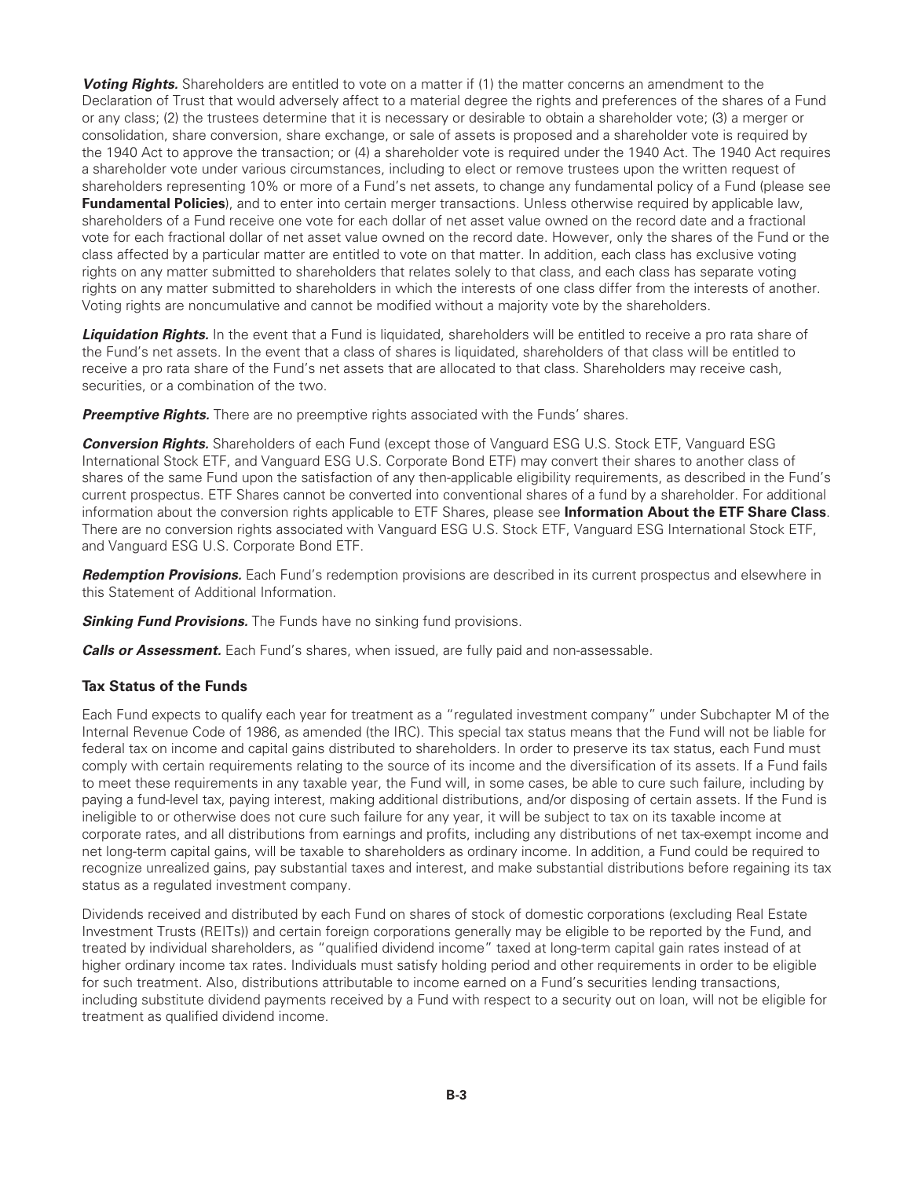***Voting Rights.*** Shareholders are entitled to vote on a matter if (1) the matter concerns an amendment to the Declaration of Trust that would adversely affect to a material degree the rights and preferences of the shares of a Fund or any class; (2) the trustees determine that it is necessary or desirable to obtain a shareholder vote; (3) a merger or consolidation, share conversion, share exchange, or sale of assets is proposed and a shareholder vote is required by the 1940 Act to approve the transaction; or (4) a shareholder vote is required under the 1940 Act. The 1940 Act requires a shareholder vote under various circumstances, including to elect or remove trustees upon the written request of shareholders representing 10% or more of a Fund's net assets, to change any fundamental policy of a Fund (please see **Fundamental Policies**), and to enter into certain merger transactions. Unless otherwise required by applicable law, shareholders of a Fund receive one vote for each dollar of net asset value owned on the record date and a fractional vote for each fractional dollar of net asset value owned on the record date. However, only the shares of the Fund or the class affected by a particular matter are entitled to vote on that matter. In addition, each class has exclusive voting rights on any matter submitted to shareholders that relates solely to that class, and each class has separate voting rights on any matter submitted to shareholders in which the interests of one class differ from the interests of another. Voting rights are noncumulative and cannot be modified without a majority vote by the shareholders.

***Liquidation Rights.*** In the event that a Fund is liquidated, shareholders will be entitled to receive a pro rata share of the Fund's net assets. In the event that a class of shares is liquidated, shareholders of that class will be entitled to receive a pro rata share of the Fund's net assets that are allocated to that class. Shareholders may receive cash, securities, or a combination of the two.

***Preemptive Rights.*** There are no preemptive rights associated with the Funds' shares.

***Conversion Rights.*** Shareholders of each Fund (except those of Vanguard ESG U.S. Stock ETF, Vanguard ESG International Stock ETF, and Vanguard ESG U.S. Corporate Bond ETF) may convert their shares to another class of shares of the same Fund upon the satisfaction of any then-applicable eligibility requirements, as described in the Fund's current prospectus. ETF Shares cannot be converted into conventional shares of a fund by a shareholder. For additional information about the conversion rights applicable to ETF Shares, please see **Information About the ETF Share Class**. There are no conversion rights associated with Vanguard ESG U.S. Stock ETF, Vanguard ESG International Stock ETF, and Vanguard ESG U.S. Corporate Bond ETF.

***Redemption Provisions.*** Each Fund's redemption provisions are described in its current prospectus and elsewhere in this Statement of Additional Information.

***Sinking Fund Provisions.*** The Funds have no sinking fund provisions.

***Calls or Assessment.*** Each Fund's shares, when issued, are fully paid and non-assessable.

### Tax Status of the Funds

Each Fund expects to qualify each year for treatment as a "regulated investment company" under Subchapter M of the Internal Revenue Code of 1986, as amended (the IRC). This special tax status means that the Fund will not be liable for federal tax on income and capital gains distributed to shareholders. In order to preserve its tax status, each Fund must comply with certain requirements relating to the source of its income and the diversification of its assets. If a Fund fails to meet these requirements in any taxable year, the Fund will, in some cases, be able to cure such failure, including by paying a fund-level tax, paying interest, making additional distributions, and/or disposing of certain assets. If the Fund is ineligible to or otherwise does not cure such failure for any year, it will be subject to tax on its taxable income at corporate rates, and all distributions from earnings and profits, including any distributions of net tax-exempt income and net long-term capital gains, will be taxable to shareholders as ordinary income. In addition, a Fund could be required to recognize unrealized gains, pay substantial taxes and interest, and make substantial distributions before regaining its tax status as a regulated investment company.

Dividends received and distributed by each Fund on shares of stock of domestic corporations (excluding Real Estate Investment Trusts (REITs)) and certain foreign corporations generally may be eligible to be reported by the Fund, and treated by individual shareholders, as "qualified dividend income" taxed at long-term capital gain rates instead of at higher ordinary income tax rates. Individuals must satisfy holding period and other requirements in order to be eligible for such treatment. Also, distributions attributable to income earned on a Fund's securities lending transactions, including substitute dividend payments received by a Fund with respect to a security out on loan, will not be eligible for treatment as qualified dividend income.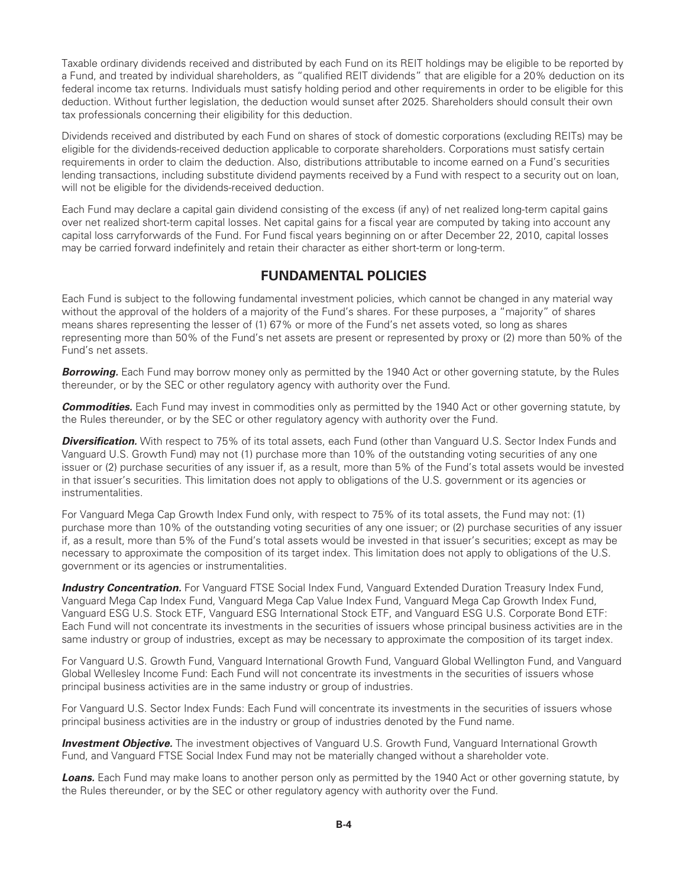Taxable ordinary dividends received and distributed by each Fund on its REIT holdings may be eligible to be reported by a Fund, and treated by individual shareholders, as "qualified REIT dividends" that are eligible for a 20% deduction on its federal income tax returns. Individuals must satisfy holding period and other requirements in order to be eligible for this deduction. Without further legislation, the deduction would sunset after 2025. Shareholders should consult their own tax professionals concerning their eligibility for this deduction.

Dividends received and distributed by each Fund on shares of stock of domestic corporations (excluding REITs) may be eligible for the dividends-received deduction applicable to corporate shareholders. Corporations must satisfy certain requirements in order to claim the deduction. Also, distributions attributable to income earned on a Fund's securities lending transactions, including substitute dividend payments received by a Fund with respect to a security out on loan, will not be eligible for the dividends-received deduction.

Each Fund may declare a capital gain dividend consisting of the excess (if any) of net realized long-term capital gains over net realized short-term capital losses. Net capital gains for a fiscal year are computed by taking into account any capital loss carryforwards of the Fund. For Fund fiscal years beginning on or after December 22, 2010, capital losses may be carried forward indefinitely and retain their character as either short-term or long-term.

## FUNDAMENTAL POLICIES

Each Fund is subject to the following fundamental investment policies, which cannot be changed in any material way without the approval of the holders of a majority of the Fund's shares. For these purposes, a "majority" of shares means shares representing the lesser of (1) 67% or more of the Fund's net assets voted, so long as shares representing more than 50% of the Fund's net assets are present or represented by proxy or (2) more than 50% of the Fund's net assets.

***Borrowing.*** Each Fund may borrow money only as permitted by the 1940 Act or other governing statute, by the Rules thereunder, or by the SEC or other regulatory agency with authority over the Fund.

***Commodities.*** Each Fund may invest in commodities only as permitted by the 1940 Act or other governing statute, by the Rules thereunder, or by the SEC or other regulatory agency with authority over the Fund.

***Diversification.*** With respect to 75% of its total assets, each Fund (other than Vanguard U.S. Sector Index Funds and Vanguard U.S. Growth Fund) may not (1) purchase more than 10% of the outstanding voting securities of any one issuer or (2) purchase securities of any issuer if, as a result, more than 5% of the Fund's total assets would be invested in that issuer's securities. This limitation does not apply to obligations of the U.S. government or its agencies or instrumentalities.

For Vanguard Mega Cap Growth Index Fund only, with respect to 75% of its total assets, the Fund may not: (1) purchase more than 10% of the outstanding voting securities of any one issuer; or (2) purchase securities of any issuer if, as a result, more than 5% of the Fund's total assets would be invested in that issuer's securities; except as may be necessary to approximate the composition of its target index. This limitation does not apply to obligations of the U.S. government or its agencies or instrumentalities.

***Industry Concentration.*** For Vanguard FTSE Social Index Fund, Vanguard Extended Duration Treasury Index Fund, Vanguard Mega Cap Index Fund, Vanguard Mega Cap Value Index Fund, Vanguard Mega Cap Growth Index Fund, Vanguard ESG U.S. Stock ETF, Vanguard ESG International Stock ETF, and Vanguard ESG U.S. Corporate Bond ETF: Each Fund will not concentrate its investments in the securities of issuers whose principal business activities are in the same industry or group of industries, except as may be necessary to approximate the composition of its target index.

For Vanguard U.S. Growth Fund, Vanguard International Growth Fund, Vanguard Global Wellington Fund, and Vanguard Global Wellesley Income Fund: Each Fund will not concentrate its investments in the securities of issuers whose principal business activities are in the same industry or group of industries.

For Vanguard U.S. Sector Index Funds: Each Fund will concentrate its investments in the securities of issuers whose principal business activities are in the industry or group of industries denoted by the Fund name.

***Investment Objective.*** The investment objectives of Vanguard U.S. Growth Fund, Vanguard International Growth Fund, and Vanguard FTSE Social Index Fund may not be materially changed without a shareholder vote.

***Loans.*** Each Fund may make loans to another person only as permitted by the 1940 Act or other governing statute, by the Rules thereunder, or by the SEC or other regulatory agency with authority over the Fund.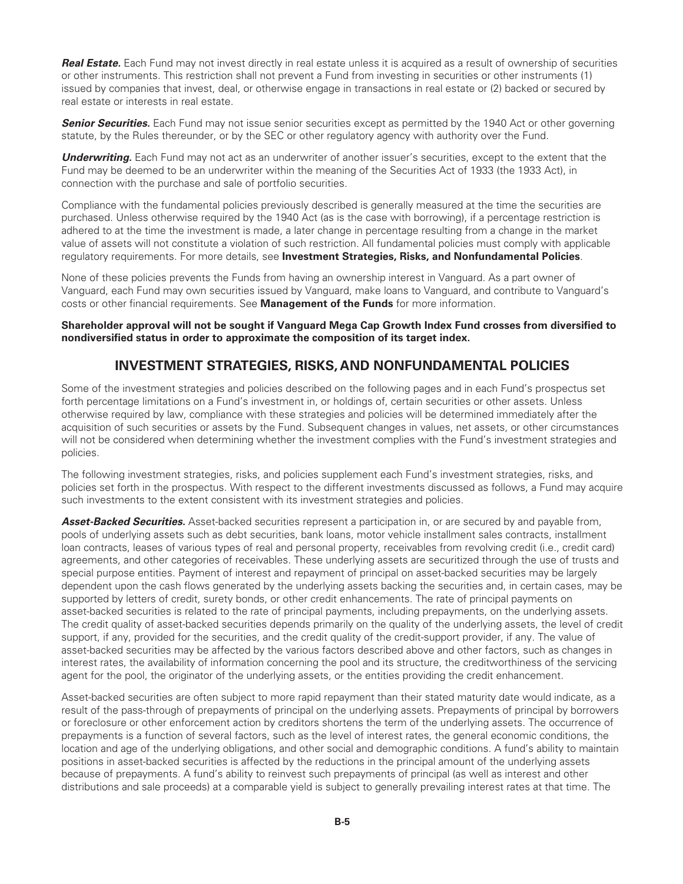***Real Estate.*** Each Fund may not invest directly in real estate unless it is acquired as a result of ownership of securities or other instruments. This restriction shall not prevent a Fund from investing in securities or other instruments (1) issued by companies that invest, deal, or otherwise engage in transactions in real estate or (2) backed or secured by real estate or interests in real estate.

***Senior Securities.*** Each Fund may not issue senior securities except as permitted by the 1940 Act or other governing statute, by the Rules thereunder, or by the SEC or other regulatory agency with authority over the Fund.

***Underwriting.*** Each Fund may not act as an underwriter of another issuer's securities, except to the extent that the Fund may be deemed to be an underwriter within the meaning of the Securities Act of 1933 (the 1933 Act), in connection with the purchase and sale of portfolio securities.

Compliance with the fundamental policies previously described is generally measured at the time the securities are purchased. Unless otherwise required by the 1940 Act (as is the case with borrowing), if a percentage restriction is adhered to at the time the investment is made, a later change in percentage resulting from a change in the market value of assets will not constitute a violation of such restriction. All fundamental policies must comply with applicable regulatory requirements. For more details, see **Investment Strategies, Risks, and Nonfundamental Policies**.

None of these policies prevents the Funds from having an ownership interest in Vanguard. As a part owner of Vanguard, each Fund may own securities issued by Vanguard, make loans to Vanguard, and contribute to Vanguard's costs or other financial requirements. See **Management of the Funds** for more information.

**Shareholder approval will not be sought if Vanguard Mega Cap Growth Index Fund crosses from diversified to nondiversified status in order to approximate the composition of its target index.**

## INVESTMENT STRATEGIES, RISKS, AND NONFUNDAMENTAL POLICIES

Some of the investment strategies and policies described on the following pages and in each Fund's prospectus set forth percentage limitations on a Fund's investment in, or holdings of, certain securities or other assets. Unless otherwise required by law, compliance with these strategies and policies will be determined immediately after the acquisition of such securities or assets by the Fund. Subsequent changes in values, net assets, or other circumstances will not be considered when determining whether the investment complies with the Fund's investment strategies and policies.

The following investment strategies, risks, and policies supplement each Fund's investment strategies, risks, and policies set forth in the prospectus. With respect to the different investments discussed as follows, a Fund may acquire such investments to the extent consistent with its investment strategies and policies.

***Asset-Backed Securities.*** Asset-backed securities represent a participation in, or are secured by and payable from, pools of underlying assets such as debt securities, bank loans, motor vehicle installment sales contracts, installment loan contracts, leases of various types of real and personal property, receivables from revolving credit (i.e., credit card) agreements, and other categories of receivables. These underlying assets are securitized through the use of trusts and special purpose entities. Payment of interest and repayment of principal on asset-backed securities may be largely dependent upon the cash flows generated by the underlying assets backing the securities and, in certain cases, may be supported by letters of credit, surety bonds, or other credit enhancements. The rate of principal payments on asset-backed securities is related to the rate of principal payments, including prepayments, on the underlying assets. The credit quality of asset-backed securities depends primarily on the quality of the underlying assets, the level of credit support, if any, provided for the securities, and the credit quality of the credit-support provider, if any. The value of asset-backed securities may be affected by the various factors described above and other factors, such as changes in interest rates, the availability of information concerning the pool and its structure, the creditworthiness of the servicing agent for the pool, the originator of the underlying assets, or the entities providing the credit enhancement.

Asset-backed securities are often subject to more rapid repayment than their stated maturity date would indicate, as a result of the pass-through of prepayments of principal on the underlying assets. Prepayments of principal by borrowers or foreclosure or other enforcement action by creditors shortens the term of the underlying assets. The occurrence of prepayments is a function of several factors, such as the level of interest rates, the general economic conditions, the location and age of the underlying obligations, and other social and demographic conditions. A fund's ability to maintain positions in asset-backed securities is affected by the reductions in the principal amount of the underlying assets because of prepayments. A fund's ability to reinvest such prepayments of principal (as well as interest and other distributions and sale proceeds) at a comparable yield is subject to generally prevailing interest rates at that time. The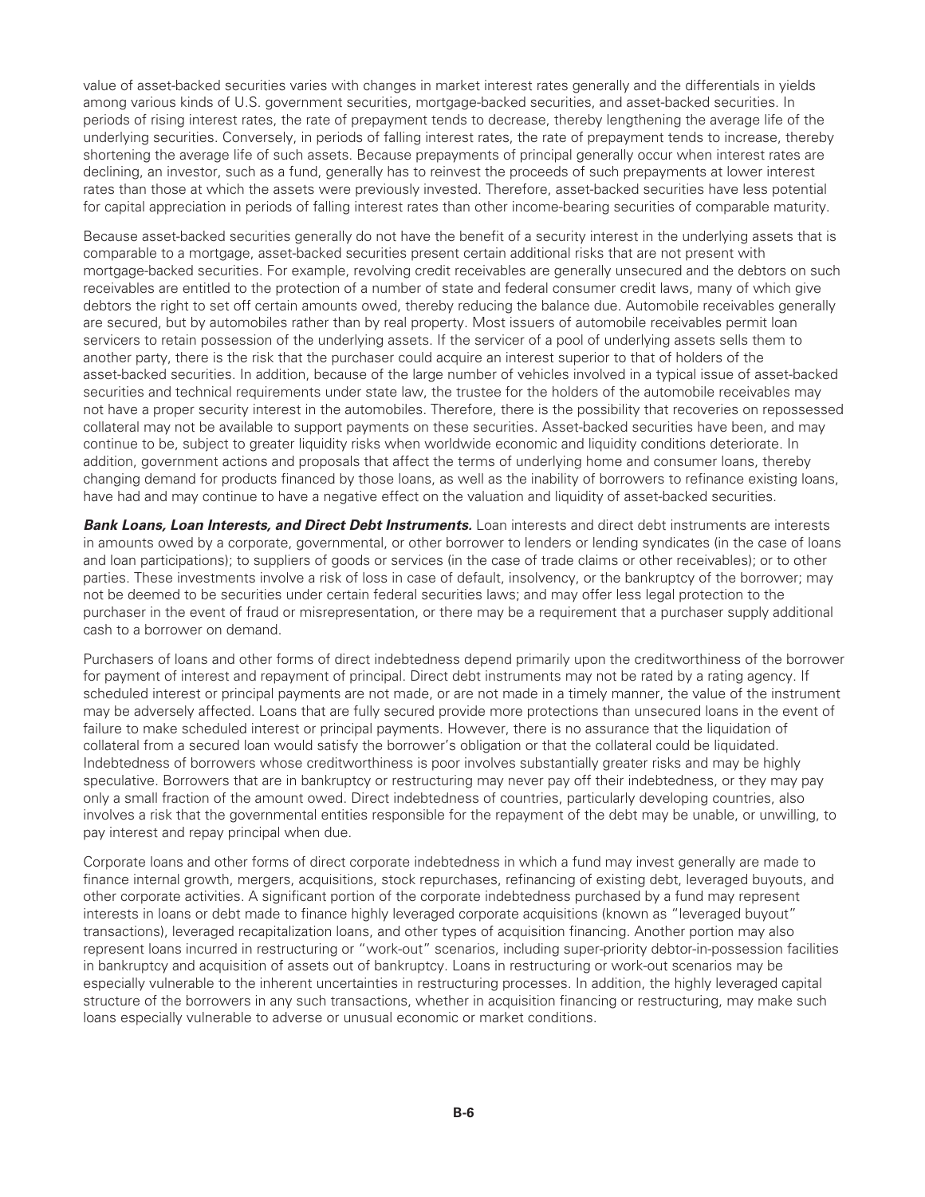value of asset-backed securities varies with changes in market interest rates generally and the differentials in yields among various kinds of U.S. government securities, mortgage-backed securities, and asset-backed securities. In periods of rising interest rates, the rate of prepayment tends to decrease, thereby lengthening the average life of the underlying securities. Conversely, in periods of falling interest rates, the rate of prepayment tends to increase, thereby shortening the average life of such assets. Because prepayments of principal generally occur when interest rates are declining, an investor, such as a fund, generally has to reinvest the proceeds of such prepayments at lower interest rates than those at which the assets were previously invested. Therefore, asset-backed securities have less potential for capital appreciation in periods of falling interest rates than other income-bearing securities of comparable maturity.

Because asset-backed securities generally do not have the benefit of a security interest in the underlying assets that is comparable to a mortgage, asset-backed securities present certain additional risks that are not present with mortgage-backed securities. For example, revolving credit receivables are generally unsecured and the debtors on such receivables are entitled to the protection of a number of state and federal consumer credit laws, many of which give debtors the right to set off certain amounts owed, thereby reducing the balance due. Automobile receivables generally are secured, but by automobiles rather than by real property. Most issuers of automobile receivables permit loan servicers to retain possession of the underlying assets. If the servicer of a pool of underlying assets sells them to another party, there is the risk that the purchaser could acquire an interest superior to that of holders of the asset-backed securities. In addition, because of the large number of vehicles involved in a typical issue of asset-backed securities and technical requirements under state law, the trustee for the holders of the automobile receivables may not have a proper security interest in the automobiles. Therefore, there is the possibility that recoveries on repossessed collateral may not be available to support payments on these securities. Asset-backed securities have been, and may continue to be, subject to greater liquidity risks when worldwide economic and liquidity conditions deteriorate. In addition, government actions and proposals that affect the terms of underlying home and consumer loans, thereby changing demand for products financed by those loans, as well as the inability of borrowers to refinance existing loans, have had and may continue to have a negative effect on the valuation and liquidity of asset-backed securities.

***Bank Loans, Loan Interests, and Direct Debt Instruments.*** Loan interests and direct debt instruments are interests in amounts owed by a corporate, governmental, or other borrower to lenders or lending syndicates (in the case of loans and loan participations); to suppliers of goods or services (in the case of trade claims or other receivables); or to other parties. These investments involve a risk of loss in case of default, insolvency, or the bankruptcy of the borrower; may not be deemed to be securities under certain federal securities laws; and may offer less legal protection to the purchaser in the event of fraud or misrepresentation, or there may be a requirement that a purchaser supply additional cash to a borrower on demand.

Purchasers of loans and other forms of direct indebtedness depend primarily upon the creditworthiness of the borrower for payment of interest and repayment of principal. Direct debt instruments may not be rated by a rating agency. If scheduled interest or principal payments are not made, or are not made in a timely manner, the value of the instrument may be adversely affected. Loans that are fully secured provide more protections than unsecured loans in the event of failure to make scheduled interest or principal payments. However, there is no assurance that the liquidation of collateral from a secured loan would satisfy the borrower's obligation or that the collateral could be liquidated. Indebtedness of borrowers whose creditworthiness is poor involves substantially greater risks and may be highly speculative. Borrowers that are in bankruptcy or restructuring may never pay off their indebtedness, or they may pay only a small fraction of the amount owed. Direct indebtedness of countries, particularly developing countries, also involves a risk that the governmental entities responsible for the repayment of the debt may be unable, or unwilling, to pay interest and repay principal when due.

Corporate loans and other forms of direct corporate indebtedness in which a fund may invest generally are made to finance internal growth, mergers, acquisitions, stock repurchases, refinancing of existing debt, leveraged buyouts, and other corporate activities. A significant portion of the corporate indebtedness purchased by a fund may represent interests in loans or debt made to finance highly leveraged corporate acquisitions (known as "leveraged buyout" transactions), leveraged recapitalization loans, and other types of acquisition financing. Another portion may also represent loans incurred in restructuring or "work-out" scenarios, including super-priority debtor-in-possession facilities in bankruptcy and acquisition of assets out of bankruptcy. Loans in restructuring or work-out scenarios may be especially vulnerable to the inherent uncertainties in restructuring processes. In addition, the highly leveraged capital structure of the borrowers in any such transactions, whether in acquisition financing or restructuring, may make such loans especially vulnerable to adverse or unusual economic or market conditions.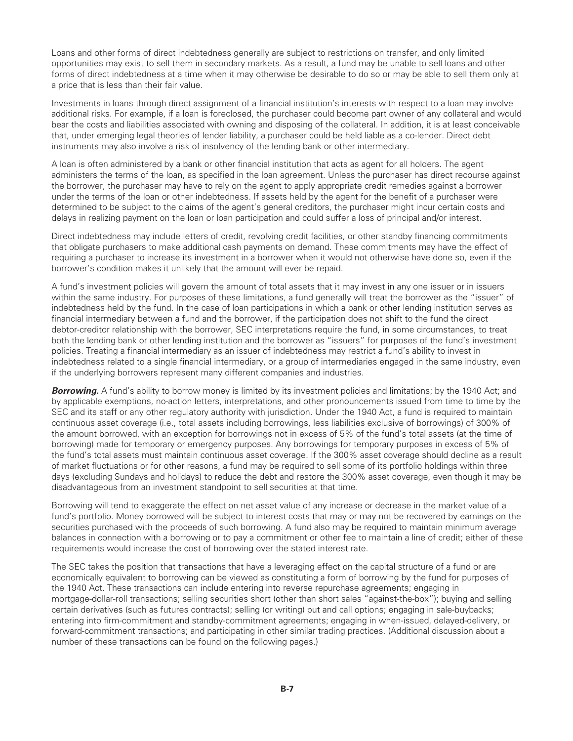Loans and other forms of direct indebtedness generally are subject to restrictions on transfer, and only limited opportunities may exist to sell them in secondary markets. As a result, a fund may be unable to sell loans and other forms of direct indebtedness at a time when it may otherwise be desirable to do so or may be able to sell them only at a price that is less than their fair value.

Investments in loans through direct assignment of a financial institution's interests with respect to a loan may involve additional risks. For example, if a loan is foreclosed, the purchaser could become part owner of any collateral and would bear the costs and liabilities associated with owning and disposing of the collateral. In addition, it is at least conceivable that, under emerging legal theories of lender liability, a purchaser could be held liable as a co-lender. Direct debt instruments may also involve a risk of insolvency of the lending bank or other intermediary.

A loan is often administered by a bank or other financial institution that acts as agent for all holders. The agent administers the terms of the loan, as specified in the loan agreement. Unless the purchaser has direct recourse against the borrower, the purchaser may have to rely on the agent to apply appropriate credit remedies against a borrower under the terms of the loan or other indebtedness. If assets held by the agent for the benefit of a purchaser were determined to be subject to the claims of the agent's general creditors, the purchaser might incur certain costs and delays in realizing payment on the loan or loan participation and could suffer a loss of principal and/or interest.

Direct indebtedness may include letters of credit, revolving credit facilities, or other standby financing commitments that obligate purchasers to make additional cash payments on demand. These commitments may have the effect of requiring a purchaser to increase its investment in a borrower when it would not otherwise have done so, even if the borrower's condition makes it unlikely that the amount will ever be repaid.

A fund's investment policies will govern the amount of total assets that it may invest in any one issuer or in issuers within the same industry. For purposes of these limitations, a fund generally will treat the borrower as the "issuer" of indebtedness held by the fund. In the case of loan participations in which a bank or other lending institution serves as financial intermediary between a fund and the borrower, if the participation does not shift to the fund the direct debtor-creditor relationship with the borrower, SEC interpretations require the fund, in some circumstances, to treat both the lending bank or other lending institution and the borrower as "issuers" for purposes of the fund's investment policies. Treating a financial intermediary as an issuer of indebtedness may restrict a fund's ability to invest in indebtedness related to a single financial intermediary, or a group of intermediaries engaged in the same industry, even if the underlying borrowers represent many different companies and industries.

***Borrowing.*** A fund's ability to borrow money is limited by its investment policies and limitations; by the 1940 Act; and by applicable exemptions, no-action letters, interpretations, and other pronouncements issued from time to time by the SEC and its staff or any other regulatory authority with jurisdiction. Under the 1940 Act, a fund is required to maintain continuous asset coverage (i.e., total assets including borrowings, less liabilities exclusive of borrowings) of 300% of the amount borrowed, with an exception for borrowings not in excess of 5% of the fund's total assets (at the time of borrowing) made for temporary or emergency purposes. Any borrowings for temporary purposes in excess of 5% of the fund's total assets must maintain continuous asset coverage. If the 300% asset coverage should decline as a result of market fluctuations or for other reasons, a fund may be required to sell some of its portfolio holdings within three days (excluding Sundays and holidays) to reduce the debt and restore the 300% asset coverage, even though it may be disadvantageous from an investment standpoint to sell securities at that time.

Borrowing will tend to exaggerate the effect on net asset value of any increase or decrease in the market value of a fund's portfolio. Money borrowed will be subject to interest costs that may or may not be recovered by earnings on the securities purchased with the proceeds of such borrowing. A fund also may be required to maintain minimum average balances in connection with a borrowing or to pay a commitment or other fee to maintain a line of credit; either of these requirements would increase the cost of borrowing over the stated interest rate.

The SEC takes the position that transactions that have a leveraging effect on the capital structure of a fund or are economically equivalent to borrowing can be viewed as constituting a form of borrowing by the fund for purposes of the 1940 Act. These transactions can include entering into reverse repurchase agreements; engaging in mortgage-dollar-roll transactions; selling securities short (other than short sales "against-the-box"); buying and selling certain derivatives (such as futures contracts); selling (or writing) put and call options; engaging in sale-buybacks; entering into firm-commitment and standby-commitment agreements; engaging in when-issued, delayed-delivery, or forward-commitment transactions; and participating in other similar trading practices. (Additional discussion about a number of these transactions can be found on the following pages.)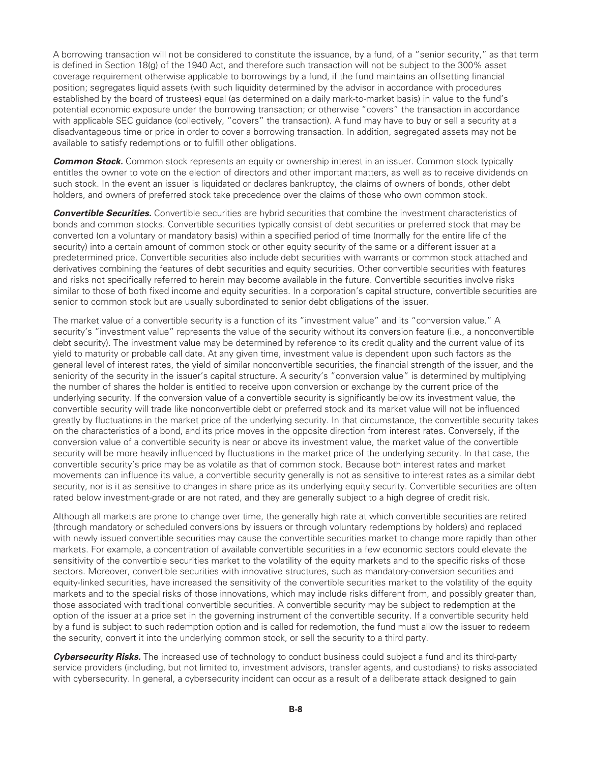A borrowing transaction will not be considered to constitute the issuance, by a fund, of a "senior security," as that term is defined in Section 18(g) of the 1940 Act, and therefore such transaction will not be subject to the 300% asset coverage requirement otherwise applicable to borrowings by a fund, if the fund maintains an offsetting financial position; segregates liquid assets (with such liquidity determined by the advisor in accordance with procedures established by the board of trustees) equal (as determined on a daily mark-to-market basis) in value to the fund's potential economic exposure under the borrowing transaction; or otherwise "covers" the transaction in accordance with applicable SEC guidance (collectively, "covers" the transaction). A fund may have to buy or sell a security at a disadvantageous time or price in order to cover a borrowing transaction. In addition, segregated assets may not be available to satisfy redemptions or to fulfill other obligations.

***Common Stock.*** Common stock represents an equity or ownership interest in an issuer. Common stock typically entitles the owner to vote on the election of directors and other important matters, as well as to receive dividends on such stock. In the event an issuer is liquidated or declares bankruptcy, the claims of owners of bonds, other debt holders, and owners of preferred stock take precedence over the claims of those who own common stock.

***Convertible Securities.*** Convertible securities are hybrid securities that combine the investment characteristics of bonds and common stocks. Convertible securities typically consist of debt securities or preferred stock that may be converted (on a voluntary or mandatory basis) within a specified period of time (normally for the entire life of the security) into a certain amount of common stock or other equity security of the same or a different issuer at a predetermined price. Convertible securities also include debt securities with warrants or common stock attached and derivatives combining the features of debt securities and equity securities. Other convertible securities with features and risks not specifically referred to herein may become available in the future. Convertible securities involve risks similar to those of both fixed income and equity securities. In a corporation's capital structure, convertible securities are senior to common stock but are usually subordinated to senior debt obligations of the issuer.

The market value of a convertible security is a function of its "investment value" and its "conversion value." A security's "investment value" represents the value of the security without its conversion feature (i.e., a nonconvertible debt security). The investment value may be determined by reference to its credit quality and the current value of its yield to maturity or probable call date. At any given time, investment value is dependent upon such factors as the general level of interest rates, the yield of similar nonconvertible securities, the financial strength of the issuer, and the seniority of the security in the issuer's capital structure. A security's "conversion value" is determined by multiplying the number of shares the holder is entitled to receive upon conversion or exchange by the current price of the underlying security. If the conversion value of a convertible security is significantly below its investment value, the convertible security will trade like nonconvertible debt or preferred stock and its market value will not be influenced greatly by fluctuations in the market price of the underlying security. In that circumstance, the convertible security takes on the characteristics of a bond, and its price moves in the opposite direction from interest rates. Conversely, if the conversion value of a convertible security is near or above its investment value, the market value of the convertible security will be more heavily influenced by fluctuations in the market price of the underlying security. In that case, the convertible security's price may be as volatile as that of common stock. Because both interest rates and market movements can influence its value, a convertible security generally is not as sensitive to interest rates as a similar debt security, nor is it as sensitive to changes in share price as its underlying equity security. Convertible securities are often rated below investment-grade or are not rated, and they are generally subject to a high degree of credit risk.

Although all markets are prone to change over time, the generally high rate at which convertible securities are retired (through mandatory or scheduled conversions by issuers or through voluntary redemptions by holders) and replaced with newly issued convertible securities may cause the convertible securities market to change more rapidly than other markets. For example, a concentration of available convertible securities in a few economic sectors could elevate the sensitivity of the convertible securities market to the volatility of the equity markets and to the specific risks of those sectors. Moreover, convertible securities with innovative structures, such as mandatory-conversion securities and equity-linked securities, have increased the sensitivity of the convertible securities market to the volatility of the equity markets and to the special risks of those innovations, which may include risks different from, and possibly greater than, those associated with traditional convertible securities. A convertible security may be subject to redemption at the option of the issuer at a price set in the governing instrument of the convertible security. If a convertible security held by a fund is subject to such redemption option and is called for redemption, the fund must allow the issuer to redeem the security, convert it into the underlying common stock, or sell the security to a third party.

***Cybersecurity Risks.*** The increased use of technology to conduct business could subject a fund and its third-party service providers (including, but not limited to, investment advisors, transfer agents, and custodians) to risks associated with cybersecurity. In general, a cybersecurity incident can occur as a result of a deliberate attack designed to gain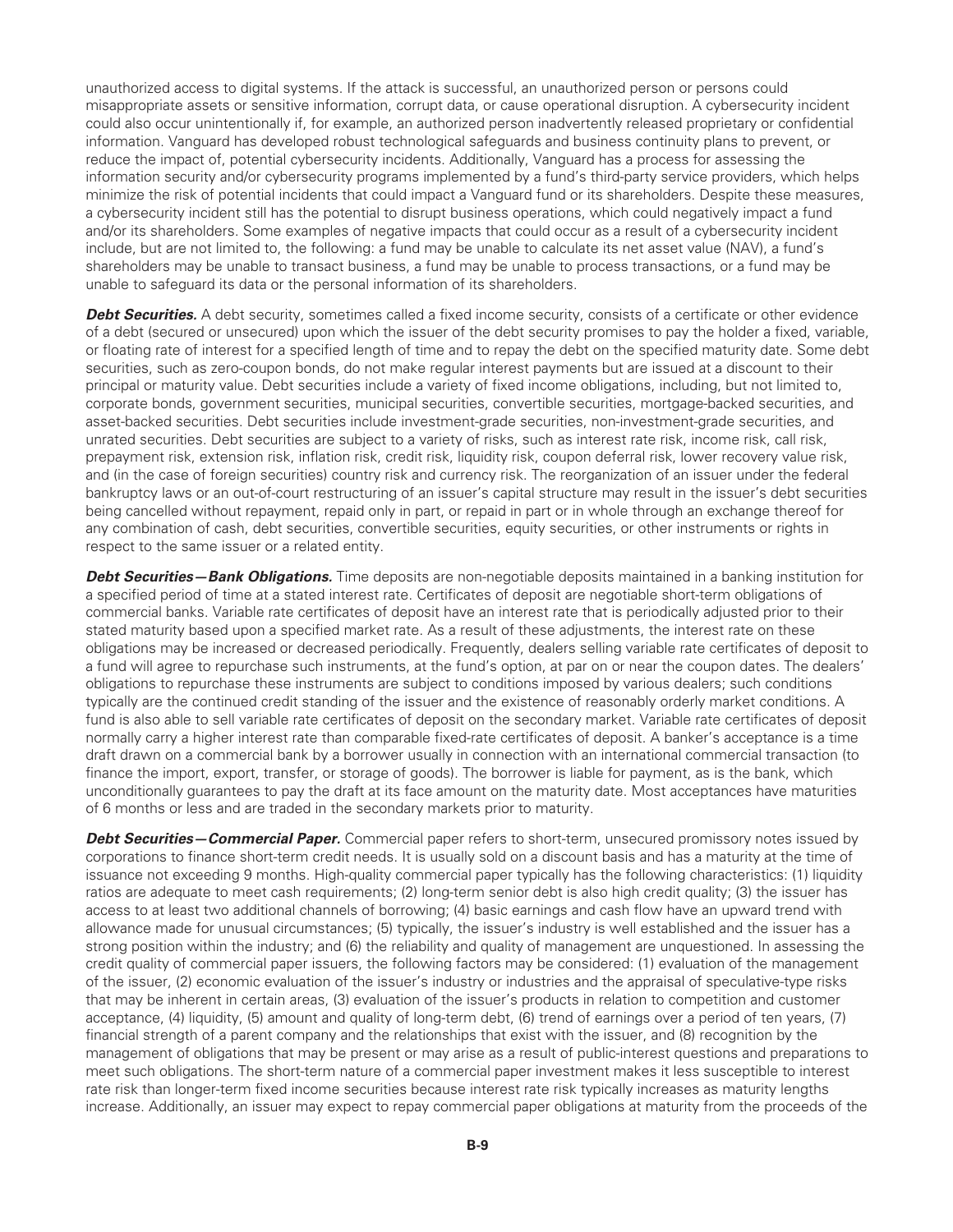unauthorized access to digital systems. If the attack is successful, an unauthorized person or persons could misappropriate assets or sensitive information, corrupt data, or cause operational disruption. A cybersecurity incident could also occur unintentionally if, for example, an authorized person inadvertently released proprietary or confidential information. Vanguard has developed robust technological safeguards and business continuity plans to prevent, or reduce the impact of, potential cybersecurity incidents. Additionally, Vanguard has a process for assessing the information security and/or cybersecurity programs implemented by a fund's third-party service providers, which helps minimize the risk of potential incidents that could impact a Vanguard fund or its shareholders. Despite these measures, a cybersecurity incident still has the potential to disrupt business operations, which could negatively impact a fund and/or its shareholders. Some examples of negative impacts that could occur as a result of a cybersecurity incident include, but are not limited to, the following: a fund may be unable to calculate its net asset value (NAV), a fund's shareholders may be unable to transact business, a fund may be unable to process transactions, or a fund may be unable to safeguard its data or the personal information of its shareholders.

***Debt Securities.*** A debt security, sometimes called a fixed income security, consists of a certificate or other evidence of a debt (secured or unsecured) upon which the issuer of the debt security promises to pay the holder a fixed, variable, or floating rate of interest for a specified length of time and to repay the debt on the specified maturity date. Some debt securities, such as zero-coupon bonds, do not make regular interest payments but are issued at a discount to their principal or maturity value. Debt securities include a variety of fixed income obligations, including, but not limited to, corporate bonds, government securities, municipal securities, convertible securities, mortgage-backed securities, and asset-backed securities. Debt securities include investment-grade securities, non-investment-grade securities, and unrated securities. Debt securities are subject to a variety of risks, such as interest rate risk, income risk, call risk, prepayment risk, extension risk, inflation risk, credit risk, liquidity risk, coupon deferral risk, lower recovery value risk, and (in the case of foreign securities) country risk and currency risk. The reorganization of an issuer under the federal bankruptcy laws or an out-of-court restructuring of an issuer's capital structure may result in the issuer's debt securities being cancelled without repayment, repaid only in part, or repaid in part or in whole through an exchange thereof for any combination of cash, debt securities, convertible securities, equity securities, or other instruments or rights in respect to the same issuer or a related entity.

***Debt Securities—Bank Obligations.*** Time deposits are non-negotiable deposits maintained in a banking institution for a specified period of time at a stated interest rate. Certificates of deposit are negotiable short-term obligations of commercial banks. Variable rate certificates of deposit have an interest rate that is periodically adjusted prior to their stated maturity based upon a specified market rate. As a result of these adjustments, the interest rate on these obligations may be increased or decreased periodically. Frequently, dealers selling variable rate certificates of deposit to a fund will agree to repurchase such instruments, at the fund's option, at par on or near the coupon dates. The dealers' obligations to repurchase these instruments are subject to conditions imposed by various dealers; such conditions typically are the continued credit standing of the issuer and the existence of reasonably orderly market conditions. A fund is also able to sell variable rate certificates of deposit on the secondary market. Variable rate certificates of deposit normally carry a higher interest rate than comparable fixed-rate certificates of deposit. A banker's acceptance is a time draft drawn on a commercial bank by a borrower usually in connection with an international commercial transaction (to finance the import, export, transfer, or storage of goods). The borrower is liable for payment, as is the bank, which unconditionally guarantees to pay the draft at its face amount on the maturity date. Most acceptances have maturities of 6 months or less and are traded in the secondary markets prior to maturity.

***Debt Securities—Commercial Paper.*** Commercial paper refers to short-term, unsecured promissory notes issued by corporations to finance short-term credit needs. It is usually sold on a discount basis and has a maturity at the time of issuance not exceeding 9 months. High-quality commercial paper typically has the following characteristics: (1) liquidity ratios are adequate to meet cash requirements; (2) long-term senior debt is also high credit quality; (3) the issuer has access to at least two additional channels of borrowing; (4) basic earnings and cash flow have an upward trend with allowance made for unusual circumstances; (5) typically, the issuer's industry is well established and the issuer has a strong position within the industry; and (6) the reliability and quality of management are unquestioned. In assessing the credit quality of commercial paper issuers, the following factors may be considered: (1) evaluation of the management of the issuer, (2) economic evaluation of the issuer's industry or industries and the appraisal of speculative-type risks that may be inherent in certain areas, (3) evaluation of the issuer's products in relation to competition and customer acceptance, (4) liquidity, (5) amount and quality of long-term debt, (6) trend of earnings over a period of ten years, (7) financial strength of a parent company and the relationships that exist with the issuer, and (8) recognition by the management of obligations that may be present or may arise as a result of public-interest questions and preparations to meet such obligations. The short-term nature of a commercial paper investment makes it less susceptible to interest rate risk than longer-term fixed income securities because interest rate risk typically increases as maturity lengths increase. Additionally, an issuer may expect to repay commercial paper obligations at maturity from the proceeds of the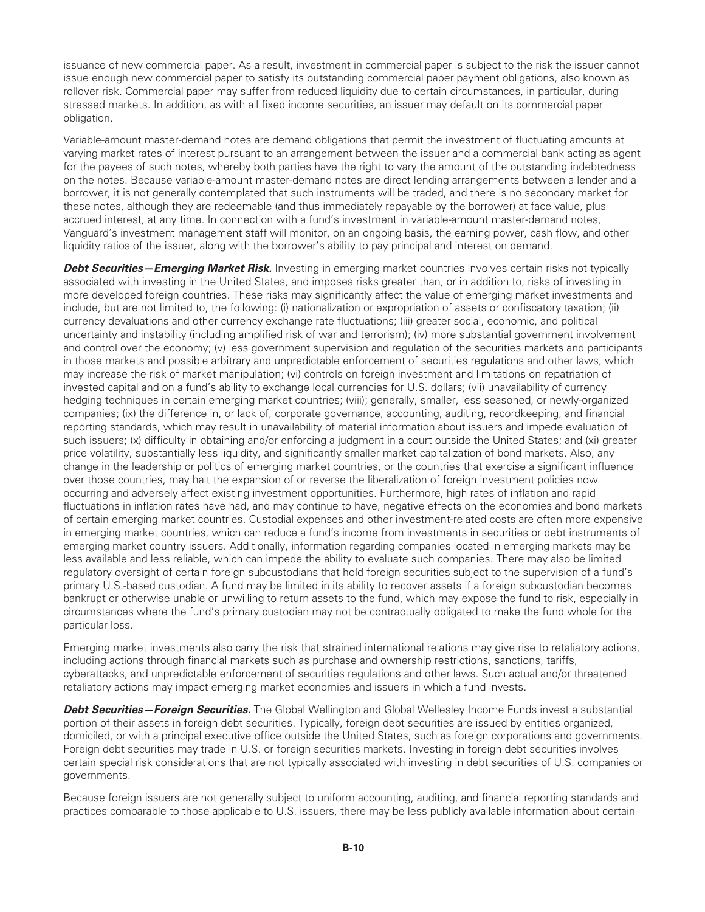issuance of new commercial paper. As a result, investment in commercial paper is subject to the risk the issuer cannot issue enough new commercial paper to satisfy its outstanding commercial paper payment obligations, also known as rollover risk. Commercial paper may suffer from reduced liquidity due to certain circumstances, in particular, during stressed markets. In addition, as with all fixed income securities, an issuer may default on its commercial paper obligation.

Variable-amount master-demand notes are demand obligations that permit the investment of fluctuating amounts at varying market rates of interest pursuant to an arrangement between the issuer and a commercial bank acting as agent for the payees of such notes, whereby both parties have the right to vary the amount of the outstanding indebtedness on the notes. Because variable-amount master-demand notes are direct lending arrangements between a lender and a borrower, it is not generally contemplated that such instruments will be traded, and there is no secondary market for these notes, although they are redeemable (and thus immediately repayable by the borrower) at face value, plus accrued interest, at any time. In connection with a fund's investment in variable-amount master-demand notes, Vanguard's investment management staff will monitor, on an ongoing basis, the earning power, cash flow, and other liquidity ratios of the issuer, along with the borrower's ability to pay principal and interest on demand.

***Debt Securities—Emerging Market Risk.*** Investing in emerging market countries involves certain risks not typically associated with investing in the United States, and imposes risks greater than, or in addition to, risks of investing in more developed foreign countries. These risks may significantly affect the value of emerging market investments and include, but are not limited to, the following: (i) nationalization or expropriation of assets or confiscatory taxation; (ii) currency devaluations and other currency exchange rate fluctuations; (iii) greater social, economic, and political uncertainty and instability (including amplified risk of war and terrorism); (iv) more substantial government involvement and control over the economy; (v) less government supervision and regulation of the securities markets and participants in those markets and possible arbitrary and unpredictable enforcement of securities regulations and other laws, which may increase the risk of market manipulation; (vi) controls on foreign investment and limitations on repatriation of invested capital and on a fund's ability to exchange local currencies for U.S. dollars; (vii) unavailability of currency hedging techniques in certain emerging market countries; (viii); generally, smaller, less seasoned, or newly-organized companies; (ix) the difference in, or lack of, corporate governance, accounting, auditing, recordkeeping, and financial reporting standards, which may result in unavailability of material information about issuers and impede evaluation of such issuers; (x) difficulty in obtaining and/or enforcing a judgment in a court outside the United States; and (xi) greater price volatility, substantially less liquidity, and significantly smaller market capitalization of bond markets. Also, any change in the leadership or politics of emerging market countries, or the countries that exercise a significant influence over those countries, may halt the expansion of or reverse the liberalization of foreign investment policies now occurring and adversely affect existing investment opportunities. Furthermore, high rates of inflation and rapid fluctuations in inflation rates have had, and may continue to have, negative effects on the economies and bond markets of certain emerging market countries. Custodial expenses and other investment-related costs are often more expensive in emerging market countries, which can reduce a fund's income from investments in securities or debt instruments of emerging market country issuers. Additionally, information regarding companies located in emerging markets may be less available and less reliable, which can impede the ability to evaluate such companies. There may also be limited regulatory oversight of certain foreign subcustodians that hold foreign securities subject to the supervision of a fund's primary U.S.-based custodian. A fund may be limited in its ability to recover assets if a foreign subcustodian becomes bankrupt or otherwise unable or unwilling to return assets to the fund, which may expose the fund to risk, especially in circumstances where the fund's primary custodian may not be contractually obligated to make the fund whole for the particular loss.

Emerging market investments also carry the risk that strained international relations may give rise to retaliatory actions, including actions through financial markets such as purchase and ownership restrictions, sanctions, tariffs, cyberattacks, and unpredictable enforcement of securities regulations and other laws. Such actual and/or threatened retaliatory actions may impact emerging market economies and issuers in which a fund invests.

***Debt Securities—Foreign Securities.*** The Global Wellington and Global Wellesley Income Funds invest a substantial portion of their assets in foreign debt securities. Typically, foreign debt securities are issued by entities organized, domiciled, or with a principal executive office outside the United States, such as foreign corporations and governments. Foreign debt securities may trade in U.S. or foreign securities markets. Investing in foreign debt securities involves certain special risk considerations that are not typically associated with investing in debt securities of U.S. companies or governments.

Because foreign issuers are not generally subject to uniform accounting, auditing, and financial reporting standards and practices comparable to those applicable to U.S. issuers, there may be less publicly available information about certain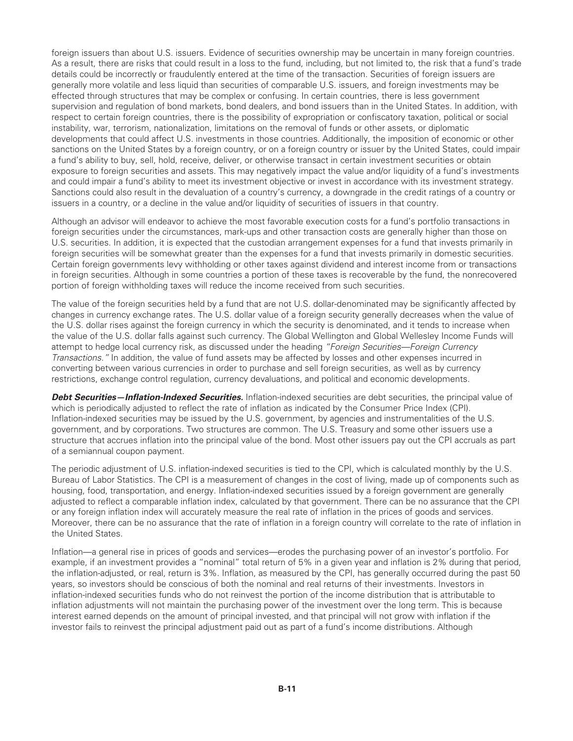foreign issuers than about U.S. issuers. Evidence of securities ownership may be uncertain in many foreign countries. As a result, there are risks that could result in a loss to the fund, including, but not limited to, the risk that a fund's trade details could be incorrectly or fraudulently entered at the time of the transaction. Securities of foreign issuers are generally more volatile and less liquid than securities of comparable U.S. issuers, and foreign investments may be effected through structures that may be complex or confusing. In certain countries, there is less government supervision and regulation of bond markets, bond dealers, and bond issuers than in the United States. In addition, with respect to certain foreign countries, there is the possibility of expropriation or confiscatory taxation, political or social instability, war, terrorism, nationalization, limitations on the removal of funds or other assets, or diplomatic developments that could affect U.S. investments in those countries. Additionally, the imposition of economic or other sanctions on the United States by a foreign country, or on a foreign country or issuer by the United States, could impair a fund's ability to buy, sell, hold, receive, deliver, or otherwise transact in certain investment securities or obtain exposure to foreign securities and assets. This may negatively impact the value and/or liquidity of a fund's investments and could impair a fund's ability to meet its investment objective or invest in accordance with its investment strategy. Sanctions could also result in the devaluation of a country's currency, a downgrade in the credit ratings of a country or issuers in a country, or a decline in the value and/or liquidity of securities of issuers in that country.

Although an advisor will endeavor to achieve the most favorable execution costs for a fund's portfolio transactions in foreign securities under the circumstances, mark-ups and other transaction costs are generally higher than those on U.S. securities. In addition, it is expected that the custodian arrangement expenses for a fund that invests primarily in foreign securities will be somewhat greater than the expenses for a fund that invests primarily in domestic securities. Certain foreign governments levy withholding or other taxes against dividend and interest income from or transactions in foreign securities. Although in some countries a portion of these taxes is recoverable by the fund, the nonrecovered portion of foreign withholding taxes will reduce the income received from such securities.

The value of the foreign securities held by a fund that are not U.S. dollar-denominated may be significantly affected by changes in currency exchange rates. The U.S. dollar value of a foreign security generally decreases when the value of the U.S. dollar rises against the foreign currency in which the security is denominated, and it tends to increase when the value of the U.S. dollar falls against such currency. The Global Wellington and Global Wellesley Income Funds will attempt to hedge local currency risk, as discussed under the heading *"Foreign Securities—Foreign Currency Transactions."* In addition, the value of fund assets may be affected by losses and other expenses incurred in converting between various currencies in order to purchase and sell foreign securities, as well as by currency restrictions, exchange control regulation, currency devaluations, and political and economic developments.

***Debt Securities—Inflation-Indexed Securities.*** Inflation-indexed securities are debt securities, the principal value of which is periodically adjusted to reflect the rate of inflation as indicated by the Consumer Price Index (CPI). Inflation-indexed securities may be issued by the U.S. government, by agencies and instrumentalities of the U.S. government, and by corporations. Two structures are common. The U.S. Treasury and some other issuers use a structure that accrues inflation into the principal value of the bond. Most other issuers pay out the CPI accruals as part of a semiannual coupon payment.

The periodic adjustment of U.S. inflation-indexed securities is tied to the CPI, which is calculated monthly by the U.S. Bureau of Labor Statistics. The CPI is a measurement of changes in the cost of living, made up of components such as housing, food, transportation, and energy. Inflation-indexed securities issued by a foreign government are generally adjusted to reflect a comparable inflation index, calculated by that government. There can be no assurance that the CPI or any foreign inflation index will accurately measure the real rate of inflation in the prices of goods and services. Moreover, there can be no assurance that the rate of inflation in a foreign country will correlate to the rate of inflation in the United States.

Inflation—a general rise in prices of goods and services—erodes the purchasing power of an investor's portfolio. For example, if an investment provides a "nominal" total return of 5% in a given year and inflation is 2% during that period, the inflation-adjusted, or real, return is 3%. Inflation, as measured by the CPI, has generally occurred during the past 50 years, so investors should be conscious of both the nominal and real returns of their investments. Investors in inflation-indexed securities funds who do not reinvest the portion of the income distribution that is attributable to inflation adjustments will not maintain the purchasing power of the investment over the long term. This is because interest earned depends on the amount of principal invested, and that principal will not grow with inflation if the investor fails to reinvest the principal adjustment paid out as part of a fund's income distributions. Although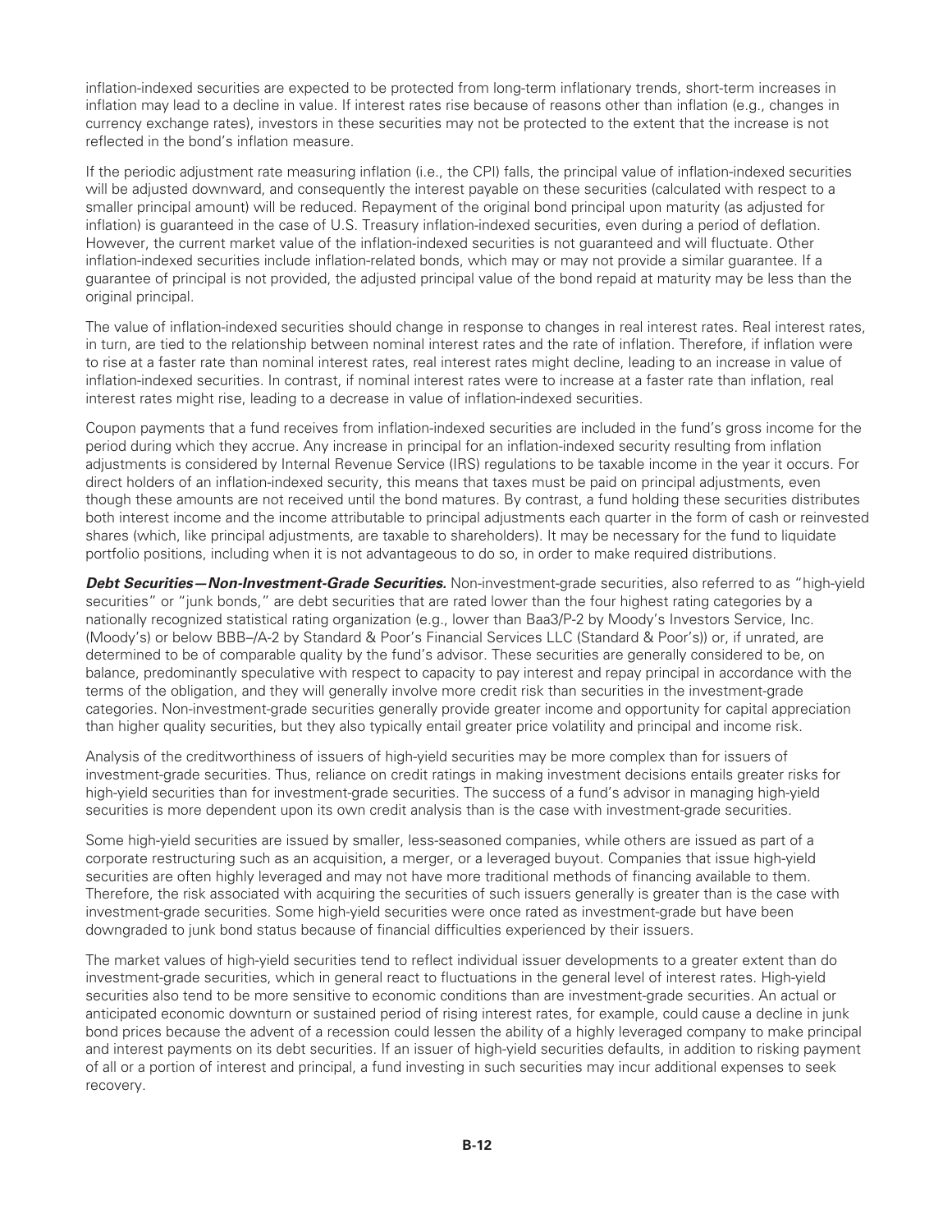inflation-indexed securities are expected to be protected from long-term inflationary trends, short-term increases in inflation may lead to a decline in value. If interest rates rise because of reasons other than inflation (e.g., changes in currency exchange rates), investors in these securities may not be protected to the extent that the increase is not reflected in the bond's inflation measure.

If the periodic adjustment rate measuring inflation (i.e., the CPI) falls, the principal value of inflation-indexed securities will be adjusted downward, and consequently the interest payable on these securities (calculated with respect to a smaller principal amount) will be reduced. Repayment of the original bond principal upon maturity (as adjusted for inflation) is guaranteed in the case of U.S. Treasury inflation-indexed securities, even during a period of deflation. However, the current market value of the inflation-indexed securities is not guaranteed and will fluctuate. Other inflation-indexed securities include inflation-related bonds, which may or may not provide a similar guarantee. If a guarantee of principal is not provided, the adjusted principal value of the bond repaid at maturity may be less than the original principal.

The value of inflation-indexed securities should change in response to changes in real interest rates. Real interest rates, in turn, are tied to the relationship between nominal interest rates and the rate of inflation. Therefore, if inflation were to rise at a faster rate than nominal interest rates, real interest rates might decline, leading to an increase in value of inflation-indexed securities. In contrast, if nominal interest rates were to increase at a faster rate than inflation, real interest rates might rise, leading to a decrease in value of inflation-indexed securities.

Coupon payments that a fund receives from inflation-indexed securities are included in the fund's gross income for the period during which they accrue. Any increase in principal for an inflation-indexed security resulting from inflation adjustments is considered by Internal Revenue Service (IRS) regulations to be taxable income in the year it occurs. For direct holders of an inflation-indexed security, this means that taxes must be paid on principal adjustments, even though these amounts are not received until the bond matures. By contrast, a fund holding these securities distributes both interest income and the income attributable to principal adjustments each quarter in the form of cash or reinvested shares (which, like principal adjustments, are taxable to shareholders). It may be necessary for the fund to liquidate portfolio positions, including when it is not advantageous to do so, in order to make required distributions.

***Debt Securities—Non-Investment-Grade Securities.*** Non-investment-grade securities, also referred to as "high-yield securities" or "junk bonds," are debt securities that are rated lower than the four highest rating categories by a nationally recognized statistical rating organization (e.g., lower than Baa3/P-2 by Moody's Investors Service, Inc. (Moody's) or below BBB–/A-2 by Standard & Poor's Financial Services LLC (Standard & Poor's)) or, if unrated, are determined to be of comparable quality by the fund's advisor. These securities are generally considered to be, on balance, predominantly speculative with respect to capacity to pay interest and repay principal in accordance with the terms of the obligation, and they will generally involve more credit risk than securities in the investment-grade categories. Non-investment-grade securities generally provide greater income and opportunity for capital appreciation than higher quality securities, but they also typically entail greater price volatility and principal and income risk.

Analysis of the creditworthiness of issuers of high-yield securities may be more complex than for issuers of investment-grade securities. Thus, reliance on credit ratings in making investment decisions entails greater risks for high-yield securities than for investment-grade securities. The success of a fund's advisor in managing high-yield securities is more dependent upon its own credit analysis than is the case with investment-grade securities.

Some high-yield securities are issued by smaller, less-seasoned companies, while others are issued as part of a corporate restructuring such as an acquisition, a merger, or a leveraged buyout. Companies that issue high-yield securities are often highly leveraged and may not have more traditional methods of financing available to them. Therefore, the risk associated with acquiring the securities of such issuers generally is greater than is the case with investment-grade securities. Some high-yield securities were once rated as investment-grade but have been downgraded to junk bond status because of financial difficulties experienced by their issuers.

The market values of high-yield securities tend to reflect individual issuer developments to a greater extent than do investment-grade securities, which in general react to fluctuations in the general level of interest rates. High-yield securities also tend to be more sensitive to economic conditions than are investment-grade securities. An actual or anticipated economic downturn or sustained period of rising interest rates, for example, could cause a decline in junk bond prices because the advent of a recession could lessen the ability of a highly leveraged company to make principal and interest payments on its debt securities. If an issuer of high-yield securities defaults, in addition to risking payment of all or a portion of interest and principal, a fund investing in such securities may incur additional expenses to seek recovery.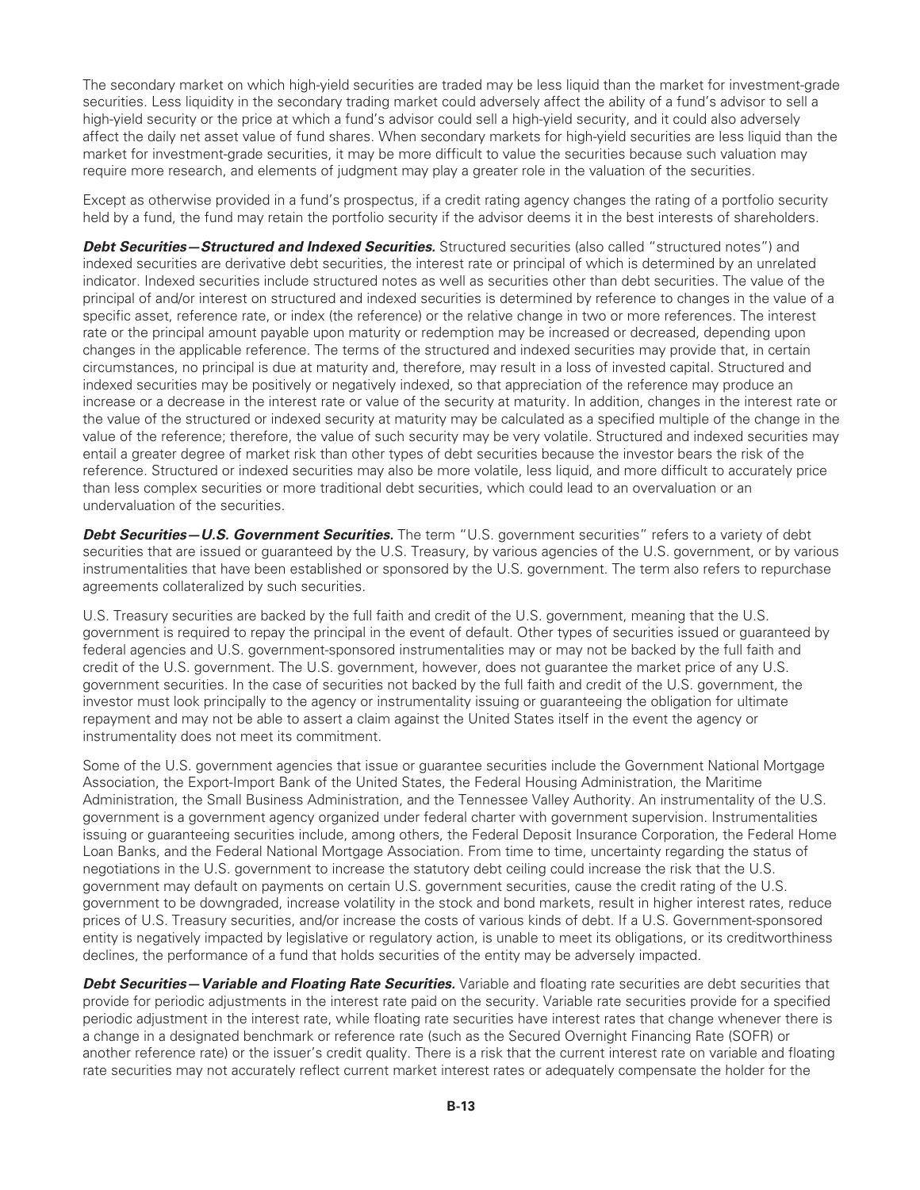The secondary market on which high-yield securities are traded may be less liquid than the market for investment-grade securities. Less liquidity in the secondary trading market could adversely affect the ability of a fund's advisor to sell a high-yield security or the price at which a fund's advisor could sell a high-yield security, and it could also adversely affect the daily net asset value of fund shares. When secondary markets for high-yield securities are less liquid than the market for investment-grade securities, it may be more difficult to value the securities because such valuation may require more research, and elements of judgment may play a greater role in the valuation of the securities.

Except as otherwise provided in a fund's prospectus, if a credit rating agency changes the rating of a portfolio security held by a fund, the fund may retain the portfolio security if the advisor deems it in the best interests of shareholders.

***Debt Securities—Structured and Indexed Securities.*** Structured securities (also called "structured notes") and indexed securities are derivative debt securities, the interest rate or principal of which is determined by an unrelated indicator. Indexed securities include structured notes as well as securities other than debt securities. The value of the principal of and/or interest on structured and indexed securities is determined by reference to changes in the value of a specific asset, reference rate, or index (the reference) or the relative change in two or more references. The interest rate or the principal amount payable upon maturity or redemption may be increased or decreased, depending upon changes in the applicable reference. The terms of the structured and indexed securities may provide that, in certain circumstances, no principal is due at maturity and, therefore, may result in a loss of invested capital. Structured and indexed securities may be positively or negatively indexed, so that appreciation of the reference may produce an increase or a decrease in the interest rate or value of the security at maturity. In addition, changes in the interest rate or the value of the structured or indexed security at maturity may be calculated as a specified multiple of the change in the value of the reference; therefore, the value of such security may be very volatile. Structured and indexed securities may entail a greater degree of market risk than other types of debt securities because the investor bears the risk of the reference. Structured or indexed securities may also be more volatile, less liquid, and more difficult to accurately price than less complex securities or more traditional debt securities, which could lead to an overvaluation or an undervaluation of the securities.

***Debt Securities—U.S. Government Securities.*** The term "U.S. government securities" refers to a variety of debt securities that are issued or guaranteed by the U.S. Treasury, by various agencies of the U.S. government, or by various instrumentalities that have been established or sponsored by the U.S. government. The term also refers to repurchase agreements collateralized by such securities.

U.S. Treasury securities are backed by the full faith and credit of the U.S. government, meaning that the U.S. government is required to repay the principal in the event of default. Other types of securities issued or guaranteed by federal agencies and U.S. government-sponsored instrumentalities may or may not be backed by the full faith and credit of the U.S. government. The U.S. government, however, does not guarantee the market price of any U.S. government securities. In the case of securities not backed by the full faith and credit of the U.S. government, the investor must look principally to the agency or instrumentality issuing or guaranteeing the obligation for ultimate repayment and may not be able to assert a claim against the United States itself in the event the agency or instrumentality does not meet its commitment.

Some of the U.S. government agencies that issue or guarantee securities include the Government National Mortgage Association, the Export-Import Bank of the United States, the Federal Housing Administration, the Maritime Administration, the Small Business Administration, and the Tennessee Valley Authority. An instrumentality of the U.S. government is a government agency organized under federal charter with government supervision. Instrumentalities issuing or guaranteeing securities include, among others, the Federal Deposit Insurance Corporation, the Federal Home Loan Banks, and the Federal National Mortgage Association. From time to time, uncertainty regarding the status of negotiations in the U.S. government to increase the statutory debt ceiling could increase the risk that the U.S. government may default on payments on certain U.S. government securities, cause the credit rating of the U.S. government to be downgraded, increase volatility in the stock and bond markets, result in higher interest rates, reduce prices of U.S. Treasury securities, and/or increase the costs of various kinds of debt. If a U.S. Government-sponsored entity is negatively impacted by legislative or regulatory action, is unable to meet its obligations, or its creditworthiness declines, the performance of a fund that holds securities of the entity may be adversely impacted.

***Debt Securities—Variable and Floating Rate Securities.*** Variable and floating rate securities are debt securities that provide for periodic adjustments in the interest rate paid on the security. Variable rate securities provide for a specified periodic adjustment in the interest rate, while floating rate securities have interest rates that change whenever there is a change in a designated benchmark or reference rate (such as the Secured Overnight Financing Rate (SOFR) or another reference rate) or the issuer's credit quality. There is a risk that the current interest rate on variable and floating rate securities may not accurately reflect current market interest rates or adequately compensate the holder for the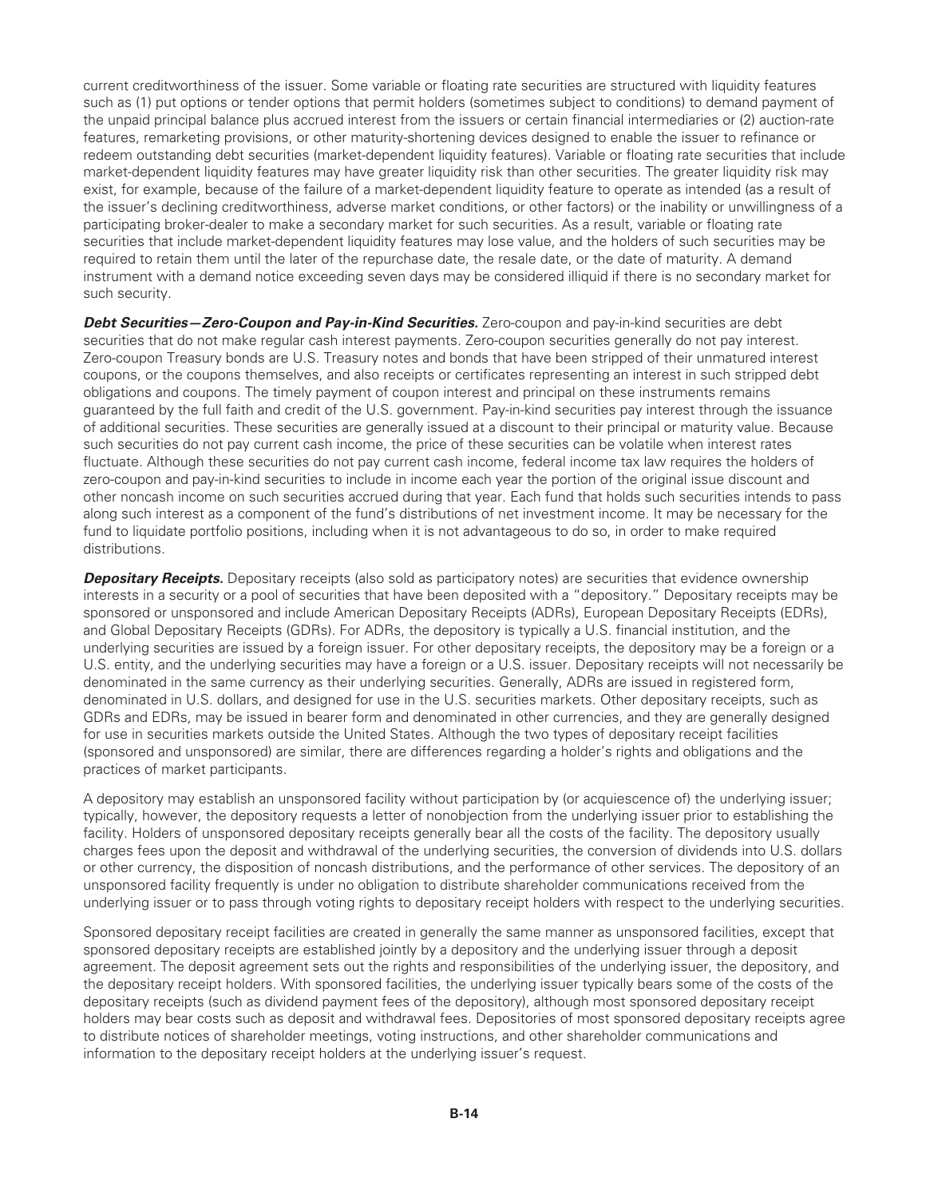current creditworthiness of the issuer. Some variable or floating rate securities are structured with liquidity features such as (1) put options or tender options that permit holders (sometimes subject to conditions) to demand payment of the unpaid principal balance plus accrued interest from the issuers or certain financial intermediaries or (2) auction-rate features, remarketing provisions, or other maturity-shortening devices designed to enable the issuer to refinance or redeem outstanding debt securities (market-dependent liquidity features). Variable or floating rate securities that include market-dependent liquidity features may have greater liquidity risk than other securities. The greater liquidity risk may exist, for example, because of the failure of a market-dependent liquidity feature to operate as intended (as a result of the issuer's declining creditworthiness, adverse market conditions, or other factors) or the inability or unwillingness of a participating broker-dealer to make a secondary market for such securities. As a result, variable or floating rate securities that include market-dependent liquidity features may lose value, and the holders of such securities may be required to retain them until the later of the repurchase date, the resale date, or the date of maturity. A demand instrument with a demand notice exceeding seven days may be considered illiquid if there is no secondary market for such security.

***Debt Securities—Zero-Coupon and Pay-in-Kind Securities.*** Zero-coupon and pay-in-kind securities are debt securities that do not make regular cash interest payments. Zero-coupon securities generally do not pay interest. Zero-coupon Treasury bonds are U.S. Treasury notes and bonds that have been stripped of their unmatured interest coupons, or the coupons themselves, and also receipts or certificates representing an interest in such stripped debt obligations and coupons. The timely payment of coupon interest and principal on these instruments remains guaranteed by the full faith and credit of the U.S. government. Pay-in-kind securities pay interest through the issuance of additional securities. These securities are generally issued at a discount to their principal or maturity value. Because such securities do not pay current cash income, the price of these securities can be volatile when interest rates fluctuate. Although these securities do not pay current cash income, federal income tax law requires the holders of zero-coupon and pay-in-kind securities to include in income each year the portion of the original issue discount and other noncash income on such securities accrued during that year. Each fund that holds such securities intends to pass along such interest as a component of the fund's distributions of net investment income. It may be necessary for the fund to liquidate portfolio positions, including when it is not advantageous to do so, in order to make required distributions.

***Depositary Receipts.*** Depositary receipts (also sold as participatory notes) are securities that evidence ownership interests in a security or a pool of securities that have been deposited with a "depository." Depositary receipts may be sponsored or unsponsored and include American Depositary Receipts (ADRs), European Depositary Receipts (EDRs), and Global Depositary Receipts (GDRs). For ADRs, the depository is typically a U.S. financial institution, and the underlying securities are issued by a foreign issuer. For other depositary receipts, the depository may be a foreign or a U.S. entity, and the underlying securities may have a foreign or a U.S. issuer. Depositary receipts will not necessarily be denominated in the same currency as their underlying securities. Generally, ADRs are issued in registered form, denominated in U.S. dollars, and designed for use in the U.S. securities markets. Other depositary receipts, such as GDRs and EDRs, may be issued in bearer form and denominated in other currencies, and they are generally designed for use in securities markets outside the United States. Although the two types of depositary receipt facilities (sponsored and unsponsored) are similar, there are differences regarding a holder's rights and obligations and the practices of market participants.

A depository may establish an unsponsored facility without participation by (or acquiescence of) the underlying issuer; typically, however, the depository requests a letter of nonobjection from the underlying issuer prior to establishing the facility. Holders of unsponsored depositary receipts generally bear all the costs of the facility. The depository usually charges fees upon the deposit and withdrawal of the underlying securities, the conversion of dividends into U.S. dollars or other currency, the disposition of noncash distributions, and the performance of other services. The depository of an unsponsored facility frequently is under no obligation to distribute shareholder communications received from the underlying issuer or to pass through voting rights to depositary receipt holders with respect to the underlying securities.

Sponsored depositary receipt facilities are created in generally the same manner as unsponsored facilities, except that sponsored depositary receipts are established jointly by a depository and the underlying issuer through a deposit agreement. The deposit agreement sets out the rights and responsibilities of the underlying issuer, the depository, and the depositary receipt holders. With sponsored facilities, the underlying issuer typically bears some of the costs of the depositary receipts (such as dividend payment fees of the depository), although most sponsored depositary receipt holders may bear costs such as deposit and withdrawal fees. Depositories of most sponsored depositary receipts agree to distribute notices of shareholder meetings, voting instructions, and other shareholder communications and information to the depositary receipt holders at the underlying issuer's request.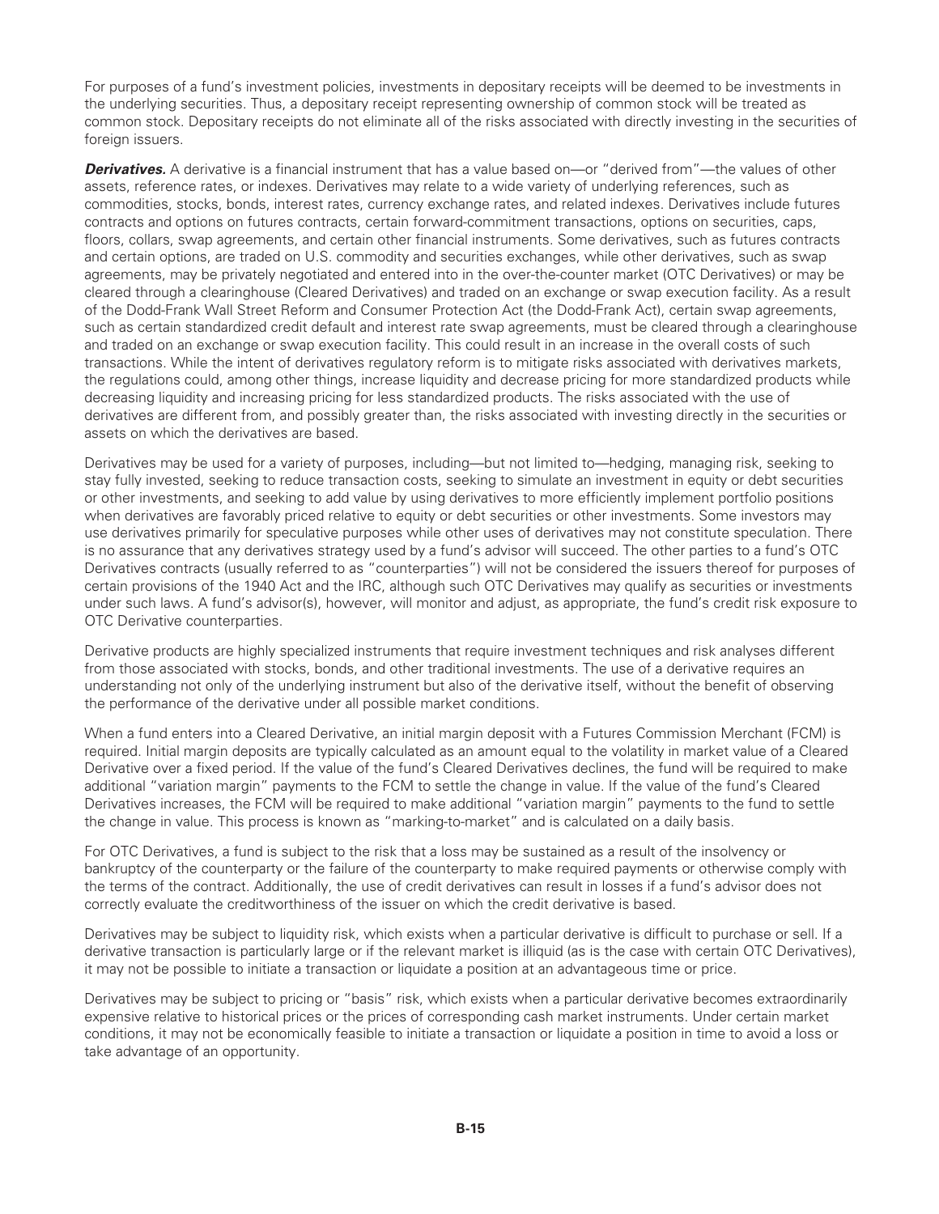For purposes of a fund's investment policies, investments in depositary receipts will be deemed to be investments in the underlying securities. Thus, a depositary receipt representing ownership of common stock will be treated as common stock. Depositary receipts do not eliminate all of the risks associated with directly investing in the securities of foreign issuers.

***Derivatives.*** A derivative is a financial instrument that has a value based on—or "derived from"—the values of other assets, reference rates, or indexes. Derivatives may relate to a wide variety of underlying references, such as commodities, stocks, bonds, interest rates, currency exchange rates, and related indexes. Derivatives include futures contracts and options on futures contracts, certain forward-commitment transactions, options on securities, caps, floors, collars, swap agreements, and certain other financial instruments. Some derivatives, such as futures contracts and certain options, are traded on U.S. commodity and securities exchanges, while other derivatives, such as swap agreements, may be privately negotiated and entered into in the over-the-counter market (OTC Derivatives) or may be cleared through a clearinghouse (Cleared Derivatives) and traded on an exchange or swap execution facility. As a result of the Dodd-Frank Wall Street Reform and Consumer Protection Act (the Dodd-Frank Act), certain swap agreements, such as certain standardized credit default and interest rate swap agreements, must be cleared through a clearinghouse and traded on an exchange or swap execution facility. This could result in an increase in the overall costs of such transactions. While the intent of derivatives regulatory reform is to mitigate risks associated with derivatives markets, the regulations could, among other things, increase liquidity and decrease pricing for more standardized products while decreasing liquidity and increasing pricing for less standardized products. The risks associated with the use of derivatives are different from, and possibly greater than, the risks associated with investing directly in the securities or assets on which the derivatives are based.

Derivatives may be used for a variety of purposes, including—but not limited to—hedging, managing risk, seeking to stay fully invested, seeking to reduce transaction costs, seeking to simulate an investment in equity or debt securities or other investments, and seeking to add value by using derivatives to more efficiently implement portfolio positions when derivatives are favorably priced relative to equity or debt securities or other investments. Some investors may use derivatives primarily for speculative purposes while other uses of derivatives may not constitute speculation. There is no assurance that any derivatives strategy used by a fund's advisor will succeed. The other parties to a fund's OTC Derivatives contracts (usually referred to as "counterparties") will not be considered the issuers thereof for purposes of certain provisions of the 1940 Act and the IRC, although such OTC Derivatives may qualify as securities or investments under such laws. A fund's advisor(s), however, will monitor and adjust, as appropriate, the fund's credit risk exposure to OTC Derivative counterparties.

Derivative products are highly specialized instruments that require investment techniques and risk analyses different from those associated with stocks, bonds, and other traditional investments. The use of a derivative requires an understanding not only of the underlying instrument but also of the derivative itself, without the benefit of observing the performance of the derivative under all possible market conditions.

When a fund enters into a Cleared Derivative, an initial margin deposit with a Futures Commission Merchant (FCM) is required. Initial margin deposits are typically calculated as an amount equal to the volatility in market value of a Cleared Derivative over a fixed period. If the value of the fund's Cleared Derivatives declines, the fund will be required to make additional "variation margin" payments to the FCM to settle the change in value. If the value of the fund's Cleared Derivatives increases, the FCM will be required to make additional "variation margin" payments to the fund to settle the change in value. This process is known as "marking-to-market" and is calculated on a daily basis.

For OTC Derivatives, a fund is subject to the risk that a loss may be sustained as a result of the insolvency or bankruptcy of the counterparty or the failure of the counterparty to make required payments or otherwise comply with the terms of the contract. Additionally, the use of credit derivatives can result in losses if a fund's advisor does not correctly evaluate the creditworthiness of the issuer on which the credit derivative is based.

Derivatives may be subject to liquidity risk, which exists when a particular derivative is difficult to purchase or sell. If a derivative transaction is particularly large or if the relevant market is illiquid (as is the case with certain OTC Derivatives), it may not be possible to initiate a transaction or liquidate a position at an advantageous time or price.

Derivatives may be subject to pricing or "basis" risk, which exists when a particular derivative becomes extraordinarily expensive relative to historical prices or the prices of corresponding cash market instruments. Under certain market conditions, it may not be economically feasible to initiate a transaction or liquidate a position in time to avoid a loss or take advantage of an opportunity.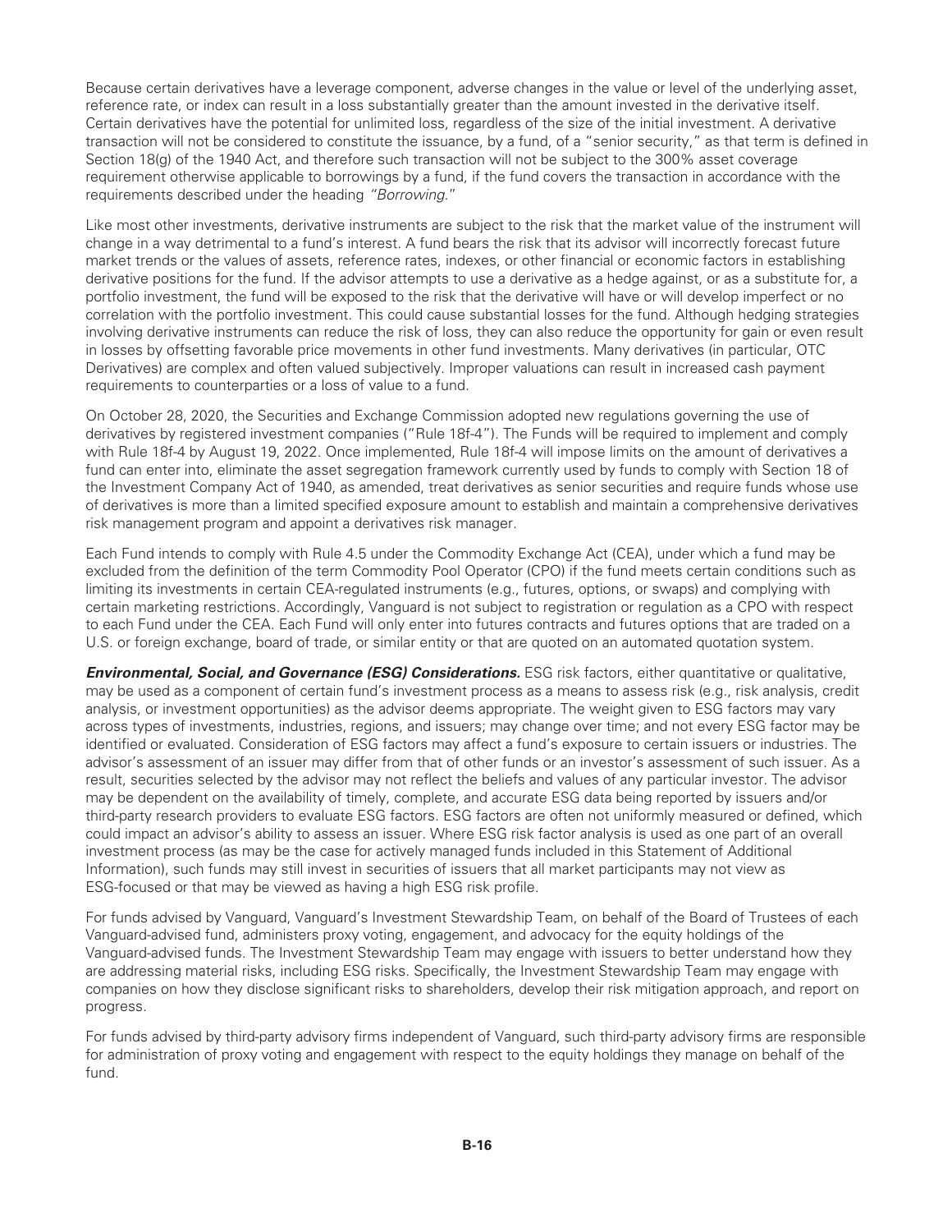Because certain derivatives have a leverage component, adverse changes in the value or level of the underlying asset, reference rate, or index can result in a loss substantially greater than the amount invested in the derivative itself. Certain derivatives have the potential for unlimited loss, regardless of the size of the initial investment. A derivative transaction will not be considered to constitute the issuance, by a fund, of a "senior security," as that term is defined in Section 18(g) of the 1940 Act, and therefore such transaction will not be subject to the 300% asset coverage requirement otherwise applicable to borrowings by a fund, if the fund covers the transaction in accordance with the requirements described under the heading *"Borrowing."*

Like most other investments, derivative instruments are subject to the risk that the market value of the instrument will change in a way detrimental to a fund's interest. A fund bears the risk that its advisor will incorrectly forecast future market trends or the values of assets, reference rates, indexes, or other financial or economic factors in establishing derivative positions for the fund. If the advisor attempts to use a derivative as a hedge against, or as a substitute for, a portfolio investment, the fund will be exposed to the risk that the derivative will have or will develop imperfect or no correlation with the portfolio investment. This could cause substantial losses for the fund. Although hedging strategies involving derivative instruments can reduce the risk of loss, they can also reduce the opportunity for gain or even result in losses by offsetting favorable price movements in other fund investments. Many derivatives (in particular, OTC Derivatives) are complex and often valued subjectively. Improper valuations can result in increased cash payment requirements to counterparties or a loss of value to a fund.

On October 28, 2020, the Securities and Exchange Commission adopted new regulations governing the use of derivatives by registered investment companies ("Rule 18f-4"). The Funds will be required to implement and comply with Rule 18f-4 by August 19, 2022. Once implemented, Rule 18f-4 will impose limits on the amount of derivatives a fund can enter into, eliminate the asset segregation framework currently used by funds to comply with Section 18 of the Investment Company Act of 1940, as amended, treat derivatives as senior securities and require funds whose use of derivatives is more than a limited specified exposure amount to establish and maintain a comprehensive derivatives risk management program and appoint a derivatives risk manager.

Each Fund intends to comply with Rule 4.5 under the Commodity Exchange Act (CEA), under which a fund may be excluded from the definition of the term Commodity Pool Operator (CPO) if the fund meets certain conditions such as limiting its investments in certain CEA-regulated instruments (e.g., futures, options, or swaps) and complying with certain marketing restrictions. Accordingly, Vanguard is not subject to registration or regulation as a CPO with respect to each Fund under the CEA. Each Fund will only enter into futures contracts and futures options that are traded on a U.S. or foreign exchange, board of trade, or similar entity or that are quoted on an automated quotation system.

***Environmental, Social, and Governance (ESG) Considerations.*** ESG risk factors, either quantitative or qualitative, may be used as a component of certain fund's investment process as a means to assess risk (e.g., risk analysis, credit analysis, or investment opportunities) as the advisor deems appropriate. The weight given to ESG factors may vary across types of investments, industries, regions, and issuers; may change over time; and not every ESG factor may be identified or evaluated. Consideration of ESG factors may affect a fund's exposure to certain issuers or industries. The advisor's assessment of an issuer may differ from that of other funds or an investor's assessment of such issuer. As a result, securities selected by the advisor may not reflect the beliefs and values of any particular investor. The advisor may be dependent on the availability of timely, complete, and accurate ESG data being reported by issuers and/or third-party research providers to evaluate ESG factors. ESG factors are often not uniformly measured or defined, which could impact an advisor's ability to assess an issuer. Where ESG risk factor analysis is used as one part of an overall investment process (as may be the case for actively managed funds included in this Statement of Additional Information), such funds may still invest in securities of issuers that all market participants may not view as ESG-focused or that may be viewed as having a high ESG risk profile.

For funds advised by Vanguard, Vanguard's Investment Stewardship Team, on behalf of the Board of Trustees of each Vanguard-advised fund, administers proxy voting, engagement, and advocacy for the equity holdings of the Vanguard-advised funds. The Investment Stewardship Team may engage with issuers to better understand how they are addressing material risks, including ESG risks. Specifically, the Investment Stewardship Team may engage with companies on how they disclose significant risks to shareholders, develop their risk mitigation approach, and report on progress.

For funds advised by third-party advisory firms independent of Vanguard, such third-party advisory firms are responsible for administration of proxy voting and engagement with respect to the equity holdings they manage on behalf of the fund.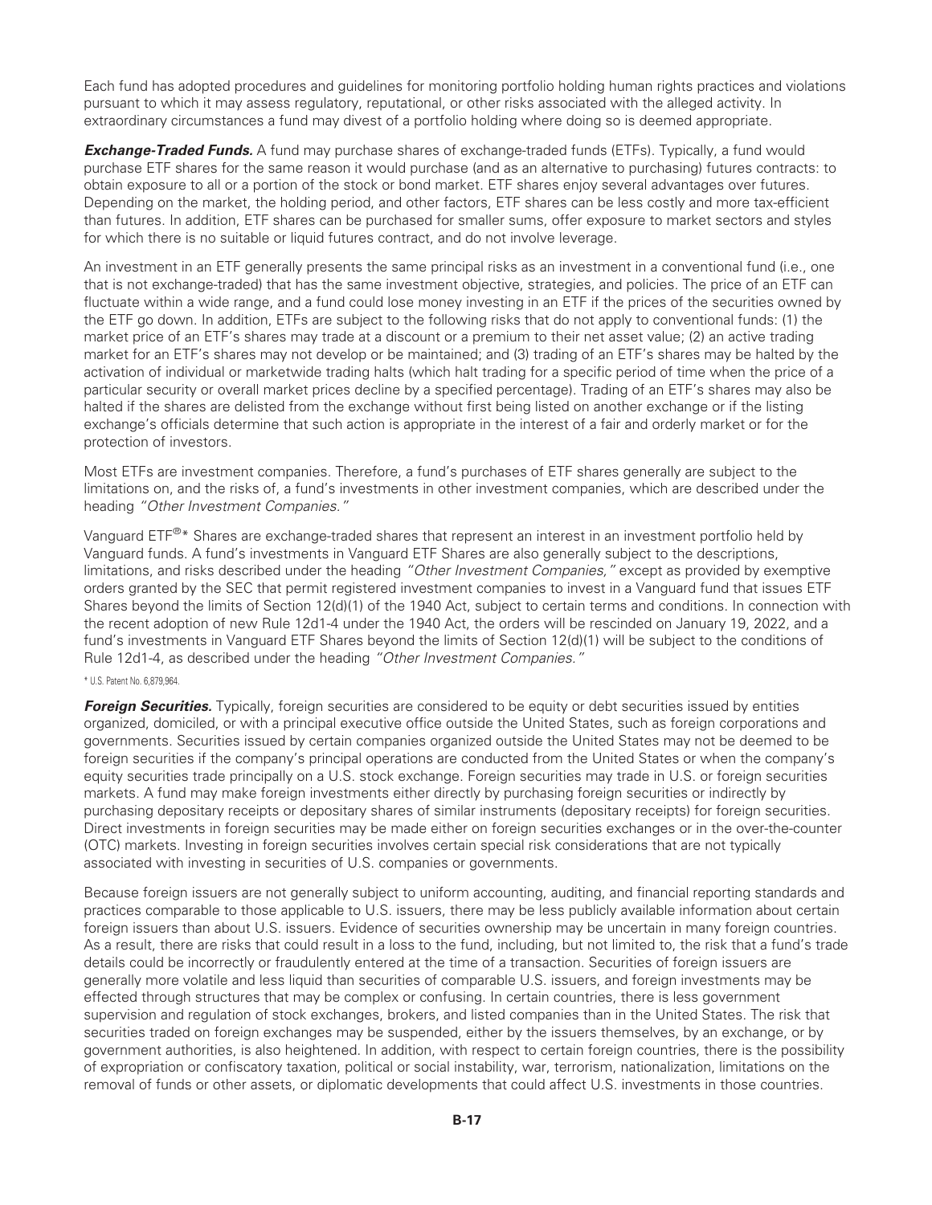Each fund has adopted procedures and guidelines for monitoring portfolio holding human rights practices and violations pursuant to which it may assess regulatory, reputational, or other risks associated with the alleged activity. In extraordinary circumstances a fund may divest of a portfolio holding where doing so is deemed appropriate.

***Exchange-Traded Funds.*** A fund may purchase shares of exchange-traded funds (ETFs). Typically, a fund would purchase ETF shares for the same reason it would purchase (and as an alternative to purchasing) futures contracts: to obtain exposure to all or a portion of the stock or bond market. ETF shares enjoy several advantages over futures. Depending on the market, the holding period, and other factors, ETF shares can be less costly and more tax-efficient than futures. In addition, ETF shares can be purchased for smaller sums, offer exposure to market sectors and styles for which there is no suitable or liquid futures contract, and do not involve leverage.

An investment in an ETF generally presents the same principal risks as an investment in a conventional fund (i.e., one that is not exchange-traded) that has the same investment objective, strategies, and policies. The price of an ETF can fluctuate within a wide range, and a fund could lose money investing in an ETF if the prices of the securities owned by the ETF go down. In addition, ETFs are subject to the following risks that do not apply to conventional funds: (1) the market price of an ETF's shares may trade at a discount or a premium to their net asset value; (2) an active trading market for an ETF's shares may not develop or be maintained; and (3) trading of an ETF's shares may be halted by the activation of individual or marketwide trading halts (which halt trading for a specific period of time when the price of a particular security or overall market prices decline by a specified percentage). Trading of an ETF's shares may also be halted if the shares are delisted from the exchange without first being listed on another exchange or if the listing exchange's officials determine that such action is appropriate in the interest of a fair and orderly market or for the protection of investors.

Most ETFs are investment companies. Therefore, a fund's purchases of ETF shares generally are subject to the limitations on, and the risks of, a fund's investments in other investment companies, which are described under the heading *"Other Investment Companies."*

Vanguard ETF®* Shares are exchange-traded shares that represent an interest in an investment portfolio held by Vanguard funds. A fund's investments in Vanguard ETF Shares are also generally subject to the descriptions, limitations, and risks described under the heading *"Other Investment Companies,"* except as provided by exemptive orders granted by the SEC that permit registered investment companies to invest in a Vanguard fund that issues ETF Shares beyond the limits of Section 12(d)(1) of the 1940 Act, subject to certain terms and conditions. In connection with the recent adoption of new Rule 12d1-4 under the 1940 Act, the orders will be rescinded on January 19, 2022, and a fund's investments in Vanguard ETF Shares beyond the limits of Section 12(d)(1) will be subject to the conditions of Rule 12d1-4, as described under the heading *"Other Investment Companies."*

\* U.S. Patent No. 6,879,964.

***Foreign Securities.*** Typically, foreign securities are considered to be equity or debt securities issued by entities organized, domiciled, or with a principal executive office outside the United States, such as foreign corporations and governments. Securities issued by certain companies organized outside the United States may not be deemed to be foreign securities if the company's principal operations are conducted from the United States or when the company's equity securities trade principally on a U.S. stock exchange. Foreign securities may trade in U.S. or foreign securities markets. A fund may make foreign investments either directly by purchasing foreign securities or indirectly by purchasing depositary receipts or depositary shares of similar instruments (depositary receipts) for foreign securities. Direct investments in foreign securities may be made either on foreign securities exchanges or in the over-the-counter (OTC) markets. Investing in foreign securities involves certain special risk considerations that are not typically associated with investing in securities of U.S. companies or governments.

Because foreign issuers are not generally subject to uniform accounting, auditing, and financial reporting standards and practices comparable to those applicable to U.S. issuers, there may be less publicly available information about certain foreign issuers than about U.S. issuers. Evidence of securities ownership may be uncertain in many foreign countries. As a result, there are risks that could result in a loss to the fund, including, but not limited to, the risk that a fund's trade details could be incorrectly or fraudulently entered at the time of a transaction. Securities of foreign issuers are generally more volatile and less liquid than securities of comparable U.S. issuers, and foreign investments may be effected through structures that may be complex or confusing. In certain countries, there is less government supervision and regulation of stock exchanges, brokers, and listed companies than in the United States. The risk that securities traded on foreign exchanges may be suspended, either by the issuers themselves, by an exchange, or by government authorities, is also heightened. In addition, with respect to certain foreign countries, there is the possibility of expropriation or confiscatory taxation, political or social instability, war, terrorism, nationalization, limitations on the removal of funds or other assets, or diplomatic developments that could affect U.S. investments in those countries.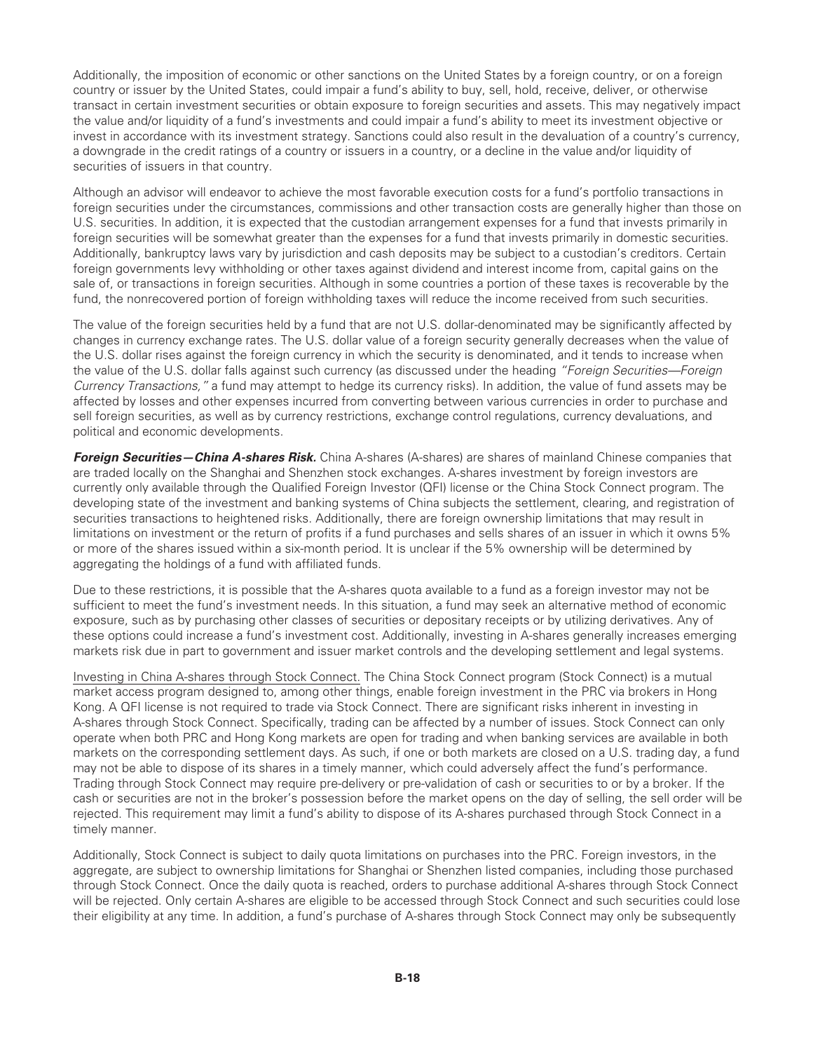Additionally, the imposition of economic or other sanctions on the United States by a foreign country, or on a foreign country or issuer by the United States, could impair a fund's ability to buy, sell, hold, receive, deliver, or otherwise transact in certain investment securities or obtain exposure to foreign securities and assets. This may negatively impact the value and/or liquidity of a fund's investments and could impair a fund's ability to meet its investment objective or invest in accordance with its investment strategy. Sanctions could also result in the devaluation of a country's currency, a downgrade in the credit ratings of a country or issuers in a country, or a decline in the value and/or liquidity of securities of issuers in that country.

Although an advisor will endeavor to achieve the most favorable execution costs for a fund's portfolio transactions in foreign securities under the circumstances, commissions and other transaction costs are generally higher than those on U.S. securities. In addition, it is expected that the custodian arrangement expenses for a fund that invests primarily in foreign securities will be somewhat greater than the expenses for a fund that invests primarily in domestic securities. Additionally, bankruptcy laws vary by jurisdiction and cash deposits may be subject to a custodian's creditors. Certain foreign governments levy withholding or other taxes against dividend and interest income from, capital gains on the sale of, or transactions in foreign securities. Although in some countries a portion of these taxes is recoverable by the fund, the nonrecovered portion of foreign withholding taxes will reduce the income received from such securities.

The value of the foreign securities held by a fund that are not U.S. dollar-denominated may be significantly affected by changes in currency exchange rates. The U.S. dollar value of a foreign security generally decreases when the value of the U.S. dollar rises against the foreign currency in which the security is denominated, and it tends to increase when the value of the U.S. dollar falls against such currency (as discussed under the heading *"Foreign Securities—Foreign Currency Transactions,"* a fund may attempt to hedge its currency risks). In addition, the value of fund assets may be affected by losses and other expenses incurred from converting between various currencies in order to purchase and sell foreign securities, as well as by currency restrictions, exchange control regulations, currency devaluations, and political and economic developments.

***Foreign Securities—China A-shares Risk.*** China A-shares (A-shares) are shares of mainland Chinese companies that are traded locally on the Shanghai and Shenzhen stock exchanges. A-shares investment by foreign investors are currently only available through the Qualified Foreign Investor (QFI) license or the China Stock Connect program. The developing state of the investment and banking systems of China subjects the settlement, clearing, and registration of securities transactions to heightened risks. Additionally, there are foreign ownership limitations that may result in limitations on investment or the return of profits if a fund purchases and sells shares of an issuer in which it owns 5% or more of the shares issued within a six-month period. It is unclear if the 5% ownership will be determined by aggregating the holdings of a fund with affiliated funds.

Due to these restrictions, it is possible that the A-shares quota available to a fund as a foreign investor may not be sufficient to meet the fund's investment needs. In this situation, a fund may seek an alternative method of economic exposure, such as by purchasing other classes of securities or depositary receipts or by utilizing derivatives. Any of these options could increase a fund's investment cost. Additionally, investing in A-shares generally increases emerging markets risk due in part to government and issuer market controls and the developing settlement and legal systems.

<u>Investing in China A-shares through Stock Connect.</u> The China Stock Connect program (Stock Connect) is a mutual market access program designed to, among other things, enable foreign investment in the PRC via brokers in Hong Kong. A QFI license is not required to trade via Stock Connect. There are significant risks inherent in investing in A-shares through Stock Connect. Specifically, trading can be affected by a number of issues. Stock Connect can only operate when both PRC and Hong Kong markets are open for trading and when banking services are available in both markets on the corresponding settlement days. As such, if one or both markets are closed on a U.S. trading day, a fund may not be able to dispose of its shares in a timely manner, which could adversely affect the fund's performance. Trading through Stock Connect may require pre-delivery or pre-validation of cash or securities to or by a broker. If the cash or securities are not in the broker's possession before the market opens on the day of selling, the sell order will be rejected. This requirement may limit a fund's ability to dispose of its A-shares purchased through Stock Connect in a timely manner.

Additionally, Stock Connect is subject to daily quota limitations on purchases into the PRC. Foreign investors, in the aggregate, are subject to ownership limitations for Shanghai or Shenzhen listed companies, including those purchased through Stock Connect. Once the daily quota is reached, orders to purchase additional A-shares through Stock Connect will be rejected. Only certain A-shares are eligible to be accessed through Stock Connect and such securities could lose their eligibility at any time. In addition, a fund's purchase of A-shares through Stock Connect may only be subsequently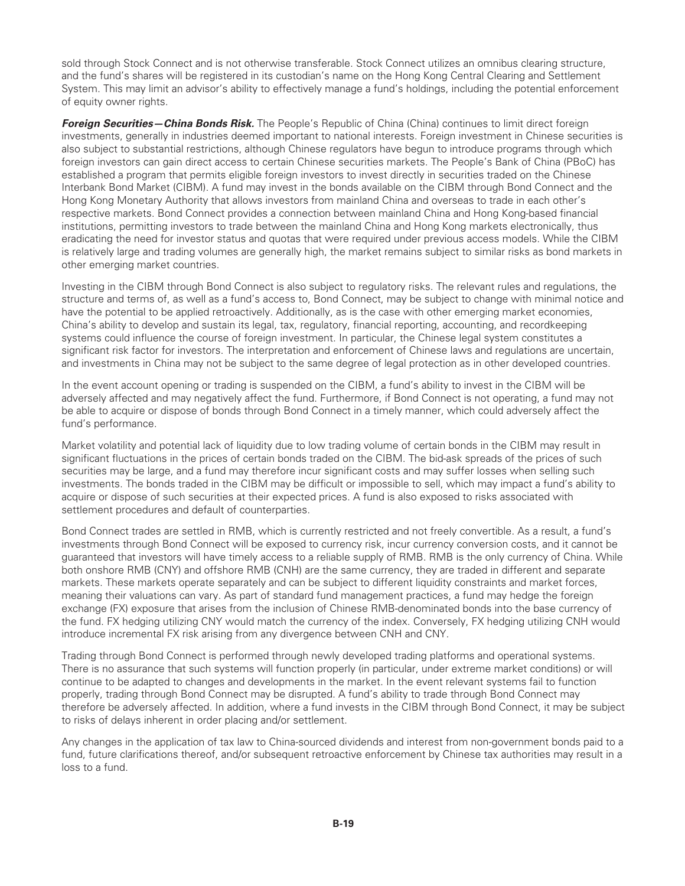sold through Stock Connect and is not otherwise transferable. Stock Connect utilizes an omnibus clearing structure, and the fund's shares will be registered in its custodian's name on the Hong Kong Central Clearing and Settlement System. This may limit an advisor's ability to effectively manage a fund's holdings, including the potential enforcement of equity owner rights.

***Foreign Securities—China Bonds Risk.*** The People's Republic of China (China) continues to limit direct foreign investments, generally in industries deemed important to national interests. Foreign investment in Chinese securities is also subject to substantial restrictions, although Chinese regulators have begun to introduce programs through which foreign investors can gain direct access to certain Chinese securities markets. The People's Bank of China (PBoC) has established a program that permits eligible foreign investors to invest directly in securities traded on the Chinese Interbank Bond Market (CIBM). A fund may invest in the bonds available on the CIBM through Bond Connect and the Hong Kong Monetary Authority that allows investors from mainland China and overseas to trade in each other's respective markets. Bond Connect provides a connection between mainland China and Hong Kong-based financial institutions, permitting investors to trade between the mainland China and Hong Kong markets electronically, thus eradicating the need for investor status and quotas that were required under previous access models. While the CIBM is relatively large and trading volumes are generally high, the market remains subject to similar risks as bond markets in other emerging market countries.

Investing in the CIBM through Bond Connect is also subject to regulatory risks. The relevant rules and regulations, the structure and terms of, as well as a fund's access to, Bond Connect, may be subject to change with minimal notice and have the potential to be applied retroactively. Additionally, as is the case with other emerging market economies, China's ability to develop and sustain its legal, tax, regulatory, financial reporting, accounting, and recordkeeping systems could influence the course of foreign investment. In particular, the Chinese legal system constitutes a significant risk factor for investors. The interpretation and enforcement of Chinese laws and regulations are uncertain, and investments in China may not be subject to the same degree of legal protection as in other developed countries.

In the event account opening or trading is suspended on the CIBM, a fund's ability to invest in the CIBM will be adversely affected and may negatively affect the fund. Furthermore, if Bond Connect is not operating, a fund may not be able to acquire or dispose of bonds through Bond Connect in a timely manner, which could adversely affect the fund's performance.

Market volatility and potential lack of liquidity due to low trading volume of certain bonds in the CIBM may result in significant fluctuations in the prices of certain bonds traded on the CIBM. The bid-ask spreads of the prices of such securities may be large, and a fund may therefore incur significant costs and may suffer losses when selling such investments. The bonds traded in the CIBM may be difficult or impossible to sell, which may impact a fund's ability to acquire or dispose of such securities at their expected prices. A fund is also exposed to risks associated with settlement procedures and default of counterparties.

Bond Connect trades are settled in RMB, which is currently restricted and not freely convertible. As a result, a fund's investments through Bond Connect will be exposed to currency risk, incur currency conversion costs, and it cannot be guaranteed that investors will have timely access to a reliable supply of RMB. RMB is the only currency of China. While both onshore RMB (CNY) and offshore RMB (CNH) are the same currency, they are traded in different and separate markets. These markets operate separately and can be subject to different liquidity constraints and market forces, meaning their valuations can vary. As part of standard fund management practices, a fund may hedge the foreign exchange (FX) exposure that arises from the inclusion of Chinese RMB-denominated bonds into the base currency of the fund. FX hedging utilizing CNY would match the currency of the index. Conversely, FX hedging utilizing CNH would introduce incremental FX risk arising from any divergence between CNH and CNY.

Trading through Bond Connect is performed through newly developed trading platforms and operational systems. There is no assurance that such systems will function properly (in particular, under extreme market conditions) or will continue to be adapted to changes and developments in the market. In the event relevant systems fail to function properly, trading through Bond Connect may be disrupted. A fund's ability to trade through Bond Connect may therefore be adversely affected. In addition, where a fund invests in the CIBM through Bond Connect, it may be subject to risks of delays inherent in order placing and/or settlement.

Any changes in the application of tax law to China-sourced dividends and interest from non-government bonds paid to a fund, future clarifications thereof, and/or subsequent retroactive enforcement by Chinese tax authorities may result in a loss to a fund.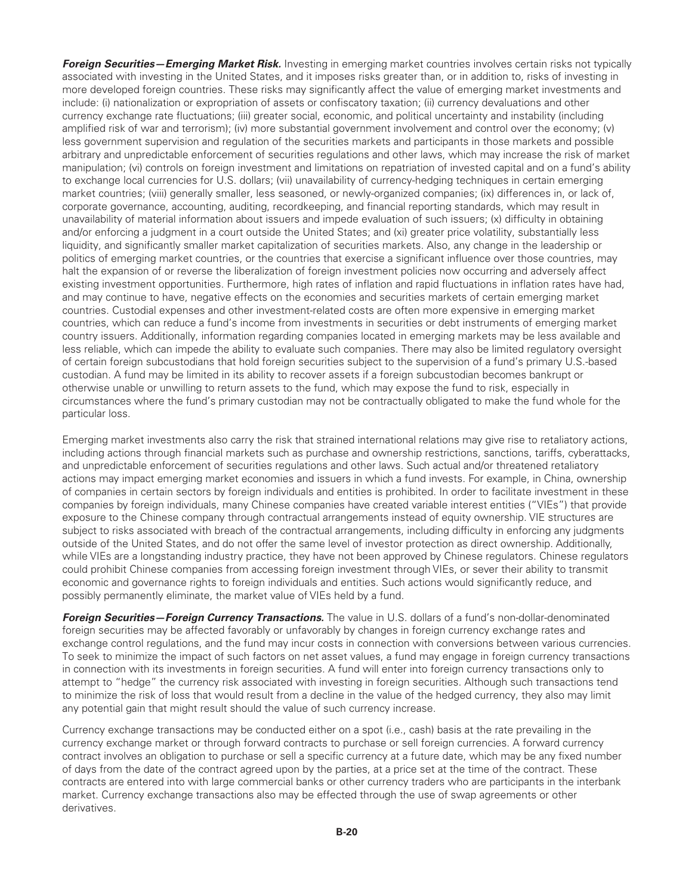***Foreign Securities—Emerging Market Risk.*** Investing in emerging market countries involves certain risks not typically associated with investing in the United States, and it imposes risks greater than, or in addition to, risks of investing in more developed foreign countries. These risks may significantly affect the value of emerging market investments and include: (i) nationalization or expropriation of assets or confiscatory taxation; (ii) currency devaluations and other currency exchange rate fluctuations; (iii) greater social, economic, and political uncertainty and instability (including amplified risk of war and terrorism); (iv) more substantial government involvement and control over the economy; (v) less government supervision and regulation of the securities markets and participants in those markets and possible arbitrary and unpredictable enforcement of securities regulations and other laws, which may increase the risk of market manipulation; (vi) controls on foreign investment and limitations on repatriation of invested capital and on a fund's ability to exchange local currencies for U.S. dollars; (vii) unavailability of currency-hedging techniques in certain emerging market countries; (viii) generally smaller, less seasoned, or newly-organized companies; (ix) differences in, or lack of, corporate governance, accounting, auditing, recordkeeping, and financial reporting standards, which may result in unavailability of material information about issuers and impede evaluation of such issuers; (x) difficulty in obtaining and/or enforcing a judgment in a court outside the United States; and (xi) greater price volatility, substantially less liquidity, and significantly smaller market capitalization of securities markets. Also, any change in the leadership or politics of emerging market countries, or the countries that exercise a significant influence over those countries, may halt the expansion of or reverse the liberalization of foreign investment policies now occurring and adversely affect existing investment opportunities. Furthermore, high rates of inflation and rapid fluctuations in inflation rates have had, and may continue to have, negative effects on the economies and securities markets of certain emerging market countries. Custodial expenses and other investment-related costs are often more expensive in emerging market countries, which can reduce a fund's income from investments in securities or debt instruments of emerging market country issuers. Additionally, information regarding companies located in emerging markets may be less available and less reliable, which can impede the ability to evaluate such companies. There may also be limited regulatory oversight of certain foreign subcustodians that hold foreign securities subject to the supervision of a fund's primary U.S.-based custodian. A fund may be limited in its ability to recover assets if a foreign subcustodian becomes bankrupt or otherwise unable or unwilling to return assets to the fund, which may expose the fund to risk, especially in circumstances where the fund's primary custodian may not be contractually obligated to make the fund whole for the particular loss.

Emerging market investments also carry the risk that strained international relations may give rise to retaliatory actions, including actions through financial markets such as purchase and ownership restrictions, sanctions, tariffs, cyberattacks, and unpredictable enforcement of securities regulations and other laws. Such actual and/or threatened retaliatory actions may impact emerging market economies and issuers in which a fund invests. For example, in China, ownership of companies in certain sectors by foreign individuals and entities is prohibited. In order to facilitate investment in these companies by foreign individuals, many Chinese companies have created variable interest entities ("VIEs") that provide exposure to the Chinese company through contractual arrangements instead of equity ownership. VIE structures are subject to risks associated with breach of the contractual arrangements, including difficulty in enforcing any judgments outside of the United States, and do not offer the same level of investor protection as direct ownership. Additionally, while VIEs are a longstanding industry practice, they have not been approved by Chinese regulators. Chinese regulators could prohibit Chinese companies from accessing foreign investment through VIEs, or sever their ability to transmit economic and governance rights to foreign individuals and entities. Such actions would significantly reduce, and possibly permanently eliminate, the market value of VIEs held by a fund.

***Foreign Securities—Foreign Currency Transactions.*** The value in U.S. dollars of a fund's non-dollar-denominated foreign securities may be affected favorably or unfavorably by changes in foreign currency exchange rates and exchange control regulations, and the fund may incur costs in connection with conversions between various currencies. To seek to minimize the impact of such factors on net asset values, a fund may engage in foreign currency transactions in connection with its investments in foreign securities. A fund will enter into foreign currency transactions only to attempt to "hedge" the currency risk associated with investing in foreign securities. Although such transactions tend to minimize the risk of loss that would result from a decline in the value of the hedged currency, they also may limit any potential gain that might result should the value of such currency increase.

Currency exchange transactions may be conducted either on a spot (i.e., cash) basis at the rate prevailing in the currency exchange market or through forward contracts to purchase or sell foreign currencies. A forward currency contract involves an obligation to purchase or sell a specific currency at a future date, which may be any fixed number of days from the date of the contract agreed upon by the parties, at a price set at the time of the contract. These contracts are entered into with large commercial banks or other currency traders who are participants in the interbank market. Currency exchange transactions also may be effected through the use of swap agreements or other derivatives.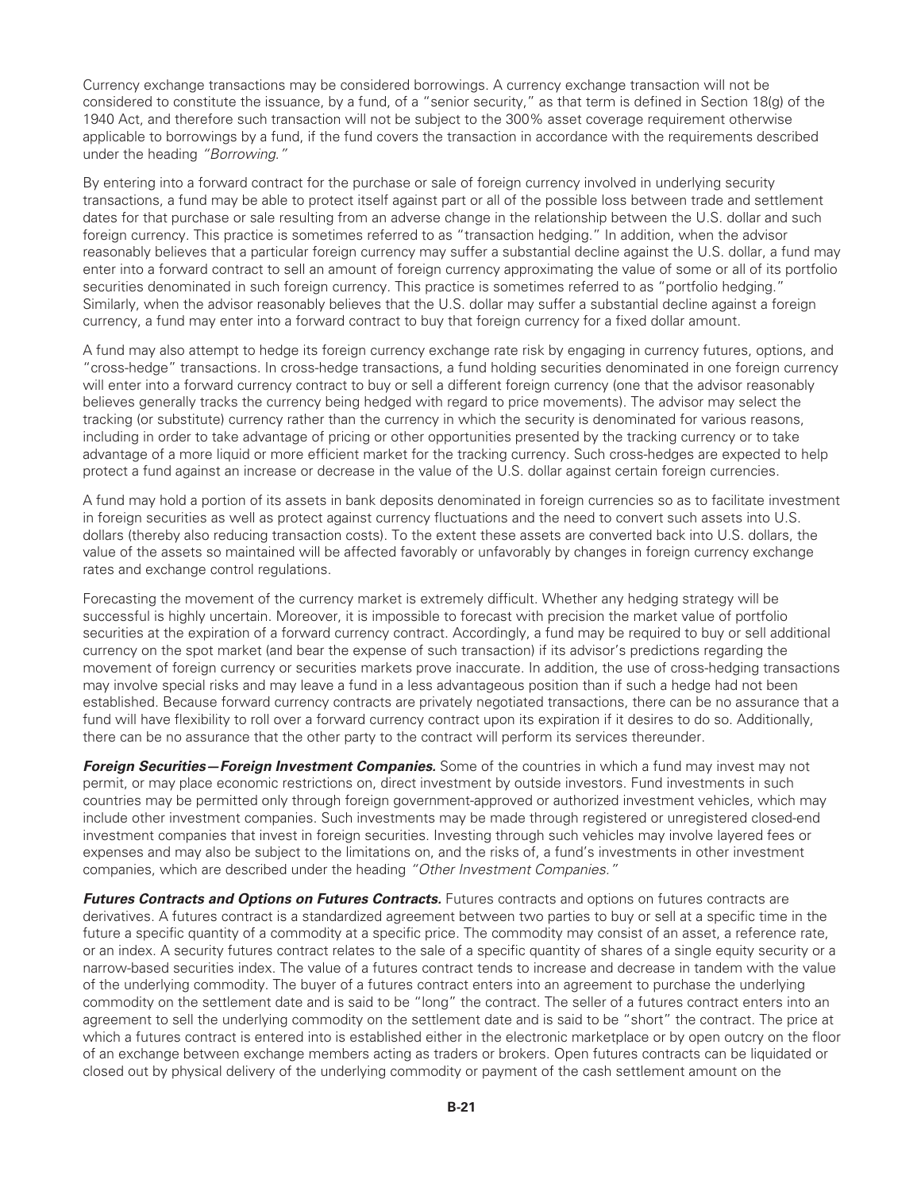Currency exchange transactions may be considered borrowings. A currency exchange transaction will not be considered to constitute the issuance, by a fund, of a "senior security," as that term is defined in Section 18(g) of the 1940 Act, and therefore such transaction will not be subject to the 300% asset coverage requirement otherwise applicable to borrowings by a fund, if the fund covers the transaction in accordance with the requirements described under the heading *"Borrowing."*

By entering into a forward contract for the purchase or sale of foreign currency involved in underlying security transactions, a fund may be able to protect itself against part or all of the possible loss between trade and settlement dates for that purchase or sale resulting from an adverse change in the relationship between the U.S. dollar and such foreign currency. This practice is sometimes referred to as "transaction hedging." In addition, when the advisor reasonably believes that a particular foreign currency may suffer a substantial decline against the U.S. dollar, a fund may enter into a forward contract to sell an amount of foreign currency approximating the value of some or all of its portfolio securities denominated in such foreign currency. This practice is sometimes referred to as "portfolio hedging." Similarly, when the advisor reasonably believes that the U.S. dollar may suffer a substantial decline against a foreign currency, a fund may enter into a forward contract to buy that foreign currency for a fixed dollar amount.

A fund may also attempt to hedge its foreign currency exchange rate risk by engaging in currency futures, options, and "cross-hedge" transactions. In cross-hedge transactions, a fund holding securities denominated in one foreign currency will enter into a forward currency contract to buy or sell a different foreign currency (one that the advisor reasonably believes generally tracks the currency being hedged with regard to price movements). The advisor may select the tracking (or substitute) currency rather than the currency in which the security is denominated for various reasons, including in order to take advantage of pricing or other opportunities presented by the tracking currency or to take advantage of a more liquid or more efficient market for the tracking currency. Such cross-hedges are expected to help protect a fund against an increase or decrease in the value of the U.S. dollar against certain foreign currencies.

A fund may hold a portion of its assets in bank deposits denominated in foreign currencies so as to facilitate investment in foreign securities as well as protect against currency fluctuations and the need to convert such assets into U.S. dollars (thereby also reducing transaction costs). To the extent these assets are converted back into U.S. dollars, the value of the assets so maintained will be affected favorably or unfavorably by changes in foreign currency exchange rates and exchange control regulations.

Forecasting the movement of the currency market is extremely difficult. Whether any hedging strategy will be successful is highly uncertain. Moreover, it is impossible to forecast with precision the market value of portfolio securities at the expiration of a forward currency contract. Accordingly, a fund may be required to buy or sell additional currency on the spot market (and bear the expense of such transaction) if its advisor's predictions regarding the movement of foreign currency or securities markets prove inaccurate. In addition, the use of cross-hedging transactions may involve special risks and may leave a fund in a less advantageous position than if such a hedge had not been established. Because forward currency contracts are privately negotiated transactions, there can be no assurance that a fund will have flexibility to roll over a forward currency contract upon its expiration if it desires to do so. Additionally, there can be no assurance that the other party to the contract will perform its services thereunder.

***Foreign Securities—Foreign Investment Companies.*** Some of the countries in which a fund may invest may not permit, or may place economic restrictions on, direct investment by outside investors. Fund investments in such countries may be permitted only through foreign government-approved or authorized investment vehicles, which may include other investment companies. Such investments may be made through registered or unregistered closed-end investment companies that invest in foreign securities. Investing through such vehicles may involve layered fees or expenses and may also be subject to the limitations on, and the risks of, a fund's investments in other investment companies, which are described under the heading *"Other Investment Companies."*

***Futures Contracts and Options on Futures Contracts.*** Futures contracts and options on futures contracts are derivatives. A futures contract is a standardized agreement between two parties to buy or sell at a specific time in the future a specific quantity of a commodity at a specific price. The commodity may consist of an asset, a reference rate, or an index. A security futures contract relates to the sale of a specific quantity of shares of a single equity security or a narrow-based securities index. The value of a futures contract tends to increase and decrease in tandem with the value of the underlying commodity. The buyer of a futures contract enters into an agreement to purchase the underlying commodity on the settlement date and is said to be "long" the contract. The seller of a futures contract enters into an agreement to sell the underlying commodity on the settlement date and is said to be "short" the contract. The price at which a futures contract is entered into is established either in the electronic marketplace or by open outcry on the floor of an exchange between exchange members acting as traders or brokers. Open futures contracts can be liquidated or closed out by physical delivery of the underlying commodity or payment of the cash settlement amount on the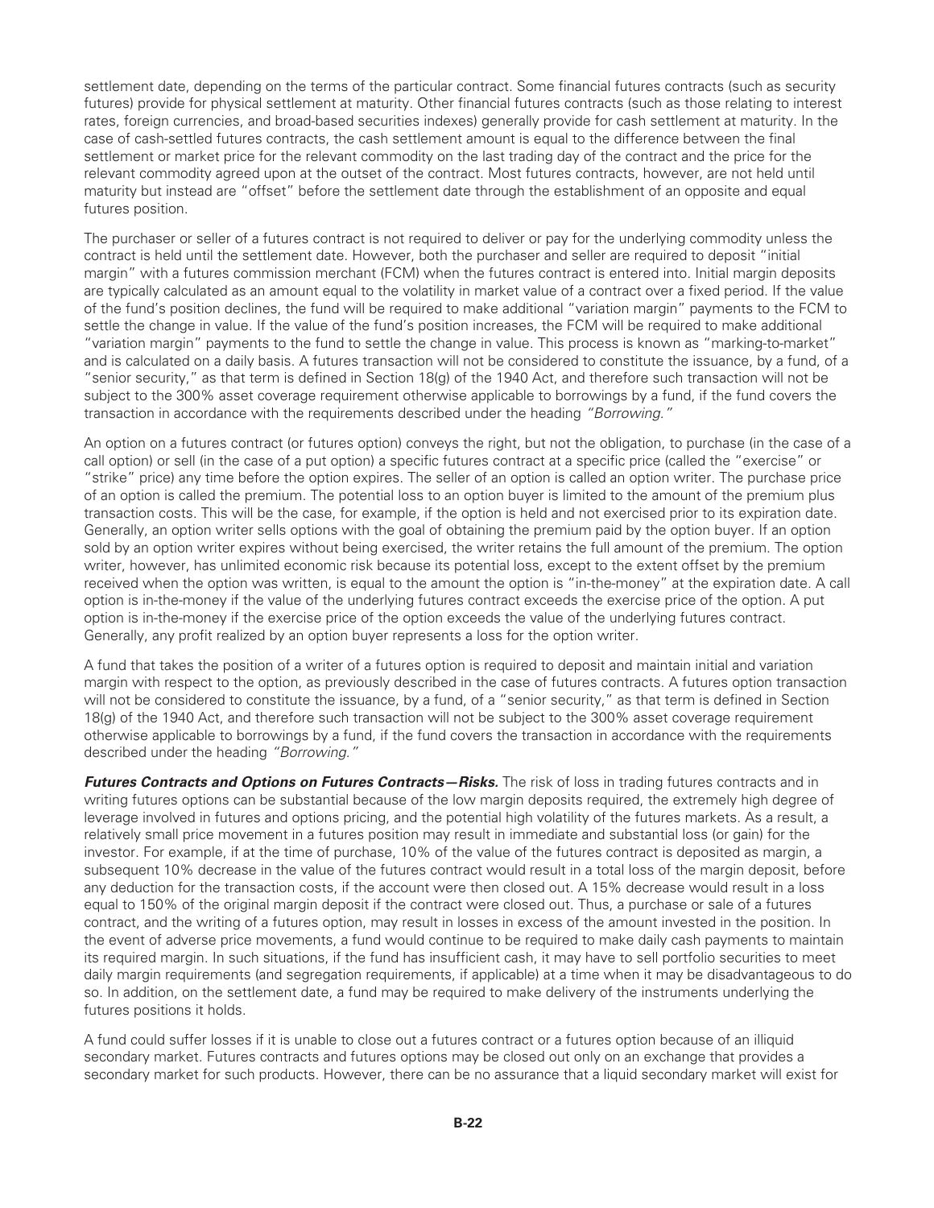settlement date, depending on the terms of the particular contract. Some financial futures contracts (such as security futures) provide for physical settlement at maturity. Other financial futures contracts (such as those relating to interest rates, foreign currencies, and broad-based securities indexes) generally provide for cash settlement at maturity. In the case of cash-settled futures contracts, the cash settlement amount is equal to the difference between the final settlement or market price for the relevant commodity on the last trading day of the contract and the price for the relevant commodity agreed upon at the outset of the contract. Most futures contracts, however, are not held until maturity but instead are "offset" before the settlement date through the establishment of an opposite and equal futures position.

The purchaser or seller of a futures contract is not required to deliver or pay for the underlying commodity unless the contract is held until the settlement date. However, both the purchaser and seller are required to deposit "initial margin" with a futures commission merchant (FCM) when the futures contract is entered into. Initial margin deposits are typically calculated as an amount equal to the volatility in market value of a contract over a fixed period. If the value of the fund's position declines, the fund will be required to make additional "variation margin" payments to the FCM to settle the change in value. If the value of the fund's position increases, the FCM will be required to make additional "variation margin" payments to the fund to settle the change in value. This process is known as "marking-to-market" and is calculated on a daily basis. A futures transaction will not be considered to constitute the issuance, by a fund, of a "senior security," as that term is defined in Section 18(g) of the 1940 Act, and therefore such transaction will not be subject to the 300% asset coverage requirement otherwise applicable to borrowings by a fund, if the fund covers the transaction in accordance with the requirements described under the heading *"Borrowing."*

An option on a futures contract (or futures option) conveys the right, but not the obligation, to purchase (in the case of a call option) or sell (in the case of a put option) a specific futures contract at a specific price (called the "exercise" or "strike" price) any time before the option expires. The seller of an option is called an option writer. The purchase price of an option is called the premium. The potential loss to an option buyer is limited to the amount of the premium plus transaction costs. This will be the case, for example, if the option is held and not exercised prior to its expiration date. Generally, an option writer sells options with the goal of obtaining the premium paid by the option buyer. If an option sold by an option writer expires without being exercised, the writer retains the full amount of the premium. The option writer, however, has unlimited economic risk because its potential loss, except to the extent offset by the premium received when the option was written, is equal to the amount the option is "in-the-money" at the expiration date. A call option is in-the-money if the value of the underlying futures contract exceeds the exercise price of the option. A put option is in-the-money if the exercise price of the option exceeds the value of the underlying futures contract. Generally, any profit realized by an option buyer represents a loss for the option writer.

A fund that takes the position of a writer of a futures option is required to deposit and maintain initial and variation margin with respect to the option, as previously described in the case of futures contracts. A futures option transaction will not be considered to constitute the issuance, by a fund, of a "senior security," as that term is defined in Section 18(g) of the 1940 Act, and therefore such transaction will not be subject to the 300% asset coverage requirement otherwise applicable to borrowings by a fund, if the fund covers the transaction in accordance with the requirements described under the heading *"Borrowing."*

***Futures Contracts and Options on Futures Contracts—Risks.*** The risk of loss in trading futures contracts and in writing futures options can be substantial because of the low margin deposits required, the extremely high degree of leverage involved in futures and options pricing, and the potential high volatility of the futures markets. As a result, a relatively small price movement in a futures position may result in immediate and substantial loss (or gain) for the investor. For example, if at the time of purchase, 10% of the value of the futures contract is deposited as margin, a subsequent 10% decrease in the value of the futures contract would result in a total loss of the margin deposit, before any deduction for the transaction costs, if the account were then closed out. A 15% decrease would result in a loss equal to 150% of the original margin deposit if the contract were closed out. Thus, a purchase or sale of a futures contract, and the writing of a futures option, may result in losses in excess of the amount invested in the position. In the event of adverse price movements, a fund would continue to be required to make daily cash payments to maintain its required margin. In such situations, if the fund has insufficient cash, it may have to sell portfolio securities to meet daily margin requirements (and segregation requirements, if applicable) at a time when it may be disadvantageous to do so. In addition, on the settlement date, a fund may be required to make delivery of the instruments underlying the futures positions it holds.

A fund could suffer losses if it is unable to close out a futures contract or a futures option because of an illiquid secondary market. Futures contracts and futures options may be closed out only on an exchange that provides a secondary market for such products. However, there can be no assurance that a liquid secondary market will exist for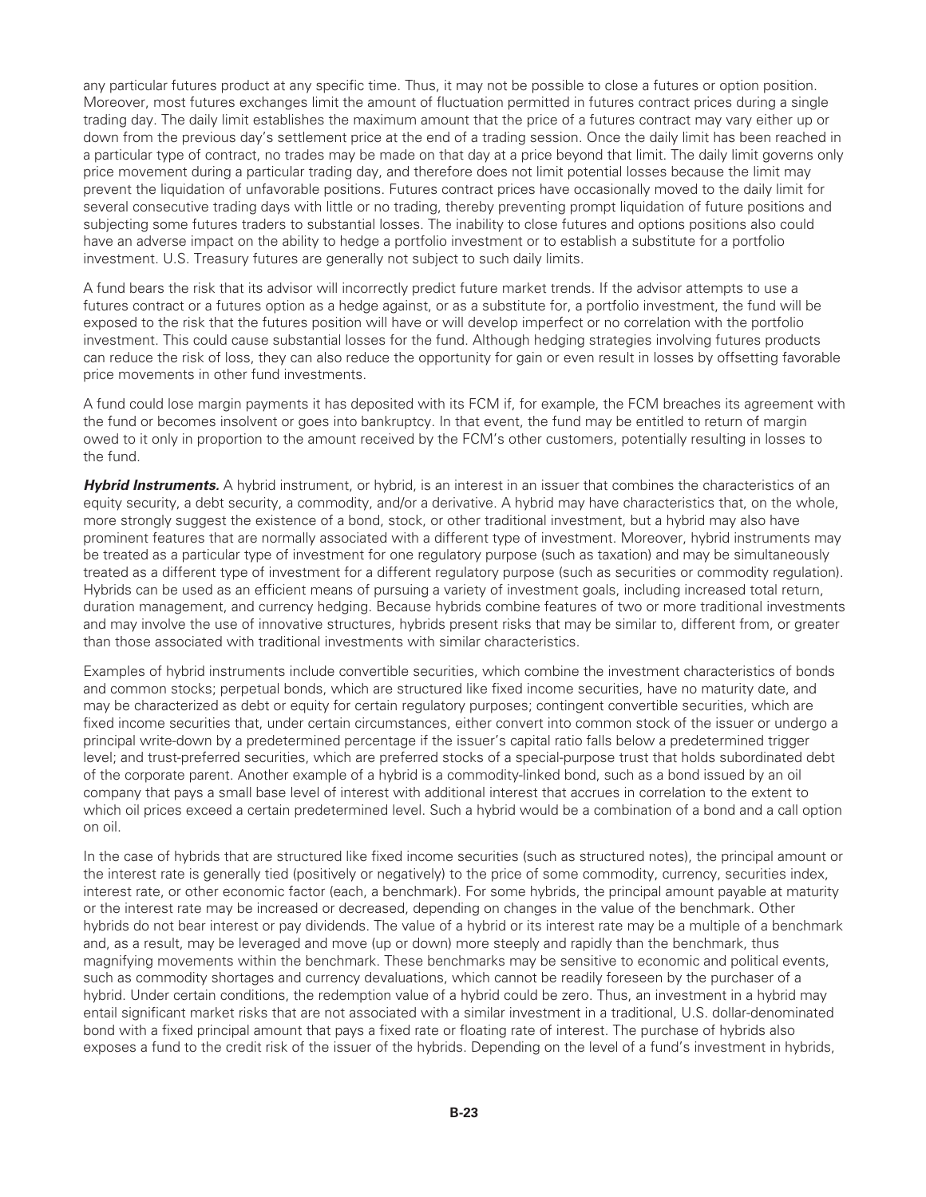any particular futures product at any specific time. Thus, it may not be possible to close a futures or option position. Moreover, most futures exchanges limit the amount of fluctuation permitted in futures contract prices during a single trading day. The daily limit establishes the maximum amount that the price of a futures contract may vary either up or down from the previous day's settlement price at the end of a trading session. Once the daily limit has been reached in a particular type of contract, no trades may be made on that day at a price beyond that limit. The daily limit governs only price movement during a particular trading day, and therefore does not limit potential losses because the limit may prevent the liquidation of unfavorable positions. Futures contract prices have occasionally moved to the daily limit for several consecutive trading days with little or no trading, thereby preventing prompt liquidation of future positions and subjecting some futures traders to substantial losses. The inability to close futures and options positions also could have an adverse impact on the ability to hedge a portfolio investment or to establish a substitute for a portfolio investment. U.S. Treasury futures are generally not subject to such daily limits.

A fund bears the risk that its advisor will incorrectly predict future market trends. If the advisor attempts to use a futures contract or a futures option as a hedge against, or as a substitute for, a portfolio investment, the fund will be exposed to the risk that the futures position will have or will develop imperfect or no correlation with the portfolio investment. This could cause substantial losses for the fund. Although hedging strategies involving futures products can reduce the risk of loss, they can also reduce the opportunity for gain or even result in losses by offsetting favorable price movements in other fund investments.

A fund could lose margin payments it has deposited with its FCM if, for example, the FCM breaches its agreement with the fund or becomes insolvent or goes into bankruptcy. In that event, the fund may be entitled to return of margin owed to it only in proportion to the amount received by the FCM's other customers, potentially resulting in losses to the fund.

***Hybrid Instruments.*** A hybrid instrument, or hybrid, is an interest in an issuer that combines the characteristics of an equity security, a debt security, a commodity, and/or a derivative. A hybrid may have characteristics that, on the whole, more strongly suggest the existence of a bond, stock, or other traditional investment, but a hybrid may also have prominent features that are normally associated with a different type of investment. Moreover, hybrid instruments may be treated as a particular type of investment for one regulatory purpose (such as taxation) and may be simultaneously treated as a different type of investment for a different regulatory purpose (such as securities or commodity regulation). Hybrids can be used as an efficient means of pursuing a variety of investment goals, including increased total return, duration management, and currency hedging. Because hybrids combine features of two or more traditional investments and may involve the use of innovative structures, hybrids present risks that may be similar to, different from, or greater than those associated with traditional investments with similar characteristics.

Examples of hybrid instruments include convertible securities, which combine the investment characteristics of bonds and common stocks; perpetual bonds, which are structured like fixed income securities, have no maturity date, and may be characterized as debt or equity for certain regulatory purposes; contingent convertible securities, which are fixed income securities that, under certain circumstances, either convert into common stock of the issuer or undergo a principal write-down by a predetermined percentage if the issuer's capital ratio falls below a predetermined trigger level; and trust-preferred securities, which are preferred stocks of a special-purpose trust that holds subordinated debt of the corporate parent. Another example of a hybrid is a commodity-linked bond, such as a bond issued by an oil company that pays a small base level of interest with additional interest that accrues in correlation to the extent to which oil prices exceed a certain predetermined level. Such a hybrid would be a combination of a bond and a call option on oil.

In the case of hybrids that are structured like fixed income securities (such as structured notes), the principal amount or the interest rate is generally tied (positively or negatively) to the price of some commodity, currency, securities index, interest rate, or other economic factor (each, a benchmark). For some hybrids, the principal amount payable at maturity or the interest rate may be increased or decreased, depending on changes in the value of the benchmark. Other hybrids do not bear interest or pay dividends. The value of a hybrid or its interest rate may be a multiple of a benchmark and, as a result, may be leveraged and move (up or down) more steeply and rapidly than the benchmark, thus magnifying movements within the benchmark. These benchmarks may be sensitive to economic and political events, such as commodity shortages and currency devaluations, which cannot be readily foreseen by the purchaser of a hybrid. Under certain conditions, the redemption value of a hybrid could be zero. Thus, an investment in a hybrid may entail significant market risks that are not associated with a similar investment in a traditional, U.S. dollar-denominated bond with a fixed principal amount that pays a fixed rate or floating rate of interest. The purchase of hybrids also exposes a fund to the credit risk of the issuer of the hybrids. Depending on the level of a fund's investment in hybrids,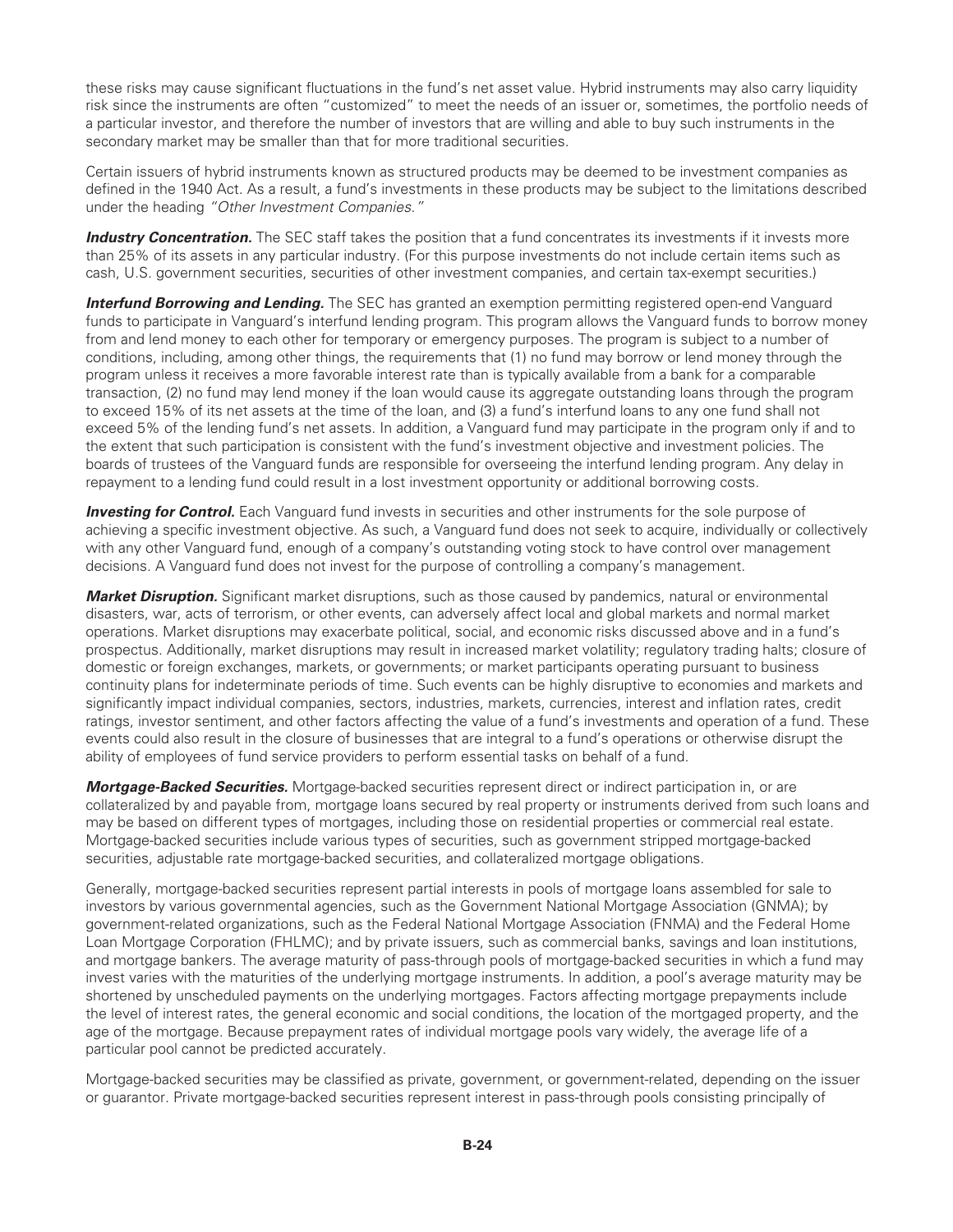these risks may cause significant fluctuations in the fund's net asset value. Hybrid instruments may also carry liquidity risk since the instruments are often "customized" to meet the needs of an issuer or, sometimes, the portfolio needs of a particular investor, and therefore the number of investors that are willing and able to buy such instruments in the secondary market may be smaller than that for more traditional securities.

Certain issuers of hybrid instruments known as structured products may be deemed to be investment companies as defined in the 1940 Act. As a result, a fund's investments in these products may be subject to the limitations described under the heading *"Other Investment Companies."*

***Industry Concentration.*** The SEC staff takes the position that a fund concentrates its investments if it invests more than 25% of its assets in any particular industry. (For this purpose investments do not include certain items such as cash, U.S. government securities, securities of other investment companies, and certain tax-exempt securities.)

***Interfund Borrowing and Lending.*** The SEC has granted an exemption permitting registered open-end Vanguard funds to participate in Vanguard's interfund lending program. This program allows the Vanguard funds to borrow money from and lend money to each other for temporary or emergency purposes. The program is subject to a number of conditions, including, among other things, the requirements that (1) no fund may borrow or lend money through the program unless it receives a more favorable interest rate than is typically available from a bank for a comparable transaction, (2) no fund may lend money if the loan would cause its aggregate outstanding loans through the program to exceed 15% of its net assets at the time of the loan, and (3) a fund's interfund loans to any one fund shall not exceed 5% of the lending fund's net assets. In addition, a Vanguard fund may participate in the program only if and to the extent that such participation is consistent with the fund's investment objective and investment policies. The boards of trustees of the Vanguard funds are responsible for overseeing the interfund lending program. Any delay in repayment to a lending fund could result in a lost investment opportunity or additional borrowing costs.

***Investing for Control.*** Each Vanguard fund invests in securities and other instruments for the sole purpose of achieving a specific investment objective. As such, a Vanguard fund does not seek to acquire, individually or collectively with any other Vanguard fund, enough of a company's outstanding voting stock to have control over management decisions. A Vanguard fund does not invest for the purpose of controlling a company's management.

***Market Disruption.*** Significant market disruptions, such as those caused by pandemics, natural or environmental disasters, war, acts of terrorism, or other events, can adversely affect local and global markets and normal market operations. Market disruptions may exacerbate political, social, and economic risks discussed above and in a fund's prospectus. Additionally, market disruptions may result in increased market volatility; regulatory trading halts; closure of domestic or foreign exchanges, markets, or governments; or market participants operating pursuant to business continuity plans for indeterminate periods of time. Such events can be highly disruptive to economies and markets and significantly impact individual companies, sectors, industries, markets, currencies, interest and inflation rates, credit ratings, investor sentiment, and other factors affecting the value of a fund's investments and operation of a fund. These events could also result in the closure of businesses that are integral to a fund's operations or otherwise disrupt the ability of employees of fund service providers to perform essential tasks on behalf of a fund.

***Mortgage-Backed Securities.*** Mortgage-backed securities represent direct or indirect participation in, or are collateralized by and payable from, mortgage loans secured by real property or instruments derived from such loans and may be based on different types of mortgages, including those on residential properties or commercial real estate. Mortgage-backed securities include various types of securities, such as government stripped mortgage-backed securities, adjustable rate mortgage-backed securities, and collateralized mortgage obligations.

Generally, mortgage-backed securities represent partial interests in pools of mortgage loans assembled for sale to investors by various governmental agencies, such as the Government National Mortgage Association (GNMA); by government-related organizations, such as the Federal National Mortgage Association (FNMA) and the Federal Home Loan Mortgage Corporation (FHLMC); and by private issuers, such as commercial banks, savings and loan institutions, and mortgage bankers. The average maturity of pass-through pools of mortgage-backed securities in which a fund may invest varies with the maturities of the underlying mortgage instruments. In addition, a pool's average maturity may be shortened by unscheduled payments on the underlying mortgages. Factors affecting mortgage prepayments include the level of interest rates, the general economic and social conditions, the location of the mortgaged property, and the age of the mortgage. Because prepayment rates of individual mortgage pools vary widely, the average life of a particular pool cannot be predicted accurately.

Mortgage-backed securities may be classified as private, government, or government-related, depending on the issuer or guarantor. Private mortgage-backed securities represent interest in pass-through pools consisting principally of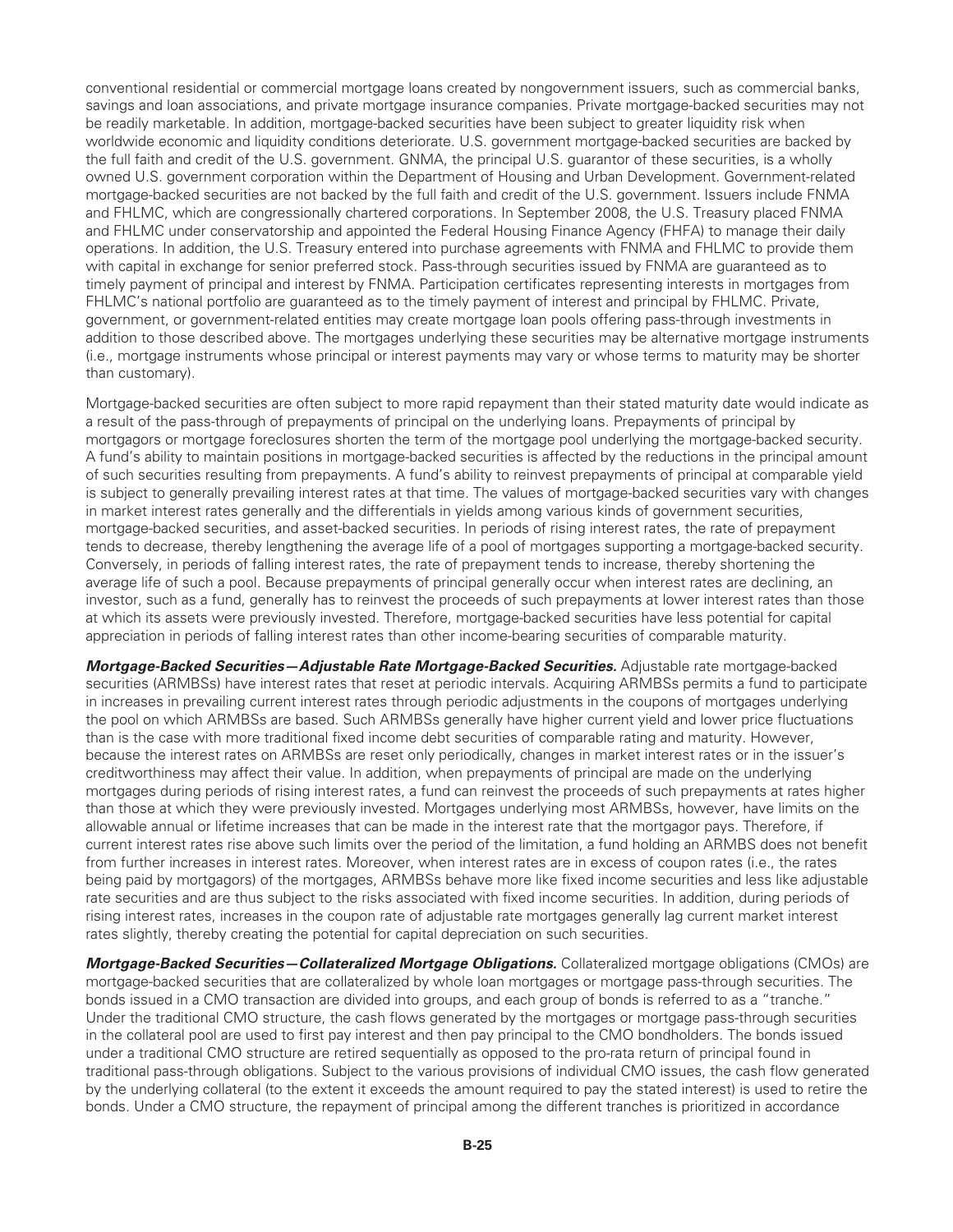conventional residential or commercial mortgage loans created by nongovernment issuers, such as commercial banks, savings and loan associations, and private mortgage insurance companies. Private mortgage-backed securities may not be readily marketable. In addition, mortgage-backed securities have been subject to greater liquidity risk when worldwide economic and liquidity conditions deteriorate. U.S. government mortgage-backed securities are backed by the full faith and credit of the U.S. government. GNMA, the principal U.S. guarantor of these securities, is a wholly owned U.S. government corporation within the Department of Housing and Urban Development. Government-related mortgage-backed securities are not backed by the full faith and credit of the U.S. government. Issuers include FNMA and FHLMC, which are congressionally chartered corporations. In September 2008, the U.S. Treasury placed FNMA and FHLMC under conservatorship and appointed the Federal Housing Finance Agency (FHFA) to manage their daily operations. In addition, the U.S. Treasury entered into purchase agreements with FNMA and FHLMC to provide them with capital in exchange for senior preferred stock. Pass-through securities issued by FNMA are guaranteed as to timely payment of principal and interest by FNMA. Participation certificates representing interests in mortgages from FHLMC's national portfolio are guaranteed as to the timely payment of interest and principal by FHLMC. Private, government, or government-related entities may create mortgage loan pools offering pass-through investments in addition to those described above. The mortgages underlying these securities may be alternative mortgage instruments (i.e., mortgage instruments whose principal or interest payments may vary or whose terms to maturity may be shorter than customary).

Mortgage-backed securities are often subject to more rapid repayment than their stated maturity date would indicate as a result of the pass-through of prepayments of principal on the underlying loans. Prepayments of principal by mortgagors or mortgage foreclosures shorten the term of the mortgage pool underlying the mortgage-backed security. A fund's ability to maintain positions in mortgage-backed securities is affected by the reductions in the principal amount of such securities resulting from prepayments. A fund's ability to reinvest prepayments of principal at comparable yield is subject to generally prevailing interest rates at that time. The values of mortgage-backed securities vary with changes in market interest rates generally and the differentials in yields among various kinds of government securities, mortgage-backed securities, and asset-backed securities. In periods of rising interest rates, the rate of prepayment tends to decrease, thereby lengthening the average life of a pool of mortgages supporting a mortgage-backed security. Conversely, in periods of falling interest rates, the rate of prepayment tends to increase, thereby shortening the average life of such a pool. Because prepayments of principal generally occur when interest rates are declining, an investor, such as a fund, generally has to reinvest the proceeds of such prepayments at lower interest rates than those at which its assets were previously invested. Therefore, mortgage-backed securities have less potential for capital appreciation in periods of falling interest rates than other income-bearing securities of comparable maturity.

***Mortgage-Backed Securities—Adjustable Rate Mortgage-Backed Securities.*** Adjustable rate mortgage-backed securities (ARMBSs) have interest rates that reset at periodic intervals. Acquiring ARMBSs permits a fund to participate in increases in prevailing current interest rates through periodic adjustments in the coupons of mortgages underlying the pool on which ARMBSs are based. Such ARMBSs generally have higher current yield and lower price fluctuations than is the case with more traditional fixed income debt securities of comparable rating and maturity. However, because the interest rates on ARMBSs are reset only periodically, changes in market interest rates or in the issuer's creditworthiness may affect their value. In addition, when prepayments of principal are made on the underlying mortgages during periods of rising interest rates, a fund can reinvest the proceeds of such prepayments at rates higher than those at which they were previously invested. Mortgages underlying most ARMBSs, however, have limits on the allowable annual or lifetime increases that can be made in the interest rate that the mortgagor pays. Therefore, if current interest rates rise above such limits over the period of the limitation, a fund holding an ARMBS does not benefit from further increases in interest rates. Moreover, when interest rates are in excess of coupon rates (i.e., the rates being paid by mortgagors) of the mortgages, ARMBSs behave more like fixed income securities and less like adjustable rate securities and are thus subject to the risks associated with fixed income securities. In addition, during periods of rising interest rates, increases in the coupon rate of adjustable rate mortgages generally lag current market interest rates slightly, thereby creating the potential for capital depreciation on such securities.

***Mortgage-Backed Securities—Collateralized Mortgage Obligations.*** Collateralized mortgage obligations (CMOs) are mortgage-backed securities that are collateralized by whole loan mortgages or mortgage pass-through securities. The bonds issued in a CMO transaction are divided into groups, and each group of bonds is referred to as a "tranche." Under the traditional CMO structure, the cash flows generated by the mortgages or mortgage pass-through securities in the collateral pool are used to first pay interest and then pay principal to the CMO bondholders. The bonds issued under a traditional CMO structure are retired sequentially as opposed to the pro-rata return of principal found in traditional pass-through obligations. Subject to the various provisions of individual CMO issues, the cash flow generated by the underlying collateral (to the extent it exceeds the amount required to pay the stated interest) is used to retire the bonds. Under a CMO structure, the repayment of principal among the different tranches is prioritized in accordance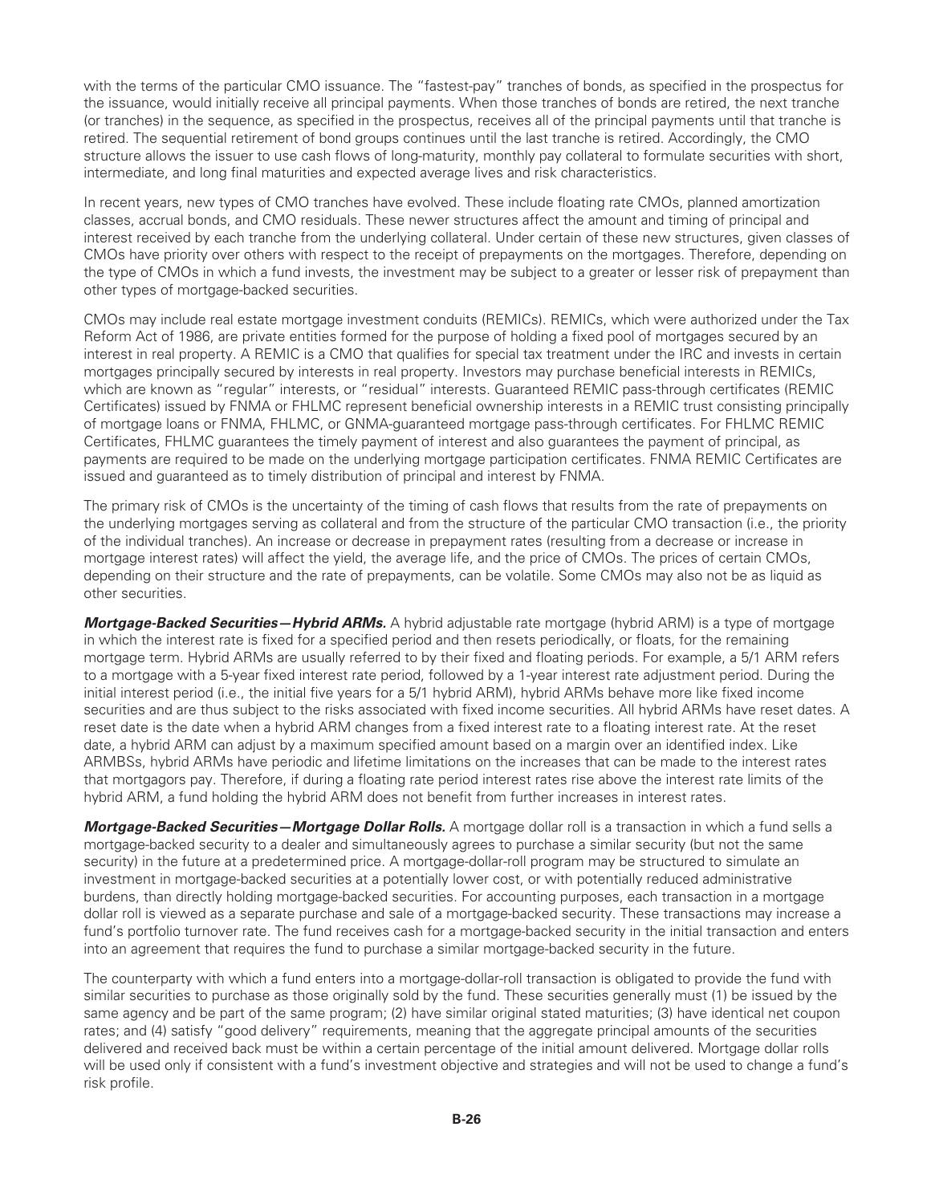with the terms of the particular CMO issuance. The "fastest-pay" tranches of bonds, as specified in the prospectus for the issuance, would initially receive all principal payments. When those tranches of bonds are retired, the next tranche (or tranches) in the sequence, as specified in the prospectus, receives all of the principal payments until that tranche is retired. The sequential retirement of bond groups continues until the last tranche is retired. Accordingly, the CMO structure allows the issuer to use cash flows of long-maturity, monthly pay collateral to formulate securities with short, intermediate, and long final maturities and expected average lives and risk characteristics.

In recent years, new types of CMO tranches have evolved. These include floating rate CMOs, planned amortization classes, accrual bonds, and CMO residuals. These newer structures affect the amount and timing of principal and interest received by each tranche from the underlying collateral. Under certain of these new structures, given classes of CMOs have priority over others with respect to the receipt of prepayments on the mortgages. Therefore, depending on the type of CMOs in which a fund invests, the investment may be subject to a greater or lesser risk of prepayment than other types of mortgage-backed securities.

CMOs may include real estate mortgage investment conduits (REMICs). REMICs, which were authorized under the Tax Reform Act of 1986, are private entities formed for the purpose of holding a fixed pool of mortgages secured by an interest in real property. A REMIC is a CMO that qualifies for special tax treatment under the IRC and invests in certain mortgages principally secured by interests in real property. Investors may purchase beneficial interests in REMICs, which are known as "regular" interests, or "residual" interests. Guaranteed REMIC pass-through certificates (REMIC Certificates) issued by FNMA or FHLMC represent beneficial ownership interests in a REMIC trust consisting principally of mortgage loans or FNMA, FHLMC, or GNMA-guaranteed mortgage pass-through certificates. For FHLMC REMIC Certificates, FHLMC guarantees the timely payment of interest and also guarantees the payment of principal, as payments are required to be made on the underlying mortgage participation certificates. FNMA REMIC Certificates are issued and guaranteed as to timely distribution of principal and interest by FNMA.

The primary risk of CMOs is the uncertainty of the timing of cash flows that results from the rate of prepayments on the underlying mortgages serving as collateral and from the structure of the particular CMO transaction (i.e., the priority of the individual tranches). An increase or decrease in prepayment rates (resulting from a decrease or increase in mortgage interest rates) will affect the yield, the average life, and the price of CMOs. The prices of certain CMOs, depending on their structure and the rate of prepayments, can be volatile. Some CMOs may also not be as liquid as other securities.

***Mortgage-Backed Securities—Hybrid ARMs.*** A hybrid adjustable rate mortgage (hybrid ARM) is a type of mortgage in which the interest rate is fixed for a specified period and then resets periodically, or floats, for the remaining mortgage term. Hybrid ARMs are usually referred to by their fixed and floating periods. For example, a 5/1 ARM refers to a mortgage with a 5-year fixed interest rate period, followed by a 1-year interest rate adjustment period. During the initial interest period (i.e., the initial five years for a 5/1 hybrid ARM), hybrid ARMs behave more like fixed income securities and are thus subject to the risks associated with fixed income securities. All hybrid ARMs have reset dates. A reset date is the date when a hybrid ARM changes from a fixed interest rate to a floating interest rate. At the reset date, a hybrid ARM can adjust by a maximum specified amount based on a margin over an identified index. Like ARMBSs, hybrid ARMs have periodic and lifetime limitations on the increases that can be made to the interest rates that mortgagors pay. Therefore, if during a floating rate period interest rates rise above the interest rate limits of the hybrid ARM, a fund holding the hybrid ARM does not benefit from further increases in interest rates.

***Mortgage-Backed Securities—Mortgage Dollar Rolls.*** A mortgage dollar roll is a transaction in which a fund sells a mortgage-backed security to a dealer and simultaneously agrees to purchase a similar security (but not the same security) in the future at a predetermined price. A mortgage-dollar-roll program may be structured to simulate an investment in mortgage-backed securities at a potentially lower cost, or with potentially reduced administrative burdens, than directly holding mortgage-backed securities. For accounting purposes, each transaction in a mortgage dollar roll is viewed as a separate purchase and sale of a mortgage-backed security. These transactions may increase a fund's portfolio turnover rate. The fund receives cash for a mortgage-backed security in the initial transaction and enters into an agreement that requires the fund to purchase a similar mortgage-backed security in the future.

The counterparty with which a fund enters into a mortgage-dollar-roll transaction is obligated to provide the fund with similar securities to purchase as those originally sold by the fund. These securities generally must (1) be issued by the same agency and be part of the same program; (2) have similar original stated maturities; (3) have identical net coupon rates; and (4) satisfy "good delivery" requirements, meaning that the aggregate principal amounts of the securities delivered and received back must be within a certain percentage of the initial amount delivered. Mortgage dollar rolls will be used only if consistent with a fund's investment objective and strategies and will not be used to change a fund's risk profile.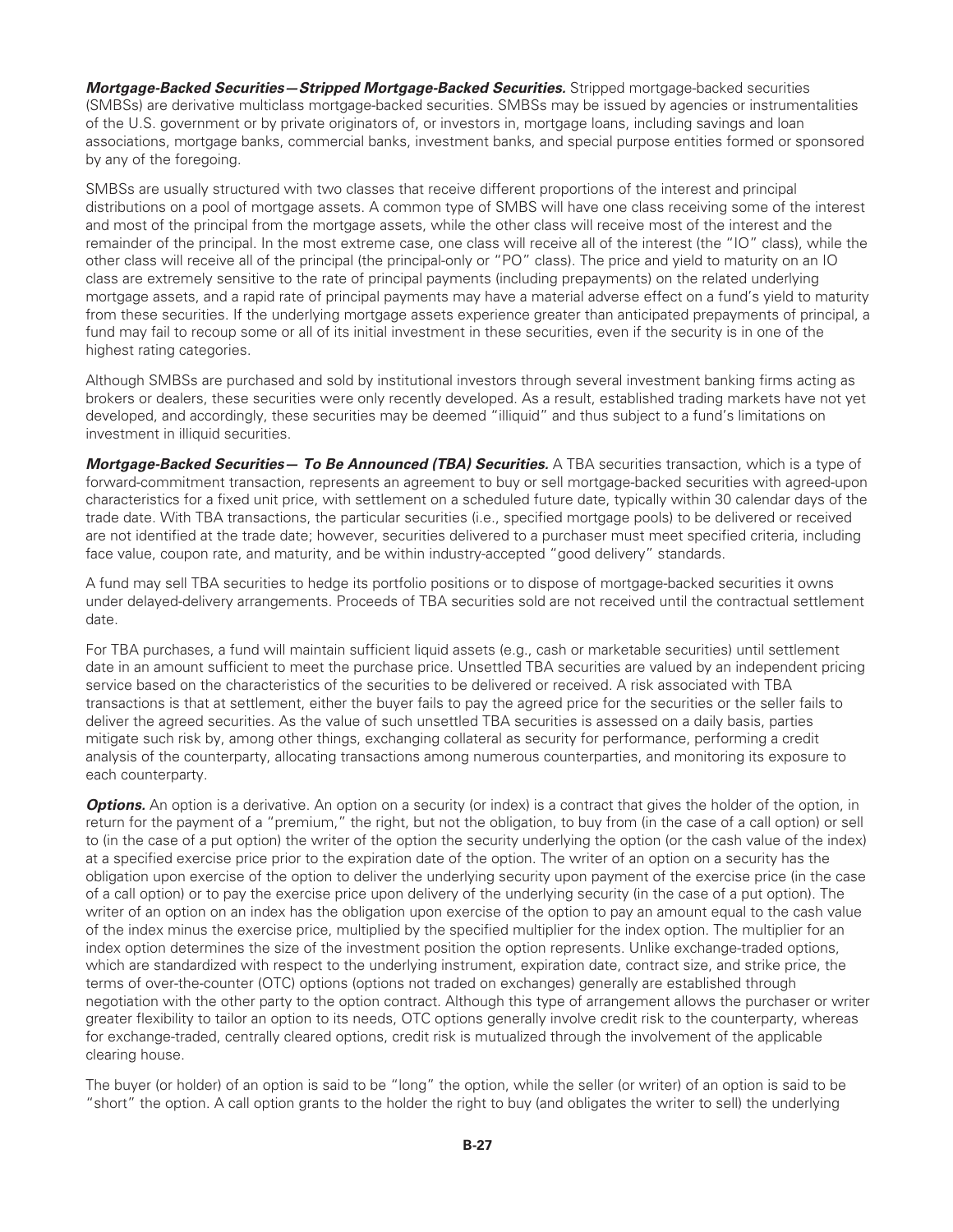***Mortgage-Backed Securities—Stripped Mortgage-Backed Securities.*** Stripped mortgage-backed securities (SMBSs) are derivative multiclass mortgage-backed securities. SMBSs may be issued by agencies or instrumentalities of the U.S. government or by private originators of, or investors in, mortgage loans, including savings and loan associations, mortgage banks, commercial banks, investment banks, and special purpose entities formed or sponsored by any of the foregoing.

SMBSs are usually structured with two classes that receive different proportions of the interest and principal distributions on a pool of mortgage assets. A common type of SMBS will have one class receiving some of the interest and most of the principal from the mortgage assets, while the other class will receive most of the interest and the remainder of the principal. In the most extreme case, one class will receive all of the interest (the "IO" class), while the other class will receive all of the principal (the principal-only or "PO" class). The price and yield to maturity on an IO class are extremely sensitive to the rate of principal payments (including prepayments) on the related underlying mortgage assets, and a rapid rate of principal payments may have a material adverse effect on a fund's yield to maturity from these securities. If the underlying mortgage assets experience greater than anticipated prepayments of principal, a fund may fail to recoup some or all of its initial investment in these securities, even if the security is in one of the highest rating categories.

Although SMBSs are purchased and sold by institutional investors through several investment banking firms acting as brokers or dealers, these securities were only recently developed. As a result, established trading markets have not yet developed, and accordingly, these securities may be deemed "illiquid" and thus subject to a fund's limitations on investment in illiquid securities.

***Mortgage-Backed Securities— To Be Announced (TBA) Securities.*** A TBA securities transaction, which is a type of forward-commitment transaction, represents an agreement to buy or sell mortgage-backed securities with agreed-upon characteristics for a fixed unit price, with settlement on a scheduled future date, typically within 30 calendar days of the trade date. With TBA transactions, the particular securities (i.e., specified mortgage pools) to be delivered or received are not identified at the trade date; however, securities delivered to a purchaser must meet specified criteria, including face value, coupon rate, and maturity, and be within industry-accepted "good delivery" standards.

A fund may sell TBA securities to hedge its portfolio positions or to dispose of mortgage-backed securities it owns under delayed-delivery arrangements. Proceeds of TBA securities sold are not received until the contractual settlement date.

For TBA purchases, a fund will maintain sufficient liquid assets (e.g., cash or marketable securities) until settlement date in an amount sufficient to meet the purchase price. Unsettled TBA securities are valued by an independent pricing service based on the characteristics of the securities to be delivered or received. A risk associated with TBA transactions is that at settlement, either the buyer fails to pay the agreed price for the securities or the seller fails to deliver the agreed securities. As the value of such unsettled TBA securities is assessed on a daily basis, parties mitigate such risk by, among other things, exchanging collateral as security for performance, performing a credit analysis of the counterparty, allocating transactions among numerous counterparties, and monitoring its exposure to each counterparty.

***Options.*** An option is a derivative. An option on a security (or index) is a contract that gives the holder of the option, in return for the payment of a "premium," the right, but not the obligation, to buy from (in the case of a call option) or sell to (in the case of a put option) the writer of the option the security underlying the option (or the cash value of the index) at a specified exercise price prior to the expiration date of the option. The writer of an option on a security has the obligation upon exercise of the option to deliver the underlying security upon payment of the exercise price (in the case of a call option) or to pay the exercise price upon delivery of the underlying security (in the case of a put option). The writer of an option on an index has the obligation upon exercise of the option to pay an amount equal to the cash value of the index minus the exercise price, multiplied by the specified multiplier for the index option. The multiplier for an index option determines the size of the investment position the option represents. Unlike exchange-traded options, which are standardized with respect to the underlying instrument, expiration date, contract size, and strike price, the terms of over-the-counter (OTC) options (options not traded on exchanges) generally are established through negotiation with the other party to the option contract. Although this type of arrangement allows the purchaser or writer greater flexibility to tailor an option to its needs, OTC options generally involve credit risk to the counterparty, whereas for exchange-traded, centrally cleared options, credit risk is mutualized through the involvement of the applicable clearing house.

The buyer (or holder) of an option is said to be "long" the option, while the seller (or writer) of an option is said to be "short" the option. A call option grants to the holder the right to buy (and obligates the writer to sell) the underlying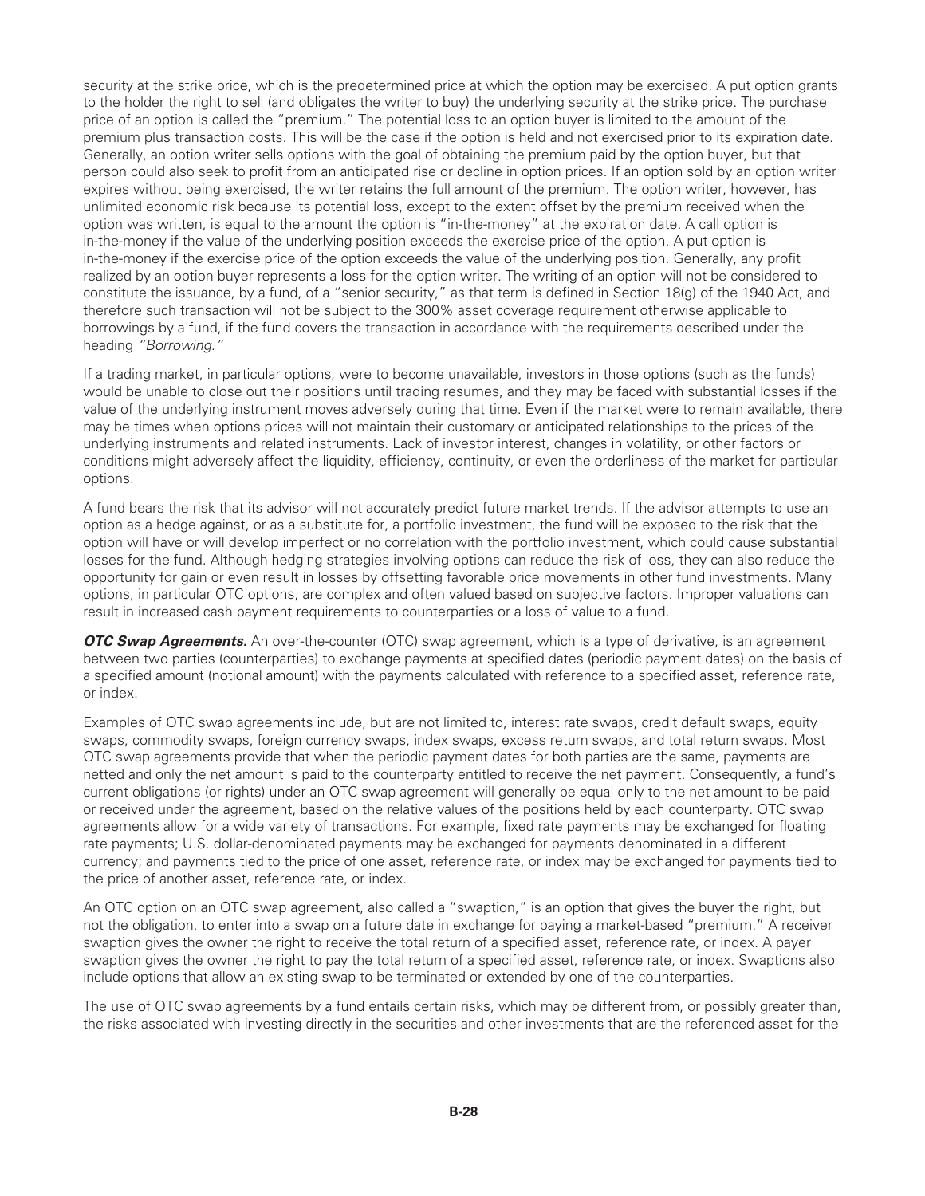security at the strike price, which is the predetermined price at which the option may be exercised. A put option grants to the holder the right to sell (and obligates the writer to buy) the underlying security at the strike price. The purchase price of an option is called the "premium." The potential loss to an option buyer is limited to the amount of the premium plus transaction costs. This will be the case if the option is held and not exercised prior to its expiration date. Generally, an option writer sells options with the goal of obtaining the premium paid by the option buyer, but that person could also seek to profit from an anticipated rise or decline in option prices. If an option sold by an option writer expires without being exercised, the writer retains the full amount of the premium. The option writer, however, has unlimited economic risk because its potential loss, except to the extent offset by the premium received when the option was written, is equal to the amount the option is "in-the-money" at the expiration date. A call option is in-the-money if the value of the underlying position exceeds the exercise price of the option. A put option is in-the-money if the exercise price of the option exceeds the value of the underlying position. Generally, any profit realized by an option buyer represents a loss for the option writer. The writing of an option will not be considered to constitute the issuance, by a fund, of a "senior security," as that term is defined in Section 18(g) of the 1940 Act, and therefore such transaction will not be subject to the 300% asset coverage requirement otherwise applicable to borrowings by a fund, if the fund covers the transaction in accordance with the requirements described under the heading *"Borrowing."*

If a trading market, in particular options, were to become unavailable, investors in those options (such as the funds) would be unable to close out their positions until trading resumes, and they may be faced with substantial losses if the value of the underlying instrument moves adversely during that time. Even if the market were to remain available, there may be times when options prices will not maintain their customary or anticipated relationships to the prices of the underlying instruments and related instruments. Lack of investor interest, changes in volatility, or other factors or conditions might adversely affect the liquidity, efficiency, continuity, or even the orderliness of the market for particular options.

A fund bears the risk that its advisor will not accurately predict future market trends. If the advisor attempts to use an option as a hedge against, or as a substitute for, a portfolio investment, the fund will be exposed to the risk that the option will have or will develop imperfect or no correlation with the portfolio investment, which could cause substantial losses for the fund. Although hedging strategies involving options can reduce the risk of loss, they can also reduce the opportunity for gain or even result in losses by offsetting favorable price movements in other fund investments. Many options, in particular OTC options, are complex and often valued based on subjective factors. Improper valuations can result in increased cash payment requirements to counterparties or a loss of value to a fund.

***OTC Swap Agreements.*** An over-the-counter (OTC) swap agreement, which is a type of derivative, is an agreement between two parties (counterparties) to exchange payments at specified dates (periodic payment dates) on the basis of a specified amount (notional amount) with the payments calculated with reference to a specified asset, reference rate, or index.

Examples of OTC swap agreements include, but are not limited to, interest rate swaps, credit default swaps, equity swaps, commodity swaps, foreign currency swaps, index swaps, excess return swaps, and total return swaps. Most OTC swap agreements provide that when the periodic payment dates for both parties are the same, payments are netted and only the net amount is paid to the counterparty entitled to receive the net payment. Consequently, a fund's current obligations (or rights) under an OTC swap agreement will generally be equal only to the net amount to be paid or received under the agreement, based on the relative values of the positions held by each counterparty. OTC swap agreements allow for a wide variety of transactions. For example, fixed rate payments may be exchanged for floating rate payments; U.S. dollar-denominated payments may be exchanged for payments denominated in a different currency; and payments tied to the price of one asset, reference rate, or index may be exchanged for payments tied to the price of another asset, reference rate, or index.

An OTC option on an OTC swap agreement, also called a "swaption," is an option that gives the buyer the right, but not the obligation, to enter into a swap on a future date in exchange for paying a market-based "premium." A receiver swaption gives the owner the right to receive the total return of a specified asset, reference rate, or index. A payer swaption gives the owner the right to pay the total return of a specified asset, reference rate, or index. Swaptions also include options that allow an existing swap to be terminated or extended by one of the counterparties.

The use of OTC swap agreements by a fund entails certain risks, which may be different from, or possibly greater than, the risks associated with investing directly in the securities and other investments that are the referenced asset for the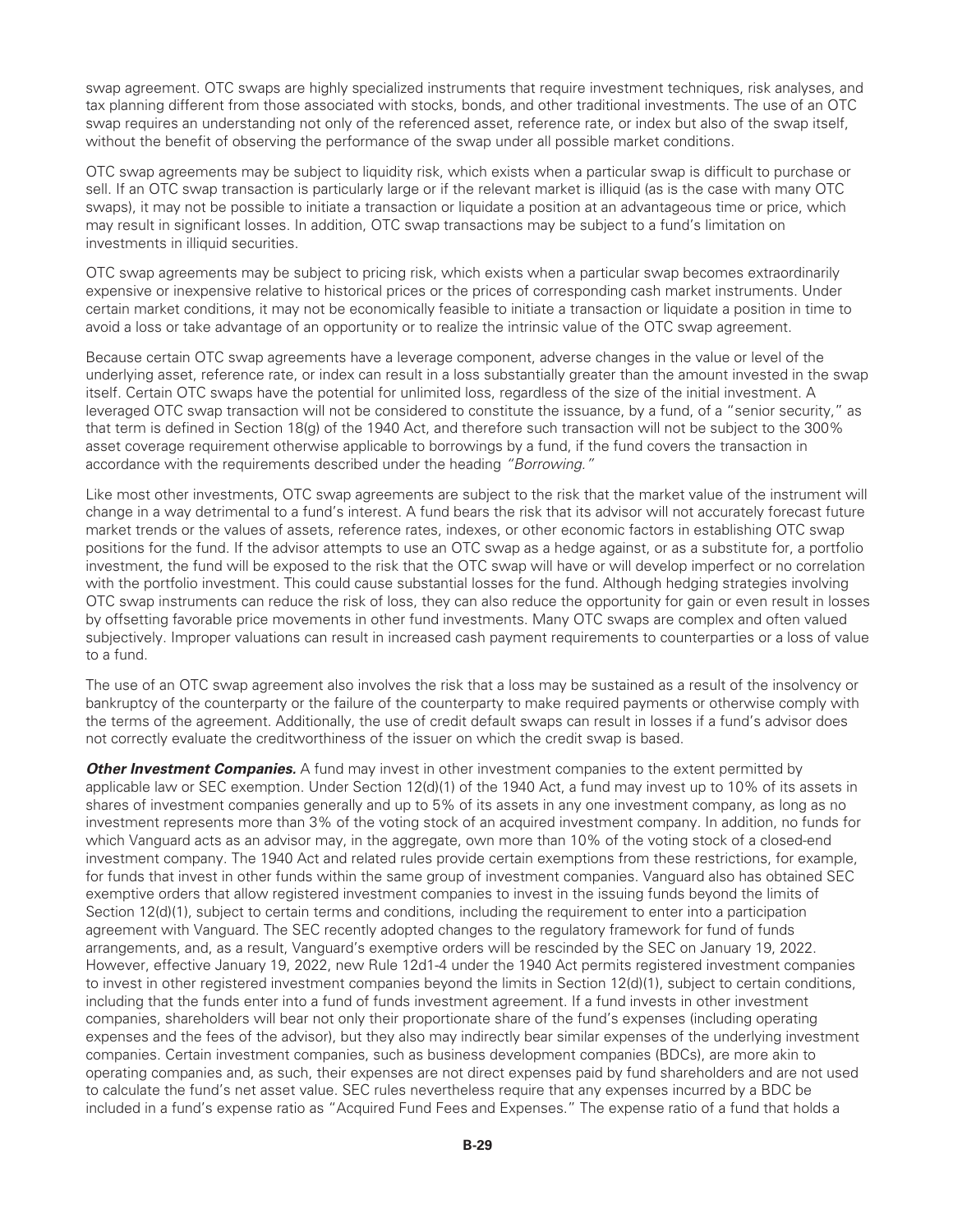swap agreement. OTC swaps are highly specialized instruments that require investment techniques, risk analyses, and tax planning different from those associated with stocks, bonds, and other traditional investments. The use of an OTC swap requires an understanding not only of the referenced asset, reference rate, or index but also of the swap itself, without the benefit of observing the performance of the swap under all possible market conditions.

OTC swap agreements may be subject to liquidity risk, which exists when a particular swap is difficult to purchase or sell. If an OTC swap transaction is particularly large or if the relevant market is illiquid (as is the case with many OTC swaps), it may not be possible to initiate a transaction or liquidate a position at an advantageous time or price, which may result in significant losses. In addition, OTC swap transactions may be subject to a fund's limitation on investments in illiquid securities.

OTC swap agreements may be subject to pricing risk, which exists when a particular swap becomes extraordinarily expensive or inexpensive relative to historical prices or the prices of corresponding cash market instruments. Under certain market conditions, it may not be economically feasible to initiate a transaction or liquidate a position in time to avoid a loss or take advantage of an opportunity or to realize the intrinsic value of the OTC swap agreement.

Because certain OTC swap agreements have a leverage component, adverse changes in the value or level of the underlying asset, reference rate, or index can result in a loss substantially greater than the amount invested in the swap itself. Certain OTC swaps have the potential for unlimited loss, regardless of the size of the initial investment. A leveraged OTC swap transaction will not be considered to constitute the issuance, by a fund, of a "senior security," as that term is defined in Section 18(g) of the 1940 Act, and therefore such transaction will not be subject to the 300% asset coverage requirement otherwise applicable to borrowings by a fund, if the fund covers the transaction in accordance with the requirements described under the heading *"Borrowing."*

Like most other investments, OTC swap agreements are subject to the risk that the market value of the instrument will change in a way detrimental to a fund's interest. A fund bears the risk that its advisor will not accurately forecast future market trends or the values of assets, reference rates, indexes, or other economic factors in establishing OTC swap positions for the fund. If the advisor attempts to use an OTC swap as a hedge against, or as a substitute for, a portfolio investment, the fund will be exposed to the risk that the OTC swap will have or will develop imperfect or no correlation with the portfolio investment. This could cause substantial losses for the fund. Although hedging strategies involving OTC swap instruments can reduce the risk of loss, they can also reduce the opportunity for gain or even result in losses by offsetting favorable price movements in other fund investments. Many OTC swaps are complex and often valued subjectively. Improper valuations can result in increased cash payment requirements to counterparties or a loss of value to a fund.

The use of an OTC swap agreement also involves the risk that a loss may be sustained as a result of the insolvency or bankruptcy of the counterparty or the failure of the counterparty to make required payments or otherwise comply with the terms of the agreement. Additionally, the use of credit default swaps can result in losses if a fund's advisor does not correctly evaluate the creditworthiness of the issuer on which the credit swap is based.

***Other Investment Companies.*** A fund may invest in other investment companies to the extent permitted by applicable law or SEC exemption. Under Section 12(d)(1) of the 1940 Act, a fund may invest up to 10% of its assets in shares of investment companies generally and up to 5% of its assets in any one investment company, as long as no investment represents more than 3% of the voting stock of an acquired investment company. In addition, no funds for which Vanguard acts as an advisor may, in the aggregate, own more than 10% of the voting stock of a closed-end investment company. The 1940 Act and related rules provide certain exemptions from these restrictions, for example, for funds that invest in other funds within the same group of investment companies. Vanguard also has obtained SEC exemptive orders that allow registered investment companies to invest in the issuing funds beyond the limits of Section 12(d)(1), subject to certain terms and conditions, including the requirement to enter into a participation agreement with Vanguard. The SEC recently adopted changes to the regulatory framework for fund of funds arrangements, and, as a result, Vanguard's exemptive orders will be rescinded by the SEC on January 19, 2022. However, effective January 19, 2022, new Rule 12d1-4 under the 1940 Act permits registered investment companies to invest in other registered investment companies beyond the limits in Section 12(d)(1), subject to certain conditions, including that the funds enter into a fund of funds investment agreement. If a fund invests in other investment companies, shareholders will bear not only their proportionate share of the fund's expenses (including operating expenses and the fees of the advisor), but they also may indirectly bear similar expenses of the underlying investment companies. Certain investment companies, such as business development companies (BDCs), are more akin to operating companies and, as such, their expenses are not direct expenses paid by fund shareholders and are not used to calculate the fund's net asset value. SEC rules nevertheless require that any expenses incurred by a BDC be included in a fund's expense ratio as "Acquired Fund Fees and Expenses." The expense ratio of a fund that holds a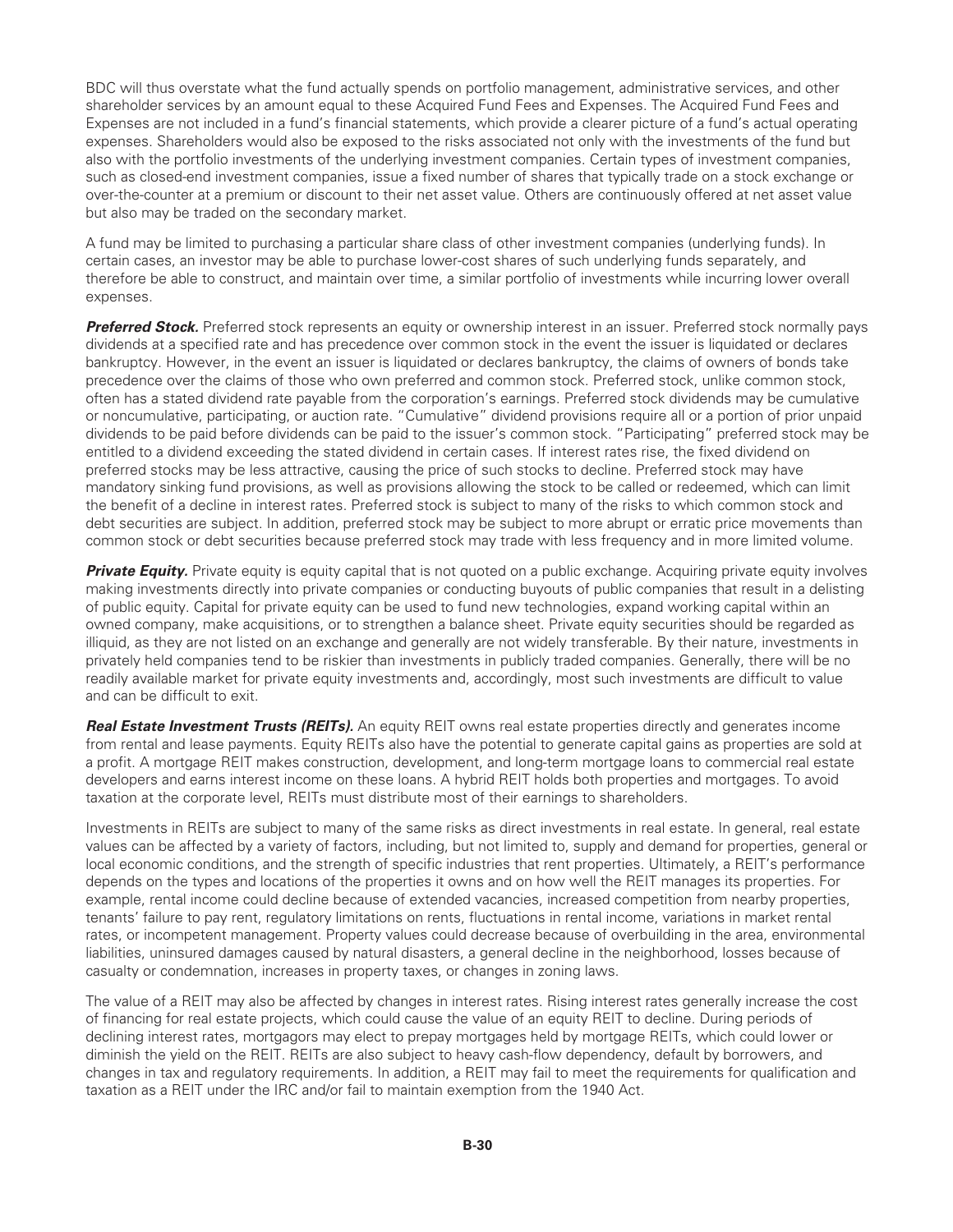BDC will thus overstate what the fund actually spends on portfolio management, administrative services, and other shareholder services by an amount equal to these Acquired Fund Fees and Expenses. The Acquired Fund Fees and Expenses are not included in a fund's financial statements, which provide a clearer picture of a fund's actual operating expenses. Shareholders would also be exposed to the risks associated not only with the investments of the fund but also with the portfolio investments of the underlying investment companies. Certain types of investment companies, such as closed-end investment companies, issue a fixed number of shares that typically trade on a stock exchange or over-the-counter at a premium or discount to their net asset value. Others are continuously offered at net asset value but also may be traded on the secondary market.

A fund may be limited to purchasing a particular share class of other investment companies (underlying funds). In certain cases, an investor may be able to purchase lower-cost shares of such underlying funds separately, and therefore be able to construct, and maintain over time, a similar portfolio of investments while incurring lower overall expenses.

***Preferred Stock.*** Preferred stock represents an equity or ownership interest in an issuer. Preferred stock normally pays dividends at a specified rate and has precedence over common stock in the event the issuer is liquidated or declares bankruptcy. However, in the event an issuer is liquidated or declares bankruptcy, the claims of owners of bonds take precedence over the claims of those who own preferred and common stock. Preferred stock, unlike common stock, often has a stated dividend rate payable from the corporation's earnings. Preferred stock dividends may be cumulative or noncumulative, participating, or auction rate. "Cumulative" dividend provisions require all or a portion of prior unpaid dividends to be paid before dividends can be paid to the issuer's common stock. "Participating" preferred stock may be entitled to a dividend exceeding the stated dividend in certain cases. If interest rates rise, the fixed dividend on preferred stocks may be less attractive, causing the price of such stocks to decline. Preferred stock may have mandatory sinking fund provisions, as well as provisions allowing the stock to be called or redeemed, which can limit the benefit of a decline in interest rates. Preferred stock is subject to many of the risks to which common stock and debt securities are subject. In addition, preferred stock may be subject to more abrupt or erratic price movements than common stock or debt securities because preferred stock may trade with less frequency and in more limited volume.

***Private Equity.*** Private equity is equity capital that is not quoted on a public exchange. Acquiring private equity involves making investments directly into private companies or conducting buyouts of public companies that result in a delisting of public equity. Capital for private equity can be used to fund new technologies, expand working capital within an owned company, make acquisitions, or to strengthen a balance sheet. Private equity securities should be regarded as illiquid, as they are not listed on an exchange and generally are not widely transferable. By their nature, investments in privately held companies tend to be riskier than investments in publicly traded companies. Generally, there will be no readily available market for private equity investments and, accordingly, most such investments are difficult to value and can be difficult to exit.

***Real Estate Investment Trusts (REITs).*** An equity REIT owns real estate properties directly and generates income from rental and lease payments. Equity REITs also have the potential to generate capital gains as properties are sold at a profit. A mortgage REIT makes construction, development, and long-term mortgage loans to commercial real estate developers and earns interest income on these loans. A hybrid REIT holds both properties and mortgages. To avoid taxation at the corporate level, REITs must distribute most of their earnings to shareholders.

Investments in REITs are subject to many of the same risks as direct investments in real estate. In general, real estate values can be affected by a variety of factors, including, but not limited to, supply and demand for properties, general or local economic conditions, and the strength of specific industries that rent properties. Ultimately, a REIT's performance depends on the types and locations of the properties it owns and on how well the REIT manages its properties. For example, rental income could decline because of extended vacancies, increased competition from nearby properties, tenants' failure to pay rent, regulatory limitations on rents, fluctuations in rental income, variations in market rental rates, or incompetent management. Property values could decrease because of overbuilding in the area, environmental liabilities, uninsured damages caused by natural disasters, a general decline in the neighborhood, losses because of casualty or condemnation, increases in property taxes, or changes in zoning laws.

The value of a REIT may also be affected by changes in interest rates. Rising interest rates generally increase the cost of financing for real estate projects, which could cause the value of an equity REIT to decline. During periods of declining interest rates, mortgagors may elect to prepay mortgages held by mortgage REITs, which could lower or diminish the yield on the REIT. REITs are also subject to heavy cash-flow dependency, default by borrowers, and changes in tax and regulatory requirements. In addition, a REIT may fail to meet the requirements for qualification and taxation as a REIT under the IRC and/or fail to maintain exemption from the 1940 Act.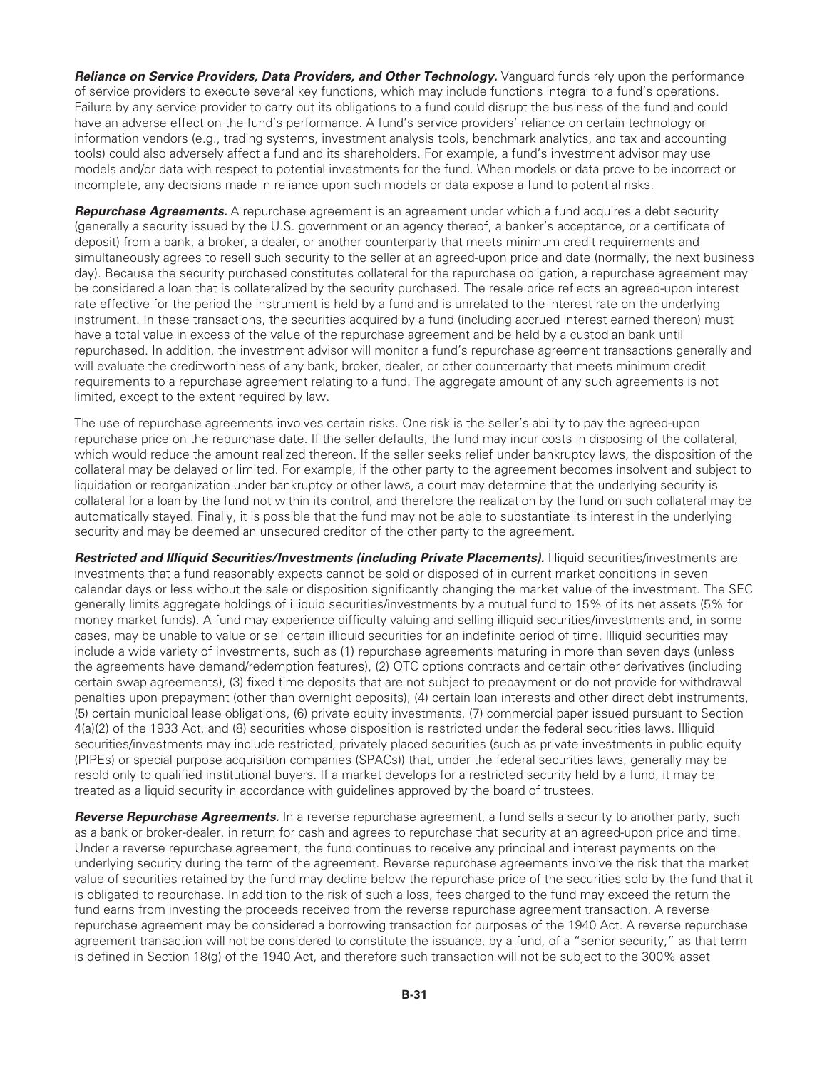***Reliance on Service Providers, Data Providers, and Other Technology.*** Vanguard funds rely upon the performance of service providers to execute several key functions, which may include functions integral to a fund's operations. Failure by any service provider to carry out its obligations to a fund could disrupt the business of the fund and could have an adverse effect on the fund's performance. A fund's service providers' reliance on certain technology or information vendors (e.g., trading systems, investment analysis tools, benchmark analytics, and tax and accounting tools) could also adversely affect a fund and its shareholders. For example, a fund's investment advisor may use models and/or data with respect to potential investments for the fund. When models or data prove to be incorrect or incomplete, any decisions made in reliance upon such models or data expose a fund to potential risks.

***Repurchase Agreements.*** A repurchase agreement is an agreement under which a fund acquires a debt security (generally a security issued by the U.S. government or an agency thereof, a banker's acceptance, or a certificate of deposit) from a bank, a broker, a dealer, or another counterparty that meets minimum credit requirements and simultaneously agrees to resell such security to the seller at an agreed-upon price and date (normally, the next business day). Because the security purchased constitutes collateral for the repurchase obligation, a repurchase agreement may be considered a loan that is collateralized by the security purchased. The resale price reflects an agreed-upon interest rate effective for the period the instrument is held by a fund and is unrelated to the interest rate on the underlying instrument. In these transactions, the securities acquired by a fund (including accrued interest earned thereon) must have a total value in excess of the value of the repurchase agreement and be held by a custodian bank until repurchased. In addition, the investment advisor will monitor a fund's repurchase agreement transactions generally and will evaluate the creditworthiness of any bank, broker, dealer, or other counterparty that meets minimum credit requirements to a repurchase agreement relating to a fund. The aggregate amount of any such agreements is not limited, except to the extent required by law.

The use of repurchase agreements involves certain risks. One risk is the seller's ability to pay the agreed-upon repurchase price on the repurchase date. If the seller defaults, the fund may incur costs in disposing of the collateral, which would reduce the amount realized thereon. If the seller seeks relief under bankruptcy laws, the disposition of the collateral may be delayed or limited. For example, if the other party to the agreement becomes insolvent and subject to liquidation or reorganization under bankruptcy or other laws, a court may determine that the underlying security is collateral for a loan by the fund not within its control, and therefore the realization by the fund on such collateral may be automatically stayed. Finally, it is possible that the fund may not be able to substantiate its interest in the underlying security and may be deemed an unsecured creditor of the other party to the agreement.

***Restricted and Illiquid Securities/Investments (including Private Placements).*** Illiquid securities/investments are investments that a fund reasonably expects cannot be sold or disposed of in current market conditions in seven calendar days or less without the sale or disposition significantly changing the market value of the investment. The SEC generally limits aggregate holdings of illiquid securities/investments by a mutual fund to 15% of its net assets (5% for money market funds). A fund may experience difficulty valuing and selling illiquid securities/investments and, in some cases, may be unable to value or sell certain illiquid securities for an indefinite period of time. Illiquid securities may include a wide variety of investments, such as (1) repurchase agreements maturing in more than seven days (unless the agreements have demand/redemption features), (2) OTC options contracts and certain other derivatives (including certain swap agreements), (3) fixed time deposits that are not subject to prepayment or do not provide for withdrawal penalties upon prepayment (other than overnight deposits), (4) certain loan interests and other direct debt instruments, (5) certain municipal lease obligations, (6) private equity investments, (7) commercial paper issued pursuant to Section 4(a)(2) of the 1933 Act, and (8) securities whose disposition is restricted under the federal securities laws. Illiquid securities/investments may include restricted, privately placed securities (such as private investments in public equity (PIPEs) or special purpose acquisition companies (SPACs)) that, under the federal securities laws, generally may be resold only to qualified institutional buyers. If a market develops for a restricted security held by a fund, it may be treated as a liquid security in accordance with guidelines approved by the board of trustees.

***Reverse Repurchase Agreements.*** In a reverse repurchase agreement, a fund sells a security to another party, such as a bank or broker-dealer, in return for cash and agrees to repurchase that security at an agreed-upon price and time. Under a reverse repurchase agreement, the fund continues to receive any principal and interest payments on the underlying security during the term of the agreement. Reverse repurchase agreements involve the risk that the market value of securities retained by the fund may decline below the repurchase price of the securities sold by the fund that it is obligated to repurchase. In addition to the risk of such a loss, fees charged to the fund may exceed the return the fund earns from investing the proceeds received from the reverse repurchase agreement transaction. A reverse repurchase agreement may be considered a borrowing transaction for purposes of the 1940 Act. A reverse repurchase agreement transaction will not be considered to constitute the issuance, by a fund, of a "senior security," as that term is defined in Section 18(g) of the 1940 Act, and therefore such transaction will not be subject to the 300% asset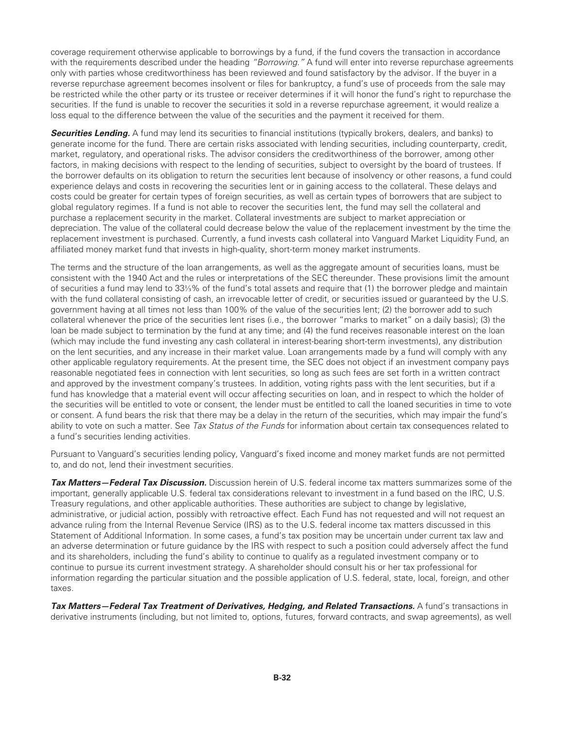coverage requirement otherwise applicable to borrowings by a fund, if the fund covers the transaction in accordance with the requirements described under the heading *"Borrowing."* A fund will enter into reverse repurchase agreements only with parties whose creditworthiness has been reviewed and found satisfactory by the advisor. If the buyer in a reverse repurchase agreement becomes insolvent or files for bankruptcy, a fund's use of proceeds from the sale may be restricted while the other party or its trustee or receiver determines if it will honor the fund's right to repurchase the securities. If the fund is unable to recover the securities it sold in a reverse repurchase agreement, it would realize a loss equal to the difference between the value of the securities and the payment it received for them.

***Securities Lending.*** A fund may lend its securities to financial institutions (typically brokers, dealers, and banks) to generate income for the fund. There are certain risks associated with lending securities, including counterparty, credit, market, regulatory, and operational risks. The advisor considers the creditworthiness of the borrower, among other factors, in making decisions with respect to the lending of securities, subject to oversight by the board of trustees. If the borrower defaults on its obligation to return the securities lent because of insolvency or other reasons, a fund could experience delays and costs in recovering the securities lent or in gaining access to the collateral. These delays and costs could be greater for certain types of foreign securities, as well as certain types of borrowers that are subject to global regulatory regimes. If a fund is not able to recover the securities lent, the fund may sell the collateral and purchase a replacement security in the market. Collateral investments are subject to market appreciation or depreciation. The value of the collateral could decrease below the value of the replacement investment by the time the replacement investment is purchased. Currently, a fund invests cash collateral into Vanguard Market Liquidity Fund, an affiliated money market fund that invests in high-quality, short-term money market instruments.

The terms and the structure of the loan arrangements, as well as the aggregate amount of securities loans, must be consistent with the 1940 Act and the rules or interpretations of the SEC thereunder. These provisions limit the amount of securities a fund may lend to 33⅓% of the fund's total assets and require that (1) the borrower pledge and maintain with the fund collateral consisting of cash, an irrevocable letter of credit, or securities issued or guaranteed by the U.S. government having at all times not less than 100% of the value of the securities lent; (2) the borrower add to such collateral whenever the price of the securities lent rises (i.e., the borrower "marks to market" on a daily basis); (3) the loan be made subject to termination by the fund at any time; and (4) the fund receives reasonable interest on the loan (which may include the fund investing any cash collateral in interest-bearing short-term investments), any distribution on the lent securities, and any increase in their market value. Loan arrangements made by a fund will comply with any other applicable regulatory requirements. At the present time, the SEC does not object if an investment company pays reasonable negotiated fees in connection with lent securities, so long as such fees are set forth in a written contract and approved by the investment company's trustees. In addition, voting rights pass with the lent securities, but if a fund has knowledge that a material event will occur affecting securities on loan, and in respect to which the holder of the securities will be entitled to vote or consent, the lender must be entitled to call the loaned securities in time to vote or consent. A fund bears the risk that there may be a delay in the return of the securities, which may impair the fund's ability to vote on such a matter. See *Tax Status of the Funds* for information about certain tax consequences related to a fund's securities lending activities.

Pursuant to Vanguard's securities lending policy, Vanguard's fixed income and money market funds are not permitted to, and do not, lend their investment securities.

***Tax Matters—Federal Tax Discussion.*** Discussion herein of U.S. federal income tax matters summarizes some of the important, generally applicable U.S. federal tax considerations relevant to investment in a fund based on the IRC, U.S. Treasury regulations, and other applicable authorities. These authorities are subject to change by legislative, administrative, or judicial action, possibly with retroactive effect. Each Fund has not requested and will not request an advance ruling from the Internal Revenue Service (IRS) as to the U.S. federal income tax matters discussed in this Statement of Additional Information. In some cases, a fund's tax position may be uncertain under current tax law and an adverse determination or future guidance by the IRS with respect to such a position could adversely affect the fund and its shareholders, including the fund's ability to continue to qualify as a regulated investment company or to continue to pursue its current investment strategy. A shareholder should consult his or her tax professional for information regarding the particular situation and the possible application of U.S. federal, state, local, foreign, and other taxes.

***Tax Matters—Federal Tax Treatment of Derivatives, Hedging, and Related Transactions.*** A fund's transactions in derivative instruments (including, but not limited to, options, futures, forward contracts, and swap agreements), as well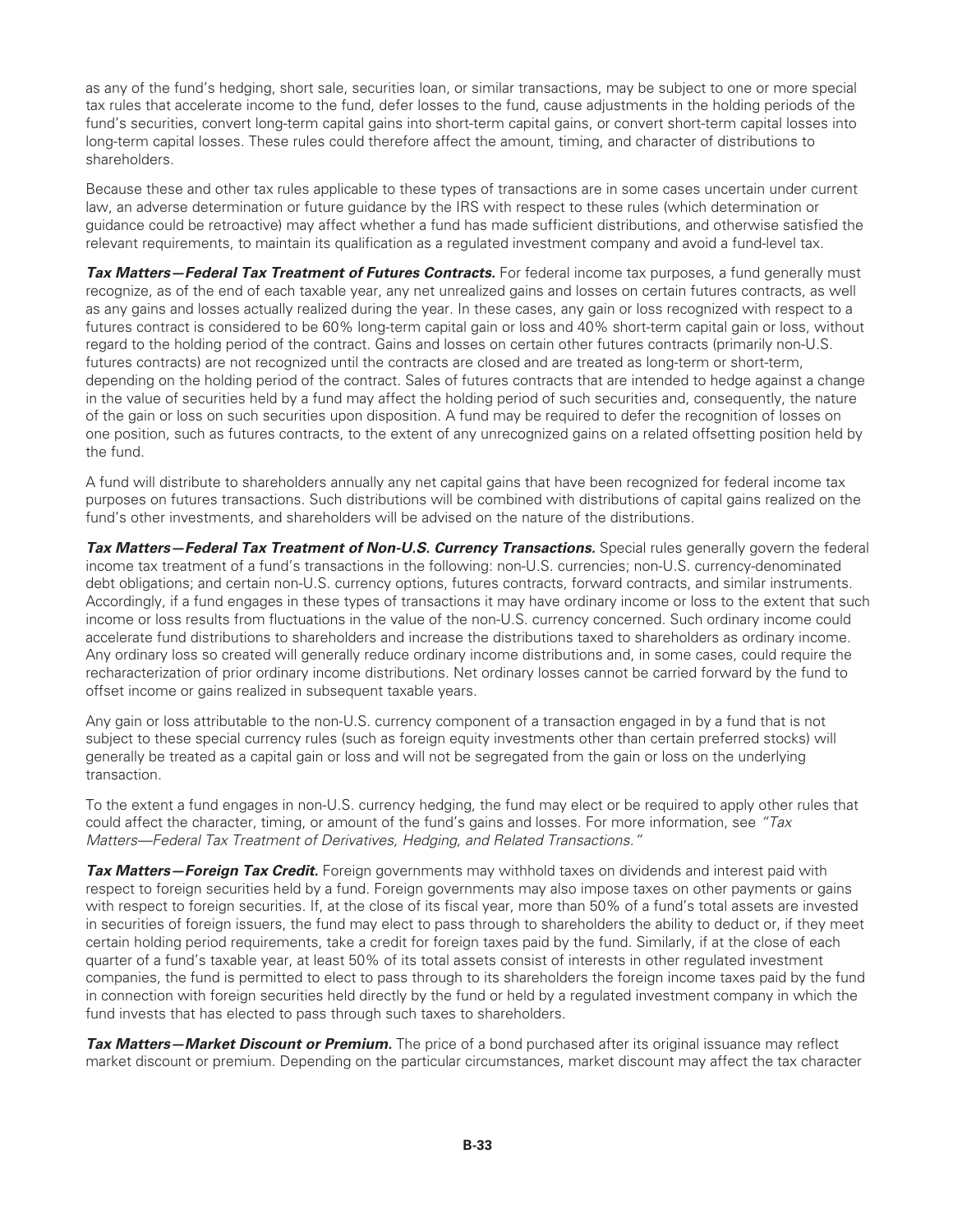as any of the fund's hedging, short sale, securities loan, or similar transactions, may be subject to one or more special tax rules that accelerate income to the fund, defer losses to the fund, cause adjustments in the holding periods of the fund's securities, convert long-term capital gains into short-term capital gains, or convert short-term capital losses into long-term capital losses. These rules could therefore affect the amount, timing, and character of distributions to shareholders.

Because these and other tax rules applicable to these types of transactions are in some cases uncertain under current law, an adverse determination or future guidance by the IRS with respect to these rules (which determination or guidance could be retroactive) may affect whether a fund has made sufficient distributions, and otherwise satisfied the relevant requirements, to maintain its qualification as a regulated investment company and avoid a fund-level tax.

***Tax Matters—Federal Tax Treatment of Futures Contracts.*** For federal income tax purposes, a fund generally must recognize, as of the end of each taxable year, any net unrealized gains and losses on certain futures contracts, as well as any gains and losses actually realized during the year. In these cases, any gain or loss recognized with respect to a futures contract is considered to be 60% long-term capital gain or loss and 40% short-term capital gain or loss, without regard to the holding period of the contract. Gains and losses on certain other futures contracts (primarily non-U.S. futures contracts) are not recognized until the contracts are closed and are treated as long-term or short-term, depending on the holding period of the contract. Sales of futures contracts that are intended to hedge against a change in the value of securities held by a fund may affect the holding period of such securities and, consequently, the nature of the gain or loss on such securities upon disposition. A fund may be required to defer the recognition of losses on one position, such as futures contracts, to the extent of any unrecognized gains on a related offsetting position held by the fund.

A fund will distribute to shareholders annually any net capital gains that have been recognized for federal income tax purposes on futures transactions. Such distributions will be combined with distributions of capital gains realized on the fund's other investments, and shareholders will be advised on the nature of the distributions.

***Tax Matters—Federal Tax Treatment of Non-U.S. Currency Transactions.*** Special rules generally govern the federal income tax treatment of a fund's transactions in the following: non-U.S. currencies; non-U.S. currency-denominated debt obligations; and certain non-U.S. currency options, futures contracts, forward contracts, and similar instruments. Accordingly, if a fund engages in these types of transactions it may have ordinary income or loss to the extent that such income or loss results from fluctuations in the value of the non-U.S. currency concerned. Such ordinary income could accelerate fund distributions to shareholders and increase the distributions taxed to shareholders as ordinary income. Any ordinary loss so created will generally reduce ordinary income distributions and, in some cases, could require the recharacterization of prior ordinary income distributions. Net ordinary losses cannot be carried forward by the fund to offset income or gains realized in subsequent taxable years.

Any gain or loss attributable to the non-U.S. currency component of a transaction engaged in by a fund that is not subject to these special currency rules (such as foreign equity investments other than certain preferred stocks) will generally be treated as a capital gain or loss and will not be segregated from the gain or loss on the underlying transaction.

To the extent a fund engages in non-U.S. currency hedging, the fund may elect or be required to apply other rules that could affect the character, timing, or amount of the fund's gains and losses. For more information, see *"Tax Matters—Federal Tax Treatment of Derivatives, Hedging, and Related Transactions."*

***Tax Matters—Foreign Tax Credit.*** Foreign governments may withhold taxes on dividends and interest paid with respect to foreign securities held by a fund. Foreign governments may also impose taxes on other payments or gains with respect to foreign securities. If, at the close of its fiscal year, more than 50% of a fund's total assets are invested in securities of foreign issuers, the fund may elect to pass through to shareholders the ability to deduct or, if they meet certain holding period requirements, take a credit for foreign taxes paid by the fund. Similarly, if at the close of each quarter of a fund's taxable year, at least 50% of its total assets consist of interests in other regulated investment companies, the fund is permitted to elect to pass through to its shareholders the foreign income taxes paid by the fund in connection with foreign securities held directly by the fund or held by a regulated investment company in which the fund invests that has elected to pass through such taxes to shareholders.

***Tax Matters—Market Discount or Premium.*** The price of a bond purchased after its original issuance may reflect market discount or premium. Depending on the particular circumstances, market discount may affect the tax character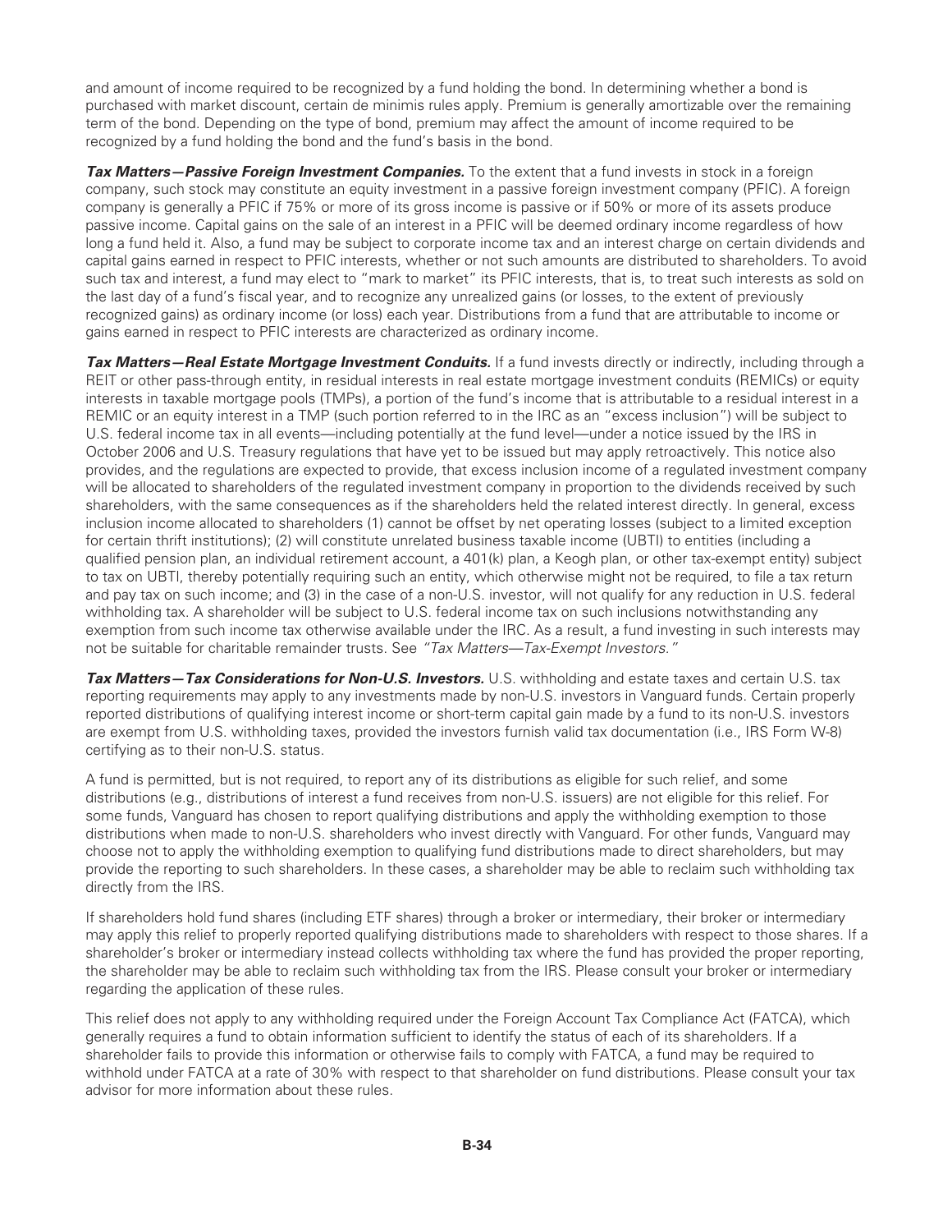and amount of income required to be recognized by a fund holding the bond. In determining whether a bond is purchased with market discount, certain de minimis rules apply. Premium is generally amortizable over the remaining term of the bond. Depending on the type of bond, premium may affect the amount of income required to be recognized by a fund holding the bond and the fund's basis in the bond.

***Tax Matters—Passive Foreign Investment Companies.*** To the extent that a fund invests in stock in a foreign company, such stock may constitute an equity investment in a passive foreign investment company (PFIC). A foreign company is generally a PFIC if 75% or more of its gross income is passive or if 50% or more of its assets produce passive income. Capital gains on the sale of an interest in a PFIC will be deemed ordinary income regardless of how long a fund held it. Also, a fund may be subject to corporate income tax and an interest charge on certain dividends and capital gains earned in respect to PFIC interests, whether or not such amounts are distributed to shareholders. To avoid such tax and interest, a fund may elect to "mark to market" its PFIC interests, that is, to treat such interests as sold on the last day of a fund's fiscal year, and to recognize any unrealized gains (or losses, to the extent of previously recognized gains) as ordinary income (or loss) each year. Distributions from a fund that are attributable to income or gains earned in respect to PFIC interests are characterized as ordinary income.

***Tax Matters—Real Estate Mortgage Investment Conduits.*** If a fund invests directly or indirectly, including through a REIT or other pass-through entity, in residual interests in real estate mortgage investment conduits (REMICs) or equity interests in taxable mortgage pools (TMPs), a portion of the fund's income that is attributable to a residual interest in a REMIC or an equity interest in a TMP (such portion referred to in the IRC as an "excess inclusion") will be subject to U.S. federal income tax in all events—including potentially at the fund level—under a notice issued by the IRS in October 2006 and U.S. Treasury regulations that have yet to be issued but may apply retroactively. This notice also provides, and the regulations are expected to provide, that excess inclusion income of a regulated investment company will be allocated to shareholders of the regulated investment company in proportion to the dividends received by such shareholders, with the same consequences as if the shareholders held the related interest directly. In general, excess inclusion income allocated to shareholders (1) cannot be offset by net operating losses (subject to a limited exception for certain thrift institutions); (2) will constitute unrelated business taxable income (UBTI) to entities (including a qualified pension plan, an individual retirement account, a 401(k) plan, a Keogh plan, or other tax-exempt entity) subject to tax on UBTI, thereby potentially requiring such an entity, which otherwise might not be required, to file a tax return and pay tax on such income; and (3) in the case of a non-U.S. investor, will not qualify for any reduction in U.S. federal withholding tax. A shareholder will be subject to U.S. federal income tax on such inclusions notwithstanding any exemption from such income tax otherwise available under the IRC. As a result, a fund investing in such interests may not be suitable for charitable remainder trusts. See *"Tax Matters—Tax-Exempt Investors."*

***Tax Matters—Tax Considerations for Non-U.S. Investors.*** U.S. withholding and estate taxes and certain U.S. tax reporting requirements may apply to any investments made by non-U.S. investors in Vanguard funds. Certain properly reported distributions of qualifying interest income or short-term capital gain made by a fund to its non-U.S. investors are exempt from U.S. withholding taxes, provided the investors furnish valid tax documentation (i.e., IRS Form W-8) certifying as to their non-U.S. status.

A fund is permitted, but is not required, to report any of its distributions as eligible for such relief, and some distributions (e.g., distributions of interest a fund receives from non-U.S. issuers) are not eligible for this relief. For some funds, Vanguard has chosen to report qualifying distributions and apply the withholding exemption to those distributions when made to non-U.S. shareholders who invest directly with Vanguard. For other funds, Vanguard may choose not to apply the withholding exemption to qualifying fund distributions made to direct shareholders, but may provide the reporting to such shareholders. In these cases, a shareholder may be able to reclaim such withholding tax directly from the IRS.

If shareholders hold fund shares (including ETF shares) through a broker or intermediary, their broker or intermediary may apply this relief to properly reported qualifying distributions made to shareholders with respect to those shares. If a shareholder's broker or intermediary instead collects withholding tax where the fund has provided the proper reporting, the shareholder may be able to reclaim such withholding tax from the IRS. Please consult your broker or intermediary regarding the application of these rules.

This relief does not apply to any withholding required under the Foreign Account Tax Compliance Act (FATCA), which generally requires a fund to obtain information sufficient to identify the status of each of its shareholders. If a shareholder fails to provide this information or otherwise fails to comply with FATCA, a fund may be required to withhold under FATCA at a rate of 30% with respect to that shareholder on fund distributions. Please consult your tax advisor for more information about these rules.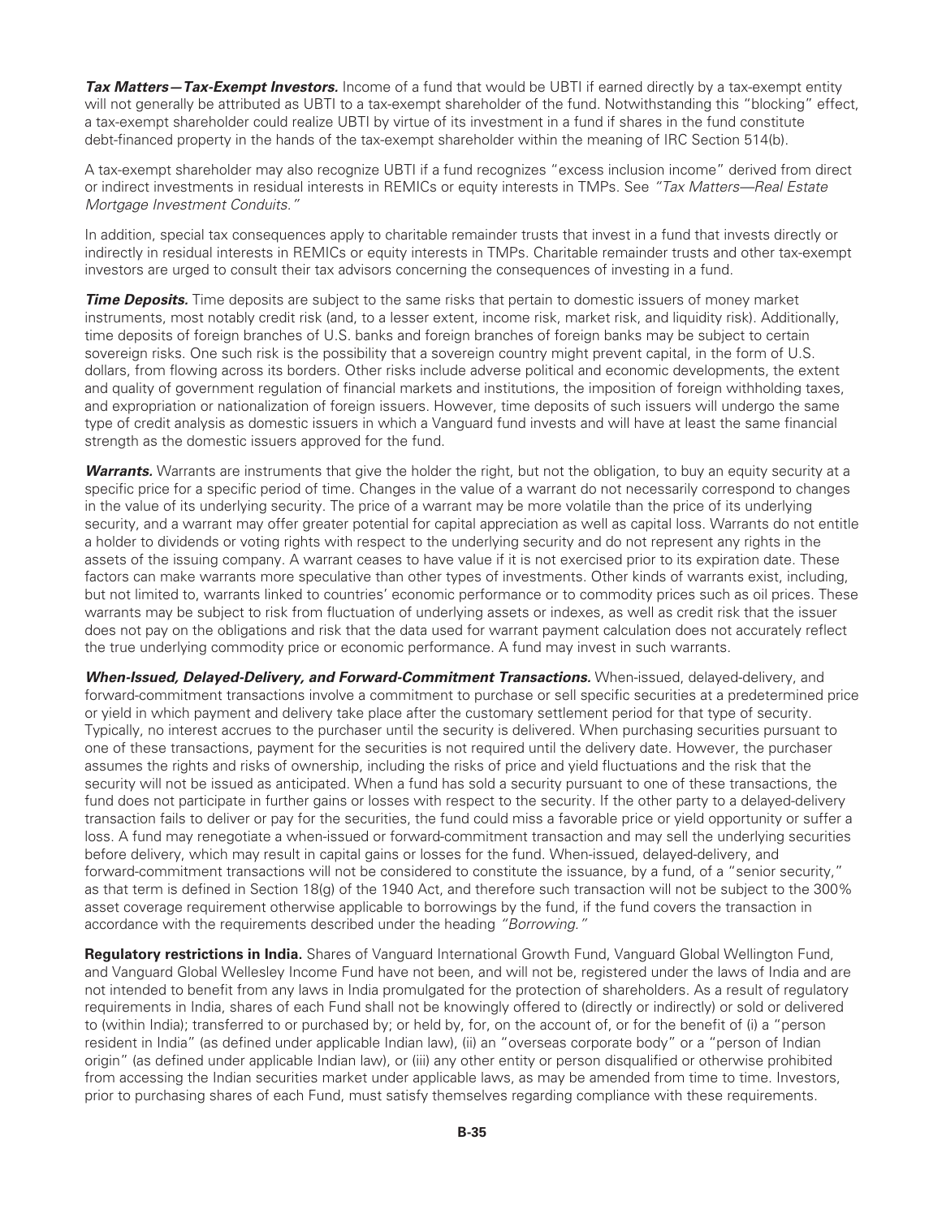***Tax Matters—Tax-Exempt Investors.*** Income of a fund that would be UBTI if earned directly by a tax-exempt entity will not generally be attributed as UBTI to a tax-exempt shareholder of the fund. Notwithstanding this "blocking" effect, a tax-exempt shareholder could realize UBTI by virtue of its investment in a fund if shares in the fund constitute debt-financed property in the hands of the tax-exempt shareholder within the meaning of IRC Section 514(b).

A tax-exempt shareholder may also recognize UBTI if a fund recognizes "excess inclusion income" derived from direct or indirect investments in residual interests in REMICs or equity interests in TMPs. See *"Tax Matters—Real Estate Mortgage Investment Conduits."*

In addition, special tax consequences apply to charitable remainder trusts that invest in a fund that invests directly or indirectly in residual interests in REMICs or equity interests in TMPs. Charitable remainder trusts and other tax-exempt investors are urged to consult their tax advisors concerning the consequences of investing in a fund.

***Time Deposits.*** Time deposits are subject to the same risks that pertain to domestic issuers of money market instruments, most notably credit risk (and, to a lesser extent, income risk, market risk, and liquidity risk). Additionally, time deposits of foreign branches of U.S. banks and foreign branches of foreign banks may be subject to certain sovereign risks. One such risk is the possibility that a sovereign country might prevent capital, in the form of U.S. dollars, from flowing across its borders. Other risks include adverse political and economic developments, the extent and quality of government regulation of financial markets and institutions, the imposition of foreign withholding taxes, and expropriation or nationalization of foreign issuers. However, time deposits of such issuers will undergo the same type of credit analysis as domestic issuers in which a Vanguard fund invests and will have at least the same financial strength as the domestic issuers approved for the fund.

***Warrants.*** Warrants are instruments that give the holder the right, but not the obligation, to buy an equity security at a specific price for a specific period of time. Changes in the value of a warrant do not necessarily correspond to changes in the value of its underlying security. The price of a warrant may be more volatile than the price of its underlying security, and a warrant may offer greater potential for capital appreciation as well as capital loss. Warrants do not entitle a holder to dividends or voting rights with respect to the underlying security and do not represent any rights in the assets of the issuing company. A warrant ceases to have value if it is not exercised prior to its expiration date. These factors can make warrants more speculative than other types of investments. Other kinds of warrants exist, including, but not limited to, warrants linked to countries' economic performance or to commodity prices such as oil prices. These warrants may be subject to risk from fluctuation of underlying assets or indexes, as well as credit risk that the issuer does not pay on the obligations and risk that the data used for warrant payment calculation does not accurately reflect the true underlying commodity price or economic performance. A fund may invest in such warrants.

***When-Issued, Delayed-Delivery, and Forward-Commitment Transactions.*** When-issued, delayed-delivery, and forward-commitment transactions involve a commitment to purchase or sell specific securities at a predetermined price or yield in which payment and delivery take place after the customary settlement period for that type of security. Typically, no interest accrues to the purchaser until the security is delivered. When purchasing securities pursuant to one of these transactions, payment for the securities is not required until the delivery date. However, the purchaser assumes the rights and risks of ownership, including the risks of price and yield fluctuations and the risk that the security will not be issued as anticipated. When a fund has sold a security pursuant to one of these transactions, the fund does not participate in further gains or losses with respect to the security. If the other party to a delayed-delivery transaction fails to deliver or pay for the securities, the fund could miss a favorable price or yield opportunity or suffer a loss. A fund may renegotiate a when-issued or forward-commitment transaction and may sell the underlying securities before delivery, which may result in capital gains or losses for the fund. When-issued, delayed-delivery, and forward-commitment transactions will not be considered to constitute the issuance, by a fund, of a "senior security," as that term is defined in Section 18(g) of the 1940 Act, and therefore such transaction will not be subject to the 300% asset coverage requirement otherwise applicable to borrowings by the fund, if the fund covers the transaction in accordance with the requirements described under the heading *"Borrowing."*

**Regulatory restrictions in India.** Shares of Vanguard International Growth Fund, Vanguard Global Wellington Fund, and Vanguard Global Wellesley Income Fund have not been, and will not be, registered under the laws of India and are not intended to benefit from any laws in India promulgated for the protection of shareholders. As a result of regulatory requirements in India, shares of each Fund shall not be knowingly offered to (directly or indirectly) or sold or delivered to (within India); transferred to or purchased by; or held by, for, on the account of, or for the benefit of (i) a "person resident in India" (as defined under applicable Indian law), (ii) an "overseas corporate body" or a "person of Indian origin" (as defined under applicable Indian law), or (iii) any other entity or person disqualified or otherwise prohibited from accessing the Indian securities market under applicable laws, as may be amended from time to time. Investors, prior to purchasing shares of each Fund, must satisfy themselves regarding compliance with these requirements.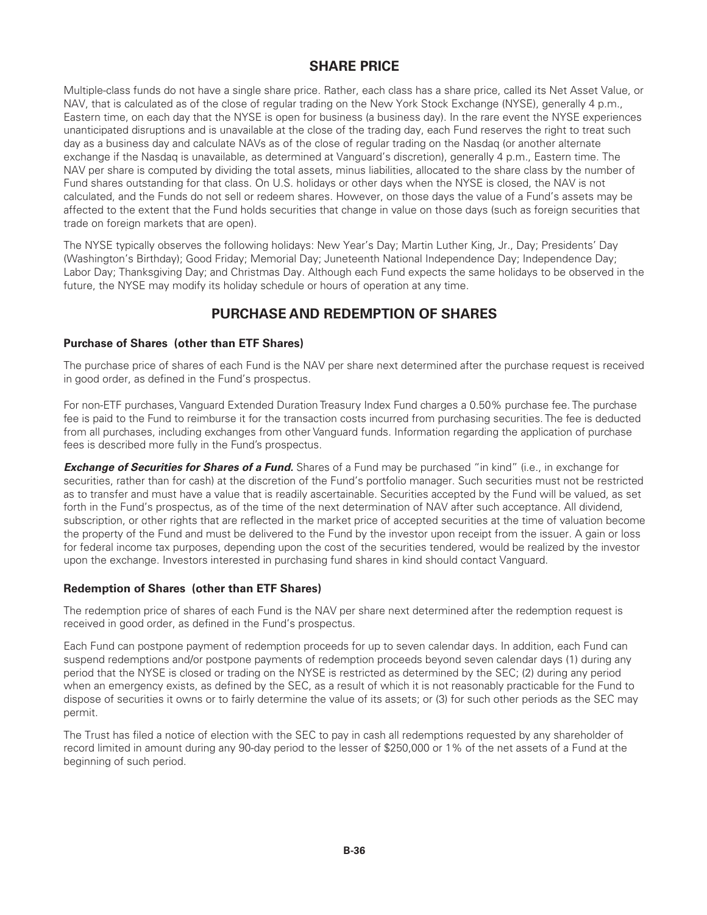## SHARE PRICE

Multiple-class funds do not have a single share price. Rather, each class has a share price, called its Net Asset Value, or NAV, that is calculated as of the close of regular trading on the New York Stock Exchange (NYSE), generally 4 p.m., Eastern time, on each day that the NYSE is open for business (a business day). In the rare event the NYSE experiences unanticipated disruptions and is unavailable at the close of the trading day, each Fund reserves the right to treat such day as a business day and calculate NAVs as of the close of regular trading on the Nasdaq (or another alternate exchange if the Nasdaq is unavailable, as determined at Vanguard's discretion), generally 4 p.m., Eastern time. The NAV per share is computed by dividing the total assets, minus liabilities, allocated to the share class by the number of Fund shares outstanding for that class. On U.S. holidays or other days when the NYSE is closed, the NAV is not calculated, and the Funds do not sell or redeem shares. However, on those days the value of a Fund's assets may be affected to the extent that the Fund holds securities that change in value on those days (such as foreign securities that trade on foreign markets that are open).

The NYSE typically observes the following holidays: New Year's Day; Martin Luther King, Jr., Day; Presidents' Day (Washington's Birthday); Good Friday; Memorial Day; Juneteenth National Independence Day; Independence Day; Labor Day; Thanksgiving Day; and Christmas Day. Although each Fund expects the same holidays to be observed in the future, the NYSE may modify its holiday schedule or hours of operation at any time.

## PURCHASE AND REDEMPTION OF SHARES

### Purchase of Shares (other than ETF Shares)

The purchase price of shares of each Fund is the NAV per share next determined after the purchase request is received in good order, as defined in the Fund's prospectus.

For non-ETF purchases, Vanguard Extended Duration Treasury Index Fund charges a 0.50% purchase fee. The purchase fee is paid to the Fund to reimburse it for the transaction costs incurred from purchasing securities. The fee is deducted from all purchases, including exchanges from other Vanguard funds. Information regarding the application of purchase fees is described more fully in the Fund's prospectus.

***Exchange of Securities for Shares of a Fund.*** Shares of a Fund may be purchased "in kind" (i.e., in exchange for securities, rather than for cash) at the discretion of the Fund's portfolio manager. Such securities must not be restricted as to transfer and must have a value that is readily ascertainable. Securities accepted by the Fund will be valued, as set forth in the Fund's prospectus, as of the time of the next determination of NAV after such acceptance. All dividend, subscription, or other rights that are reflected in the market price of accepted securities at the time of valuation become the property of the Fund and must be delivered to the Fund by the investor upon receipt from the issuer. A gain or loss for federal income tax purposes, depending upon the cost of the securities tendered, would be realized by the investor upon the exchange. Investors interested in purchasing fund shares in kind should contact Vanguard.

### Redemption of Shares (other than ETF Shares)

The redemption price of shares of each Fund is the NAV per share next determined after the redemption request is received in good order, as defined in the Fund's prospectus.

Each Fund can postpone payment of redemption proceeds for up to seven calendar days. In addition, each Fund can suspend redemptions and/or postpone payments of redemption proceeds beyond seven calendar days (1) during any period that the NYSE is closed or trading on the NYSE is restricted as determined by the SEC; (2) during any period when an emergency exists, as defined by the SEC, as a result of which it is not reasonably practicable for the Fund to dispose of securities it owns or to fairly determine the value of its assets; or (3) for such other periods as the SEC may permit.

The Trust has filed a notice of election with the SEC to pay in cash all redemptions requested by any shareholder of record limited in amount during any 90-day period to the lesser of $250,000 or 1% of the net assets of a Fund at the beginning of such period.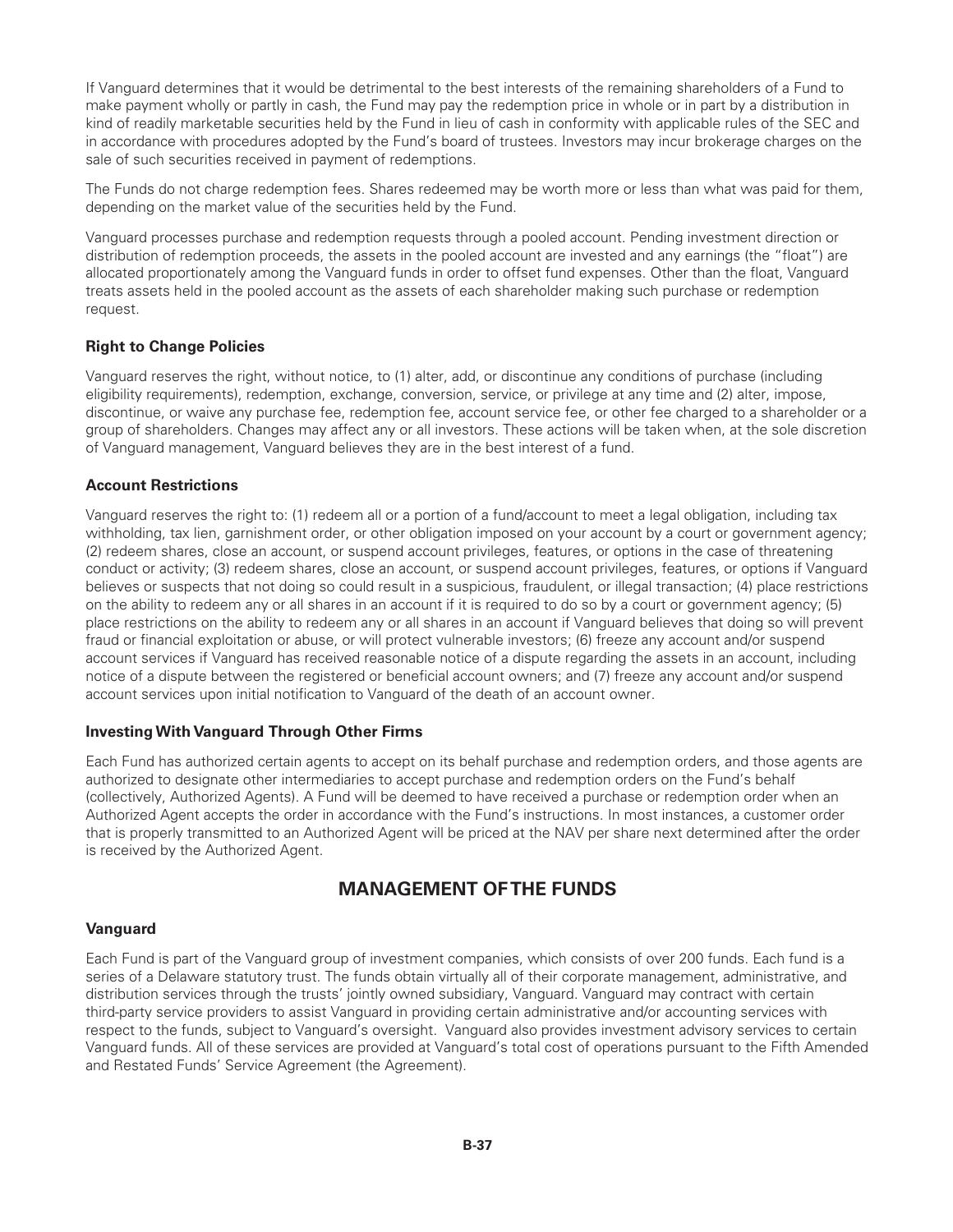If Vanguard determines that it would be detrimental to the best interests of the remaining shareholders of a Fund to make payment wholly or partly in cash, the Fund may pay the redemption price in whole or in part by a distribution in kind of readily marketable securities held by the Fund in lieu of cash in conformity with applicable rules of the SEC and in accordance with procedures adopted by the Fund's board of trustees. Investors may incur brokerage charges on the sale of such securities received in payment of redemptions.

The Funds do not charge redemption fees. Shares redeemed may be worth more or less than what was paid for them, depending on the market value of the securities held by the Fund.

Vanguard processes purchase and redemption requests through a pooled account. Pending investment direction or distribution of redemption proceeds, the assets in the pooled account are invested and any earnings (the "float") are allocated proportionately among the Vanguard funds in order to offset fund expenses. Other than the float, Vanguard treats assets held in the pooled account as the assets of each shareholder making such purchase or redemption request.

### Right to Change Policies

Vanguard reserves the right, without notice, to (1) alter, add, or discontinue any conditions of purchase (including eligibility requirements), redemption, exchange, conversion, service, or privilege at any time and (2) alter, impose, discontinue, or waive any purchase fee, redemption fee, account service fee, or other fee charged to a shareholder or a group of shareholders. Changes may affect any or all investors. These actions will be taken when, at the sole discretion of Vanguard management, Vanguard believes they are in the best interest of a fund.

### Account Restrictions

Vanguard reserves the right to: (1) redeem all or a portion of a fund/account to meet a legal obligation, including tax withholding, tax lien, garnishment order, or other obligation imposed on your account by a court or government agency; (2) redeem shares, close an account, or suspend account privileges, features, or options in the case of threatening conduct or activity; (3) redeem shares, close an account, or suspend account privileges, features, or options if Vanguard believes or suspects that not doing so could result in a suspicious, fraudulent, or illegal transaction; (4) place restrictions on the ability to redeem any or all shares in an account if it is required to do so by a court or government agency; (5) place restrictions on the ability to redeem any or all shares in an account if Vanguard believes that doing so will prevent fraud or financial exploitation or abuse, or will protect vulnerable investors; (6) freeze any account and/or suspend account services if Vanguard has received reasonable notice of a dispute regarding the assets in an account, including notice of a dispute between the registered or beneficial account owners; and (7) freeze any account and/or suspend account services upon initial notification to Vanguard of the death of an account owner.

### Investing With Vanguard Through Other Firms

Each Fund has authorized certain agents to accept on its behalf purchase and redemption orders, and those agents are authorized to designate other intermediaries to accept purchase and redemption orders on the Fund's behalf (collectively, Authorized Agents). A Fund will be deemed to have received a purchase or redemption order when an Authorized Agent accepts the order in accordance with the Fund's instructions. In most instances, a customer order that is properly transmitted to an Authorized Agent will be priced at the NAV per share next determined after the order is received by the Authorized Agent.

## MANAGEMENT OF THE FUNDS

### Vanguard

Each Fund is part of the Vanguard group of investment companies, which consists of over 200 funds. Each fund is a series of a Delaware statutory trust. The funds obtain virtually all of their corporate management, administrative, and distribution services through the trusts' jointly owned subsidiary, Vanguard. Vanguard may contract with certain third-party service providers to assist Vanguard in providing certain administrative and/or accounting services with respect to the funds, subject to Vanguard's oversight. Vanguard also provides investment advisory services to certain Vanguard funds. All of these services are provided at Vanguard's total cost of operations pursuant to the Fifth Amended and Restated Funds' Service Agreement (the Agreement).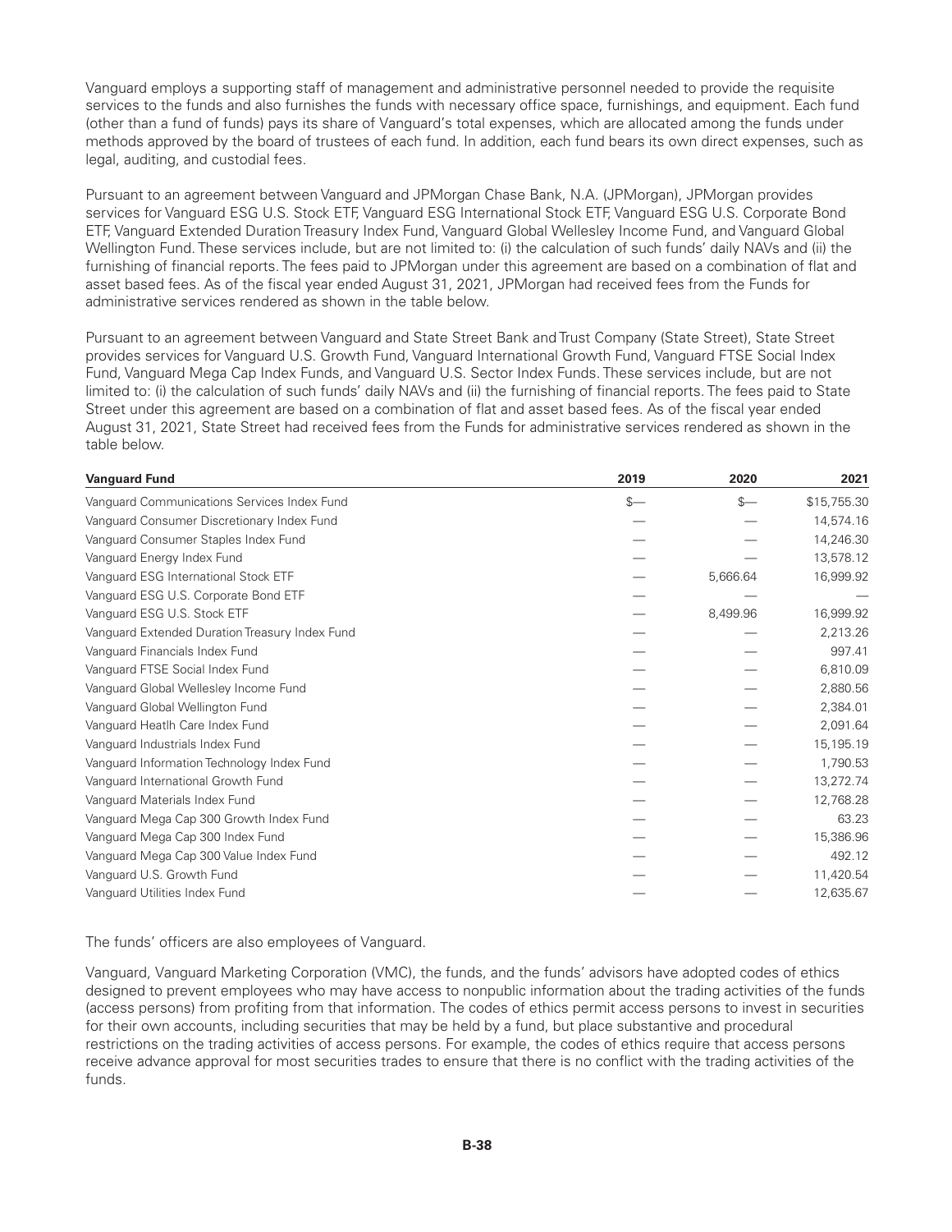Vanguard employs a supporting staff of management and administrative personnel needed to provide the requisite services to the funds and also furnishes the funds with necessary office space, furnishings, and equipment. Each fund (other than a fund of funds) pays its share of Vanguard's total expenses, which are allocated among the funds under methods approved by the board of trustees of each fund. In addition, each fund bears its own direct expenses, such as legal, auditing, and custodial fees.

Pursuant to an agreement between Vanguard and JPMorgan Chase Bank, N.A. (JPMorgan), JPMorgan provides services for Vanguard ESG U.S. Stock ETF, Vanguard ESG International Stock ETF, Vanguard ESG U.S. Corporate Bond ETF, Vanguard Extended Duration Treasury Index Fund, Vanguard Global Wellesley Income Fund, and Vanguard Global Wellington Fund. These services include, but are not limited to: (i) the calculation of such funds' daily NAVs and (ii) the furnishing of financial reports. The fees paid to JPMorgan under this agreement are based on a combination of flat and asset based fees. As of the fiscal year ended August 31, 2021, JPMorgan had received fees from the Funds for administrative services rendered as shown in the table below.

Pursuant to an agreement between Vanguard and State Street Bank and Trust Company (State Street), State Street provides services for Vanguard U.S. Growth Fund, Vanguard International Growth Fund, Vanguard FTSE Social Index Fund, Vanguard Mega Cap Index Funds, and Vanguard U.S. Sector Index Funds. These services include, but are not limited to: (i) the calculation of such funds' daily NAVs and (ii) the furnishing of financial reports. The fees paid to State Street under this agreement are based on a combination of flat and asset based fees. As of the fiscal year ended August 31, 2021, State Street had received fees from the Funds for administrative services rendered as shown in the table below.

| Vanguard Fund | 2019 | 2020 | 2021 |
|---|---|---|---|
| Vanguard Communications Services Index Fund | $— | $— | $15,755.30 |
| Vanguard Consumer Discretionary Index Fund | — | — | 14,574.16 |
| Vanguard Consumer Staples Index Fund | — | — | 14,246.30 |
| Vanguard Energy Index Fund | — | — | 13,578.12 |
| Vanguard ESG International Stock ETF | — | 5,666.64 | 16,999.92 |
| Vanguard ESG U.S. Corporate Bond ETF | — | — | — |
| Vanguard ESG U.S. Stock ETF | — | 8,499.96 | 16,999.92 |
| Vanguard Extended Duration Treasury Index Fund | — | — | 2,213.26 |
| Vanguard Financials Index Fund | — | — | 997.41 |
| Vanguard FTSE Social Index Fund | — | — | 6,810.09 |
| Vanguard Global Wellesley Income Fund | — | — | 2,880.56 |
| Vanguard Global Wellington Fund | — | — | 2,384.01 |
| Vanguard Heatlh Care Index Fund | — | — | 2,091.64 |
| Vanguard Industrials Index Fund | — | — | 15,195.19 |
| Vanguard Information Technology Index Fund | — | — | 1,790.53 |
| Vanguard International Growth Fund | — | — | 13,272.74 |
| Vanguard Materials Index Fund | — | — | 12,768.28 |
| Vanguard Mega Cap 300 Growth Index Fund | — | — | 63.23 |
| Vanguard Mega Cap 300 Index Fund | — | — | 15,386.96 |
| Vanguard Mega Cap 300 Value Index Fund | — | — | 492.12 |
| Vanguard U.S. Growth Fund | — | — | 11,420.54 |
| Vanguard Utilities Index Fund | — | — | 12,635.67 |

The funds' officers are also employees of Vanguard.

Vanguard, Vanguard Marketing Corporation (VMC), the funds, and the funds' advisors have adopted codes of ethics designed to prevent employees who may have access to nonpublic information about the trading activities of the funds (access persons) from profiting from that information. The codes of ethics permit access persons to invest in securities for their own accounts, including securities that may be held by a fund, but place substantive and procedural restrictions on the trading activities of access persons. For example, the codes of ethics require that access persons receive advance approval for most securities trades to ensure that there is no conflict with the trading activities of the funds.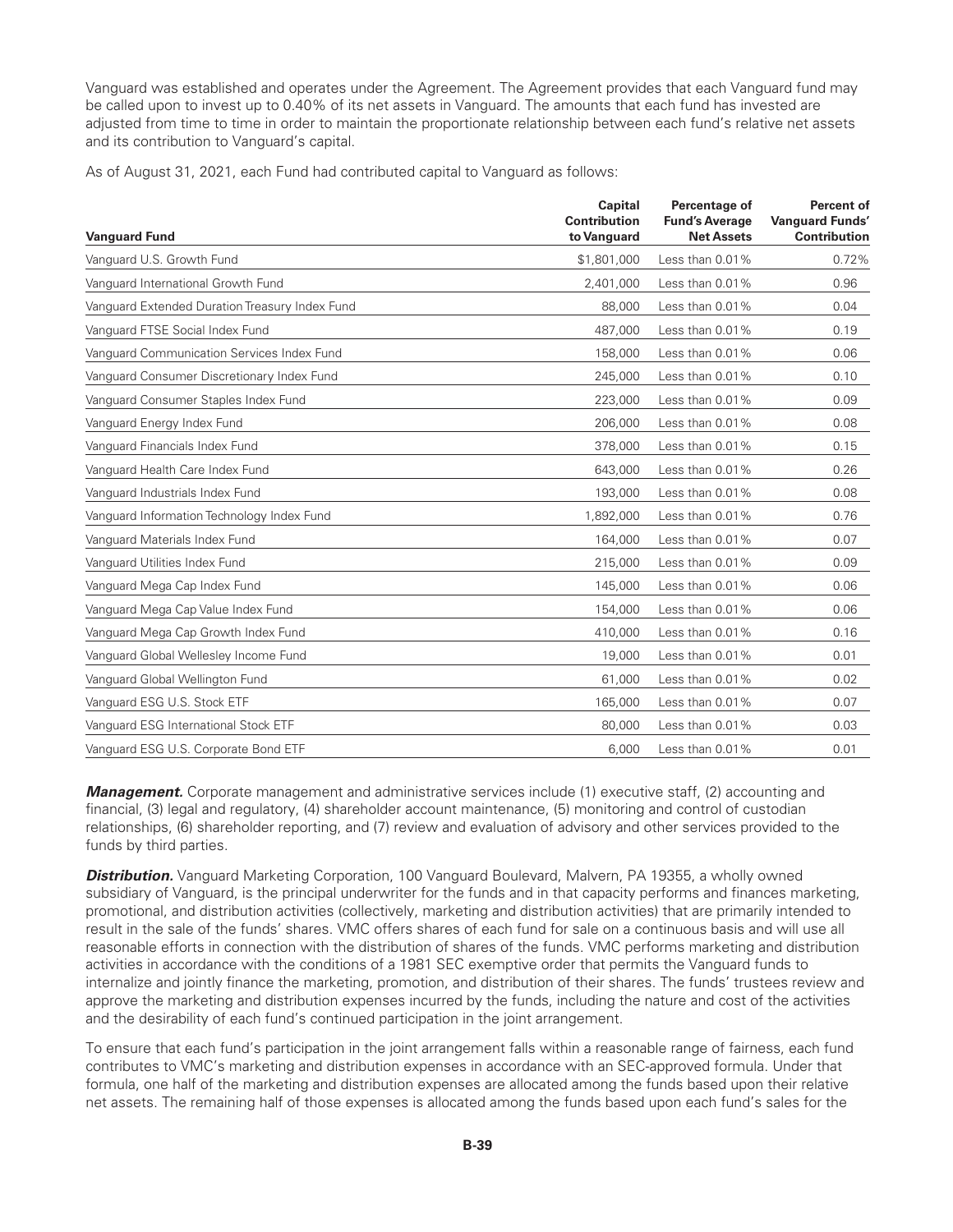Vanguard was established and operates under the Agreement. The Agreement provides that each Vanguard fund may be called upon to invest up to 0.40% of its net assets in Vanguard. The amounts that each fund has invested are adjusted from time to time in order to maintain the proportionate relationship between each fund's relative net assets and its contribution to Vanguard's capital.

As of August 31, 2021, each Fund had contributed capital to Vanguard as follows:

| Vanguard Fund | Capital Contribution to Vanguard | Percentage of Fund's Average Net Assets | Percent of Vanguard Funds' Contribution |
|---|---|---|---|
| Vanguard U.S. Growth Fund | $1,801,000 | Less than 0.01% | 0.72% |
| Vanguard International Growth Fund | 2,401,000 | Less than 0.01% | 0.96 |
| Vanguard Extended Duration Treasury Index Fund | 88,000 | Less than 0.01% | 0.04 |
| Vanguard FTSE Social Index Fund | 487,000 | Less than 0.01% | 0.19 |
| Vanguard Communication Services Index Fund | 158,000 | Less than 0.01% | 0.06 |
| Vanguard Consumer Discretionary Index Fund | 245,000 | Less than 0.01% | 0.10 |
| Vanguard Consumer Staples Index Fund | 223,000 | Less than 0.01% | 0.09 |
| Vanguard Energy Index Fund | 206,000 | Less than 0.01% | 0.08 |
| Vanguard Financials Index Fund | 378,000 | Less than 0.01% | 0.15 |
| Vanguard Health Care Index Fund | 643,000 | Less than 0.01% | 0.26 |
| Vanguard Industrials Index Fund | 193,000 | Less than 0.01% | 0.08 |
| Vanguard Information Technology Index Fund | 1,892,000 | Less than 0.01% | 0.76 |
| Vanguard Materials Index Fund | 164,000 | Less than 0.01% | 0.07 |
| Vanguard Utilities Index Fund | 215,000 | Less than 0.01% | 0.09 |
| Vanguard Mega Cap Index Fund | 145,000 | Less than 0.01% | 0.06 |
| Vanguard Mega Cap Value Index Fund | 154,000 | Less than 0.01% | 0.06 |
| Vanguard Mega Cap Growth Index Fund | 410,000 | Less than 0.01% | 0.16 |
| Vanguard Global Wellesley Income Fund | 19,000 | Less than 0.01% | 0.01 |
| Vanguard Global Wellington Fund | 61,000 | Less than 0.01% | 0.02 |
| Vanguard ESG U.S. Stock ETF | 165,000 | Less than 0.01% | 0.07 |
| Vanguard ESG International Stock ETF | 80,000 | Less than 0.01% | 0.03 |
| Vanguard ESG U.S. Corporate Bond ETF | 6,000 | Less than 0.01% | 0.01 |

***Management.*** Corporate management and administrative services include (1) executive staff, (2) accounting and financial, (3) legal and regulatory, (4) shareholder account maintenance, (5) monitoring and control of custodian relationships, (6) shareholder reporting, and (7) review and evaluation of advisory and other services provided to the funds by third parties.

***Distribution.*** Vanguard Marketing Corporation, 100 Vanguard Boulevard, Malvern, PA 19355, a wholly owned subsidiary of Vanguard, is the principal underwriter for the funds and in that capacity performs and finances marketing, promotional, and distribution activities (collectively, marketing and distribution activities) that are primarily intended to result in the sale of the funds' shares. VMC offers shares of each fund for sale on a continuous basis and will use all reasonable efforts in connection with the distribution of shares of the funds. VMC performs marketing and distribution activities in accordance with the conditions of a 1981 SEC exemptive order that permits the Vanguard funds to internalize and jointly finance the marketing, promotion, and distribution of their shares. The funds' trustees review and approve the marketing and distribution expenses incurred by the funds, including the nature and cost of the activities and the desirability of each fund's continued participation in the joint arrangement.

To ensure that each fund's participation in the joint arrangement falls within a reasonable range of fairness, each fund contributes to VMC's marketing and distribution expenses in accordance with an SEC-approved formula. Under that formula, one half of the marketing and distribution expenses are allocated among the funds based upon their relative net assets. The remaining half of those expenses is allocated among the funds based upon each fund's sales for the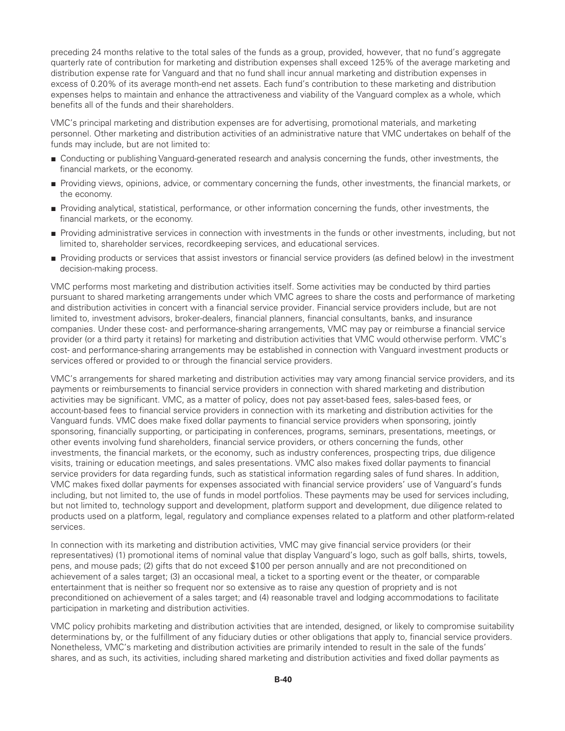preceding 24 months relative to the total sales of the funds as a group, provided, however, that no fund's aggregate quarterly rate of contribution for marketing and distribution expenses shall exceed 125% of the average marketing and distribution expense rate for Vanguard and that no fund shall incur annual marketing and distribution expenses in excess of 0.20% of its average month-end net assets. Each fund's contribution to these marketing and distribution expenses helps to maintain and enhance the attractiveness and viability of the Vanguard complex as a whole, which benefits all of the funds and their shareholders.

VMC's principal marketing and distribution expenses are for advertising, promotional materials, and marketing personnel. Other marketing and distribution activities of an administrative nature that VMC undertakes on behalf of the funds may include, but are not limited to:

- Conducting or publishing Vanguard-generated research and analysis concerning the funds, other investments, the financial markets, or the economy.
- Providing views, opinions, advice, or commentary concerning the funds, other investments, the financial markets, or the economy.
- Providing analytical, statistical, performance, or other information concerning the funds, other investments, the financial markets, or the economy.
- Providing administrative services in connection with investments in the funds or other investments, including, but not limited to, shareholder services, recordkeeping services, and educational services.
- Providing products or services that assist investors or financial service providers (as defined below) in the investment decision-making process.

VMC performs most marketing and distribution activities itself. Some activities may be conducted by third parties pursuant to shared marketing arrangements under which VMC agrees to share the costs and performance of marketing and distribution activities in concert with a financial service provider. Financial service providers include, but are not limited to, investment advisors, broker-dealers, financial planners, financial consultants, banks, and insurance companies. Under these cost- and performance-sharing arrangements, VMC may pay or reimburse a financial service provider (or a third party it retains) for marketing and distribution activities that VMC would otherwise perform. VMC's cost- and performance-sharing arrangements may be established in connection with Vanguard investment products or services offered or provided to or through the financial service providers.

VMC's arrangements for shared marketing and distribution activities may vary among financial service providers, and its payments or reimbursements to financial service providers in connection with shared marketing and distribution activities may be significant. VMC, as a matter of policy, does not pay asset-based fees, sales-based fees, or account-based fees to financial service providers in connection with its marketing and distribution activities for the Vanguard funds. VMC does make fixed dollar payments to financial service providers when sponsoring, jointly sponsoring, financially supporting, or participating in conferences, programs, seminars, presentations, meetings, or other events involving fund shareholders, financial service providers, or others concerning the funds, other investments, the financial markets, or the economy, such as industry conferences, prospecting trips, due diligence visits, training or education meetings, and sales presentations. VMC also makes fixed dollar payments to financial service providers for data regarding funds, such as statistical information regarding sales of fund shares. In addition, VMC makes fixed dollar payments for expenses associated with financial service providers' use of Vanguard's funds including, but not limited to, the use of funds in model portfolios. These payments may be used for services including, but not limited to, technology support and development, platform support and development, due diligence related to products used on a platform, legal, regulatory and compliance expenses related to a platform and other platform-related services.

In connection with its marketing and distribution activities, VMC may give financial service providers (or their representatives) (1) promotional items of nominal value that display Vanguard's logo, such as golf balls, shirts, towels, pens, and mouse pads; (2) gifts that do not exceed $100 per person annually and are not preconditioned on achievement of a sales target; (3) an occasional meal, a ticket to a sporting event or the theater, or comparable entertainment that is neither so frequent nor so extensive as to raise any question of propriety and is not preconditioned on achievement of a sales target; and (4) reasonable travel and lodging accommodations to facilitate participation in marketing and distribution activities.

VMC policy prohibits marketing and distribution activities that are intended, designed, or likely to compromise suitability determinations by, or the fulfillment of any fiduciary duties or other obligations that apply to, financial service providers. Nonetheless, VMC's marketing and distribution activities are primarily intended to result in the sale of the funds' shares, and as such, its activities, including shared marketing and distribution activities and fixed dollar payments as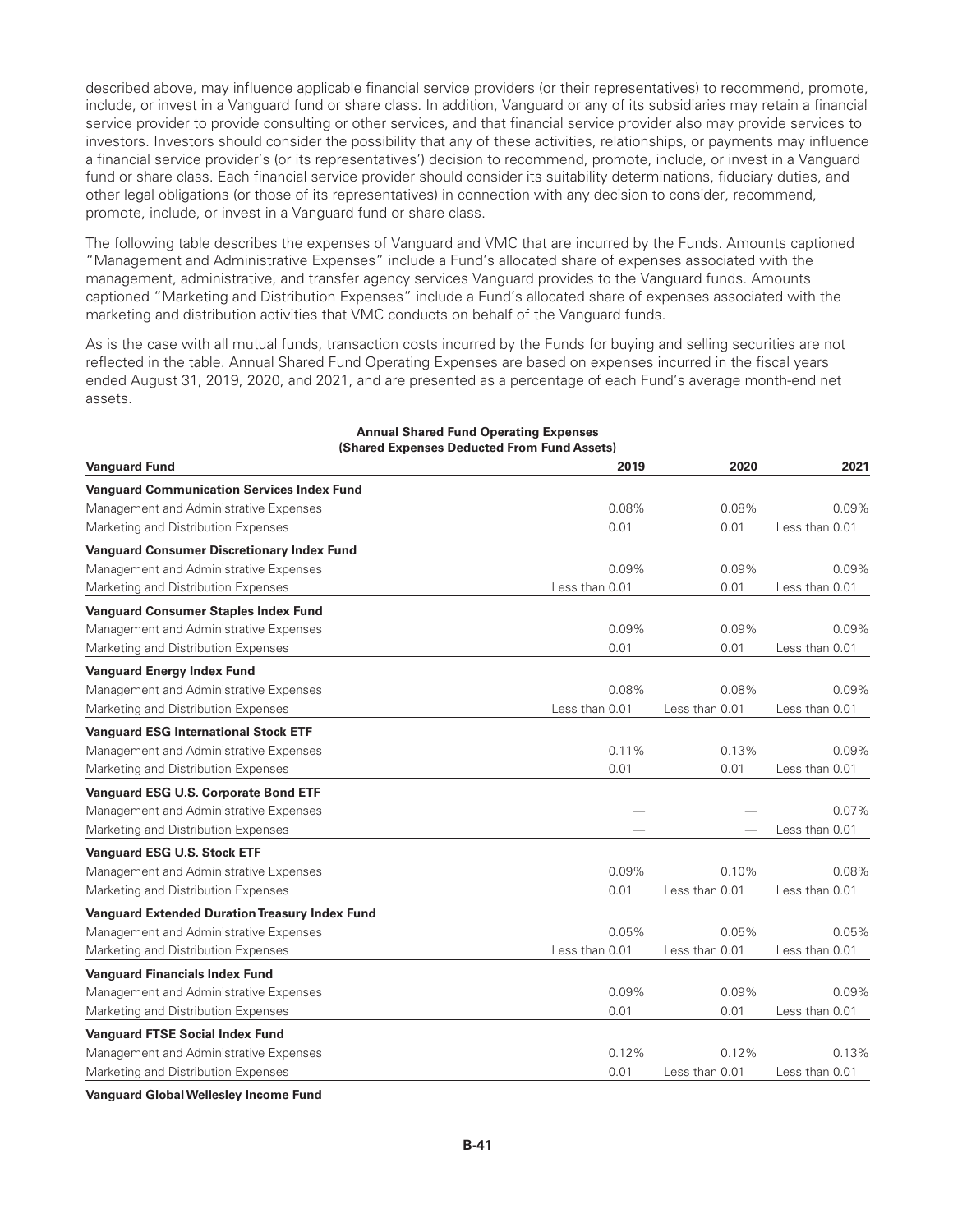described above, may influence applicable financial service providers (or their representatives) to recommend, promote, include, or invest in a Vanguard fund or share class. In addition, Vanguard or any of its subsidiaries may retain a financial service provider to provide consulting or other services, and that financial service provider also may provide services to investors. Investors should consider the possibility that any of these activities, relationships, or payments may influence a financial service provider's (or its representatives') decision to recommend, promote, include, or invest in a Vanguard fund or share class. Each financial service provider should consider its suitability determinations, fiduciary duties, and other legal obligations (or those of its representatives) in connection with any decision to consider, recommend, promote, include, or invest in a Vanguard fund or share class.

The following table describes the expenses of Vanguard and VMC that are incurred by the Funds. Amounts captioned "Management and Administrative Expenses" include a Fund's allocated share of expenses associated with the management, administrative, and transfer agency services Vanguard provides to the Vanguard funds. Amounts captioned "Marketing and Distribution Expenses" include a Fund's allocated share of expenses associated with the marketing and distribution activities that VMC conducts on behalf of the Vanguard funds.

As is the case with all mutual funds, transaction costs incurred by the Funds for buying and selling securities are not reflected in the table. Annual Shared Fund Operating Expenses are based on expenses incurred in the fiscal years ended August 31, 2019, 2020, and 2021, and are presented as a percentage of each Fund's average month-end net assets.

**Annual Shared Fund Operating Expenses**
**(Shared Expenses Deducted From Fund Assets)**

| Vanguard Fund | 2019 | 2020 | 2021 |
|---|---|---|---|
| **Vanguard Communication Services Index Fund** | | | |
| Management and Administrative Expenses | 0.08% | 0.08% | 0.09% |
| Marketing and Distribution Expenses | 0.01 | 0.01 | Less than 0.01 |
| **Vanguard Consumer Discretionary Index Fund** | | | |
| Management and Administrative Expenses | 0.09% | 0.09% | 0.09% |
| Marketing and Distribution Expenses | Less than 0.01 | 0.01 | Less than 0.01 |
| **Vanguard Consumer Staples Index Fund** | | | |
| Management and Administrative Expenses | 0.09% | 0.09% | 0.09% |
| Marketing and Distribution Expenses | 0.01 | 0.01 | Less than 0.01 |
| **Vanguard Energy Index Fund** | | | |
| Management and Administrative Expenses | 0.08% | 0.08% | 0.09% |
| Marketing and Distribution Expenses | Less than 0.01 | Less than 0.01 | Less than 0.01 |
| **Vanguard ESG International Stock ETF** | | | |
| Management and Administrative Expenses | 0.11% | 0.13% | 0.09% |
| Marketing and Distribution Expenses | 0.01 | 0.01 | Less than 0.01 |
| **Vanguard ESG U.S. Corporate Bond ETF** | | | |
| Management and Administrative Expenses | — | — | 0.07% |
| Marketing and Distribution Expenses | — | — | Less than 0.01 |
| **Vanguard ESG U.S. Stock ETF** | | | |
| Management and Administrative Expenses | 0.09% | 0.10% | 0.08% |
| Marketing and Distribution Expenses | 0.01 | Less than 0.01 | Less than 0.01 |
| **Vanguard Extended Duration Treasury Index Fund** | | | |
| Management and Administrative Expenses | 0.05% | 0.05% | 0.05% |
| Marketing and Distribution Expenses | Less than 0.01 | Less than 0.01 | Less than 0.01 |
| **Vanguard Financials Index Fund** | | | |
| Management and Administrative Expenses | 0.09% | 0.09% | 0.09% |
| Marketing and Distribution Expenses | 0.01 | 0.01 | Less than 0.01 |
| **Vanguard FTSE Social Index Fund** | | | |
| Management and Administrative Expenses | 0.12% | 0.12% | 0.13% |
| Marketing and Distribution Expenses | 0.01 | Less than 0.01 | Less than 0.01 |
| **Vanguard Global Wellesley Income Fund** | | | |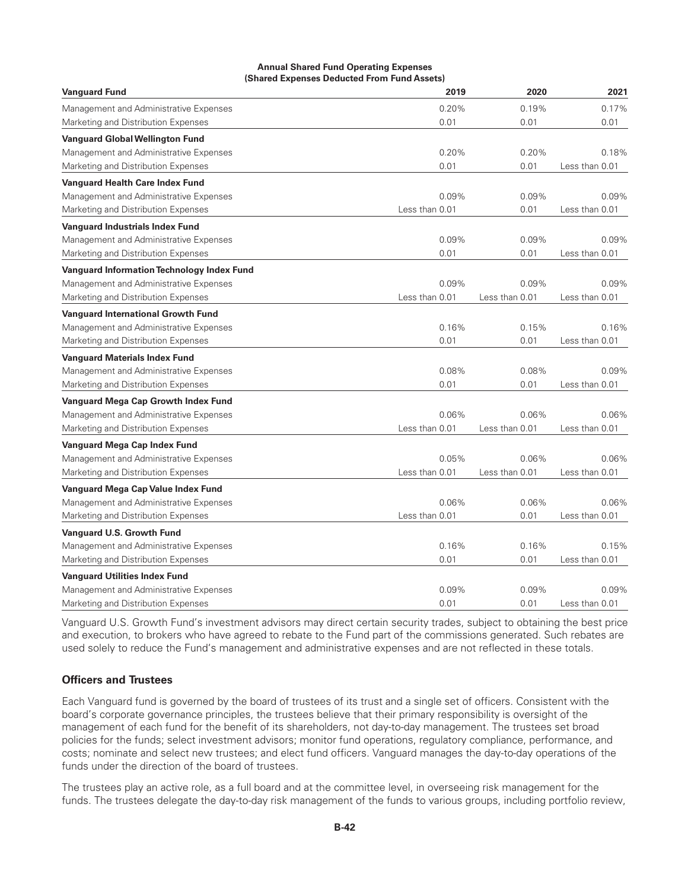**Annual Shared Fund Operating Expenses**
**(Shared Expenses Deducted From Fund Assets)**

| Vanguard Fund | 2019 | 2020 | 2021 |
|---|---|---|---|
| Management and Administrative Expenses | 0.20% | 0.19% | 0.17% |
| Marketing and Distribution Expenses | 0.01 | 0.01 | 0.01 |
| **Vanguard Global Wellington Fund** | | | |
| Management and Administrative Expenses | 0.20% | 0.20% | 0.18% |
| Marketing and Distribution Expenses | 0.01 | 0.01 | Less than 0.01 |
| **Vanguard Health Care Index Fund** | | | |
| Management and Administrative Expenses | 0.09% | 0.09% | 0.09% |
| Marketing and Distribution Expenses | Less than 0.01 | 0.01 | Less than 0.01 |
| **Vanguard Industrials Index Fund** | | | |
| Management and Administrative Expenses | 0.09% | 0.09% | 0.09% |
| Marketing and Distribution Expenses | 0.01 | 0.01 | Less than 0.01 |
| **Vanguard Information Technology Index Fund** | | | |
| Management and Administrative Expenses | 0.09% | 0.09% | 0.09% |
| Marketing and Distribution Expenses | Less than 0.01 | Less than 0.01 | Less than 0.01 |
| **Vanguard International Growth Fund** | | | |
| Management and Administrative Expenses | 0.16% | 0.15% | 0.16% |
| Marketing and Distribution Expenses | 0.01 | 0.01 | Less than 0.01 |
| **Vanguard Materials Index Fund** | | | |
| Management and Administrative Expenses | 0.08% | 0.08% | 0.09% |
| Marketing and Distribution Expenses | 0.01 | 0.01 | Less than 0.01 |
| **Vanguard Mega Cap Growth Index Fund** | | | |
| Management and Administrative Expenses | 0.06% | 0.06% | 0.06% |
| Marketing and Distribution Expenses | Less than 0.01 | Less than 0.01 | Less than 0.01 |
| **Vanguard Mega Cap Index Fund** | | | |
| Management and Administrative Expenses | 0.05% | 0.06% | 0.06% |
| Marketing and Distribution Expenses | Less than 0.01 | Less than 0.01 | Less than 0.01 |
| **Vanguard Mega Cap Value Index Fund** | | | |
| Management and Administrative Expenses | 0.06% | 0.06% | 0.06% |
| Marketing and Distribution Expenses | Less than 0.01 | 0.01 | Less than 0.01 |
| **Vanguard U.S. Growth Fund** | | | |
| Management and Administrative Expenses | 0.16% | 0.16% | 0.15% |
| Marketing and Distribution Expenses | 0.01 | 0.01 | Less than 0.01 |
| **Vanguard Utilities Index Fund** | | | |
| Management and Administrative Expenses | 0.09% | 0.09% | 0.09% |
| Marketing and Distribution Expenses | 0.01 | 0.01 | Less than 0.01 |

Vanguard U.S. Growth Fund's investment advisors may direct certain security trades, subject to obtaining the best price and execution, to brokers who have agreed to rebate to the Fund part of the commissions generated. Such rebates are used solely to reduce the Fund's management and administrative expenses and are not reflected in these totals.

### Officers and Trustees

Each Vanguard fund is governed by the board of trustees of its trust and a single set of officers. Consistent with the board's corporate governance principles, the trustees believe that their primary responsibility is oversight of the management of each fund for the benefit of its shareholders, not day-to-day management. The trustees set broad policies for the funds; select investment advisors; monitor fund operations, regulatory compliance, performance, and costs; nominate and select new trustees; and elect fund officers. Vanguard manages the day-to-day operations of the funds under the direction of the board of trustees.

The trustees play an active role, as a full board and at the committee level, in overseeing risk management for the funds. The trustees delegate the day-to-day risk management of the funds to various groups, including portfolio review,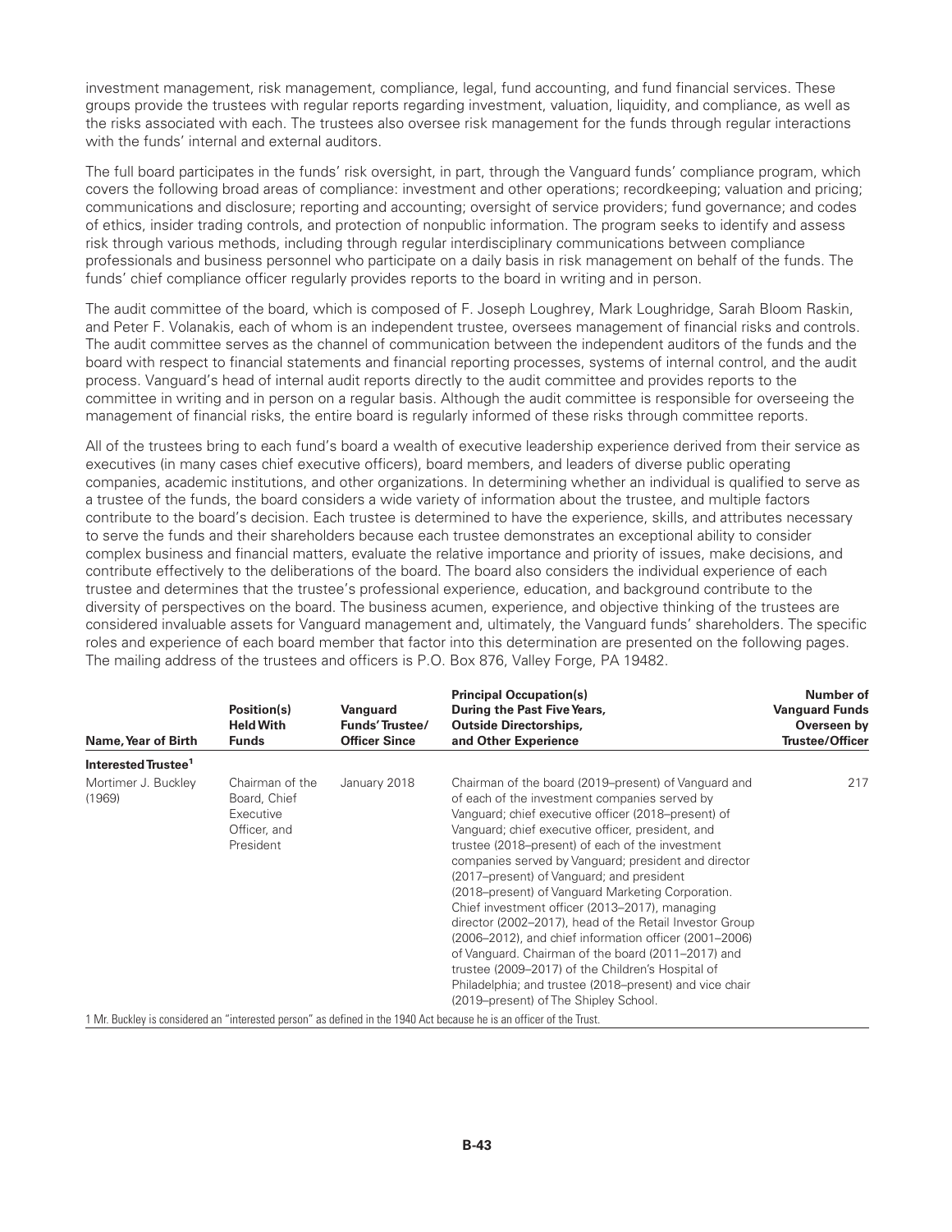investment management, risk management, compliance, legal, fund accounting, and fund financial services. These groups provide the trustees with regular reports regarding investment, valuation, liquidity, and compliance, as well as the risks associated with each. The trustees also oversee risk management for the funds through regular interactions with the funds' internal and external auditors.

The full board participates in the funds' risk oversight, in part, through the Vanguard funds' compliance program, which covers the following broad areas of compliance: investment and other operations; recordkeeping; valuation and pricing; communications and disclosure; reporting and accounting; oversight of service providers; fund governance; and codes of ethics, insider trading controls, and protection of nonpublic information. The program seeks to identify and assess risk through various methods, including through regular interdisciplinary communications between compliance professionals and business personnel who participate on a daily basis in risk management on behalf of the funds. The funds' chief compliance officer regularly provides reports to the board in writing and in person.

The audit committee of the board, which is composed of F. Joseph Loughrey, Mark Loughridge, Sarah Bloom Raskin, and Peter F. Volanakis, each of whom is an independent trustee, oversees management of financial risks and controls. The audit committee serves as the channel of communication between the independent auditors of the funds and the board with respect to financial statements and financial reporting processes, systems of internal control, and the audit process. Vanguard's head of internal audit reports directly to the audit committee and provides reports to the committee in writing and in person on a regular basis. Although the audit committee is responsible for overseeing the management of financial risks, the entire board is regularly informed of these risks through committee reports.

All of the trustees bring to each fund's board a wealth of executive leadership experience derived from their service as executives (in many cases chief executive officers), board members, and leaders of diverse public operating companies, academic institutions, and other organizations. In determining whether an individual is qualified to serve as a trustee of the funds, the board considers a wide variety of information about the trustee, and multiple factors contribute to the board's decision. Each trustee is determined to have the experience, skills, and attributes necessary to serve the funds and their shareholders because each trustee demonstrates an exceptional ability to consider complex business and financial matters, evaluate the relative importance and priority of issues, make decisions, and contribute effectively to the deliberations of the board. The board also considers the individual experience of each trustee and determines that the trustee's professional experience, education, and background contribute to the diversity of perspectives on the board. The business acumen, experience, and objective thinking of the trustees are considered invaluable assets for Vanguard management and, ultimately, the Vanguard funds' shareholders. The specific roles and experience of each board member that factor into this determination are presented on the following pages. The mailing address of the trustees and officers is P.O. Box 876, Valley Forge, PA 19482.

| Name, Year of Birth | Position(s) Held With Funds | Vanguard Funds' Trustee/ Officer Since | Principal Occupation(s) During the Past Five Years, Outside Directorships, and Other Experience | Number of Vanguard Funds Overseen by Trustee/Officer |
|---|---|---|---|---|
| **Interested Trustee[1]** | | | | |
| Mortimer J. Buckley (1969) | Chairman of the Board, Chief Executive Officer, and President | January 2018 | Chairman of the board (2019–present) of Vanguard and of each of the investment companies served by Vanguard; chief executive officer (2018–present) of Vanguard; chief executive officer, president, and trustee (2018–present) of each of the investment companies served by Vanguard; president and director (2017–present) of Vanguard; and president (2018–present) of Vanguard Marketing Corporation. Chief investment officer (2013–2017), managing director (2002–2017), head of the Retail Investor Group (2006–2012), and chief information officer (2001–2006) of Vanguard. Chairman of the board (2011–2017) and trustee (2009–2017) of the Children's Hospital of Philadelphia; and trustee (2018–present) and vice chair (2019–present) of The Shipley School. | 217 |

1 Mr. Buckley is considered an "interested person" as defined in the 1940 Act because he is an officer of the Trust.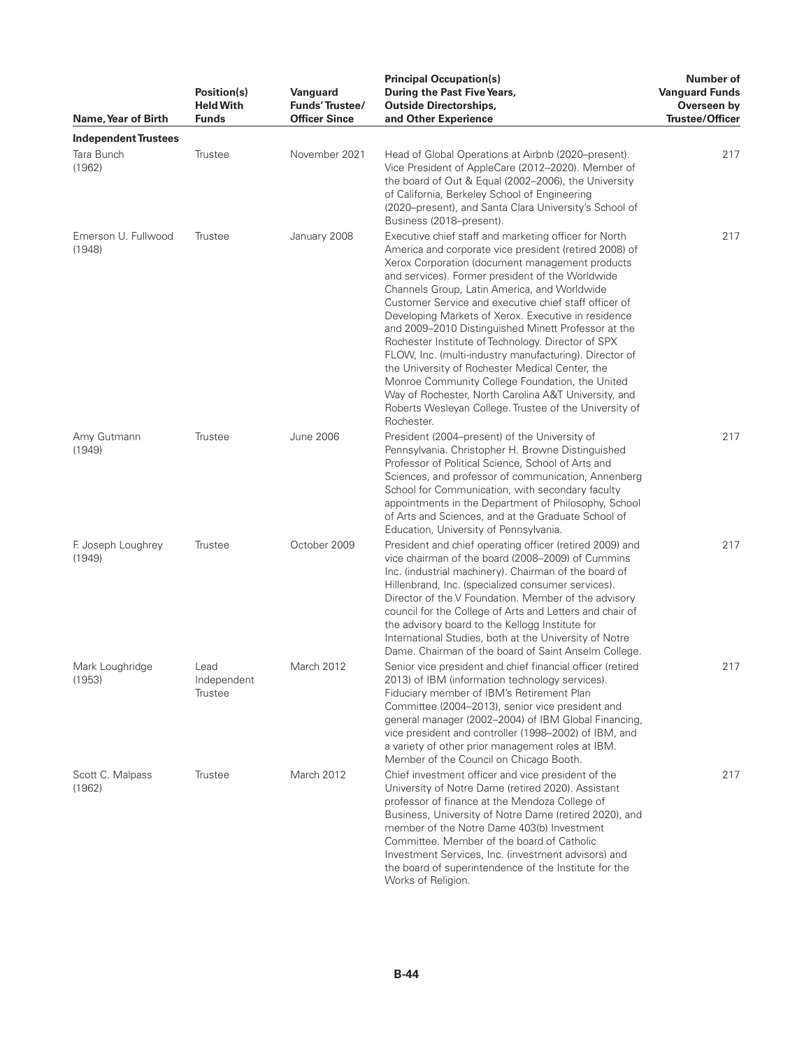| Name, Year of Birth | Position(s) Held With Funds | Vanguard Funds' Trustee/ Officer Since | Principal Occupation(s) During the Past Five Years, Outside Directorships, and Other Experience | Number of Vanguard Funds Overseen by Trustee/Officer |
|---|---|---|---|---|
| **Independent Trustees** | | | | |
| Tara Bunch (1962) | Trustee | November 2021 | Head of Global Operations at Airbnb (2020–present). Vice President of AppleCare (2012–2020). Member of the board of Out & Equal (2002–2006), the University of California, Berkeley School of Engineering (2020–present), and Santa Clara University's School of Business (2018–present). | 217 |
| Emerson U. Fullwood (1948) | Trustee | January 2008 | Executive chief staff and marketing officer for North America and corporate vice president (retired 2008) of Xerox Corporation (document management products and services). Former president of the Worldwide Channels Group, Latin America, and Worldwide Customer Service and executive chief staff officer of Developing Markets of Xerox. Executive in residence and 2009–2010 Distinguished Minett Professor at the Rochester Institute of Technology. Director of SPX FLOW, Inc. (multi-industry manufacturing). Director of the University of Rochester Medical Center, the Monroe Community College Foundation, the United Way of Rochester, North Carolina A&T University, and Roberts Wesleyan College. Trustee of the University of Rochester. | 217 |
| Amy Gutmann (1949) | Trustee | June 2006 | President (2004–present) of the University of Pennsylvania. Christopher H. Browne Distinguished Professor of Political Science, School of Arts and Sciences, and professor of communication, Annenberg School for Communication, with secondary faculty appointments in the Department of Philosophy, School of Arts and Sciences, and at the Graduate School of Education, University of Pennsylvania. | 217 |
| F. Joseph Loughrey (1949) | Trustee | October 2009 | President and chief operating officer (retired 2009) and vice chairman of the board (2008–2009) of Cummins Inc. (industrial machinery). Chairman of the board of Hillenbrand, Inc. (specialized consumer services). Director of the V Foundation. Member of the advisory council for the College of Arts and Letters and chair of the advisory board to the Kellogg Institute for International Studies, both at the University of Notre Dame. Chairman of the board of Saint Anselm College. | 217 |
| Mark Loughridge (1953) | Lead Independent Trustee | March 2012 | Senior vice president and chief financial officer (retired 2013) of IBM (information technology services). Fiduciary member of IBM's Retirement Plan Committee (2004–2013), senior vice president and general manager (2002–2004) of IBM Global Financing, vice president and controller (1998–2002) of IBM, and a variety of other prior management roles at IBM. Member of the Council on Chicago Booth. | 217 |
| Scott C. Malpass (1962) | Trustee | March 2012 | Chief investment officer and vice president of the University of Notre Dame (retired 2020). Assistant professor of finance at the Mendoza College of Business, University of Notre Dame (retired 2020), and member of the Notre Dame 403(b) Investment Committee. Member of the board of Catholic Investment Services, Inc. (investment advisors) and the board of superintendence of the Institute for the Works of Religion. | 217 |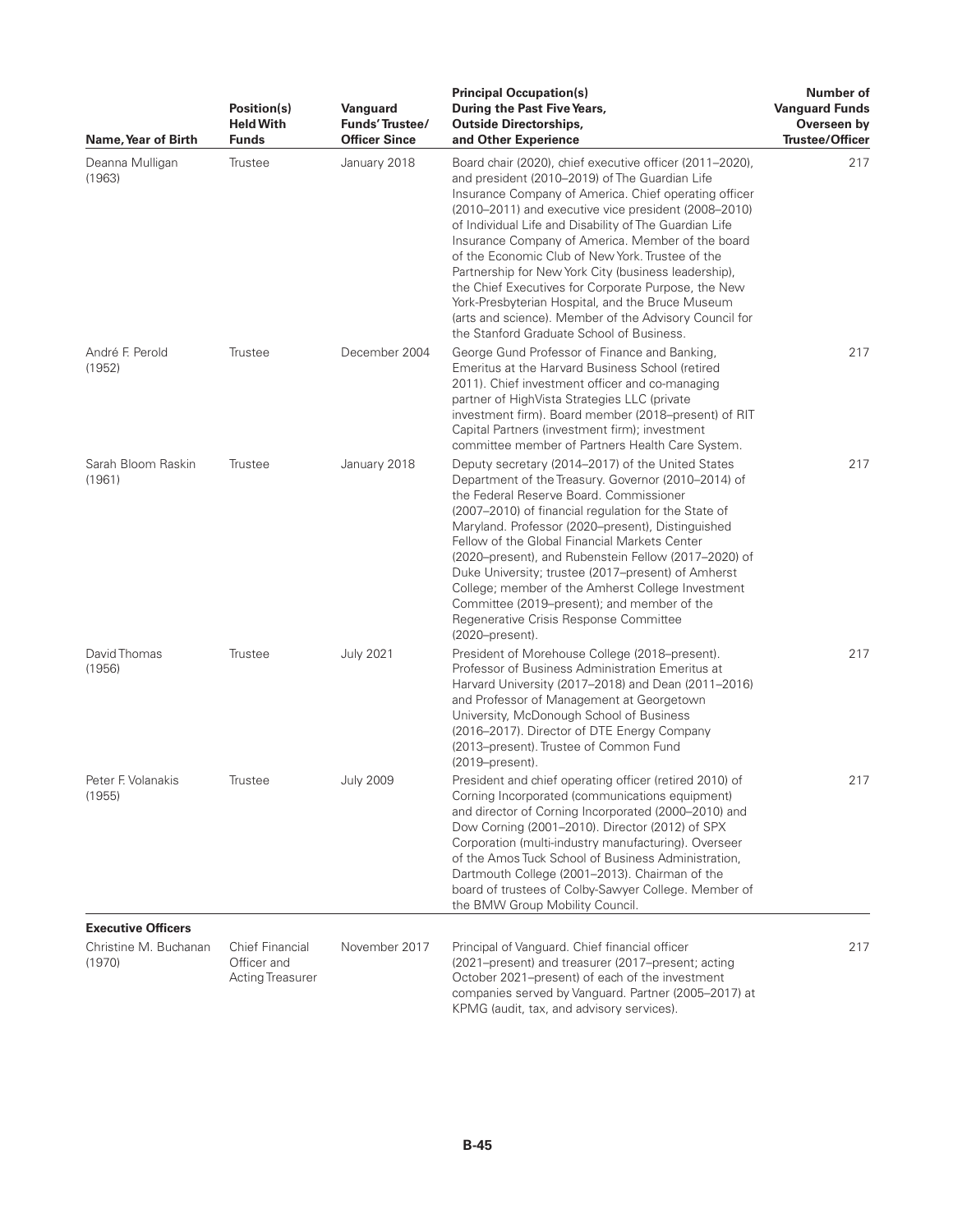| Name, Year of Birth | Position(s) Held With Funds | Vanguard Funds' Trustee/ Officer Since | Principal Occupation(s) During the Past Five Years, Outside Directorships, and Other Experience | Number of Vanguard Funds Overseen by Trustee/Officer |
|---|---|---|---|---|
| Deanna Mulligan (1963) | Trustee | January 2018 | Board chair (2020), chief executive officer (2011–2020), and president (2010–2019) of The Guardian Life Insurance Company of America. Chief operating officer (2010–2011) and executive vice president (2008–2010) of Individual Life and Disability of The Guardian Life Insurance Company of America. Member of the board of the Economic Club of New York. Trustee of the Partnership for New York City (business leadership), the Chief Executives for Corporate Purpose, the New York-Presbyterian Hospital, and the Bruce Museum (arts and science). Member of the Advisory Council for the Stanford Graduate School of Business. | 217 |
| André F. Perold (1952) | Trustee | December 2004 | George Gund Professor of Finance and Banking, Emeritus at the Harvard Business School (retired 2011). Chief investment officer and co-managing partner of HighVista Strategies LLC (private investment firm). Board member (2018–present) of RIT Capital Partners (investment firm); investment committee member of Partners Health Care System. | 217 |
| Sarah Bloom Raskin (1961) | Trustee | January 2018 | Deputy secretary (2014–2017) of the United States Department of the Treasury. Governor (2010–2014) of the Federal Reserve Board. Commissioner (2007–2010) of financial regulation for the State of Maryland. Professor (2020–present), Distinguished Fellow of the Global Financial Markets Center (2020–present), and Rubenstein Fellow (2017–2020) of Duke University; trustee (2017–present) of Amherst College; member of the Amherst College Investment Committee (2019–present); and member of the Regenerative Crisis Response Committee (2020–present). | 217 |
| David Thomas (1956) | Trustee | July 2021 | President of Morehouse College (2018–present). Professor of Business Administration Emeritus at Harvard University (2017–2018) and Dean (2011–2016) and Professor of Management at Georgetown University, McDonough School of Business (2016–2017). Director of DTE Energy Company (2013–present). Trustee of Common Fund (2019–present). | 217 |
| Peter F. Volanakis (1955) | Trustee | July 2009 | President and chief operating officer (retired 2010) of Corning Incorporated (communications equipment) and director of Corning Incorporated (2000–2010) and Dow Corning (2001–2010). Director (2012) of SPX Corporation (multi-industry manufacturing). Overseer of the Amos Tuck School of Business Administration, Dartmouth College (2001–2013). Chairman of the board of trustees of Colby-Sawyer College. Member of the BMW Group Mobility Council. | 217 |
| **Executive Officers** | | | | |
| Christine M. Buchanan (1970) | Chief Financial Officer and Acting Treasurer | November 2017 | Principal of Vanguard. Chief financial officer (2021–present) and treasurer (2017–present; acting October 2021–present) of each of the investment companies served by Vanguard. Partner (2005–2017) at KPMG (audit, tax, and advisory services). | 217 |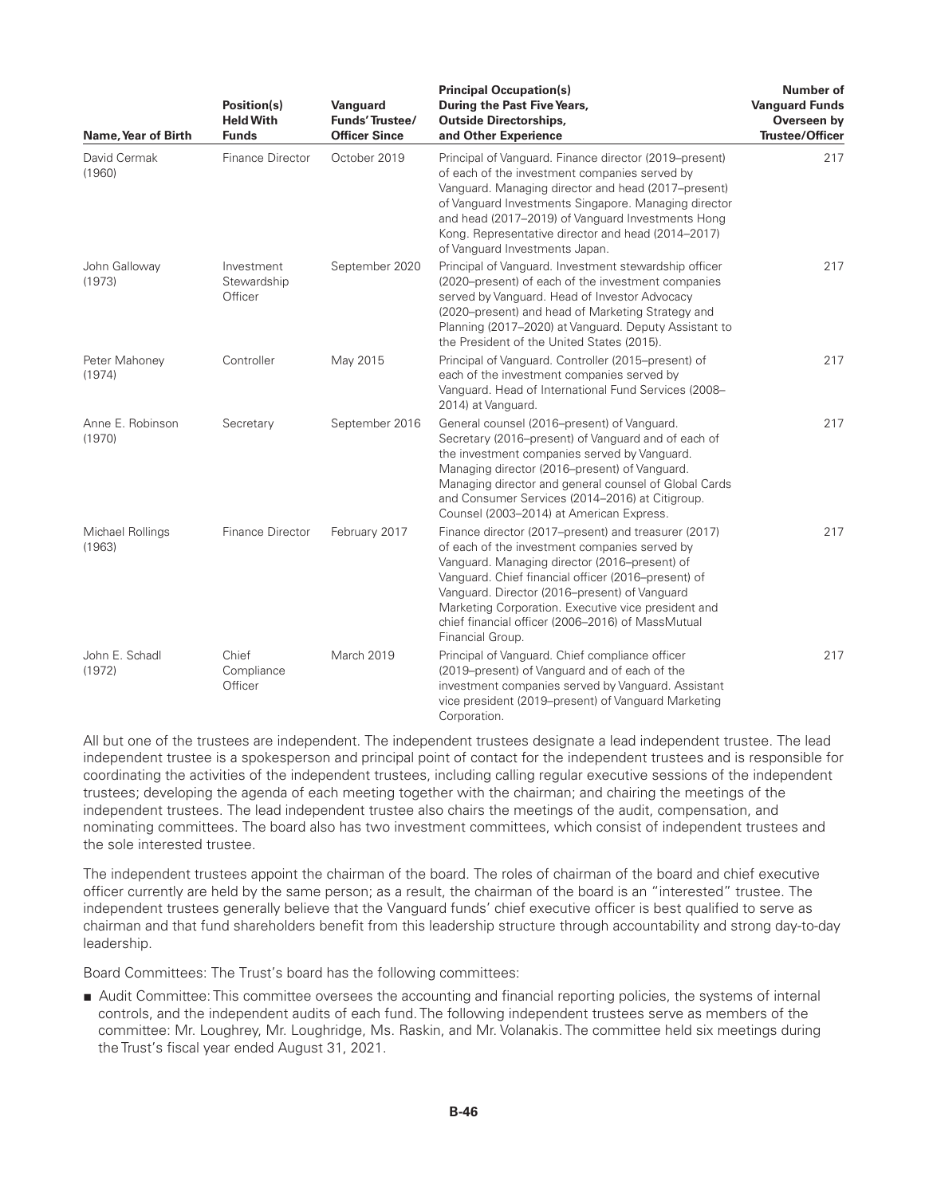| Name, Year of Birth | Position(s) Held With Funds | Vanguard Funds' Trustee/ Officer Since | Principal Occupation(s) During the Past Five Years, Outside Directorships, and Other Experience | Number of Vanguard Funds Overseen by Trustee/Officer |
|---|---|---|---|---|
| David Cermak (1960) | Finance Director | October 2019 | Principal of Vanguard. Finance director (2019–present) of each of the investment companies served by Vanguard. Managing director and head (2017–present) of Vanguard Investments Singapore. Managing director and head (2017–2019) of Vanguard Investments Hong Kong. Representative director and head (2014–2017) of Vanguard Investments Japan. | 217 |
| John Galloway (1973) | Investment Stewardship Officer | September 2020 | Principal of Vanguard. Investment stewardship officer (2020–present) of each of the investment companies served by Vanguard. Head of Investor Advocacy (2020–present) and head of Marketing Strategy and Planning (2017–2020) at Vanguard. Deputy Assistant to the President of the United States (2015). | 217 |
| Peter Mahoney (1974) | Controller | May 2015 | Principal of Vanguard. Controller (2015–present) of each of the investment companies served by Vanguard. Head of International Fund Services (2008–2014) at Vanguard. | 217 |
| Anne E. Robinson (1970) | Secretary | September 2016 | General counsel (2016–present) of Vanguard. Secretary (2016–present) of Vanguard and of each of the investment companies served by Vanguard. Managing director (2016–present) of Vanguard. Managing director and general counsel of Global Cards and Consumer Services (2014–2016) at Citigroup. Counsel (2003–2014) at American Express. | 217 |
| Michael Rollings (1963) | Finance Director | February 2017 | Finance director (2017–present) and treasurer (2017) of each of the investment companies served by Vanguard. Managing director (2016–present) of Vanguard. Chief financial officer (2016–present) of Vanguard. Director (2016–present) of Vanguard Marketing Corporation. Executive vice president and chief financial officer (2006–2016) of MassMutual Financial Group. | 217 |
| John E. Schadl (1972) | Chief Compliance Officer | March 2019 | Principal of Vanguard. Chief compliance officer (2019–present) of Vanguard and of each of the investment companies served by Vanguard. Assistant vice president (2019–present) of Vanguard Marketing Corporation. | 217 |

All but one of the trustees are independent. The independent trustees designate a lead independent trustee. The lead independent trustee is a spokesperson and principal point of contact for the independent trustees and is responsible for coordinating the activities of the independent trustees, including calling regular executive sessions of the independent trustees; developing the agenda of each meeting together with the chairman; and chairing the meetings of the independent trustees. The lead independent trustee also chairs the meetings of the audit, compensation, and nominating committees. The board also has two investment committees, which consist of independent trustees and the sole interested trustee.

The independent trustees appoint the chairman of the board. The roles of chairman of the board and chief executive officer currently are held by the same person; as a result, the chairman of the board is an "interested" trustee. The independent trustees generally believe that the Vanguard funds' chief executive officer is best qualified to serve as chairman and that fund shareholders benefit from this leadership structure through accountability and strong day-to-day leadership.

Board Committees: The Trust's board has the following committees:

- Audit Committee: This committee oversees the accounting and financial reporting policies, the systems of internal controls, and the independent audits of each fund. The following independent trustees serve as members of the committee: Mr. Loughrey, Mr. Loughridge, Ms. Raskin, and Mr. Volanakis. The committee held six meetings during the Trust's fiscal year ended August 31, 2021.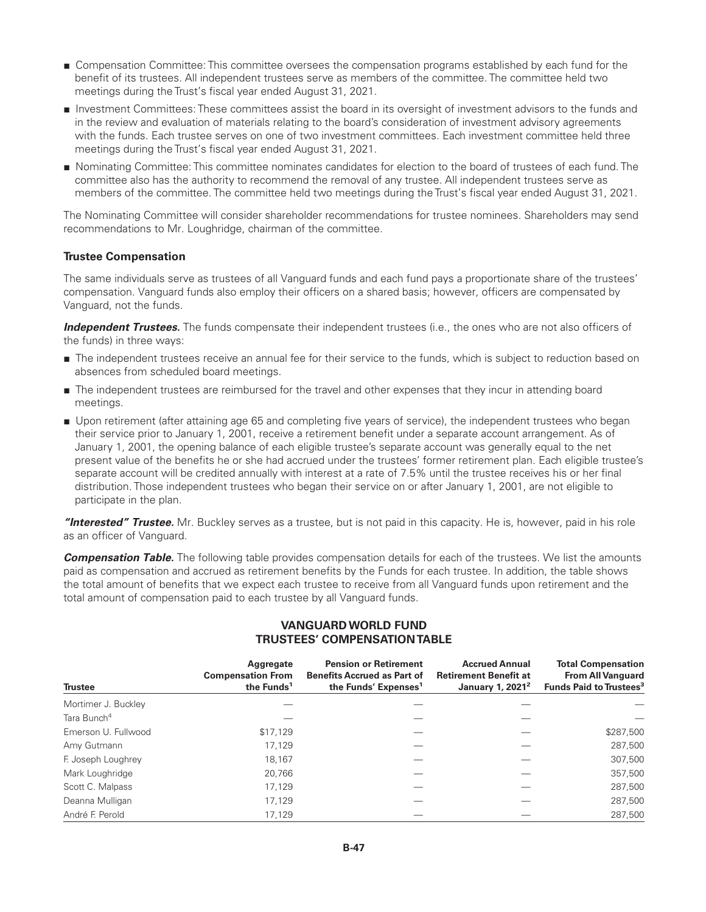- Compensation Committee: This committee oversees the compensation programs established by each fund for the benefit of its trustees. All independent trustees serve as members of the committee. The committee held two meetings during the Trust's fiscal year ended August 31, 2021.
- Investment Committees: These committees assist the board in its oversight of investment advisors to the funds and in the review and evaluation of materials relating to the board's consideration of investment advisory agreements with the funds. Each trustee serves on one of two investment committees. Each investment committee held three meetings during the Trust's fiscal year ended August 31, 2021.
- Nominating Committee: This committee nominates candidates for election to the board of trustees of each fund. The committee also has the authority to recommend the removal of any trustee. All independent trustees serve as members of the committee. The committee held two meetings during the Trust's fiscal year ended August 31, 2021.

The Nominating Committee will consider shareholder recommendations for trustee nominees. Shareholders may send recommendations to Mr. Loughridge, chairman of the committee.

### Trustee Compensation

The same individuals serve as trustees of all Vanguard funds and each fund pays a proportionate share of the trustees' compensation. Vanguard funds also employ their officers on a shared basis; however, officers are compensated by Vanguard, not the funds.

***Independent Trustees.*** The funds compensate their independent trustees (i.e., the ones who are not also officers of the funds) in three ways:

- The independent trustees receive an annual fee for their service to the funds, which is subject to reduction based on absences from scheduled board meetings.
- The independent trustees are reimbursed for the travel and other expenses that they incur in attending board meetings.
- Upon retirement (after attaining age 65 and completing five years of service), the independent trustees who began their service prior to January 1, 2001, receive a retirement benefit under a separate account arrangement. As of January 1, 2001, the opening balance of each eligible trustee's separate account was generally equal to the net present value of the benefits he or she had accrued under the trustees' former retirement plan. Each eligible trustee's separate account will be credited annually with interest at a rate of 7.5% until the trustee receives his or her final distribution. Those independent trustees who began their service on or after January 1, 2001, are not eligible to participate in the plan.

***"Interested" Trustee.*** Mr. Buckley serves as a trustee, but is not paid in this capacity. He is, however, paid in his role as an officer of Vanguard.

***Compensation Table.*** The following table provides compensation details for each of the trustees. We list the amounts paid as compensation and accrued as retirement benefits by the Funds for each trustee. In addition, the table shows the total amount of benefits that we expect each trustee to receive from all Vanguard funds upon retirement and the total amount of compensation paid to each trustee by all Vanguard funds.

**VANGUARD WORLD FUND**
**TRUSTEES' COMPENSATION TABLE**

| Trustee | Aggregate Compensation From the Funds[1] | Pension or Retirement Benefits Accrued as Part of the Funds' Expenses[1] | Accrued Annual Retirement Benefit at January 1, 2021[2] | Total Compensation From All Vanguard Funds Paid to Trustees[3] |
|---|---|---|---|---|
| Mortimer J. Buckley | — | — | — | — |
| Tara Bunch[4] | — | — | — | — |
| Emerson U. Fullwood | $17,129 | — | — | $287,500 |
| Amy Gutmann | 17,129 | — | — | 287,500 |
| F. Joseph Loughrey | 18,167 | — | — | 307,500 |
| Mark Loughridge | 20,766 | — | — | 357,500 |
| Scott C. Malpass | 17,129 | — | — | 287,500 |
| Deanna Mulligan | 17,129 | — | — | 287,500 |
| André F. Perold | 17,129 | — | — | 287,500 |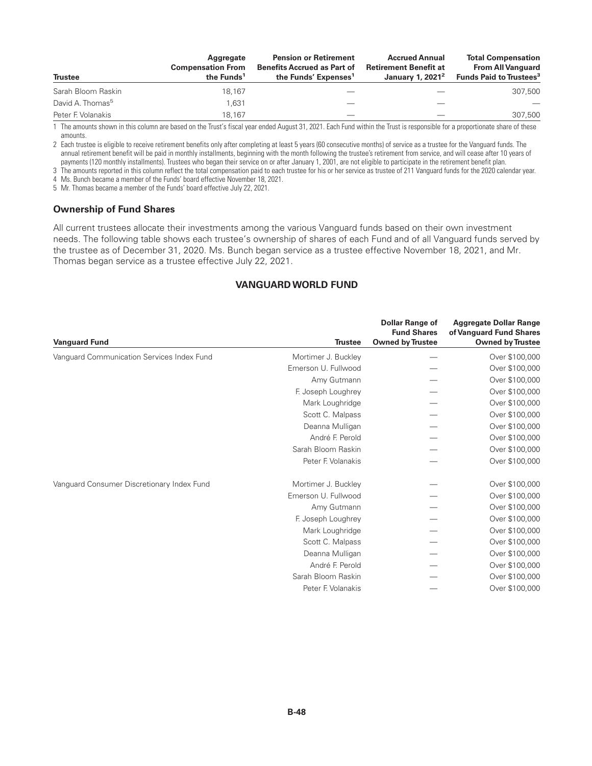| Trustee | Aggregate Compensation From the Funds[1] | Pension or Retirement Benefits Accrued as Part of the Funds' Expenses[1] | Accrued Annual Retirement Benefit at January 1, 2021[2] | Total Compensation From All Vanguard Funds Paid to Trustees[3] |
|---|---|---|---|---|
| Sarah Bloom Raskin | 18,167 | — | — | 307,500 |
| David A. Thomas[5] | 1,631 | — | — | — |
| Peter F. Volanakis | 18,167 | — | — | 307,500 |

1 The amounts shown in this column are based on the Trust's fiscal year ended August 31, 2021. Each Fund within the Trust is responsible for a proportionate share of these amounts.

2 Each trustee is eligible to receive retirement benefits only after completing at least 5 years (60 consecutive months) of service as a trustee for the Vanguard funds. The annual retirement benefit will be paid in monthly installments, beginning with the month following the trustee's retirement from service, and will cease after 10 years of payments (120 monthly installments). Trustees who began their service on or after January 1, 2001, are not eligible to participate in the retirement benefit plan.

3 The amounts reported in this column reflect the total compensation paid to each trustee for his or her service as trustee of 211 Vanguard funds for the 2020 calendar year.

4 Ms. Bunch became a member of the Funds' board effective November 18, 2021.

5 Mr. Thomas became a member of the Funds' board effective July 22, 2021.

### Ownership of Fund Shares

All current trustees allocate their investments among the various Vanguard funds based on their own investment needs. The following table shows each trustee's ownership of shares of each Fund and of all Vanguard funds served by the trustee as of December 31, 2020. Ms. Bunch began service as a trustee effective November 18, 2021, and Mr. Thomas began service as a trustee effective July 22, 2021.

## VANGUARD WORLD FUND

| Vanguard Fund | Trustee | Dollar Range of Fund Shares Owned by Trustee | Aggregate Dollar Range of Vanguard Fund Shares Owned by Trustee |
|---|---|---|---|
| Vanguard Communication Services Index Fund | Mortimer J. Buckley | — | Over $100,000 |
| | Emerson U. Fullwood | — | Over $100,000 |
| | Amy Gutmann | — | Over $100,000 |
| | F. Joseph Loughrey | — | Over $100,000 |
| | Mark Loughridge | — | Over $100,000 |
| | Scott C. Malpass | — | Over $100,000 |
| | Deanna Mulligan | — | Over $100,000 |
| | André F. Perold | — | Over $100,000 |
| | Sarah Bloom Raskin | — | Over $100,000 |
| | Peter F. Volanakis | — | Over $100,000 |
| Vanguard Consumer Discretionary Index Fund | Mortimer J. Buckley | — | Over $100,000 |
| | Emerson U. Fullwood | — | Over $100,000 |
| | Amy Gutmann | — | Over $100,000 |
| | F. Joseph Loughrey | — | Over $100,000 |
| | Mark Loughridge | — | Over $100,000 |
| | Scott C. Malpass | — | Over $100,000 |
| | Deanna Mulligan | — | Over $100,000 |
| | André F. Perold | — | Over $100,000 |
| | Sarah Bloom Raskin | — | Over $100,000 |
| | Peter F. Volanakis | — | Over $100,000 |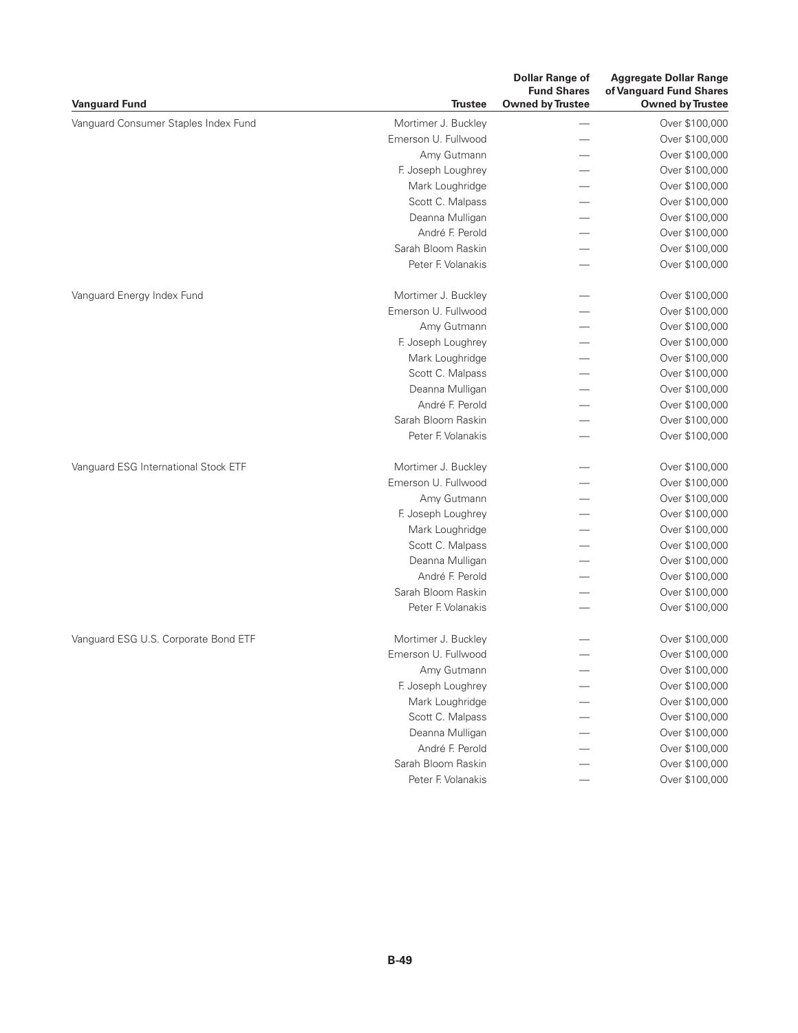| Vanguard Fund | Trustee | Dollar Range of Fund Shares Owned by Trustee | Aggregate Dollar Range of Vanguard Fund Shares Owned by Trustee |
|---|---|---|---|
| Vanguard Consumer Staples Index Fund | Mortimer J. Buckley | — | Over $100,000 |
| | Emerson U. Fullwood | — | Over $100,000 |
| | Amy Gutmann | — | Over $100,000 |
| | F. Joseph Loughrey | — | Over $100,000 |
| | Mark Loughridge | — | Over $100,000 |
| | Scott C. Malpass | — | Over $100,000 |
| | Deanna Mulligan | — | Over $100,000 |
| | André F. Perold | — | Over $100,000 |
| | Sarah Bloom Raskin | — | Over $100,000 |
| | Peter F. Volanakis | — | Over $100,000 |
| Vanguard Energy Index Fund | Mortimer J. Buckley | — | Over $100,000 |
| | Emerson U. Fullwood | — | Over $100,000 |
| | Amy Gutmann | — | Over $100,000 |
| | F. Joseph Loughrey | — | Over $100,000 |
| | Mark Loughridge | — | Over $100,000 |
| | Scott C. Malpass | — | Over $100,000 |
| | Deanna Mulligan | — | Over $100,000 |
| | André F. Perold | — | Over $100,000 |
| | Sarah Bloom Raskin | — | Over $100,000 |
| | Peter F. Volanakis | — | Over $100,000 |
| Vanguard ESG International Stock ETF | Mortimer J. Buckley | — | Over $100,000 |
| | Emerson U. Fullwood | — | Over $100,000 |
| | Amy Gutmann | — | Over $100,000 |
| | F. Joseph Loughrey | — | Over $100,000 |
| | Mark Loughridge | — | Over $100,000 |
| | Scott C. Malpass | — | Over $100,000 |
| | Deanna Mulligan | — | Over $100,000 |
| | André F. Perold | — | Over $100,000 |
| | Sarah Bloom Raskin | — | Over $100,000 |
| | Peter F. Volanakis | — | Over $100,000 |
| Vanguard ESG U.S. Corporate Bond ETF | Mortimer J. Buckley | — | Over $100,000 |
| | Emerson U. Fullwood | — | Over $100,000 |
| | Amy Gutmann | — | Over $100,000 |
| | F. Joseph Loughrey | — | Over $100,000 |
| | Mark Loughridge | — | Over $100,000 |
| | Scott C. Malpass | — | Over $100,000 |
| | Deanna Mulligan | — | Over $100,000 |
| | André F. Perold | — | Over $100,000 |
| | Sarah Bloom Raskin | — | Over $100,000 |
| | Peter F. Volanakis | — | Over $100,000 |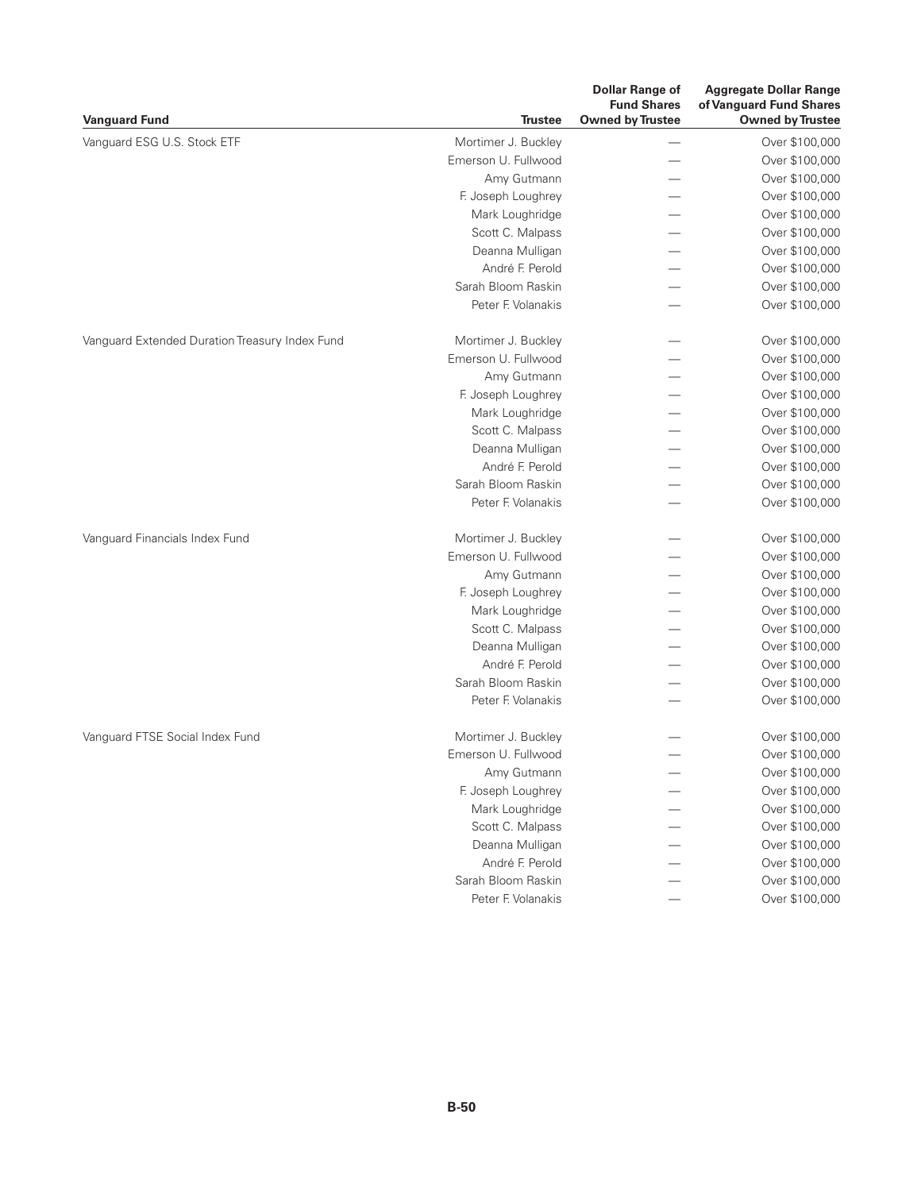| Vanguard Fund | Trustee | Dollar Range of Fund Shares Owned by Trustee | Aggregate Dollar Range of Vanguard Fund Shares Owned by Trustee |
|---|---|---|---|
| Vanguard ESG U.S. Stock ETF | Mortimer J. Buckley | — | Over $100,000 |
| | Emerson U. Fullwood | — | Over $100,000 |
| | Amy Gutmann | — | Over $100,000 |
| | F. Joseph Loughrey | — | Over $100,000 |
| | Mark Loughridge | — | Over $100,000 |
| | Scott C. Malpass | — | Over $100,000 |
| | Deanna Mulligan | — | Over $100,000 |
| | André F. Perold | — | Over $100,000 |
| | Sarah Bloom Raskin | — | Over $100,000 |
| | Peter F. Volanakis | — | Over $100,000 |
| Vanguard Extended Duration Treasury Index Fund | Mortimer J. Buckley | — | Over $100,000 |
| | Emerson U. Fullwood | — | Over $100,000 |
| | Amy Gutmann | — | Over $100,000 |
| | F. Joseph Loughrey | — | Over $100,000 |
| | Mark Loughridge | — | Over $100,000 |
| | Scott C. Malpass | — | Over $100,000 |
| | Deanna Mulligan | — | Over $100,000 |
| | André F. Perold | — | Over $100,000 |
| | Sarah Bloom Raskin | — | Over $100,000 |
| | Peter F. Volanakis | — | Over $100,000 |
| Vanguard Financials Index Fund | Mortimer J. Buckley | — | Over $100,000 |
| | Emerson U. Fullwood | — | Over $100,000 |
| | Amy Gutmann | — | Over $100,000 |
| | F. Joseph Loughrey | — | Over $100,000 |
| | Mark Loughridge | — | Over $100,000 |
| | Scott C. Malpass | — | Over $100,000 |
| | Deanna Mulligan | — | Over $100,000 |
| | André F. Perold | — | Over $100,000 |
| | Sarah Bloom Raskin | — | Over $100,000 |
| | Peter F. Volanakis | — | Over $100,000 |
| Vanguard FTSE Social Index Fund | Mortimer J. Buckley | — | Over $100,000 |
| | Emerson U. Fullwood | — | Over $100,000 |
| | Amy Gutmann | — | Over $100,000 |
| | F. Joseph Loughrey | — | Over $100,000 |
| | Mark Loughridge | — | Over $100,000 |
| | Scott C. Malpass | — | Over $100,000 |
| | Deanna Mulligan | — | Over $100,000 |
| | André F. Perold | — | Over $100,000 |
| | Sarah Bloom Raskin | — | Over $100,000 |
| | Peter F. Volanakis | — | Over $100,000 |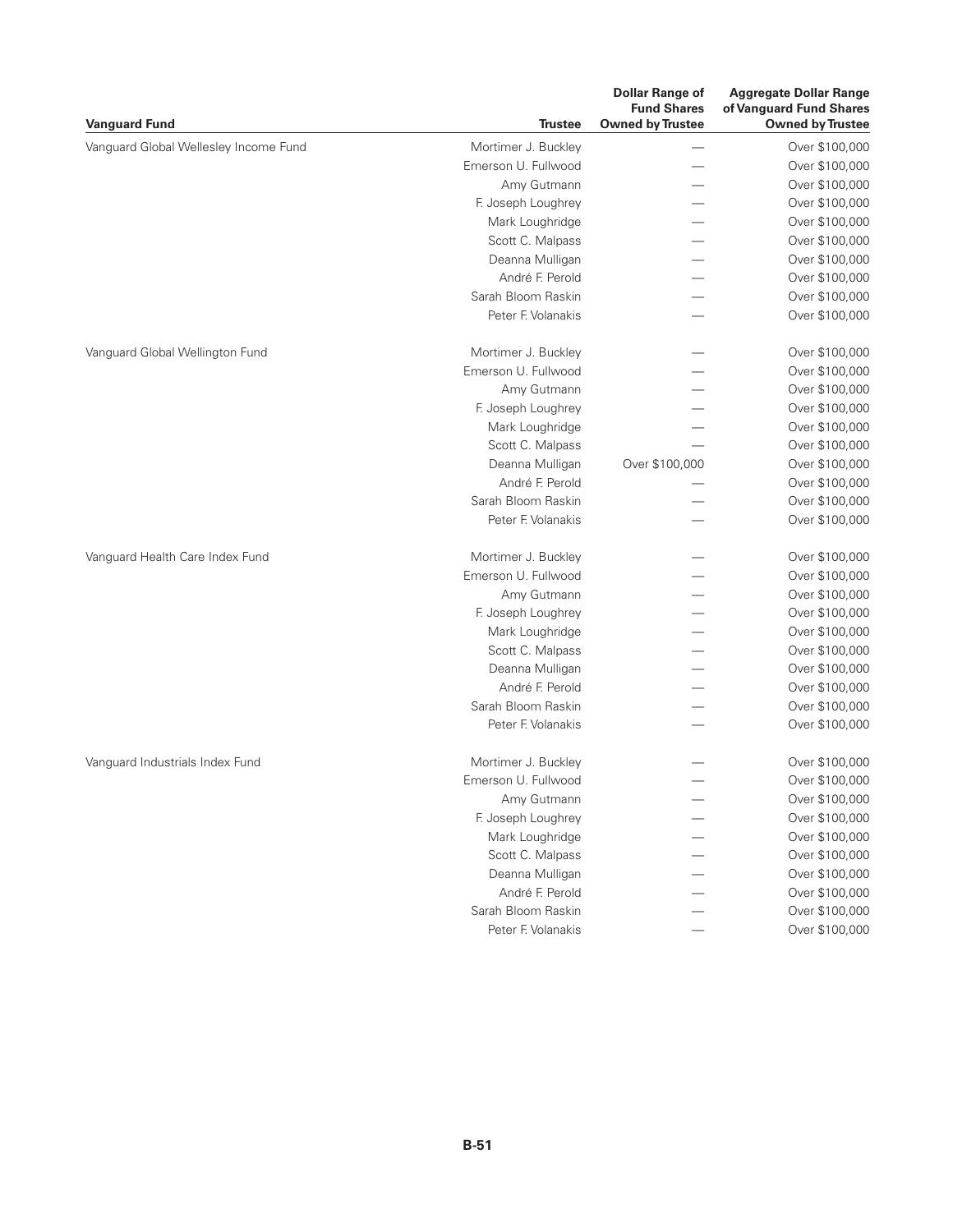| Vanguard Fund | Trustee | Dollar Range of Fund Shares Owned by Trustee | Aggregate Dollar Range of Vanguard Fund Shares Owned by Trustee |
|---|---|---|---|
| Vanguard Global Wellesley Income Fund | Mortimer J. Buckley | — | Over $100,000 |
| | Emerson U. Fullwood | — | Over $100,000 |
| | Amy Gutmann | — | Over $100,000 |
| | F. Joseph Loughrey | — | Over $100,000 |
| | Mark Loughridge | — | Over $100,000 |
| | Scott C. Malpass | — | Over $100,000 |
| | Deanna Mulligan | — | Over $100,000 |
| | André F. Perold | — | Over $100,000 |
| | Sarah Bloom Raskin | — | Over $100,000 |
| | Peter F. Volanakis | — | Over $100,000 |
| Vanguard Global Wellington Fund | Mortimer J. Buckley | — | Over $100,000 |
| | Emerson U. Fullwood | — | Over $100,000 |
| | Amy Gutmann | — | Over $100,000 |
| | F. Joseph Loughrey | — | Over $100,000 |
| | Mark Loughridge | — | Over $100,000 |
| | Scott C. Malpass | — | Over $100,000 |
| | Deanna Mulligan | Over $100,000 | Over $100,000 |
| | André F. Perold | — | Over $100,000 |
| | Sarah Bloom Raskin | — | Over $100,000 |
| | Peter F. Volanakis | — | Over $100,000 |
| Vanguard Health Care Index Fund | Mortimer J. Buckley | — | Over $100,000 |
| | Emerson U. Fullwood | — | Over $100,000 |
| | Amy Gutmann | — | Over $100,000 |
| | F. Joseph Loughrey | — | Over $100,000 |
| | Mark Loughridge | — | Over $100,000 |
| | Scott C. Malpass | — | Over $100,000 |
| | Deanna Mulligan | — | Over $100,000 |
| | André F. Perold | — | Over $100,000 |
| | Sarah Bloom Raskin | — | Over $100,000 |
| | Peter F. Volanakis | — | Over $100,000 |
| Vanguard Industrials Index Fund | Mortimer J. Buckley | — | Over $100,000 |
| | Emerson U. Fullwood | — | Over $100,000 |
| | Amy Gutmann | — | Over $100,000 |
| | F. Joseph Loughrey | — | Over $100,000 |
| | Mark Loughridge | — | Over $100,000 |
| | Scott C. Malpass | — | Over $100,000 |
| | Deanna Mulligan | — | Over $100,000 |
| | André F. Perold | — | Over $100,000 |
| | Sarah Bloom Raskin | — | Over $100,000 |
| | Peter F. Volanakis | — | Over $100,000 |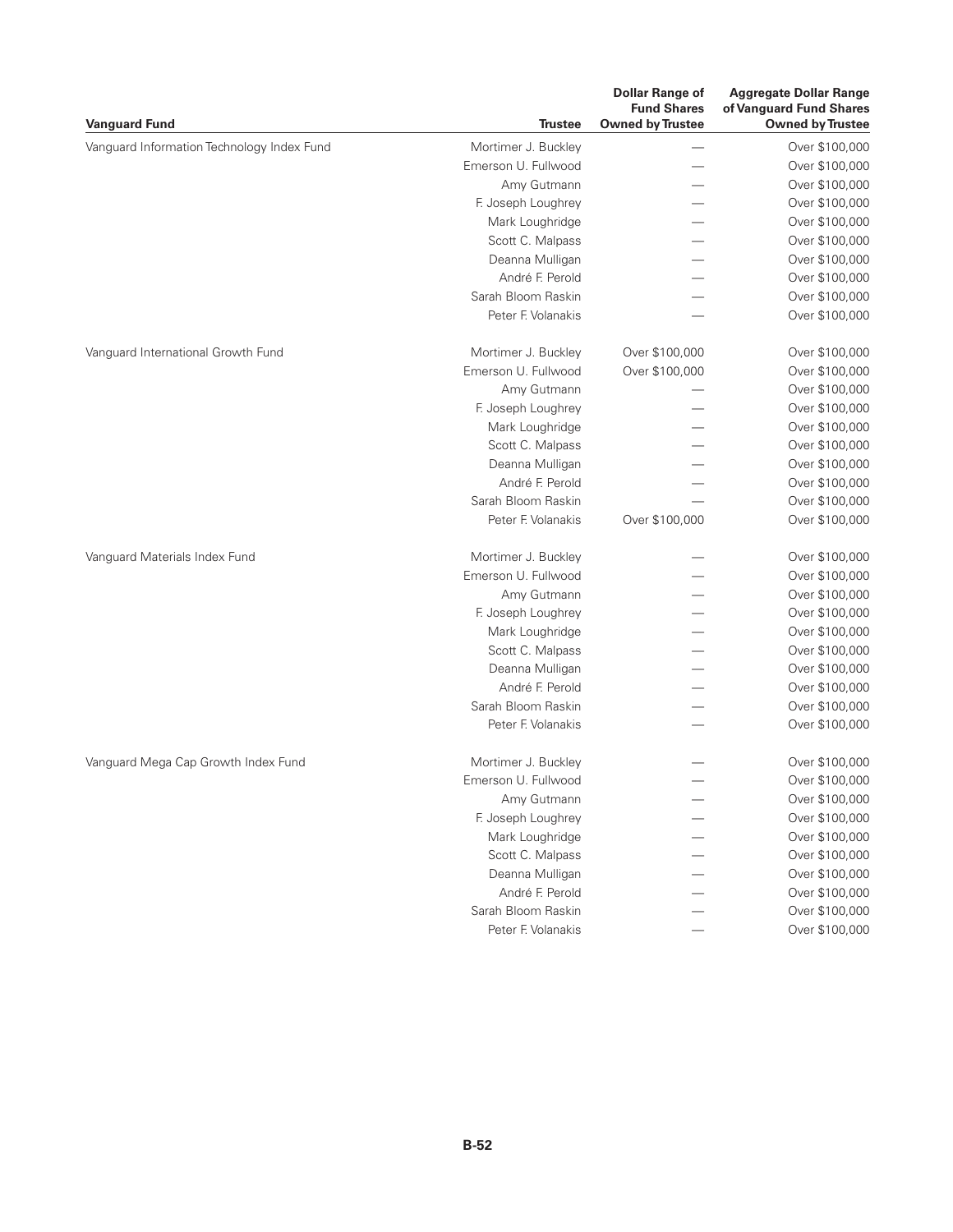| Vanguard Fund | Trustee | Dollar Range of Fund Shares Owned by Trustee | Aggregate Dollar Range of Vanguard Fund Shares Owned by Trustee |
|---|---|---|---|
| Vanguard Information Technology Index Fund | Mortimer J. Buckley | — | Over $100,000 |
| | Emerson U. Fullwood | — | Over $100,000 |
| | Amy Gutmann | — | Over $100,000 |
| | F. Joseph Loughrey | — | Over $100,000 |
| | Mark Loughridge | — | Over $100,000 |
| | Scott C. Malpass | — | Over $100,000 |
| | Deanna Mulligan | — | Over $100,000 |
| | André F. Perold | — | Over $100,000 |
| | Sarah Bloom Raskin | — | Over $100,000 |
| | Peter F. Volanakis | — | Over $100,000 |
| Vanguard International Growth Fund | Mortimer J. Buckley | Over $100,000 | Over $100,000 |
| | Emerson U. Fullwood | Over $100,000 | Over $100,000 |
| | Amy Gutmann | — | Over $100,000 |
| | F. Joseph Loughrey | — | Over $100,000 |
| | Mark Loughridge | — | Over $100,000 |
| | Scott C. Malpass | — | Over $100,000 |
| | Deanna Mulligan | — | Over $100,000 |
| | André F. Perold | — | Over $100,000 |
| | Sarah Bloom Raskin | — | Over $100,000 |
| | Peter F. Volanakis | Over $100,000 | Over $100,000 |
| Vanguard Materials Index Fund | Mortimer J. Buckley | — | Over $100,000 |
| | Emerson U. Fullwood | — | Over $100,000 |
| | Amy Gutmann | — | Over $100,000 |
| | F. Joseph Loughrey | — | Over $100,000 |
| | Mark Loughridge | — | Over $100,000 |
| | Scott C. Malpass | — | Over $100,000 |
| | Deanna Mulligan | — | Over $100,000 |
| | André F. Perold | — | Over $100,000 |
| | Sarah Bloom Raskin | — | Over $100,000 |
| | Peter F. Volanakis | — | Over $100,000 |
| Vanguard Mega Cap Growth Index Fund | Mortimer J. Buckley | — | Over $100,000 |
| | Emerson U. Fullwood | — | Over $100,000 |
| | Amy Gutmann | — | Over $100,000 |
| | F. Joseph Loughrey | — | Over $100,000 |
| | Mark Loughridge | — | Over $100,000 |
| | Scott C. Malpass | — | Over $100,000 |
| | Deanna Mulligan | — | Over $100,000 |
| | André F. Perold | — | Over $100,000 |
| | Sarah Bloom Raskin | — | Over $100,000 |
| | Peter F. Volanakis | — | Over $100,000 |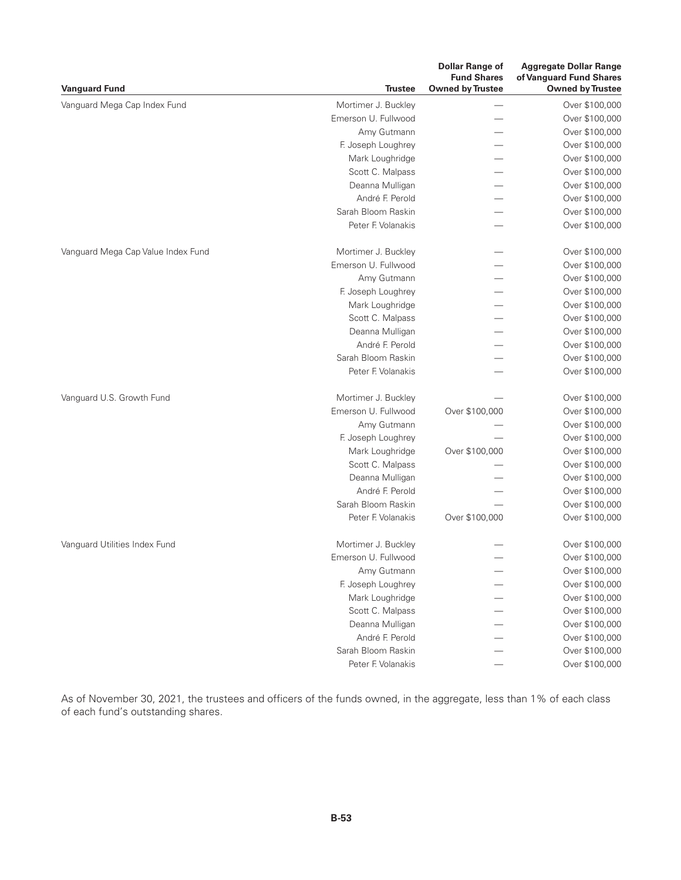| Vanguard Fund | Trustee | Dollar Range of Fund Shares Owned by Trustee | Aggregate Dollar Range of Vanguard Fund Shares Owned by Trustee |
|---|---|---|---|
| Vanguard Mega Cap Index Fund | Mortimer J. Buckley | — | Over $100,000 |
| | Emerson U. Fullwood | — | Over $100,000 |
| | Amy Gutmann | — | Over $100,000 |
| | F. Joseph Loughrey | — | Over $100,000 |
| | Mark Loughridge | — | Over $100,000 |
| | Scott C. Malpass | — | Over $100,000 |
| | Deanna Mulligan | — | Over $100,000 |
| | André F. Perold | — | Over $100,000 |
| | Sarah Bloom Raskin | — | Over $100,000 |
| | Peter F. Volanakis | — | Over $100,000 |
| Vanguard Mega Cap Value Index Fund | Mortimer J. Buckley | — | Over $100,000 |
| | Emerson U. Fullwood | — | Over $100,000 |
| | Amy Gutmann | — | Over $100,000 |
| | F. Joseph Loughrey | — | Over $100,000 |
| | Mark Loughridge | — | Over $100,000 |
| | Scott C. Malpass | — | Over $100,000 |
| | Deanna Mulligan | — | Over $100,000 |
| | André F. Perold | — | Over $100,000 |
| | Sarah Bloom Raskin | — | Over $100,000 |
| | Peter F. Volanakis | — | Over $100,000 |
| Vanguard U.S. Growth Fund | Mortimer J. Buckley | — | Over $100,000 |
| | Emerson U. Fullwood | Over $100,000 | Over $100,000 |
| | Amy Gutmann | — | Over $100,000 |
| | F. Joseph Loughrey | — | Over $100,000 |
| | Mark Loughridge | Over $100,000 | Over $100,000 |
| | Scott C. Malpass | — | Over $100,000 |
| | Deanna Mulligan | — | Over $100,000 |
| | André F. Perold | — | Over $100,000 |
| | Sarah Bloom Raskin | — | Over $100,000 |
| | Peter F. Volanakis | Over $100,000 | Over $100,000 |
| Vanguard Utilities Index Fund | Mortimer J. Buckley | — | Over $100,000 |
| | Emerson U. Fullwood | — | Over $100,000 |
| | Amy Gutmann | — | Over $100,000 |
| | F. Joseph Loughrey | — | Over $100,000 |
| | Mark Loughridge | — | Over $100,000 |
| | Scott C. Malpass | — | Over $100,000 |
| | Deanna Mulligan | — | Over $100,000 |
| | André F. Perold | — | Over $100,000 |
| | Sarah Bloom Raskin | — | Over $100,000 |
| | Peter F. Volanakis | — | Over $100,000 |

As of November 30, 2021, the trustees and officers of the funds owned, in the aggregate, less than 1% of each class of each fund's outstanding shares.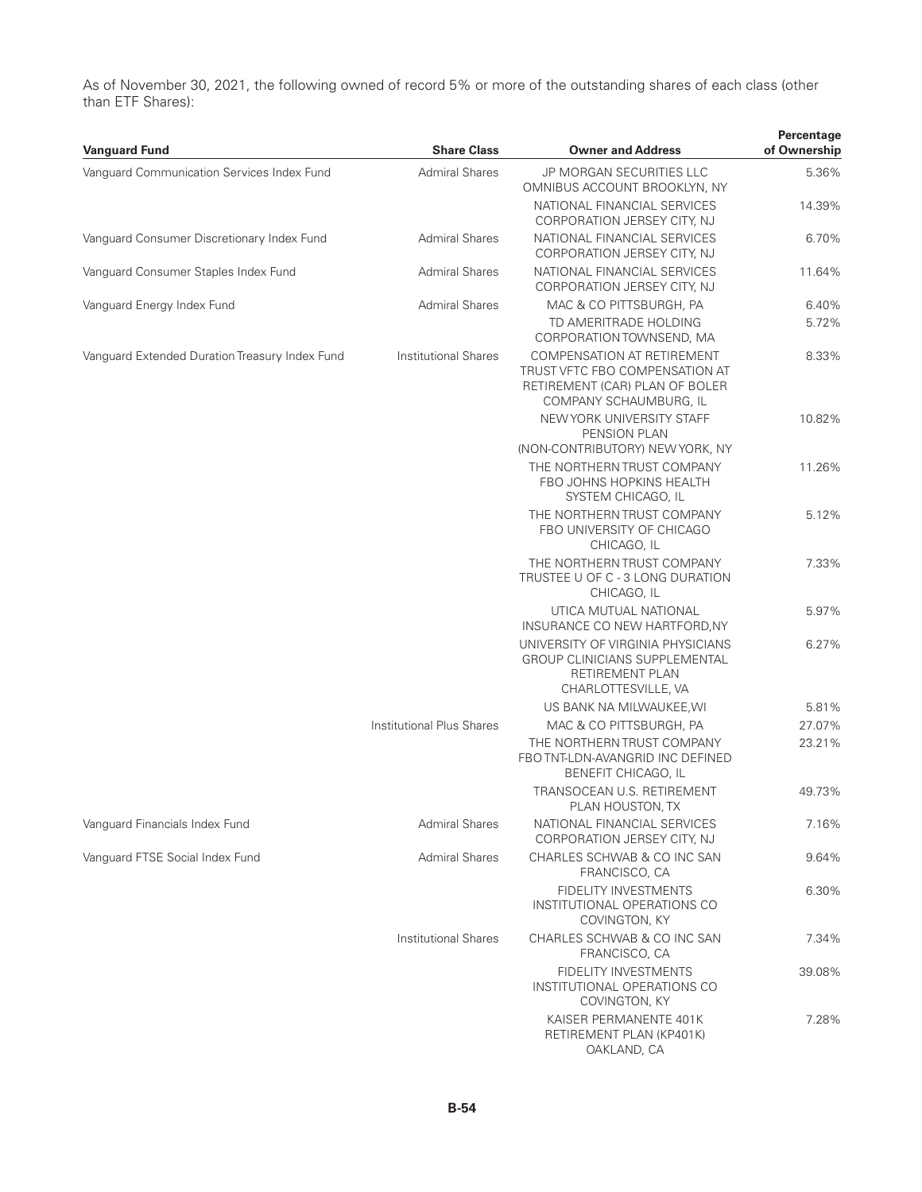As of November 30, 2021, the following owned of record 5% or more of the outstanding shares of each class (other than ETF Shares):

| Vanguard Fund | Share Class | Owner and Address | Percentage of Ownership |
|---|---|---|---|
| Vanguard Communication Services Index Fund | Admiral Shares | JP MORGAN SECURITIES LLC OMNIBUS ACCOUNT BROOKLYN, NY | 5.36% |
| | | NATIONAL FINANCIAL SERVICES CORPORATION JERSEY CITY, NJ | 14.39% |
| Vanguard Consumer Discretionary Index Fund | Admiral Shares | NATIONAL FINANCIAL SERVICES CORPORATION JERSEY CITY, NJ | 6.70% |
| Vanguard Consumer Staples Index Fund | Admiral Shares | NATIONAL FINANCIAL SERVICES CORPORATION JERSEY CITY, NJ | 11.64% |
| Vanguard Energy Index Fund | Admiral Shares | MAC & CO PITTSBURGH, PA | 6.40% |
| | | TD AMERITRADE HOLDING CORPORATION TOWNSEND, MA | 5.72% |
| Vanguard Extended Duration Treasury Index Fund | Institutional Shares | COMPENSATION AT RETIREMENT TRUST VFTC FBO COMPENSATION AT RETIREMENT (CAR) PLAN OF BOLER COMPANY SCHAUMBURG, IL | 8.33% |
| | | NEW YORK UNIVERSITY STAFF PENSION PLAN (NON-CONTRIBUTORY) NEW YORK, NY | 10.82% |
| | | THE NORTHERN TRUST COMPANY FBO JOHNS HOPKINS HEALTH SYSTEM CHICAGO, IL | 11.26% |
| | | THE NORTHERN TRUST COMPANY FBO UNIVERSITY OF CHICAGO CHICAGO, IL | 5.12% |
| | | THE NORTHERN TRUST COMPANY TRUSTEE U OF C - 3 LONG DURATION CHICAGO, IL | 7.33% |
| | | UTICA MUTUAL NATIONAL INSURANCE CO NEW HARTFORD,NY | 5.97% |
| | | UNIVERSITY OF VIRGINIA PHYSICIANS GROUP CLINICIANS SUPPLEMENTAL RETIREMENT PLAN CHARLOTTESVILLE, VA | 6.27% |
| | | US BANK NA MILWAUKEE,WI | 5.81% |
| | Institutional Plus Shares | MAC & CO PITTSBURGH, PA | 27.07% |
| | | THE NORTHERN TRUST COMPANY FBO TNT-LDN-AVANGRID INC DEFINED BENEFIT CHICAGO, IL | 23.21% |
| | | TRANSOCEAN U.S. RETIREMENT PLAN HOUSTON, TX | 49.73% |
| Vanguard Financials Index Fund | Admiral Shares | NATIONAL FINANCIAL SERVICES CORPORATION JERSEY CITY, NJ | 7.16% |
| Vanguard FTSE Social Index Fund | Admiral Shares | CHARLES SCHWAB & CO INC SAN FRANCISCO, CA | 9.64% |
| | | FIDELITY INVESTMENTS INSTITUTIONAL OPERATIONS CO COVINGTON, KY | 6.30% |
| | Institutional Shares | CHARLES SCHWAB & CO INC SAN FRANCISCO, CA | 7.34% |
| | | FIDELITY INVESTMENTS INSTITUTIONAL OPERATIONS CO COVINGTON, KY | 39.08% |
| | | KAISER PERMANENTE 401K RETIREMENT PLAN (KP401K) OAKLAND, CA | 7.28% |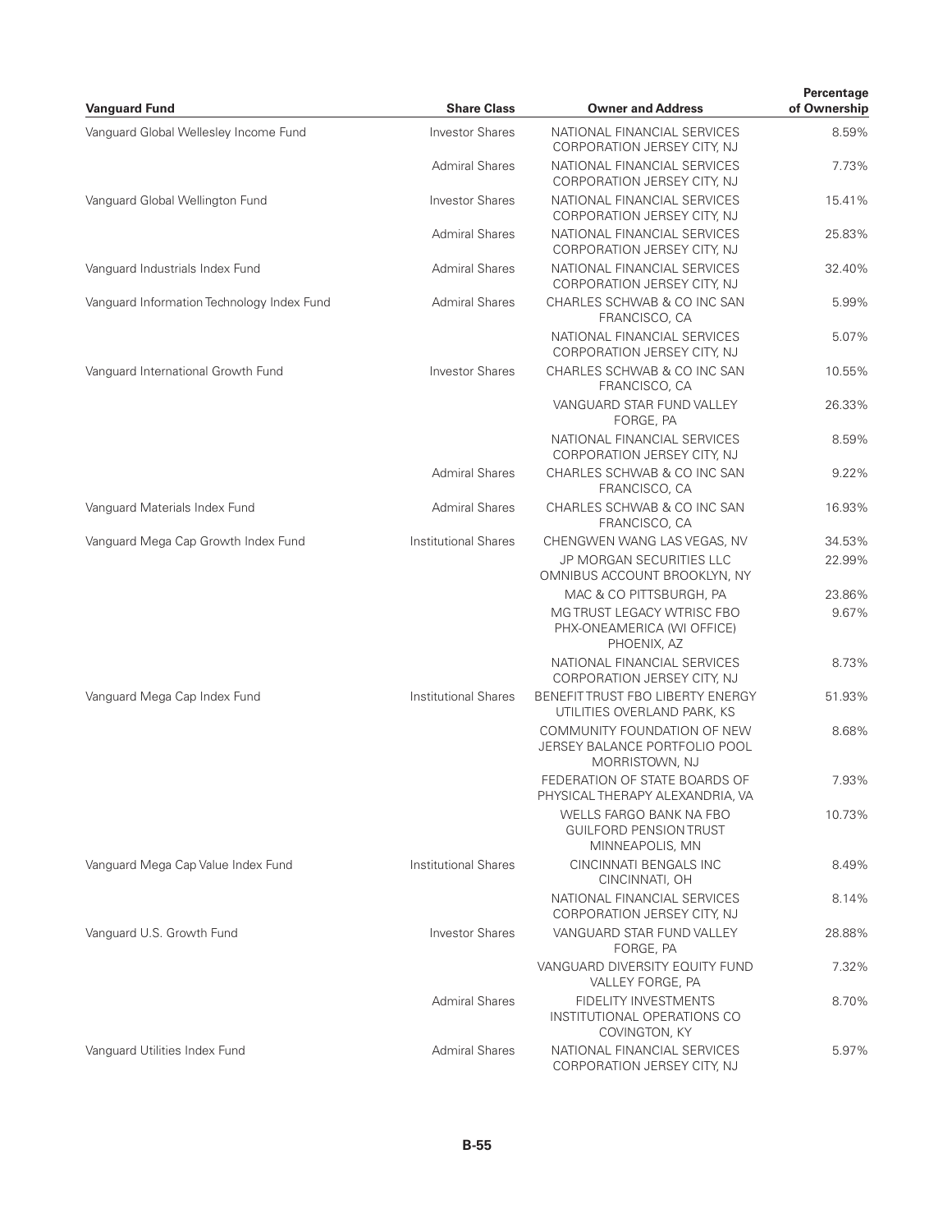| Vanguard Fund | Share Class | Owner and Address | Percentage of Ownership |
|---|---|---|---|
| Vanguard Global Wellesley Income Fund | Investor Shares | NATIONAL FINANCIAL SERVICES CORPORATION JERSEY CITY, NJ | 8.59% |
| | Admiral Shares | NATIONAL FINANCIAL SERVICES CORPORATION JERSEY CITY, NJ | 7.73% |
| Vanguard Global Wellington Fund | Investor Shares | NATIONAL FINANCIAL SERVICES CORPORATION JERSEY CITY, NJ | 15.41% |
| | Admiral Shares | NATIONAL FINANCIAL SERVICES CORPORATION JERSEY CITY, NJ | 25.83% |
| Vanguard Industrials Index Fund | Admiral Shares | NATIONAL FINANCIAL SERVICES CORPORATION JERSEY CITY, NJ | 32.40% |
| Vanguard Information Technology Index Fund | Admiral Shares | CHARLES SCHWAB & CO INC SAN FRANCISCO, CA | 5.99% |
| | | NATIONAL FINANCIAL SERVICES CORPORATION JERSEY CITY, NJ | 5.07% |
| Vanguard International Growth Fund | Investor Shares | CHARLES SCHWAB & CO INC SAN FRANCISCO, CA | 10.55% |
| | | VANGUARD STAR FUND VALLEY FORGE, PA | 26.33% |
| | | NATIONAL FINANCIAL SERVICES CORPORATION JERSEY CITY, NJ | 8.59% |
| | Admiral Shares | CHARLES SCHWAB & CO INC SAN FRANCISCO, CA | 9.22% |
| Vanguard Materials Index Fund | Admiral Shares | CHARLES SCHWAB & CO INC SAN FRANCISCO, CA | 16.93% |
| Vanguard Mega Cap Growth Index Fund | Institutional Shares | CHENGWEN WANG LAS VEGAS, NV | 34.53% |
| | | JP MORGAN SECURITIES LLC OMNIBUS ACCOUNT BROOKLYN, NY | 22.99% |
| | | MAC & CO PITTSBURGH, PA | 23.86% |
| | | MG TRUST LEGACY WTRISC FBO PHX-ONEAMERICA (WI OFFICE) PHOENIX, AZ | 9.67% |
| | | NATIONAL FINANCIAL SERVICES CORPORATION JERSEY CITY, NJ | 8.73% |
| Vanguard Mega Cap Index Fund | Institutional Shares | BENEFIT TRUST FBO LIBERTY ENERGY UTILITIES OVERLAND PARK, KS | 51.93% |
| | | COMMUNITY FOUNDATION OF NEW JERSEY BALANCE PORTFOLIO POOL MORRISTOWN, NJ | 8.68% |
| | | FEDERATION OF STATE BOARDS OF PHYSICAL THERAPY ALEXANDRIA, VA | 7.93% |
| | | WELLS FARGO BANK NA FBO GUILFORD PENSION TRUST MINNEAPOLIS, MN | 10.73% |
| Vanguard Mega Cap Value Index Fund | Institutional Shares | CINCINNATI BENGALS INC CINCINNATI, OH | 8.49% |
| | | NATIONAL FINANCIAL SERVICES CORPORATION JERSEY CITY, NJ | 8.14% |
| Vanguard U.S. Growth Fund | Investor Shares | VANGUARD STAR FUND VALLEY FORGE, PA | 28.88% |
| | | VANGUARD DIVERSITY EQUITY FUND VALLEY FORGE, PA | 7.32% |
| | Admiral Shares | FIDELITY INVESTMENTS INSTITUTIONAL OPERATIONS CO COVINGTON, KY | 8.70% |
| Vanguard Utilities Index Fund | Admiral Shares | NATIONAL FINANCIAL SERVICES CORPORATION JERSEY CITY, NJ | 5.97% |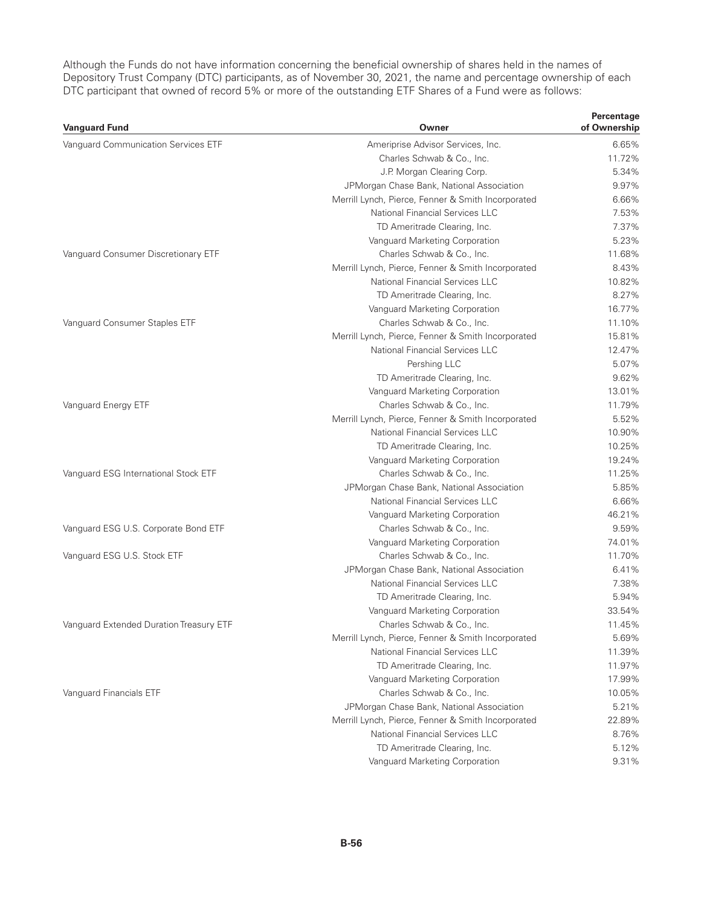Although the Funds do not have information concerning the beneficial ownership of shares held in the names of Depository Trust Company (DTC) participants, as of November 30, 2021, the name and percentage ownership of each DTC participant that owned of record 5% or more of the outstanding ETF Shares of a Fund were as follows:

| Vanguard Fund | Owner | Percentage of Ownership |
|---|---|---|
| Vanguard Communication Services ETF | Ameriprise Advisor Services, Inc. | 6.65% |
| | Charles Schwab & Co., Inc. | 11.72% |
| | J.P. Morgan Clearing Corp. | 5.34% |
| | JPMorgan Chase Bank, National Association | 9.97% |
| | Merrill Lynch, Pierce, Fenner & Smith Incorporated | 6.66% |
| | National Financial Services LLC | 7.53% |
| | TD Ameritrade Clearing, Inc. | 7.37% |
| | Vanguard Marketing Corporation | 5.23% |
| Vanguard Consumer Discretionary ETF | Charles Schwab & Co., Inc. | 11.68% |
| | Merrill Lynch, Pierce, Fenner & Smith Incorporated | 8.43% |
| | National Financial Services LLC | 10.82% |
| | TD Ameritrade Clearing, Inc. | 8.27% |
| | Vanguard Marketing Corporation | 16.77% |
| Vanguard Consumer Staples ETF | Charles Schwab & Co., Inc. | 11.10% |
| | Merrill Lynch, Pierce, Fenner & Smith Incorporated | 15.81% |
| | National Financial Services LLC | 12.47% |
| | Pershing LLC | 5.07% |
| | TD Ameritrade Clearing, Inc. | 9.62% |
| | Vanguard Marketing Corporation | 13.01% |
| Vanguard Energy ETF | Charles Schwab & Co., Inc. | 11.79% |
| | Merrill Lynch, Pierce, Fenner & Smith Incorporated | 5.52% |
| | National Financial Services LLC | 10.90% |
| | TD Ameritrade Clearing, Inc. | 10.25% |
| | Vanguard Marketing Corporation | 19.24% |
| Vanguard ESG International Stock ETF | Charles Schwab & Co., Inc. | 11.25% |
| | JPMorgan Chase Bank, National Association | 5.85% |
| | National Financial Services LLC | 6.66% |
| | Vanguard Marketing Corporation | 46.21% |
| Vanguard ESG U.S. Corporate Bond ETF | Charles Schwab & Co., Inc. | 9.59% |
| | Vanguard Marketing Corporation | 74.01% |
| Vanguard ESG U.S. Stock ETF | Charles Schwab & Co., Inc. | 11.70% |
| | JPMorgan Chase Bank, National Association | 6.41% |
| | National Financial Services LLC | 7.38% |
| | TD Ameritrade Clearing, Inc. | 5.94% |
| | Vanguard Marketing Corporation | 33.54% |
| Vanguard Extended Duration Treasury ETF | Charles Schwab & Co., Inc. | 11.45% |
| | Merrill Lynch, Pierce, Fenner & Smith Incorporated | 5.69% |
| | National Financial Services LLC | 11.39% |
| | TD Ameritrade Clearing, Inc. | 11.97% |
| | Vanguard Marketing Corporation | 17.99% |
| Vanguard Financials ETF | Charles Schwab & Co., Inc. | 10.05% |
| | JPMorgan Chase Bank, National Association | 5.21% |
| | Merrill Lynch, Pierce, Fenner & Smith Incorporated | 22.89% |
| | National Financial Services LLC | 8.76% |
| | TD Ameritrade Clearing, Inc. | 5.12% |
| | Vanguard Marketing Corporation | 9.31% |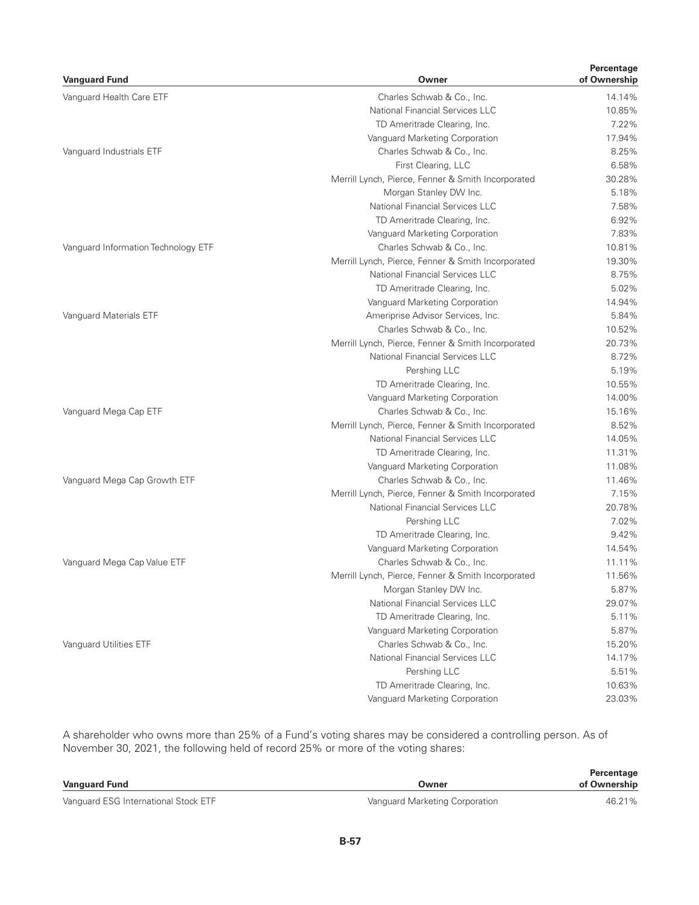| Vanguard Fund | Owner | Percentage of Ownership |
|---|---|---|
| Vanguard Health Care ETF | Charles Schwab & Co., Inc. | 14.14% |
| | National Financial Services LLC | 10.85% |
| | TD Ameritrade Clearing, Inc. | 7.22% |
| | Vanguard Marketing Corporation | 17.94% |
| Vanguard Industrials ETF | Charles Schwab & Co., Inc. | 8.25% |
| | First Clearing, LLC | 6.58% |
| | Merrill Lynch, Pierce, Fenner & Smith Incorporated | 30.28% |
| | Morgan Stanley DW Inc. | 5.18% |
| | National Financial Services LLC | 7.58% |
| | TD Ameritrade Clearing, Inc. | 6.92% |
| | Vanguard Marketing Corporation | 7.83% |
| Vanguard Information Technology ETF | Charles Schwab & Co., Inc. | 10.81% |
| | Merrill Lynch, Pierce, Fenner & Smith Incorporated | 19.30% |
| | National Financial Services LLC | 8.75% |
| | TD Ameritrade Clearing, Inc. | 5.02% |
| | Vanguard Marketing Corporation | 14.94% |
| Vanguard Materials ETF | Ameriprise Advisor Services, Inc. | 5.84% |
| | Charles Schwab & Co., Inc. | 10.52% |
| | Merrill Lynch, Pierce, Fenner & Smith Incorporated | 20.73% |
| | National Financial Services LLC | 8.72% |
| | Pershing LLC | 5.19% |
| | TD Ameritrade Clearing, Inc. | 10.55% |
| | Vanguard Marketing Corporation | 14.00% |
| Vanguard Mega Cap ETF | Charles Schwab & Co., Inc. | 15.16% |
| | Merrill Lynch, Pierce, Fenner & Smith Incorporated | 8.52% |
| | National Financial Services LLC | 14.05% |
| | TD Ameritrade Clearing, Inc. | 11.31% |
| | Vanguard Marketing Corporation | 11.08% |
| Vanguard Mega Cap Growth ETF | Charles Schwab & Co., Inc. | 11.46% |
| | Merrill Lynch, Pierce, Fenner & Smith Incorporated | 7.15% |
| | National Financial Services LLC | 20.78% |
| | Pershing LLC | 7.02% |
| | TD Ameritrade Clearing, Inc. | 9.42% |
| | Vanguard Marketing Corporation | 14.54% |
| Vanguard Mega Cap Value ETF | Charles Schwab & Co., Inc. | 11.11% |
| | Merrill Lynch, Pierce, Fenner & Smith Incorporated | 11.56% |
| | Morgan Stanley DW Inc. | 5.87% |
| | National Financial Services LLC | 29.07% |
| | TD Ameritrade Clearing, Inc. | 5.11% |
| | Vanguard Marketing Corporation | 5.87% |
| Vanguard Utilities ETF | Charles Schwab & Co., Inc. | 15.20% |
| | National Financial Services LLC | 14.17% |
| | Pershing LLC | 5.51% |
| | TD Ameritrade Clearing, Inc. | 10.63% |
| | Vanguard Marketing Corporation | 23.03% |

A shareholder who owns more than 25% of a Fund's voting shares may be considered a controlling person. As of November 30, 2021, the following held of record 25% or more of the voting shares:

| Vanguard Fund | Owner | Percentage of Ownership |
|---|---|---|
| Vanguard ESG International Stock ETF | Vanguard Marketing Corporation | 46.21% |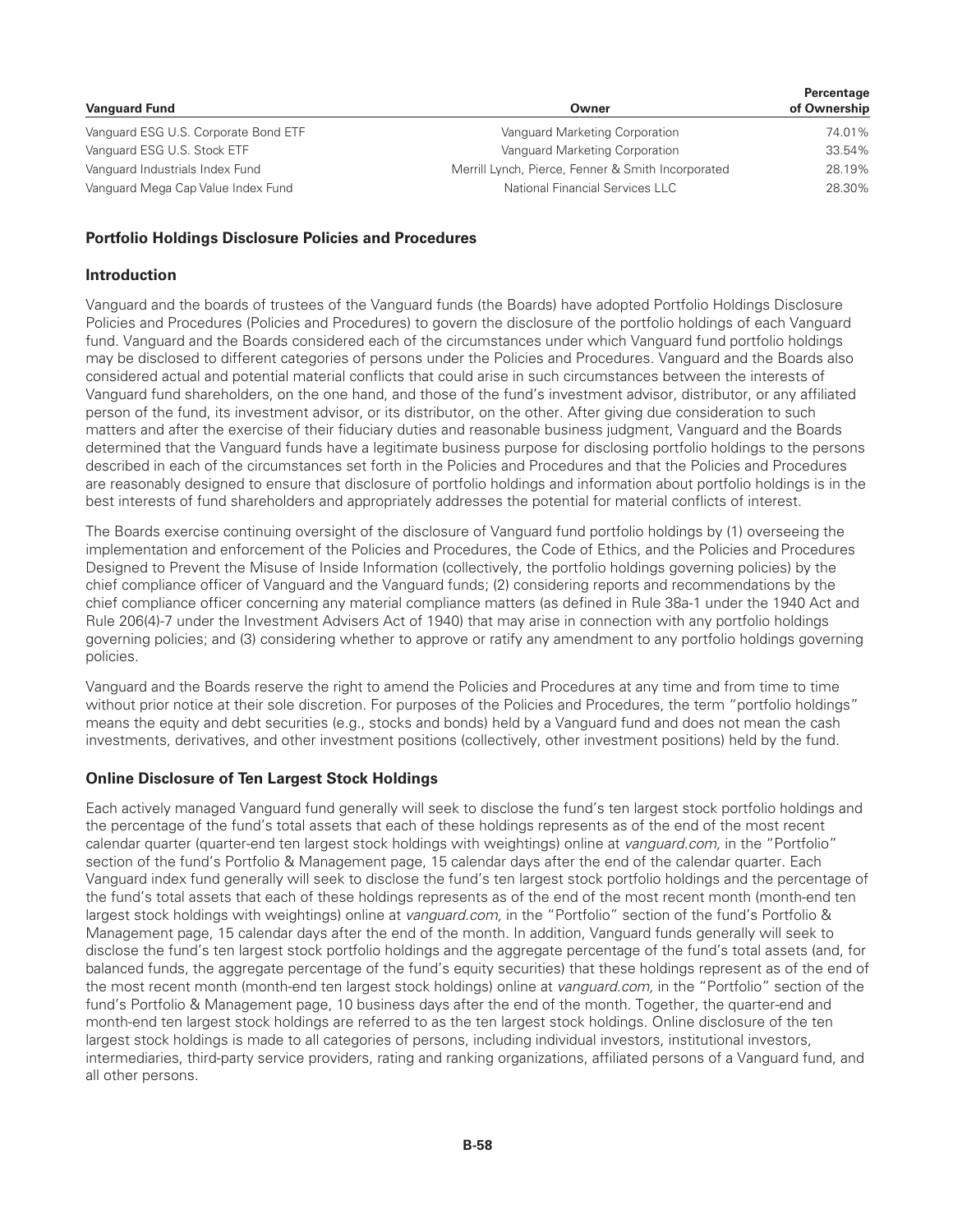| Vanguard Fund | Owner | Percentage of Ownership |
|---|---|---|
| Vanguard ESG U.S. Corporate Bond ETF | Vanguard Marketing Corporation | 74.01% |
| Vanguard ESG U.S. Stock ETF | Vanguard Marketing Corporation | 33.54% |
| Vanguard Industrials Index Fund | Merrill Lynch, Pierce, Fenner & Smith Incorporated | 28.19% |
| Vanguard Mega Cap Value Index Fund | National Financial Services LLC | 28.30% |

## Portfolio Holdings Disclosure Policies and Procedures

### Introduction

Vanguard and the boards of trustees of the Vanguard funds (the Boards) have adopted Portfolio Holdings Disclosure Policies and Procedures (Policies and Procedures) to govern the disclosure of the portfolio holdings of each Vanguard fund. Vanguard and the Boards considered each of the circumstances under which Vanguard fund portfolio holdings may be disclosed to different categories of persons under the Policies and Procedures. Vanguard and the Boards also considered actual and potential material conflicts that could arise in such circumstances between the interests of Vanguard fund shareholders, on the one hand, and those of the fund's investment advisor, distributor, or any affiliated person of the fund, its investment advisor, or its distributor, on the other. After giving due consideration to such matters and after the exercise of their fiduciary duties and reasonable business judgment, Vanguard and the Boards determined that the Vanguard funds have a legitimate business purpose for disclosing portfolio holdings to the persons described in each of the circumstances set forth in the Policies and Procedures and that the Policies and Procedures are reasonably designed to ensure that disclosure of portfolio holdings and information about portfolio holdings is in the best interests of fund shareholders and appropriately addresses the potential for material conflicts of interest.

The Boards exercise continuing oversight of the disclosure of Vanguard fund portfolio holdings by (1) overseeing the implementation and enforcement of the Policies and Procedures, the Code of Ethics, and the Policies and Procedures Designed to Prevent the Misuse of Inside Information (collectively, the portfolio holdings governing policies) by the chief compliance officer of Vanguard and the Vanguard funds; (2) considering reports and recommendations by the chief compliance officer concerning any material compliance matters (as defined in Rule 38a-1 under the 1940 Act and Rule 206(4)-7 under the Investment Advisers Act of 1940) that may arise in connection with any portfolio holdings governing policies; and (3) considering whether to approve or ratify any amendment to any portfolio holdings governing policies.

Vanguard and the Boards reserve the right to amend the Policies and Procedures at any time and from time to time without prior notice at their sole discretion. For purposes of the Policies and Procedures, the term "portfolio holdings" means the equity and debt securities (e.g., stocks and bonds) held by a Vanguard fund and does not mean the cash investments, derivatives, and other investment positions (collectively, other investment positions) held by the fund.

### Online Disclosure of Ten Largest Stock Holdings

Each actively managed Vanguard fund generally will seek to disclose the fund's ten largest stock portfolio holdings and the percentage of the fund's total assets that each of these holdings represents as of the end of the most recent calendar quarter (quarter-end ten largest stock holdings with weightings) online at *vanguard.com,* in the "Portfolio" section of the fund's Portfolio & Management page, 15 calendar days after the end of the calendar quarter. Each Vanguard index fund generally will seek to disclose the fund's ten largest stock portfolio holdings and the percentage of the fund's total assets that each of these holdings represents as of the end of the most recent month (month-end ten largest stock holdings with weightings) online at *vanguard.com,* in the "Portfolio" section of the fund's Portfolio & Management page, 15 calendar days after the end of the month. In addition, Vanguard funds generally will seek to disclose the fund's ten largest stock portfolio holdings and the aggregate percentage of the fund's total assets (and, for balanced funds, the aggregate percentage of the fund's equity securities) that these holdings represent as of the end of the most recent month (month-end ten largest stock holdings) online at *vanguard.com,* in the "Portfolio" section of the fund's Portfolio & Management page, 10 business days after the end of the month. Together, the quarter-end and month-end ten largest stock holdings are referred to as the ten largest stock holdings. Online disclosure of the ten largest stock holdings is made to all categories of persons, including individual investors, institutional investors, intermediaries, third-party service providers, rating and ranking organizations, affiliated persons of a Vanguard fund, and all other persons.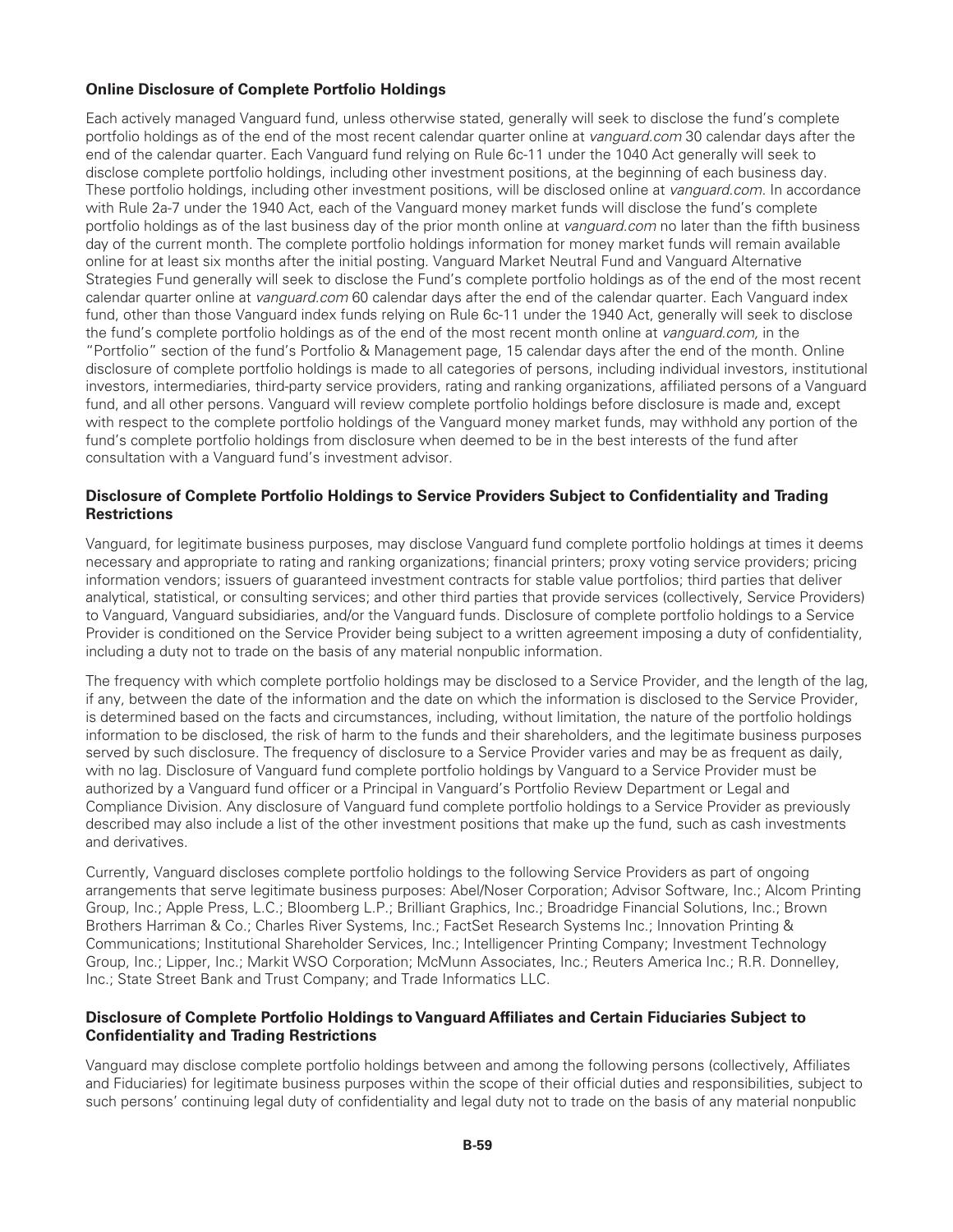**Online Disclosure of Complete Portfolio Holdings**

Each actively managed Vanguard fund, unless otherwise stated, generally will seek to disclose the fund's complete portfolio holdings as of the end of the most recent calendar quarter online at *vanguard.com* 30 calendar days after the end of the calendar quarter. Each Vanguard fund relying on Rule 6c-11 under the 1040 Act generally will seek to disclose complete portfolio holdings, including other investment positions, at the beginning of each business day. These portfolio holdings, including other investment positions, will be disclosed online at *vanguard.com*. In accordance with Rule 2a-7 under the 1940 Act, each of the Vanguard money market funds will disclose the fund's complete portfolio holdings as of the last business day of the prior month online at *vanguard.com* no later than the fifth business day of the current month. The complete portfolio holdings information for money market funds will remain available online for at least six months after the initial posting. Vanguard Market Neutral Fund and Vanguard Alternative Strategies Fund generally will seek to disclose the Fund's complete portfolio holdings as of the end of the most recent calendar quarter online at *vanguard.com* 60 calendar days after the end of the calendar quarter. Each Vanguard index fund, other than those Vanguard index funds relying on Rule 6c-11 under the 1940 Act, generally will seek to disclose the fund's complete portfolio holdings as of the end of the most recent month online at *vanguard.com,* in the "Portfolio" section of the fund's Portfolio & Management page, 15 calendar days after the end of the month. Online disclosure of complete portfolio holdings is made to all categories of persons, including individual investors, institutional investors, intermediaries, third-party service providers, rating and ranking organizations, affiliated persons of a Vanguard fund, and all other persons. Vanguard will review complete portfolio holdings before disclosure is made and, except with respect to the complete portfolio holdings of the Vanguard money market funds, may withhold any portion of the fund's complete portfolio holdings from disclosure when deemed to be in the best interests of the fund after consultation with a Vanguard fund's investment advisor.

**Disclosure of Complete Portfolio Holdings to Service Providers Subject to Confidentiality and Trading Restrictions**

Vanguard, for legitimate business purposes, may disclose Vanguard fund complete portfolio holdings at times it deems necessary and appropriate to rating and ranking organizations; financial printers; proxy voting service providers; pricing information vendors; issuers of guaranteed investment contracts for stable value portfolios; third parties that deliver analytical, statistical, or consulting services; and other third parties that provide services (collectively, Service Providers) to Vanguard, Vanguard subsidiaries, and/or the Vanguard funds. Disclosure of complete portfolio holdings to a Service Provider is conditioned on the Service Provider being subject to a written agreement imposing a duty of confidentiality, including a duty not to trade on the basis of any material nonpublic information.

The frequency with which complete portfolio holdings may be disclosed to a Service Provider, and the length of the lag, if any, between the date of the information and the date on which the information is disclosed to the Service Provider, is determined based on the facts and circumstances, including, without limitation, the nature of the portfolio holdings information to be disclosed, the risk of harm to the funds and their shareholders, and the legitimate business purposes served by such disclosure. The frequency of disclosure to a Service Provider varies and may be as frequent as daily, with no lag. Disclosure of Vanguard fund complete portfolio holdings by Vanguard to a Service Provider must be authorized by a Vanguard fund officer or a Principal in Vanguard's Portfolio Review Department or Legal and Compliance Division. Any disclosure of Vanguard fund complete portfolio holdings to a Service Provider as previously described may also include a list of the other investment positions that make up the fund, such as cash investments and derivatives.

Currently, Vanguard discloses complete portfolio holdings to the following Service Providers as part of ongoing arrangements that serve legitimate business purposes: Abel/Noser Corporation; Advisor Software, Inc.; Alcom Printing Group, Inc.; Apple Press, L.C.; Bloomberg L.P.; Brilliant Graphics, Inc.; Broadridge Financial Solutions, Inc.; Brown Brothers Harriman & Co.; Charles River Systems, Inc.; FactSet Research Systems Inc.; Innovation Printing & Communications; Institutional Shareholder Services, Inc.; Intelligencer Printing Company; Investment Technology Group, Inc.; Lipper, Inc.; Markit WSO Corporation; McMunn Associates, Inc.; Reuters America Inc.; R.R. Donnelley, Inc.; State Street Bank and Trust Company; and Trade Informatics LLC.

**Disclosure of Complete Portfolio Holdings to Vanguard Affiliates and Certain Fiduciaries Subject to Confidentiality and Trading Restrictions**

Vanguard may disclose complete portfolio holdings between and among the following persons (collectively, Affiliates and Fiduciaries) for legitimate business purposes within the scope of their official duties and responsibilities, subject to such persons' continuing legal duty of confidentiality and legal duty not to trade on the basis of any material nonpublic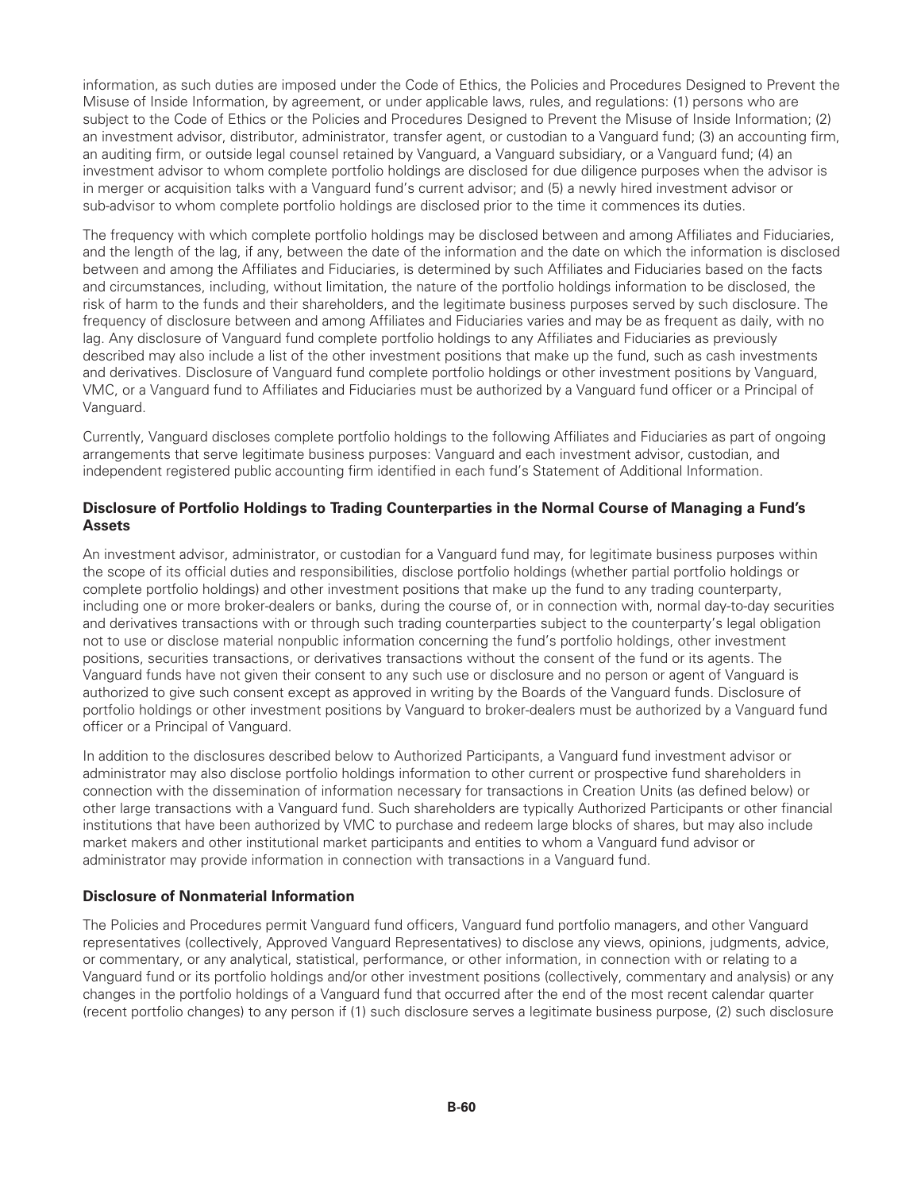information, as such duties are imposed under the Code of Ethics, the Policies and Procedures Designed to Prevent the Misuse of Inside Information, by agreement, or under applicable laws, rules, and regulations: (1) persons who are subject to the Code of Ethics or the Policies and Procedures Designed to Prevent the Misuse of Inside Information; (2) an investment advisor, distributor, administrator, transfer agent, or custodian to a Vanguard fund; (3) an accounting firm, an auditing firm, or outside legal counsel retained by Vanguard, a Vanguard subsidiary, or a Vanguard fund; (4) an investment advisor to whom complete portfolio holdings are disclosed for due diligence purposes when the advisor is in merger or acquisition talks with a Vanguard fund's current advisor; and (5) a newly hired investment advisor or sub-advisor to whom complete portfolio holdings are disclosed prior to the time it commences its duties.

The frequency with which complete portfolio holdings may be disclosed between and among Affiliates and Fiduciaries, and the length of the lag, if any, between the date of the information and the date on which the information is disclosed between and among the Affiliates and Fiduciaries, is determined by such Affiliates and Fiduciaries based on the facts and circumstances, including, without limitation, the nature of the portfolio holdings information to be disclosed, the risk of harm to the funds and their shareholders, and the legitimate business purposes served by such disclosure. The frequency of disclosure between and among Affiliates and Fiduciaries varies and may be as frequent as daily, with no lag. Any disclosure of Vanguard fund complete portfolio holdings to any Affiliates and Fiduciaries as previously described may also include a list of the other investment positions that make up the fund, such as cash investments and derivatives. Disclosure of Vanguard fund complete portfolio holdings or other investment positions by Vanguard, VMC, or a Vanguard fund to Affiliates and Fiduciaries must be authorized by a Vanguard fund officer or a Principal of Vanguard.

Currently, Vanguard discloses complete portfolio holdings to the following Affiliates and Fiduciaries as part of ongoing arrangements that serve legitimate business purposes: Vanguard and each investment advisor, custodian, and independent registered public accounting firm identified in each fund's Statement of Additional Information.

**Disclosure of Portfolio Holdings to Trading Counterparties in the Normal Course of Managing a Fund's Assets**

An investment advisor, administrator, or custodian for a Vanguard fund may, for legitimate business purposes within the scope of its official duties and responsibilities, disclose portfolio holdings (whether partial portfolio holdings or complete portfolio holdings) and other investment positions that make up the fund to any trading counterparty, including one or more broker-dealers or banks, during the course of, or in connection with, normal day-to-day securities and derivatives transactions with or through such trading counterparties subject to the counterparty's legal obligation not to use or disclose material nonpublic information concerning the fund's portfolio holdings, other investment positions, securities transactions, or derivatives transactions without the consent of the fund or its agents. The Vanguard funds have not given their consent to any such use or disclosure and no person or agent of Vanguard is authorized to give such consent except as approved in writing by the Boards of the Vanguard funds. Disclosure of portfolio holdings or other investment positions by Vanguard to broker-dealers must be authorized by a Vanguard fund officer or a Principal of Vanguard.

In addition to the disclosures described below to Authorized Participants, a Vanguard fund investment advisor or administrator may also disclose portfolio holdings information to other current or prospective fund shareholders in connection with the dissemination of information necessary for transactions in Creation Units (as defined below) or other large transactions with a Vanguard fund. Such shareholders are typically Authorized Participants or other financial institutions that have been authorized by VMC to purchase and redeem large blocks of shares, but may also include market makers and other institutional market participants and entities to whom a Vanguard fund advisor or administrator may provide information in connection with transactions in a Vanguard fund.

**Disclosure of Nonmaterial Information**

The Policies and Procedures permit Vanguard fund officers, Vanguard fund portfolio managers, and other Vanguard representatives (collectively, Approved Vanguard Representatives) to disclose any views, opinions, judgments, advice, or commentary, or any analytical, statistical, performance, or other information, in connection with or relating to a Vanguard fund or its portfolio holdings and/or other investment positions (collectively, commentary and analysis) or any changes in the portfolio holdings of a Vanguard fund that occurred after the end of the most recent calendar quarter (recent portfolio changes) to any person if (1) such disclosure serves a legitimate business purpose, (2) such disclosure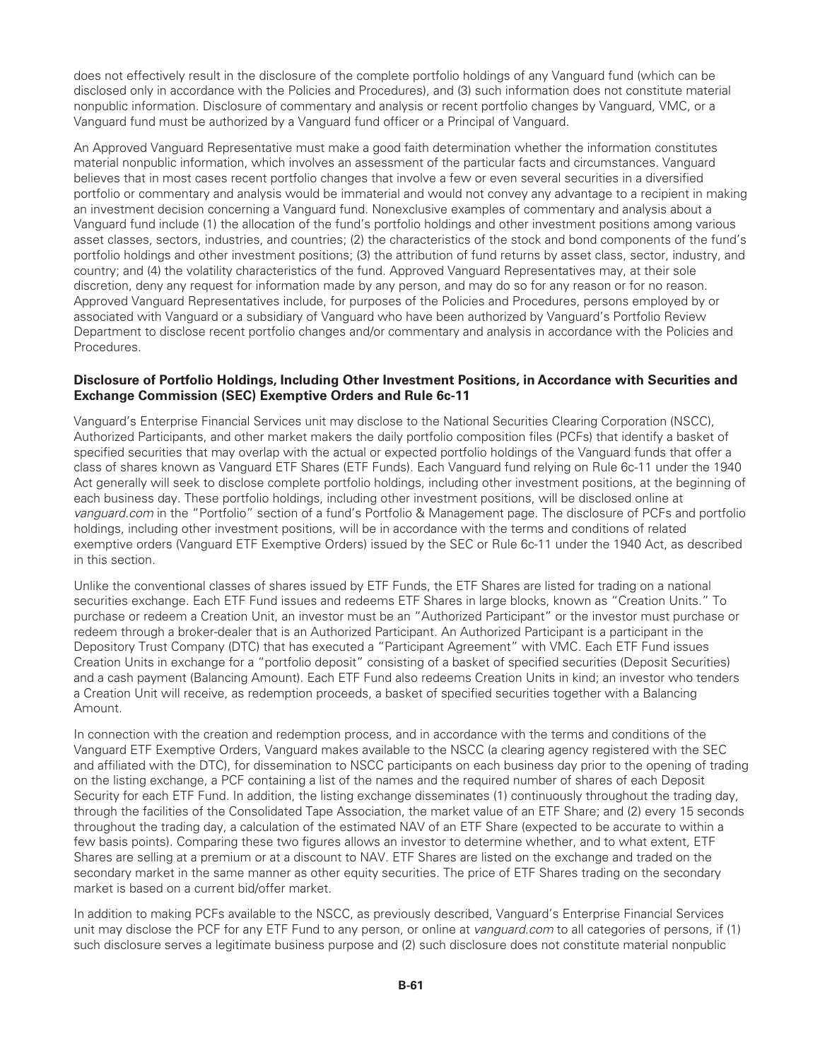does not effectively result in the disclosure of the complete portfolio holdings of any Vanguard fund (which can be disclosed only in accordance with the Policies and Procedures), and (3) such information does not constitute material nonpublic information. Disclosure of commentary and analysis or recent portfolio changes by Vanguard, VMC, or a Vanguard fund must be authorized by a Vanguard fund officer or a Principal of Vanguard.

An Approved Vanguard Representative must make a good faith determination whether the information constitutes material nonpublic information, which involves an assessment of the particular facts and circumstances. Vanguard believes that in most cases recent portfolio changes that involve a few or even several securities in a diversified portfolio or commentary and analysis would be immaterial and would not convey any advantage to a recipient in making an investment decision concerning a Vanguard fund. Nonexclusive examples of commentary and analysis about a Vanguard fund include (1) the allocation of the fund's portfolio holdings and other investment positions among various asset classes, sectors, industries, and countries; (2) the characteristics of the stock and bond components of the fund's portfolio holdings and other investment positions; (3) the attribution of fund returns by asset class, sector, industry, and country; and (4) the volatility characteristics of the fund. Approved Vanguard Representatives may, at their sole discretion, deny any request for information made by any person, and may do so for any reason or for no reason. Approved Vanguard Representatives include, for purposes of the Policies and Procedures, persons employed by or associated with Vanguard or a subsidiary of Vanguard who have been authorized by Vanguard's Portfolio Review Department to disclose recent portfolio changes and/or commentary and analysis in accordance with the Policies and Procedures.

**Disclosure of Portfolio Holdings, Including Other Investment Positions, in Accordance with Securities and Exchange Commission (SEC) Exemptive Orders and Rule 6c-11**

Vanguard's Enterprise Financial Services unit may disclose to the National Securities Clearing Corporation (NSCC), Authorized Participants, and other market makers the daily portfolio composition files (PCFs) that identify a basket of specified securities that may overlap with the actual or expected portfolio holdings of the Vanguard funds that offer a class of shares known as Vanguard ETF Shares (ETF Funds). Each Vanguard fund relying on Rule 6c-11 under the 1940 Act generally will seek to disclose complete portfolio holdings, including other investment positions, at the beginning of each business day. These portfolio holdings, including other investment positions, will be disclosed online at *vanguard.com* in the "Portfolio" section of a fund's Portfolio & Management page. The disclosure of PCFs and portfolio holdings, including other investment positions, will be in accordance with the terms and conditions of related exemptive orders (Vanguard ETF Exemptive Orders) issued by the SEC or Rule 6c-11 under the 1940 Act, as described in this section.

Unlike the conventional classes of shares issued by ETF Funds, the ETF Shares are listed for trading on a national securities exchange. Each ETF Fund issues and redeems ETF Shares in large blocks, known as "Creation Units." To purchase or redeem a Creation Unit, an investor must be an "Authorized Participant" or the investor must purchase or redeem through a broker-dealer that is an Authorized Participant. An Authorized Participant is a participant in the Depository Trust Company (DTC) that has executed a "Participant Agreement" with VMC. Each ETF Fund issues Creation Units in exchange for a "portfolio deposit" consisting of a basket of specified securities (Deposit Securities) and a cash payment (Balancing Amount). Each ETF Fund also redeems Creation Units in kind; an investor who tenders a Creation Unit will receive, as redemption proceeds, a basket of specified securities together with a Balancing Amount.

In connection with the creation and redemption process, and in accordance with the terms and conditions of the Vanguard ETF Exemptive Orders, Vanguard makes available to the NSCC (a clearing agency registered with the SEC and affiliated with the DTC), for dissemination to NSCC participants on each business day prior to the opening of trading on the listing exchange, a PCF containing a list of the names and the required number of shares of each Deposit Security for each ETF Fund. In addition, the listing exchange disseminates (1) continuously throughout the trading day, through the facilities of the Consolidated Tape Association, the market value of an ETF Share; and (2) every 15 seconds throughout the trading day, a calculation of the estimated NAV of an ETF Share (expected to be accurate to within a few basis points). Comparing these two figures allows an investor to determine whether, and to what extent, ETF Shares are selling at a premium or at a discount to NAV. ETF Shares are listed on the exchange and traded on the secondary market in the same manner as other equity securities. The price of ETF Shares trading on the secondary market is based on a current bid/offer market.

In addition to making PCFs available to the NSCC, as previously described, Vanguard's Enterprise Financial Services unit may disclose the PCF for any ETF Fund to any person, or online at *vanguard.com* to all categories of persons, if (1) such disclosure serves a legitimate business purpose and (2) such disclosure does not constitute material nonpublic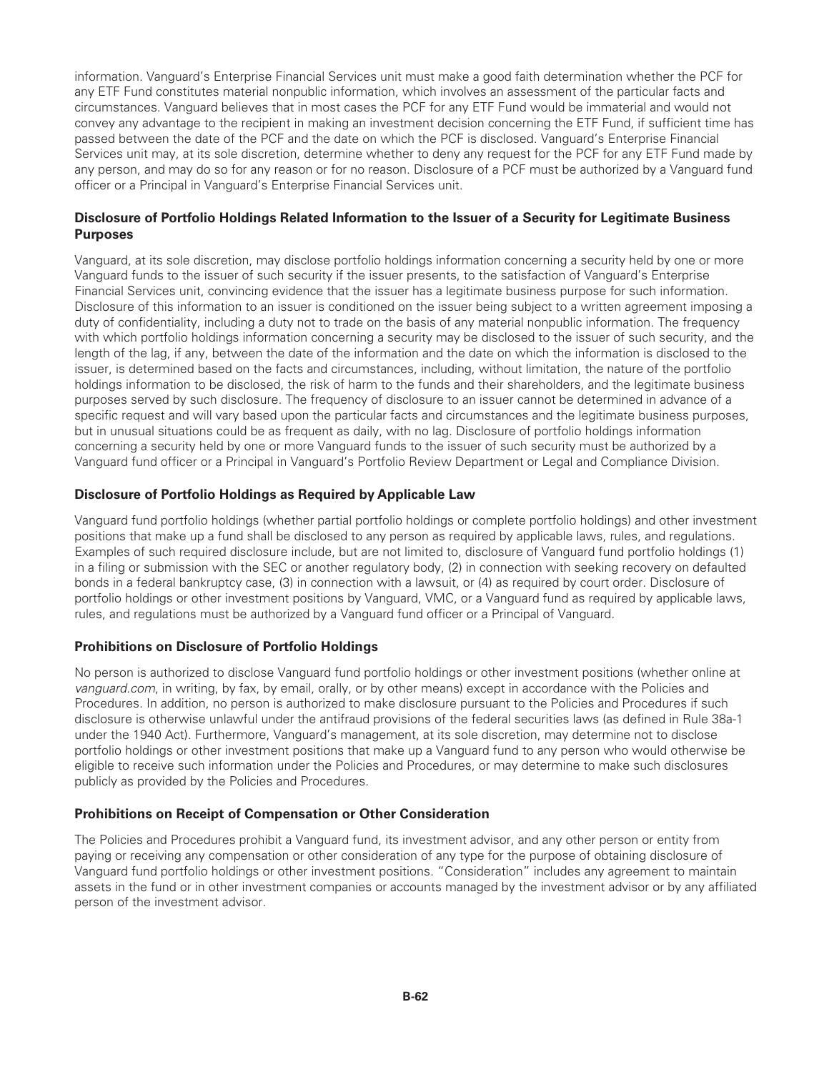information. Vanguard's Enterprise Financial Services unit must make a good faith determination whether the PCF for any ETF Fund constitutes material nonpublic information, which involves an assessment of the particular facts and circumstances. Vanguard believes that in most cases the PCF for any ETF Fund would be immaterial and would not convey any advantage to the recipient in making an investment decision concerning the ETF Fund, if sufficient time has passed between the date of the PCF and the date on which the PCF is disclosed. Vanguard's Enterprise Financial Services unit may, at its sole discretion, determine whether to deny any request for the PCF for any ETF Fund made by any person, and may do so for any reason or for no reason. Disclosure of a PCF must be authorized by a Vanguard fund officer or a Principal in Vanguard's Enterprise Financial Services unit.

### Disclosure of Portfolio Holdings Related Information to the Issuer of a Security for Legitimate Business Purposes

Vanguard, at its sole discretion, may disclose portfolio holdings information concerning a security held by one or more Vanguard funds to the issuer of such security if the issuer presents, to the satisfaction of Vanguard's Enterprise Financial Services unit, convincing evidence that the issuer has a legitimate business purpose for such information. Disclosure of this information to an issuer is conditioned on the issuer being subject to a written agreement imposing a duty of confidentiality, including a duty not to trade on the basis of any material nonpublic information. The frequency with which portfolio holdings information concerning a security may be disclosed to the issuer of such security, and the length of the lag, if any, between the date of the information and the date on which the information is disclosed to the issuer, is determined based on the facts and circumstances, including, without limitation, the nature of the portfolio holdings information to be disclosed, the risk of harm to the funds and their shareholders, and the legitimate business purposes served by such disclosure. The frequency of disclosure to an issuer cannot be determined in advance of a specific request and will vary based upon the particular facts and circumstances and the legitimate business purposes, but in unusual situations could be as frequent as daily, with no lag. Disclosure of portfolio holdings information concerning a security held by one or more Vanguard funds to the issuer of such security must be authorized by a Vanguard fund officer or a Principal in Vanguard's Portfolio Review Department or Legal and Compliance Division.

### Disclosure of Portfolio Holdings as Required by Applicable Law

Vanguard fund portfolio holdings (whether partial portfolio holdings or complete portfolio holdings) and other investment positions that make up a fund shall be disclosed to any person as required by applicable laws, rules, and regulations. Examples of such required disclosure include, but are not limited to, disclosure of Vanguard fund portfolio holdings (1) in a filing or submission with the SEC or another regulatory body, (2) in connection with seeking recovery on defaulted bonds in a federal bankruptcy case, (3) in connection with a lawsuit, or (4) as required by court order. Disclosure of portfolio holdings or other investment positions by Vanguard, VMC, or a Vanguard fund as required by applicable laws, rules, and regulations must be authorized by a Vanguard fund officer or a Principal of Vanguard.

### Prohibitions on Disclosure of Portfolio Holdings

No person is authorized to disclose Vanguard fund portfolio holdings or other investment positions (whether online at *vanguard.com*, in writing, by fax, by email, orally, or by other means) except in accordance with the Policies and Procedures. In addition, no person is authorized to make disclosure pursuant to the Policies and Procedures if such disclosure is otherwise unlawful under the antifraud provisions of the federal securities laws (as defined in Rule 38a-1 under the 1940 Act). Furthermore, Vanguard's management, at its sole discretion, may determine not to disclose portfolio holdings or other investment positions that make up a Vanguard fund to any person who would otherwise be eligible to receive such information under the Policies and Procedures, or may determine to make such disclosures publicly as provided by the Policies and Procedures.

### Prohibitions on Receipt of Compensation or Other Consideration

The Policies and Procedures prohibit a Vanguard fund, its investment advisor, and any other person or entity from paying or receiving any compensation or other consideration of any type for the purpose of obtaining disclosure of Vanguard fund portfolio holdings or other investment positions. "Consideration" includes any agreement to maintain assets in the fund or in other investment companies or accounts managed by the investment advisor or by any affiliated person of the investment advisor.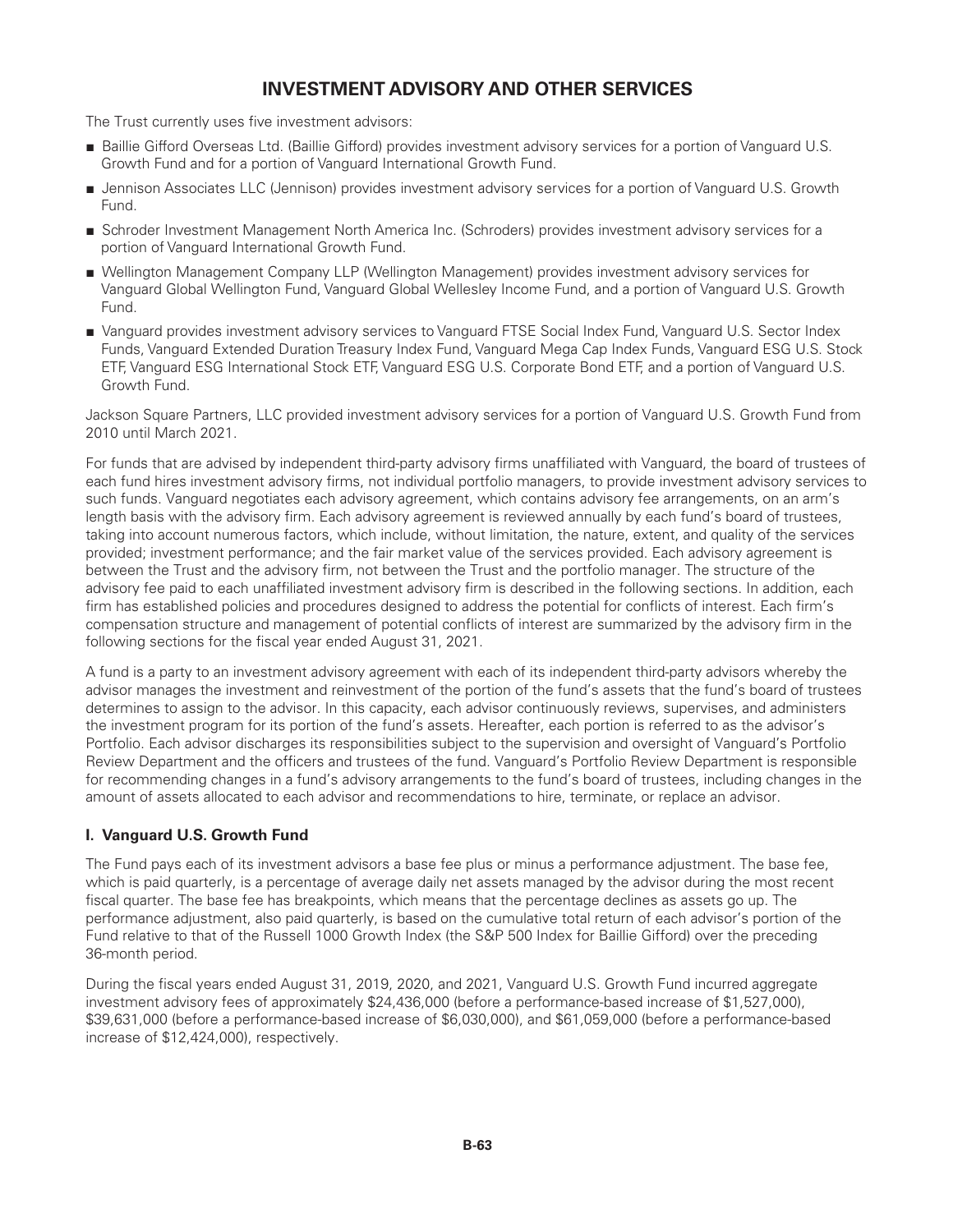# INVESTMENT ADVISORY AND OTHER SERVICES

The Trust currently uses five investment advisors:

- Baillie Gifford Overseas Ltd. (Baillie Gifford) provides investment advisory services for a portion of Vanguard U.S. Growth Fund and for a portion of Vanguard International Growth Fund.
- Jennison Associates LLC (Jennison) provides investment advisory services for a portion of Vanguard U.S. Growth Fund.
- Schroder Investment Management North America Inc. (Schroders) provides investment advisory services for a portion of Vanguard International Growth Fund.
- Wellington Management Company LLP (Wellington Management) provides investment advisory services for Vanguard Global Wellington Fund, Vanguard Global Wellesley Income Fund, and a portion of Vanguard U.S. Growth Fund.
- Vanguard provides investment advisory services to Vanguard FTSE Social Index Fund, Vanguard U.S. Sector Index Funds, Vanguard Extended Duration Treasury Index Fund, Vanguard Mega Cap Index Funds, Vanguard ESG U.S. Stock ETF, Vanguard ESG International Stock ETF, Vanguard ESG U.S. Corporate Bond ETF, and a portion of Vanguard U.S. Growth Fund.

Jackson Square Partners, LLC provided investment advisory services for a portion of Vanguard U.S. Growth Fund from 2010 until March 2021.

For funds that are advised by independent third-party advisory firms unaffiliated with Vanguard, the board of trustees of each fund hires investment advisory firms, not individual portfolio managers, to provide investment advisory services to such funds. Vanguard negotiates each advisory agreement, which contains advisory fee arrangements, on an arm's length basis with the advisory firm. Each advisory agreement is reviewed annually by each fund's board of trustees, taking into account numerous factors, which include, without limitation, the nature, extent, and quality of the services provided; investment performance; and the fair market value of the services provided. Each advisory agreement is between the Trust and the advisory firm, not between the Trust and the portfolio manager. The structure of the advisory fee paid to each unaffiliated investment advisory firm is described in the following sections. In addition, each firm has established policies and procedures designed to address the potential for conflicts of interest. Each firm's compensation structure and management of potential conflicts of interest are summarized by the advisory firm in the following sections for the fiscal year ended August 31, 2021.

A fund is a party to an investment advisory agreement with each of its independent third-party advisors whereby the advisor manages the investment and reinvestment of the portion of the fund's assets that the fund's board of trustees determines to assign to the advisor. In this capacity, each advisor continuously reviews, supervises, and administers the investment program for its portion of the fund's assets. Hereafter, each portion is referred to as the advisor's Portfolio. Each advisor discharges its responsibilities subject to the supervision and oversight of Vanguard's Portfolio Review Department and the officers and trustees of the fund. Vanguard's Portfolio Review Department is responsible for recommending changes in a fund's advisory arrangements to the fund's board of trustees, including changes in the amount of assets allocated to each advisor and recommendations to hire, terminate, or replace an advisor.

## I. Vanguard U.S. Growth Fund

The Fund pays each of its investment advisors a base fee plus or minus a performance adjustment. The base fee, which is paid quarterly, is a percentage of average daily net assets managed by the advisor during the most recent fiscal quarter. The base fee has breakpoints, which means that the percentage declines as assets go up. The performance adjustment, also paid quarterly, is based on the cumulative total return of each advisor's portion of the Fund relative to that of the Russell 1000 Growth Index (the S&P 500 Index for Baillie Gifford) over the preceding 36-month period.

During the fiscal years ended August 31, 2019, 2020, and 2021, Vanguard U.S. Growth Fund incurred aggregate investment advisory fees of approximately $24,436,000 (before a performance-based increase of $1,527,000), $39,631,000 (before a performance-based increase of $6,030,000), and $61,059,000 (before a performance-based increase of $12,424,000), respectively.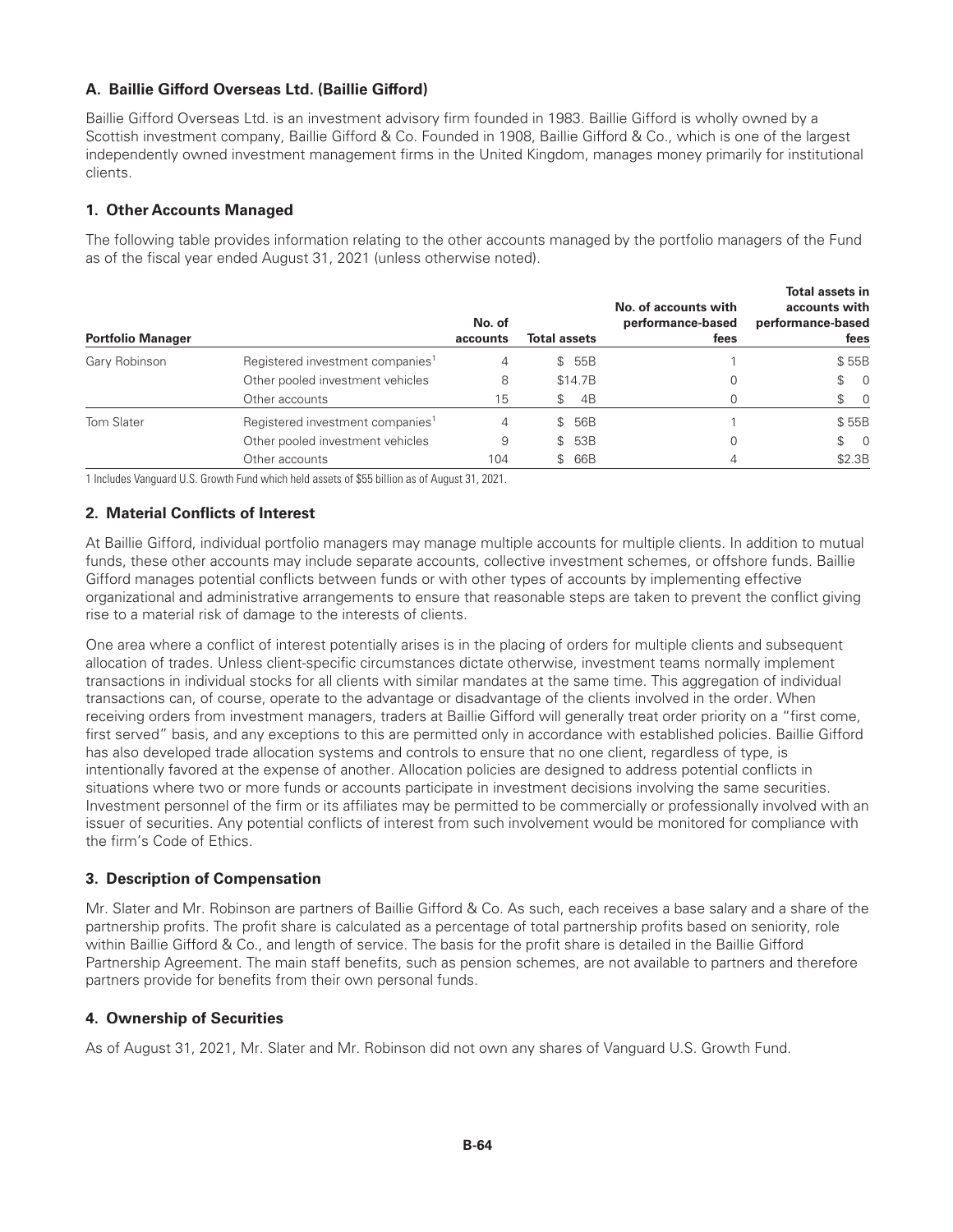### A. Baillie Gifford Overseas Ltd. (Baillie Gifford)

Baillie Gifford Overseas Ltd. is an investment advisory firm founded in 1983. Baillie Gifford is wholly owned by a Scottish investment company, Baillie Gifford & Co. Founded in 1908, Baillie Gifford & Co., which is one of the largest independently owned investment management firms in the United Kingdom, manages money primarily for institutional clients.

### 1. Other Accounts Managed

The following table provides information relating to the other accounts managed by the portfolio managers of the Fund as of the fiscal year ended August 31, 2021 (unless otherwise noted).

| Portfolio Manager | | No. of accounts | Total assets | No. of accounts with performance-based fees | Total assets in accounts with performance-based fees |
|---|---|---|---|---|---|
| Gary Robinson | Registered investment companies[1] | 4 | $ 55B | 1 | $ 55B |
| | Other pooled investment vehicles | 8 | $14.7B | 0 | $ 0 |
| | Other accounts | 15 | $ 4B | 0 | $ 0 |
| Tom Slater | Registered investment companies[1] | 4 | $ 56B | 1 | $ 55B |
| | Other pooled investment vehicles | 9 | $ 53B | 0 | $ 0 |
| | Other accounts | 104 | $ 66B | 4 | $2.3B |

1 Includes Vanguard U.S. Growth Fund which held assets of $55 billion as of August 31, 2021.

### 2. Material Conflicts of Interest

At Baillie Gifford, individual portfolio managers may manage multiple accounts for multiple clients. In addition to mutual funds, these other accounts may include separate accounts, collective investment schemes, or offshore funds. Baillie Gifford manages potential conflicts between funds or with other types of accounts by implementing effective organizational and administrative arrangements to ensure that reasonable steps are taken to prevent the conflict giving rise to a material risk of damage to the interests of clients.

One area where a conflict of interest potentially arises is in the placing of orders for multiple clients and subsequent allocation of trades. Unless client-specific circumstances dictate otherwise, investment teams normally implement transactions in individual stocks for all clients with similar mandates at the same time. This aggregation of individual transactions can, of course, operate to the advantage or disadvantage of the clients involved in the order. When receiving orders from investment managers, traders at Baillie Gifford will generally treat order priority on a "first come, first served" basis, and any exceptions to this are permitted only in accordance with established policies. Baillie Gifford has also developed trade allocation systems and controls to ensure that no one client, regardless of type, is intentionally favored at the expense of another. Allocation policies are designed to address potential conflicts in situations where two or more funds or accounts participate in investment decisions involving the same securities. Investment personnel of the firm or its affiliates may be permitted to be commercially or professionally involved with an issuer of securities. Any potential conflicts of interest from such involvement would be monitored for compliance with the firm's Code of Ethics.

### 3. Description of Compensation

Mr. Slater and Mr. Robinson are partners of Baillie Gifford & Co. As such, each receives a base salary and a share of the partnership profits. The profit share is calculated as a percentage of total partnership profits based on seniority, role within Baillie Gifford & Co., and length of service. The basis for the profit share is detailed in the Baillie Gifford Partnership Agreement. The main staff benefits, such as pension schemes, are not available to partners and therefore partners provide for benefits from their own personal funds.

### 4. Ownership of Securities

As of August 31, 2021, Mr. Slater and Mr. Robinson did not own any shares of Vanguard U.S. Growth Fund.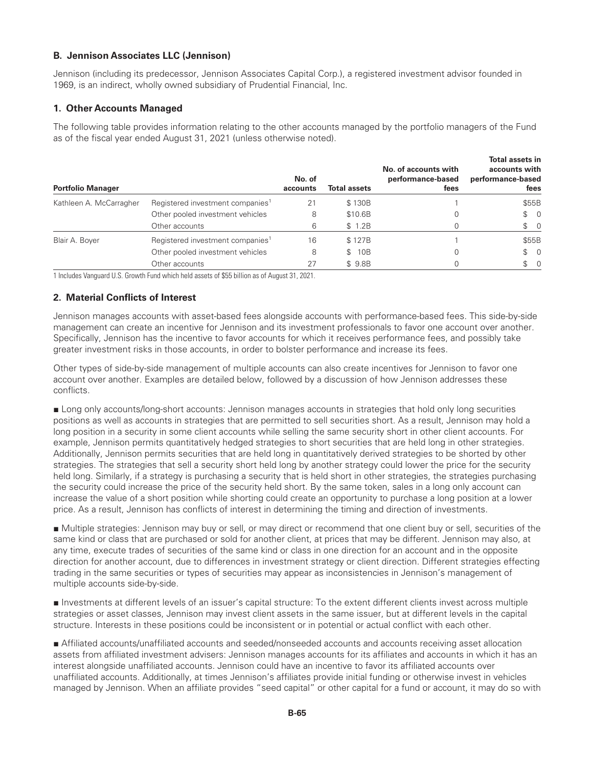### B. Jennison Associates LLC (Jennison)

Jennison (including its predecessor, Jennison Associates Capital Corp.), a registered investment advisor founded in 1969, is an indirect, wholly owned subsidiary of Prudential Financial, Inc.

#### 1. Other Accounts Managed

The following table provides information relating to the other accounts managed by the portfolio managers of the Fund as of the fiscal year ended August 31, 2021 (unless otherwise noted).

| Portfolio Manager | | No. of accounts | Total assets | No. of accounts with performance-based fees | Total assets in accounts with performance-based fees |
|---|---|---|---|---|---|
| Kathleen A. McCarragher | Registered investment companies[1] | 21 | $ 130B | 1 | $55B |
| | Other pooled investment vehicles | 8 | $10.6B | 0 | $ 0 |
| | Other accounts | 6 | $ 1.2B | 0 | $ 0 |
| Blair A. Boyer | Registered investment companies[1] | 16 | $ 127B | 1 | $55B |
| | Other pooled investment vehicles | 8 | $ 10B | 0 | $ 0 |
| | Other accounts | 27 | $ 9.8B | 0 | $ 0 |

1 Includes Vanguard U.S. Growth Fund which held assets of $55 billion as of August 31, 2021.

#### 2. Material Conflicts of Interest

Jennison manages accounts with asset-based fees alongside accounts with performance-based fees. This side-by-side management can create an incentive for Jennison and its investment professionals to favor one account over another. Specifically, Jennison has the incentive to favor accounts for which it receives performance fees, and possibly take greater investment risks in those accounts, in order to bolster performance and increase its fees.

Other types of side-by-side management of multiple accounts can also create incentives for Jennison to favor one account over another. Examples are detailed below, followed by a discussion of how Jennison addresses these conflicts.

- Long only accounts/long-short accounts: Jennison manages accounts in strategies that hold only long securities positions as well as accounts in strategies that are permitted to sell securities short. As a result, Jennison may hold a long position in a security in some client accounts while selling the same security short in other client accounts. For example, Jennison permits quantitatively hedged strategies to short securities that are held long in other strategies. Additionally, Jennison permits securities that are held long in quantitatively derived strategies to be shorted by other strategies. The strategies that sell a security short held long by another strategy could lower the price for the security held long. Similarly, if a strategy is purchasing a security that is held short in other strategies, the strategies purchasing the security could increase the price of the security held short. By the same token, sales in a long only account can increase the value of a short position while shorting could create an opportunity to purchase a long position at a lower price. As a result, Jennison has conflicts of interest in determining the timing and direction of investments.

- Multiple strategies: Jennison may buy or sell, or may direct or recommend that one client buy or sell, securities of the same kind or class that are purchased or sold for another client, at prices that may be different. Jennison may also, at any time, execute trades of securities of the same kind or class in one direction for an account and in the opposite direction for another account, due to differences in investment strategy or client direction. Different strategies effecting trading in the same securities or types of securities may appear as inconsistencies in Jennison's management of multiple accounts side-by-side.

- Investments at different levels of an issuer's capital structure: To the extent different clients invest across multiple strategies or asset classes, Jennison may invest client assets in the same issuer, but at different levels in the capital structure. Interests in these positions could be inconsistent or in potential or actual conflict with each other.

- Affiliated accounts/unaffiliated accounts and seeded/nonseeded accounts and accounts receiving asset allocation assets from affiliated investment advisers: Jennison manages accounts for its affiliates and accounts in which it has an interest alongside unaffiliated accounts. Jennison could have an incentive to favor its affiliated accounts over unaffiliated accounts. Additionally, at times Jennison's affiliates provide initial funding or otherwise invest in vehicles managed by Jennison. When an affiliate provides "seed capital" or other capital for a fund or account, it may do so with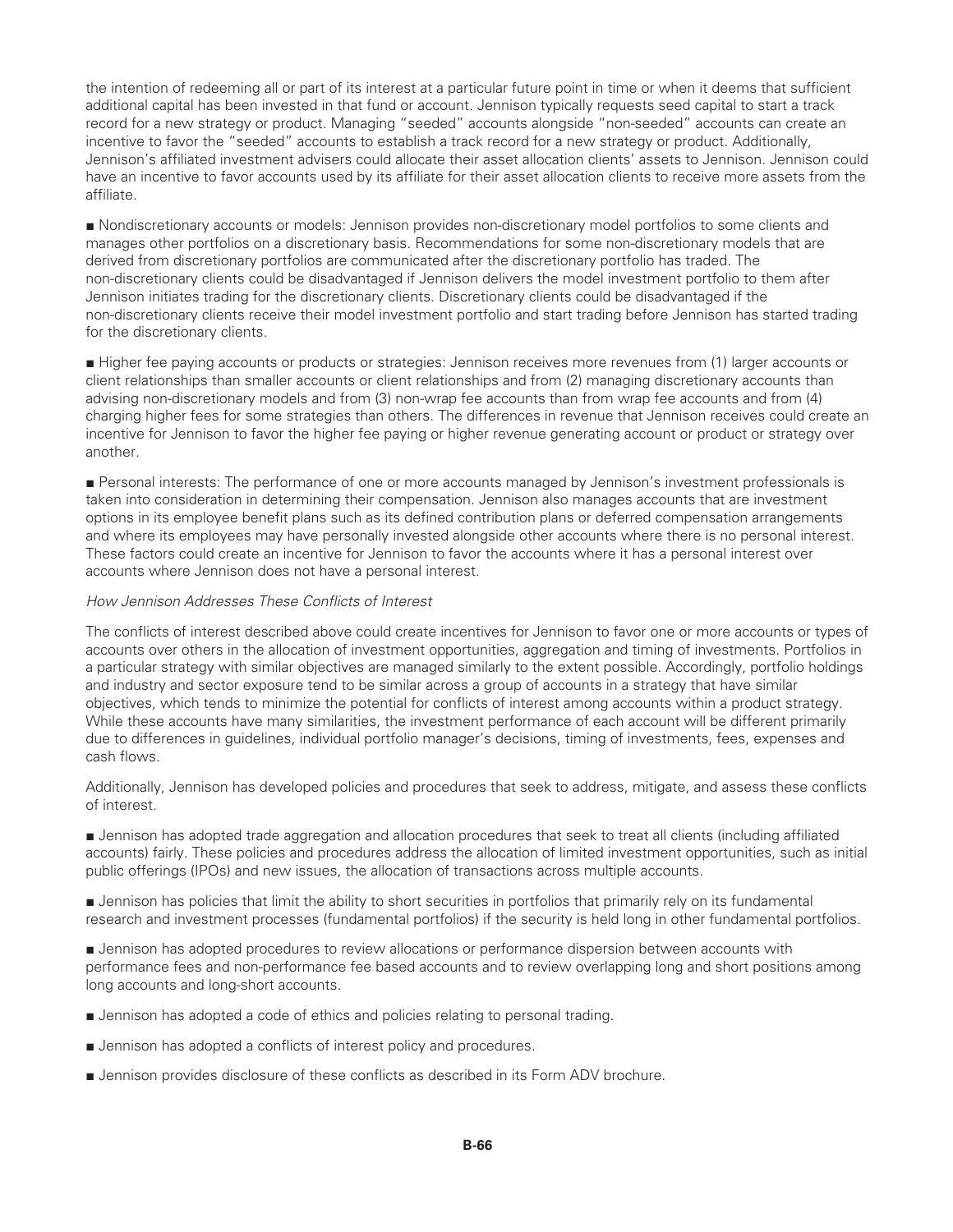the intention of redeeming all or part of its interest at a particular future point in time or when it deems that sufficient additional capital has been invested in that fund or account. Jennison typically requests seed capital to start a track record for a new strategy or product. Managing "seeded" accounts alongside "non-seeded" accounts can create an incentive to favor the "seeded" accounts to establish a track record for a new strategy or product. Additionally, Jennison's affiliated investment advisers could allocate their asset allocation clients' assets to Jennison. Jennison could have an incentive to favor accounts used by its affiliate for their asset allocation clients to receive more assets from the affiliate.

■ Nondiscretionary accounts or models: Jennison provides non-discretionary model portfolios to some clients and manages other portfolios on a discretionary basis. Recommendations for some non-discretionary models that are derived from discretionary portfolios are communicated after the discretionary portfolio has traded. The non-discretionary clients could be disadvantaged if Jennison delivers the model investment portfolio to them after Jennison initiates trading for the discretionary clients. Discretionary clients could be disadvantaged if the non-discretionary clients receive their model investment portfolio and start trading before Jennison has started trading for the discretionary clients.

■ Higher fee paying accounts or products or strategies: Jennison receives more revenues from (1) larger accounts or client relationships than smaller accounts or client relationships and from (2) managing discretionary accounts than advising non-discretionary models and from (3) non-wrap fee accounts than from wrap fee accounts and from (4) charging higher fees for some strategies than others. The differences in revenue that Jennison receives could create an incentive for Jennison to favor the higher fee paying or higher revenue generating account or product or strategy over another.

■ Personal interests: The performance of one or more accounts managed by Jennison's investment professionals is taken into consideration in determining their compensation. Jennison also manages accounts that are investment options in its employee benefit plans such as its defined contribution plans or deferred compensation arrangements and where its employees may have personally invested alongside other accounts where there is no personal interest. These factors could create an incentive for Jennison to favor the accounts where it has a personal interest over accounts where Jennison does not have a personal interest.

*How Jennison Addresses These Conflicts of Interest*

The conflicts of interest described above could create incentives for Jennison to favor one or more accounts or types of accounts over others in the allocation of investment opportunities, aggregation and timing of investments. Portfolios in a particular strategy with similar objectives are managed similarly to the extent possible. Accordingly, portfolio holdings and industry and sector exposure tend to be similar across a group of accounts in a strategy that have similar objectives, which tends to minimize the potential for conflicts of interest among accounts within a product strategy. While these accounts have many similarities, the investment performance of each account will be different primarily due to differences in guidelines, individual portfolio manager's decisions, timing of investments, fees, expenses and cash flows.

Additionally, Jennison has developed policies and procedures that seek to address, mitigate, and assess these conflicts of interest.

■ Jennison has adopted trade aggregation and allocation procedures that seek to treat all clients (including affiliated accounts) fairly. These policies and procedures address the allocation of limited investment opportunities, such as initial public offerings (IPOs) and new issues, the allocation of transactions across multiple accounts.

■ Jennison has policies that limit the ability to short securities in portfolios that primarily rely on its fundamental research and investment processes (fundamental portfolios) if the security is held long in other fundamental portfolios.

■ Jennison has adopted procedures to review allocations or performance dispersion between accounts with performance fees and non-performance fee based accounts and to review overlapping long and short positions among long accounts and long-short accounts.

■ Jennison has adopted a code of ethics and policies relating to personal trading.

■ Jennison has adopted a conflicts of interest policy and procedures.

■ Jennison provides disclosure of these conflicts as described in its Form ADV brochure.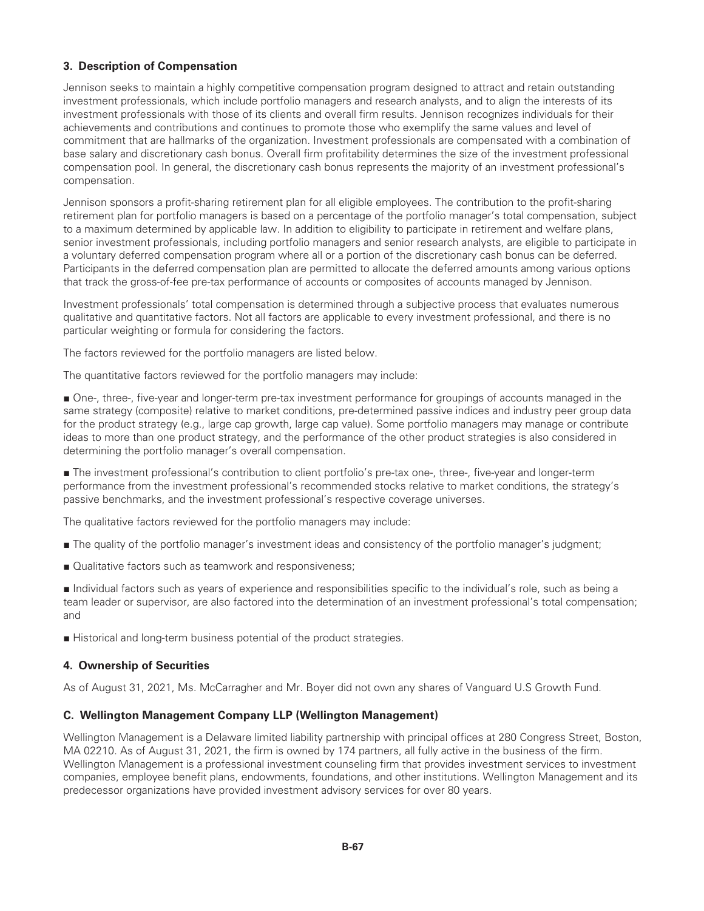### 3. Description of Compensation

Jennison seeks to maintain a highly competitive compensation program designed to attract and retain outstanding investment professionals, which include portfolio managers and research analysts, and to align the interests of its investment professionals with those of its clients and overall firm results. Jennison recognizes individuals for their achievements and contributions and continues to promote those who exemplify the same values and level of commitment that are hallmarks of the organization. Investment professionals are compensated with a combination of base salary and discretionary cash bonus. Overall firm profitability determines the size of the investment professional compensation pool. In general, the discretionary cash bonus represents the majority of an investment professional's compensation.

Jennison sponsors a profit-sharing retirement plan for all eligible employees. The contribution to the profit-sharing retirement plan for portfolio managers is based on a percentage of the portfolio manager's total compensation, subject to a maximum determined by applicable law. In addition to eligibility to participate in retirement and welfare plans, senior investment professionals, including portfolio managers and senior research analysts, are eligible to participate in a voluntary deferred compensation program where all or a portion of the discretionary cash bonus can be deferred. Participants in the deferred compensation plan are permitted to allocate the deferred amounts among various options that track the gross-of-fee pre-tax performance of accounts or composites of accounts managed by Jennison.

Investment professionals' total compensation is determined through a subjective process that evaluates numerous qualitative and quantitative factors. Not all factors are applicable to every investment professional, and there is no particular weighting or formula for considering the factors.

The factors reviewed for the portfolio managers are listed below.

The quantitative factors reviewed for the portfolio managers may include:

- One-, three-, five-year and longer-term pre-tax investment performance for groupings of accounts managed in the same strategy (composite) relative to market conditions, pre-determined passive indices and industry peer group data for the product strategy (e.g., large cap growth, large cap value). Some portfolio managers may manage or contribute ideas to more than one product strategy, and the performance of the other product strategies is also considered in determining the portfolio manager's overall compensation.

- The investment professional's contribution to client portfolio's pre-tax one-, three-, five-year and longer-term performance from the investment professional's recommended stocks relative to market conditions, the strategy's passive benchmarks, and the investment professional's respective coverage universes.

The qualitative factors reviewed for the portfolio managers may include:

- The quality of the portfolio manager's investment ideas and consistency of the portfolio manager's judgment;

- Qualitative factors such as teamwork and responsiveness;

- Individual factors such as years of experience and responsibilities specific to the individual's role, such as being a team leader or supervisor, are also factored into the determination of an investment professional's total compensation; and

- Historical and long-term business potential of the product strategies.

### 4. Ownership of Securities

As of August 31, 2021, Ms. McCarragher and Mr. Boyer did not own any shares of Vanguard U.S Growth Fund.

### C. Wellington Management Company LLP (Wellington Management)

Wellington Management is a Delaware limited liability partnership with principal offices at 280 Congress Street, Boston, MA 02210. As of August 31, 2021, the firm is owned by 174 partners, all fully active in the business of the firm. Wellington Management is a professional investment counseling firm that provides investment services to investment companies, employee benefit plans, endowments, foundations, and other institutions. Wellington Management and its predecessor organizations have provided investment advisory services for over 80 years.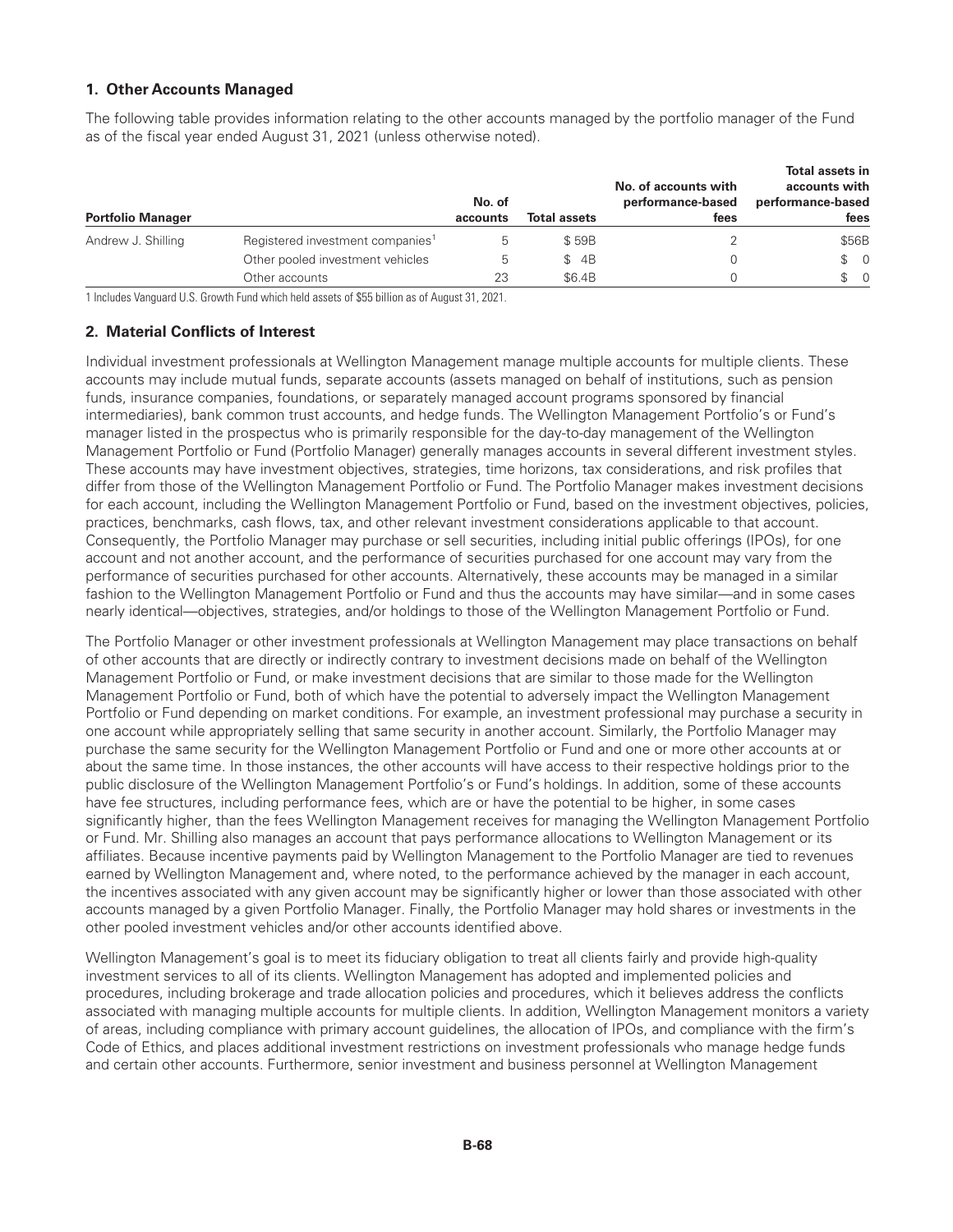### 1. Other Accounts Managed

The following table provides information relating to the other accounts managed by the portfolio manager of the Fund as of the fiscal year ended August 31, 2021 (unless otherwise noted).

| Portfolio Manager | | No. of accounts | Total assets | No. of accounts with performance-based fees | Total assets in accounts with performance-based fees |
|---|---|---|---|---|---|
| Andrew J. Shilling | Registered investment companies[1] | 5 | $ 59B | 2 | $56B |
| | Other pooled investment vehicles | 5 | $ 4B | 0 | $ 0 |
| | Other accounts | 23 | $6.4B | 0 | $ 0 |

1 Includes Vanguard U.S. Growth Fund which held assets of $55 billion as of August 31, 2021.

### 2. Material Conflicts of Interest

Individual investment professionals at Wellington Management manage multiple accounts for multiple clients. These accounts may include mutual funds, separate accounts (assets managed on behalf of institutions, such as pension funds, insurance companies, foundations, or separately managed account programs sponsored by financial intermediaries), bank common trust accounts, and hedge funds. The Wellington Management Portfolio's or Fund's manager listed in the prospectus who is primarily responsible for the day-to-day management of the Wellington Management Portfolio or Fund (Portfolio Manager) generally manages accounts in several different investment styles. These accounts may have investment objectives, strategies, time horizons, tax considerations, and risk profiles that differ from those of the Wellington Management Portfolio or Fund. The Portfolio Manager makes investment decisions for each account, including the Wellington Management Portfolio or Fund, based on the investment objectives, policies, practices, benchmarks, cash flows, tax, and other relevant investment considerations applicable to that account. Consequently, the Portfolio Manager may purchase or sell securities, including initial public offerings (IPOs), for one account and not another account, and the performance of securities purchased for one account may vary from the performance of securities purchased for other accounts. Alternatively, these accounts may be managed in a similar fashion to the Wellington Management Portfolio or Fund and thus the accounts may have similar—and in some cases nearly identical—objectives, strategies, and/or holdings to those of the Wellington Management Portfolio or Fund.

The Portfolio Manager or other investment professionals at Wellington Management may place transactions on behalf of other accounts that are directly or indirectly contrary to investment decisions made on behalf of the Wellington Management Portfolio or Fund, or make investment decisions that are similar to those made for the Wellington Management Portfolio or Fund, both of which have the potential to adversely impact the Wellington Management Portfolio or Fund depending on market conditions. For example, an investment professional may purchase a security in one account while appropriately selling that same security in another account. Similarly, the Portfolio Manager may purchase the same security for the Wellington Management Portfolio or Fund and one or more other accounts at or about the same time. In those instances, the other accounts will have access to their respective holdings prior to the public disclosure of the Wellington Management Portfolio's or Fund's holdings. In addition, some of these accounts have fee structures, including performance fees, which are or have the potential to be higher, in some cases significantly higher, than the fees Wellington Management receives for managing the Wellington Management Portfolio or Fund. Mr. Shilling also manages an account that pays performance allocations to Wellington Management or its affiliates. Because incentive payments paid by Wellington Management to the Portfolio Manager are tied to revenues earned by Wellington Management and, where noted, to the performance achieved by the manager in each account, the incentives associated with any given account may be significantly higher or lower than those associated with other accounts managed by a given Portfolio Manager. Finally, the Portfolio Manager may hold shares or investments in the other pooled investment vehicles and/or other accounts identified above.

Wellington Management's goal is to meet its fiduciary obligation to treat all clients fairly and provide high-quality investment services to all of its clients. Wellington Management has adopted and implemented policies and procedures, including brokerage and trade allocation policies and procedures, which it believes address the conflicts associated with managing multiple accounts for multiple clients. In addition, Wellington Management monitors a variety of areas, including compliance with primary account guidelines, the allocation of IPOs, and compliance with the firm's Code of Ethics, and places additional investment restrictions on investment professionals who manage hedge funds and certain other accounts. Furthermore, senior investment and business personnel at Wellington Management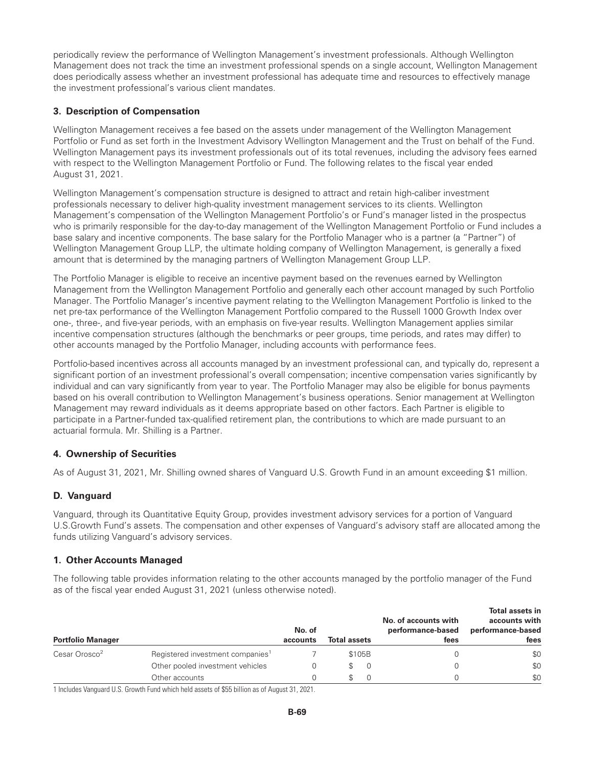periodically review the performance of Wellington Management's investment professionals. Although Wellington Management does not track the time an investment professional spends on a single account, Wellington Management does periodically assess whether an investment professional has adequate time and resources to effectively manage the investment professional's various client mandates.

### 3. Description of Compensation

Wellington Management receives a fee based on the assets under management of the Wellington Management Portfolio or Fund as set forth in the Investment Advisory Wellington Management and the Trust on behalf of the Fund. Wellington Management pays its investment professionals out of its total revenues, including the advisory fees earned with respect to the Wellington Management Portfolio or Fund. The following relates to the fiscal year ended August 31, 2021.

Wellington Management's compensation structure is designed to attract and retain high-caliber investment professionals necessary to deliver high-quality investment management services to its clients. Wellington Management's compensation of the Wellington Management Portfolio's or Fund's manager listed in the prospectus who is primarily responsible for the day-to-day management of the Wellington Management Portfolio or Fund includes a base salary and incentive components. The base salary for the Portfolio Manager who is a partner (a "Partner") of Wellington Management Group LLP, the ultimate holding company of Wellington Management, is generally a fixed amount that is determined by the managing partners of Wellington Management Group LLP.

The Portfolio Manager is eligible to receive an incentive payment based on the revenues earned by Wellington Management from the Wellington Management Portfolio and generally each other account managed by such Portfolio Manager. The Portfolio Manager's incentive payment relating to the Wellington Management Portfolio is linked to the net pre-tax performance of the Wellington Management Portfolio compared to the Russell 1000 Growth Index over one-, three-, and five-year periods, with an emphasis on five-year results. Wellington Management applies similar incentive compensation structures (although the benchmarks or peer groups, time periods, and rates may differ) to other accounts managed by the Portfolio Manager, including accounts with performance fees.

Portfolio-based incentives across all accounts managed by an investment professional can, and typically do, represent a significant portion of an investment professional's overall compensation; incentive compensation varies significantly by individual and can vary significantly from year to year. The Portfolio Manager may also be eligible for bonus payments based on his overall contribution to Wellington Management's business operations. Senior management at Wellington Management may reward individuals as it deems appropriate based on other factors. Each Partner is eligible to participate in a Partner-funded tax-qualified retirement plan, the contributions to which are made pursuant to an actuarial formula. Mr. Shilling is a Partner.

### 4. Ownership of Securities

As of August 31, 2021, Mr. Shilling owned shares of Vanguard U.S. Growth Fund in an amount exceeding $1 million.

## D. Vanguard

Vanguard, through its Quantitative Equity Group, provides investment advisory services for a portion of Vanguard U.S.Growth Fund's assets. The compensation and other expenses of Vanguard's advisory staff are allocated among the funds utilizing Vanguard's advisory services.

### 1. Other Accounts Managed

The following table provides information relating to the other accounts managed by the portfolio manager of the Fund as of the fiscal year ended August 31, 2021 (unless otherwise noted).

| Portfolio Manager | | No. of accounts | Total assets | No. of accounts with performance-based fees | Total assets in accounts with performance-based fees |
|---|---|---|---|---|---|
| Cesar Orosco[2] | Registered investment companies[1] | 7 | $105B | 0 | $0 |
| | Other pooled investment vehicles | 0 | $ 0 | 0 | $0 |
| | Other accounts | 0 | $ 0 | 0 | $0 |

1 Includes Vanguard U.S. Growth Fund which held assets of $55 billion as of August 31, 2021.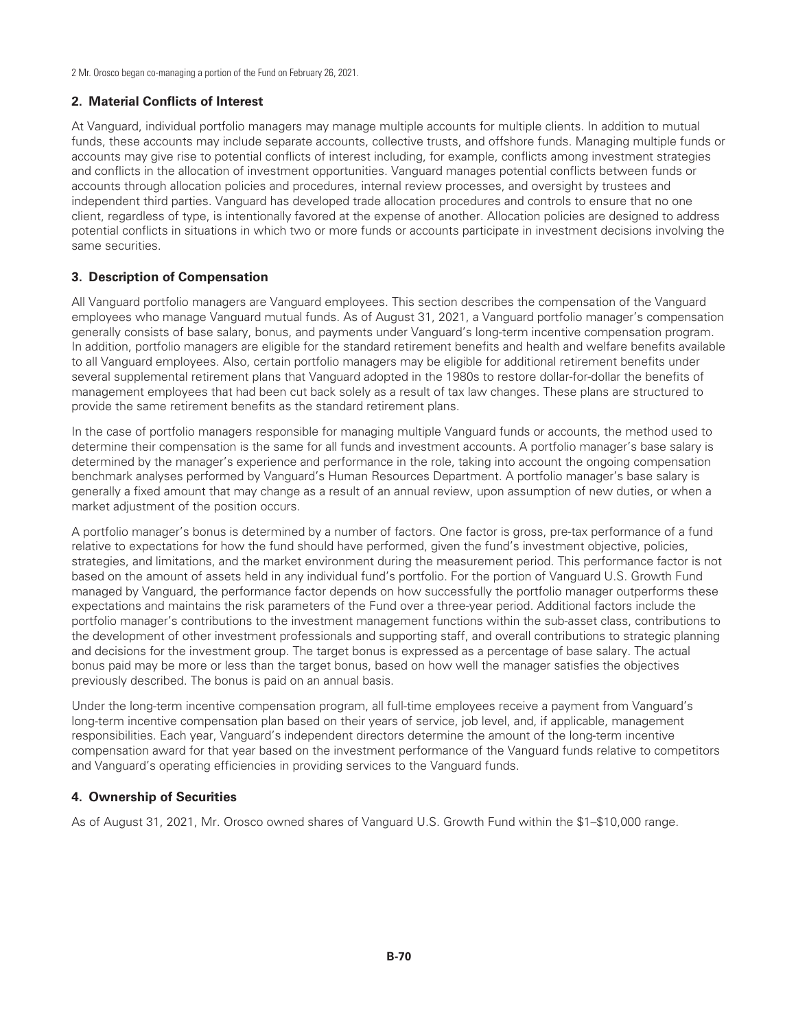2 Mr. Orosco began co-managing a portion of the Fund on February 26, 2021.

### 2. Material Conflicts of Interest

At Vanguard, individual portfolio managers may manage multiple accounts for multiple clients. In addition to mutual funds, these accounts may include separate accounts, collective trusts, and offshore funds. Managing multiple funds or accounts may give rise to potential conflicts of interest including, for example, conflicts among investment strategies and conflicts in the allocation of investment opportunities. Vanguard manages potential conflicts between funds or accounts through allocation policies and procedures, internal review processes, and oversight by trustees and independent third parties. Vanguard has developed trade allocation procedures and controls to ensure that no one client, regardless of type, is intentionally favored at the expense of another. Allocation policies are designed to address potential conflicts in situations in which two or more funds or accounts participate in investment decisions involving the same securities.

### 3. Description of Compensation

All Vanguard portfolio managers are Vanguard employees. This section describes the compensation of the Vanguard employees who manage Vanguard mutual funds. As of August 31, 2021, a Vanguard portfolio manager's compensation generally consists of base salary, bonus, and payments under Vanguard's long-term incentive compensation program. In addition, portfolio managers are eligible for the standard retirement benefits and health and welfare benefits available to all Vanguard employees. Also, certain portfolio managers may be eligible for additional retirement benefits under several supplemental retirement plans that Vanguard adopted in the 1980s to restore dollar-for-dollar the benefits of management employees that had been cut back solely as a result of tax law changes. These plans are structured to provide the same retirement benefits as the standard retirement plans.

In the case of portfolio managers responsible for managing multiple Vanguard funds or accounts, the method used to determine their compensation is the same for all funds and investment accounts. A portfolio manager's base salary is determined by the manager's experience and performance in the role, taking into account the ongoing compensation benchmark analyses performed by Vanguard's Human Resources Department. A portfolio manager's base salary is generally a fixed amount that may change as a result of an annual review, upon assumption of new duties, or when a market adjustment of the position occurs.

A portfolio manager's bonus is determined by a number of factors. One factor is gross, pre-tax performance of a fund relative to expectations for how the fund should have performed, given the fund's investment objective, policies, strategies, and limitations, and the market environment during the measurement period. This performance factor is not based on the amount of assets held in any individual fund's portfolio. For the portion of Vanguard U.S. Growth Fund managed by Vanguard, the performance factor depends on how successfully the portfolio manager outperforms these expectations and maintains the risk parameters of the Fund over a three-year period. Additional factors include the portfolio manager's contributions to the investment management functions within the sub-asset class, contributions to the development of other investment professionals and supporting staff, and overall contributions to strategic planning and decisions for the investment group. The target bonus is expressed as a percentage of base salary. The actual bonus paid may be more or less than the target bonus, based on how well the manager satisfies the objectives previously described. The bonus is paid on an annual basis.

Under the long-term incentive compensation program, all full-time employees receive a payment from Vanguard's long-term incentive compensation plan based on their years of service, job level, and, if applicable, management responsibilities. Each year, Vanguard's independent directors determine the amount of the long-term incentive compensation award for that year based on the investment performance of the Vanguard funds relative to competitors and Vanguard's operating efficiencies in providing services to the Vanguard funds.

### 4. Ownership of Securities

As of August 31, 2021, Mr. Orosco owned shares of Vanguard U.S. Growth Fund within the $1–$10,000 range.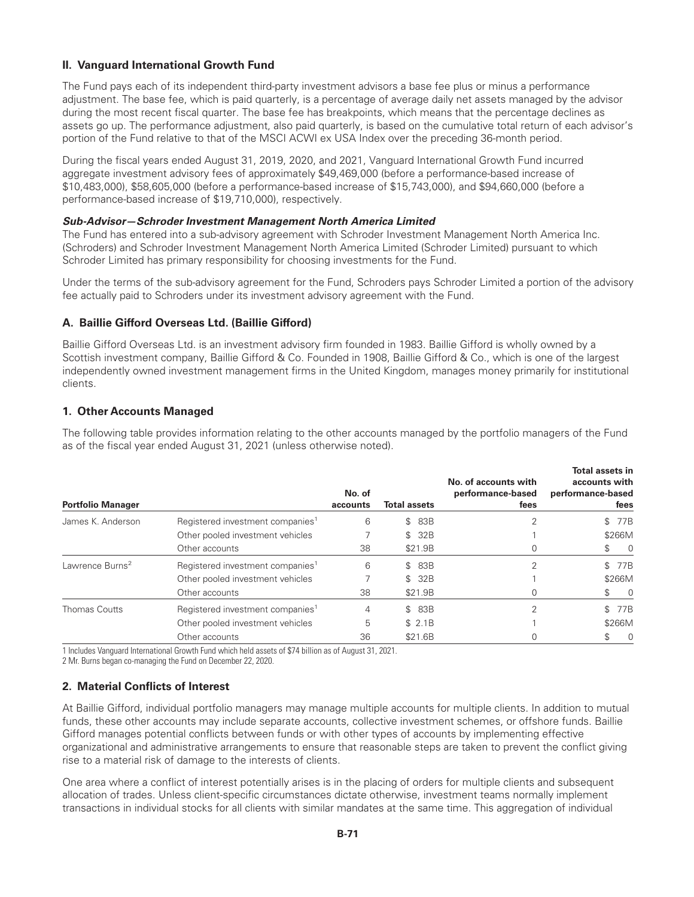## II. Vanguard International Growth Fund

The Fund pays each of its independent third-party investment advisors a base fee plus or minus a performance adjustment. The base fee, which is paid quarterly, is a percentage of average daily net assets managed by the advisor during the most recent fiscal quarter. The base fee has breakpoints, which means that the percentage declines as assets go up. The performance adjustment, also paid quarterly, is based on the cumulative total return of each advisor's portion of the Fund relative to that of the MSCI ACWI ex USA Index over the preceding 36-month period.

During the fiscal years ended August 31, 2019, 2020, and 2021, Vanguard International Growth Fund incurred aggregate investment advisory fees of approximately $49,469,000 (before a performance-based increase of $10,483,000), $58,605,000 (before a performance-based increase of $15,743,000), and $94,660,000 (before a performance-based increase of $19,710,000), respectively.

***Sub-Advisor—Schroder Investment Management North America Limited***

The Fund has entered into a sub-advisory agreement with Schroder Investment Management North America Inc. (Schroders) and Schroder Investment Management North America Limited (Schroder Limited) pursuant to which Schroder Limited has primary responsibility for choosing investments for the Fund.

Under the terms of the sub-advisory agreement for the Fund, Schroders pays Schroder Limited a portion of the advisory fee actually paid to Schroders under its investment advisory agreement with the Fund.

### A. Baillie Gifford Overseas Ltd. (Baillie Gifford)

Baillie Gifford Overseas Ltd. is an investment advisory firm founded in 1983. Baillie Gifford is wholly owned by a Scottish investment company, Baillie Gifford & Co. Founded in 1908, Baillie Gifford & Co., which is one of the largest independently owned investment management firms in the United Kingdom, manages money primarily for institutional clients.

### 1. Other Accounts Managed

The following table provides information relating to the other accounts managed by the portfolio managers of the Fund as of the fiscal year ended August 31, 2021 (unless otherwise noted).

| Portfolio Manager | | No. of accounts | Total assets | No. of accounts with performance-based fees | Total assets in accounts with performance-based fees |
|---|---|---|---|---|---|
| James K. Anderson | Registered investment companies[1] | 6 | $ 83B | 2 | $ 77B |
| | Other pooled investment vehicles | 7 | $ 32B | 1 | $266M |
| | Other accounts | 38 | $21.9B | 0 | $ 0 |
| Lawrence Burns[2] | Registered investment companies[1] | 6 | $ 83B | 2 | $ 77B |
| | Other pooled investment vehicles | 7 | $ 32B | 1 | $266M |
| | Other accounts | 38 | $21.9B | 0 | $ 0 |
| Thomas Coutts | Registered investment companies[1] | 4 | $ 83B | 2 | $ 77B |
| | Other pooled investment vehicles | 5 | $ 2.1B | 1 | $266M |
| | Other accounts | 36 | $21.6B | 0 | $ 0 |

1 Includes Vanguard International Growth Fund which held assets of $74 billion as of August 31, 2021.

2 Mr. Burns began co-managing the Fund on December 22, 2020.

### 2. Material Conflicts of Interest

At Baillie Gifford, individual portfolio managers may manage multiple accounts for multiple clients. In addition to mutual funds, these other accounts may include separate accounts, collective investment schemes, or offshore funds. Baillie Gifford manages potential conflicts between funds or with other types of accounts by implementing effective organizational and administrative arrangements to ensure that reasonable steps are taken to prevent the conflict giving rise to a material risk of damage to the interests of clients.

One area where a conflict of interest potentially arises is in the placing of orders for multiple clients and subsequent allocation of trades. Unless client-specific circumstances dictate otherwise, investment teams normally implement transactions in individual stocks for all clients with similar mandates at the same time. This aggregation of individual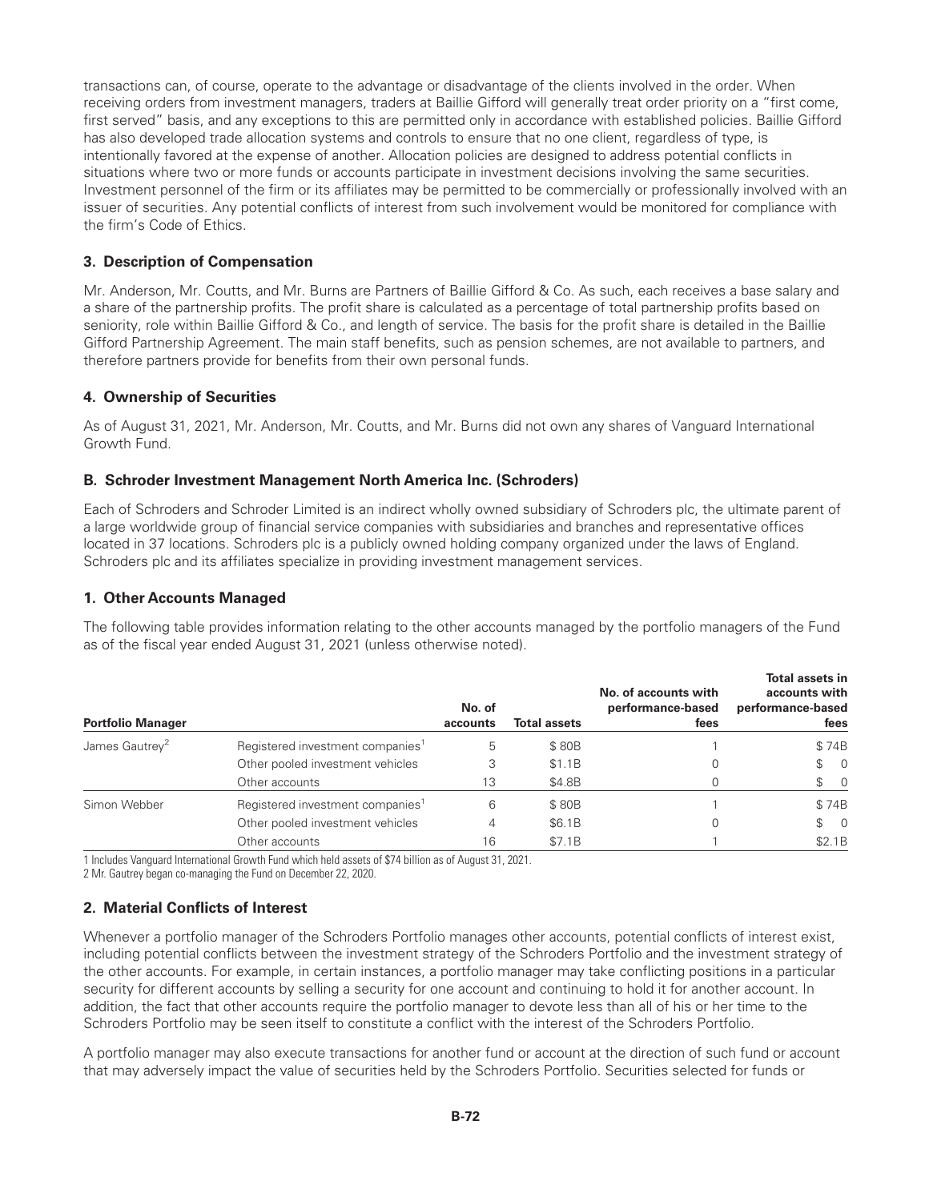transactions can, of course, operate to the advantage or disadvantage of the clients involved in the order. When receiving orders from investment managers, traders at Baillie Gifford will generally treat order priority on a "first come, first served" basis, and any exceptions to this are permitted only in accordance with established policies. Baillie Gifford has also developed trade allocation systems and controls to ensure that no one client, regardless of type, is intentionally favored at the expense of another. Allocation policies are designed to address potential conflicts in situations where two or more funds or accounts participate in investment decisions involving the same securities. Investment personnel of the firm or its affiliates may be permitted to be commercially or professionally involved with an issuer of securities. Any potential conflicts of interest from such involvement would be monitored for compliance with the firm's Code of Ethics.

### 3. Description of Compensation

Mr. Anderson, Mr. Coutts, and Mr. Burns are Partners of Baillie Gifford & Co. As such, each receives a base salary and a share of the partnership profits. The profit share is calculated as a percentage of total partnership profits based on seniority, role within Baillie Gifford & Co., and length of service. The basis for the profit share is detailed in the Baillie Gifford Partnership Agreement. The main staff benefits, such as pension schemes, are not available to partners, and therefore partners provide for benefits from their own personal funds.

### 4. Ownership of Securities

As of August 31, 2021, Mr. Anderson, Mr. Coutts, and Mr. Burns did not own any shares of Vanguard International Growth Fund.

## B. Schroder Investment Management North America Inc. (Schroders)

Each of Schroders and Schroder Limited is an indirect wholly owned subsidiary of Schroders plc, the ultimate parent of a large worldwide group of financial service companies with subsidiaries and branches and representative offices located in 37 locations. Schroders plc is a publicly owned holding company organized under the laws of England. Schroders plc and its affiliates specialize in providing investment management services.

### 1. Other Accounts Managed

The following table provides information relating to the other accounts managed by the portfolio managers of the Fund as of the fiscal year ended August 31, 2021 (unless otherwise noted).

| Portfolio Manager | | No. of accounts | Total assets | No. of accounts with performance-based fees | Total assets in accounts with performance-based fees |
|---|---|---|---|---|---|
| James Gautrey[2] | Registered investment companies[1] | 5 | $ 80B | 1 | $ 74B |
| | Other pooled investment vehicles | 3 | $1.1B | 0 | $ 0 |
| | Other accounts | 13 | $4.8B | 0 | $ 0 |
| Simon Webber | Registered investment companies[1] | 6 | $ 80B | 1 | $ 74B |
| | Other pooled investment vehicles | 4 | $6.1B | 0 | $ 0 |
| | Other accounts | 16 | $7.1B | 1 | $2.1B |

1 Includes Vanguard International Growth Fund which held assets of $74 billion as of August 31, 2021.

2 Mr. Gautrey began co-managing the Fund on December 22, 2020.

### 2. Material Conflicts of Interest

Whenever a portfolio manager of the Schroders Portfolio manages other accounts, potential conflicts of interest exist, including potential conflicts between the investment strategy of the Schroders Portfolio and the investment strategy of the other accounts. For example, in certain instances, a portfolio manager may take conflicting positions in a particular security for different accounts by selling a security for one account and continuing to hold it for another account. In addition, the fact that other accounts require the portfolio manager to devote less than all of his or her time to the Schroders Portfolio may be seen itself to constitute a conflict with the interest of the Schroders Portfolio.

A portfolio manager may also execute transactions for another fund or account at the direction of such fund or account that may adversely impact the value of securities held by the Schroders Portfolio. Securities selected for funds or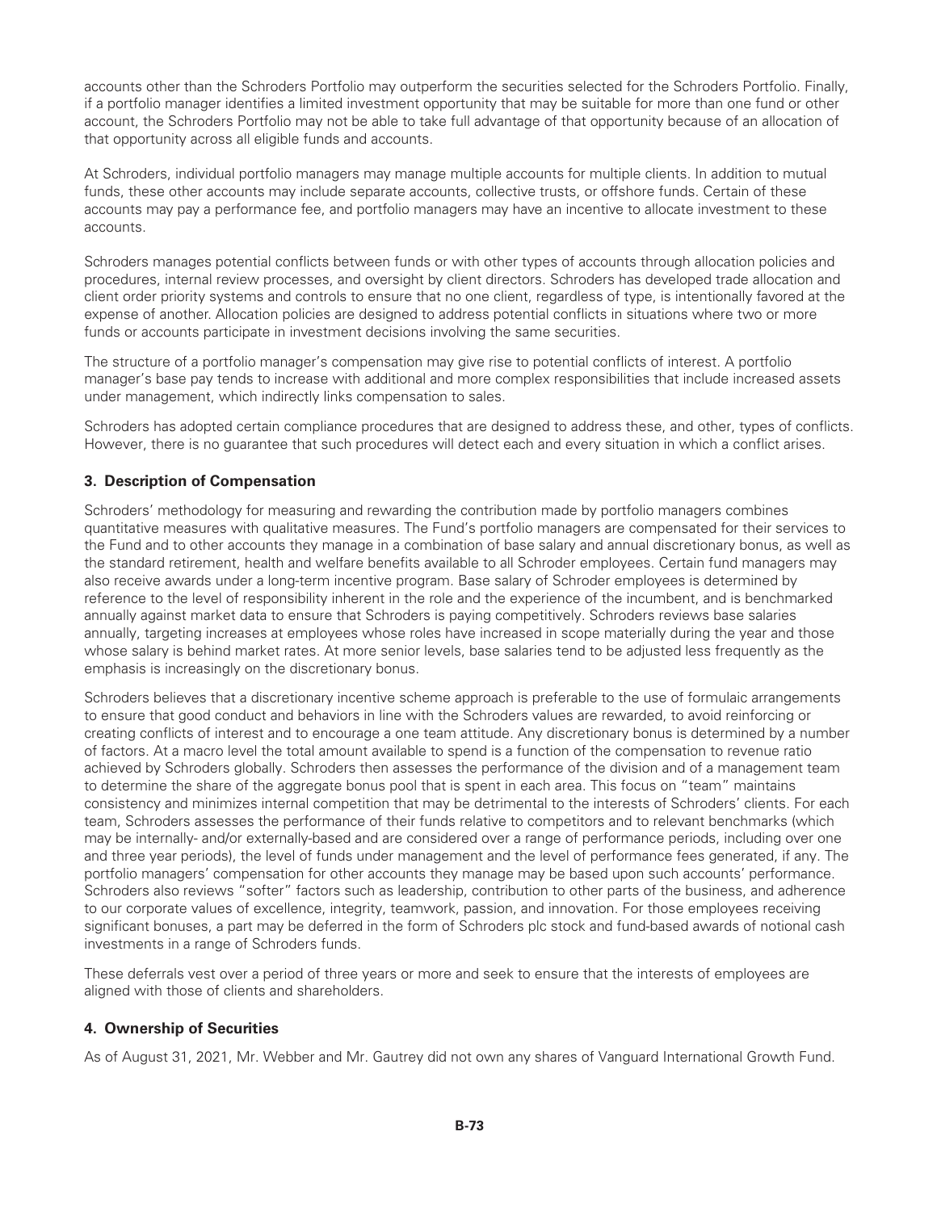accounts other than the Schroders Portfolio may outperform the securities selected for the Schroders Portfolio. Finally, if a portfolio manager identifies a limited investment opportunity that may be suitable for more than one fund or other account, the Schroders Portfolio may not be able to take full advantage of that opportunity because of an allocation of that opportunity across all eligible funds and accounts.

At Schroders, individual portfolio managers may manage multiple accounts for multiple clients. In addition to mutual funds, these other accounts may include separate accounts, collective trusts, or offshore funds. Certain of these accounts may pay a performance fee, and portfolio managers may have an incentive to allocate investment to these accounts.

Schroders manages potential conflicts between funds or with other types of accounts through allocation policies and procedures, internal review processes, and oversight by client directors. Schroders has developed trade allocation and client order priority systems and controls to ensure that no one client, regardless of type, is intentionally favored at the expense of another. Allocation policies are designed to address potential conflicts in situations where two or more funds or accounts participate in investment decisions involving the same securities.

The structure of a portfolio manager's compensation may give rise to potential conflicts of interest. A portfolio manager's base pay tends to increase with additional and more complex responsibilities that include increased assets under management, which indirectly links compensation to sales.

Schroders has adopted certain compliance procedures that are designed to address these, and other, types of conflicts. However, there is no guarantee that such procedures will detect each and every situation in which a conflict arises.

### 3. Description of Compensation

Schroders' methodology for measuring and rewarding the contribution made by portfolio managers combines quantitative measures with qualitative measures. The Fund's portfolio managers are compensated for their services to the Fund and to other accounts they manage in a combination of base salary and annual discretionary bonus, as well as the standard retirement, health and welfare benefits available to all Schroder employees. Certain fund managers may also receive awards under a long-term incentive program. Base salary of Schroder employees is determined by reference to the level of responsibility inherent in the role and the experience of the incumbent, and is benchmarked annually against market data to ensure that Schroders is paying competitively. Schroders reviews base salaries annually, targeting increases at employees whose roles have increased in scope materially during the year and those whose salary is behind market rates. At more senior levels, base salaries tend to be adjusted less frequently as the emphasis is increasingly on the discretionary bonus.

Schroders believes that a discretionary incentive scheme approach is preferable to the use of formulaic arrangements to ensure that good conduct and behaviors in line with the Schroders values are rewarded, to avoid reinforcing or creating conflicts of interest and to encourage a one team attitude. Any discretionary bonus is determined by a number of factors. At a macro level the total amount available to spend is a function of the compensation to revenue ratio achieved by Schroders globally. Schroders then assesses the performance of the division and of a management team to determine the share of the aggregate bonus pool that is spent in each area. This focus on "team" maintains consistency and minimizes internal competition that may be detrimental to the interests of Schroders' clients. For each team, Schroders assesses the performance of their funds relative to competitors and to relevant benchmarks (which may be internally- and/or externally-based and are considered over a range of performance periods, including over one and three year periods), the level of funds under management and the level of performance fees generated, if any. The portfolio managers' compensation for other accounts they manage may be based upon such accounts' performance. Schroders also reviews "softer" factors such as leadership, contribution to other parts of the business, and adherence to our corporate values of excellence, integrity, teamwork, passion, and innovation. For those employees receiving significant bonuses, a part may be deferred in the form of Schroders plc stock and fund-based awards of notional cash investments in a range of Schroders funds.

These deferrals vest over a period of three years or more and seek to ensure that the interests of employees are aligned with those of clients and shareholders.

### 4. Ownership of Securities

As of August 31, 2021, Mr. Webber and Mr. Gautrey did not own any shares of Vanguard International Growth Fund.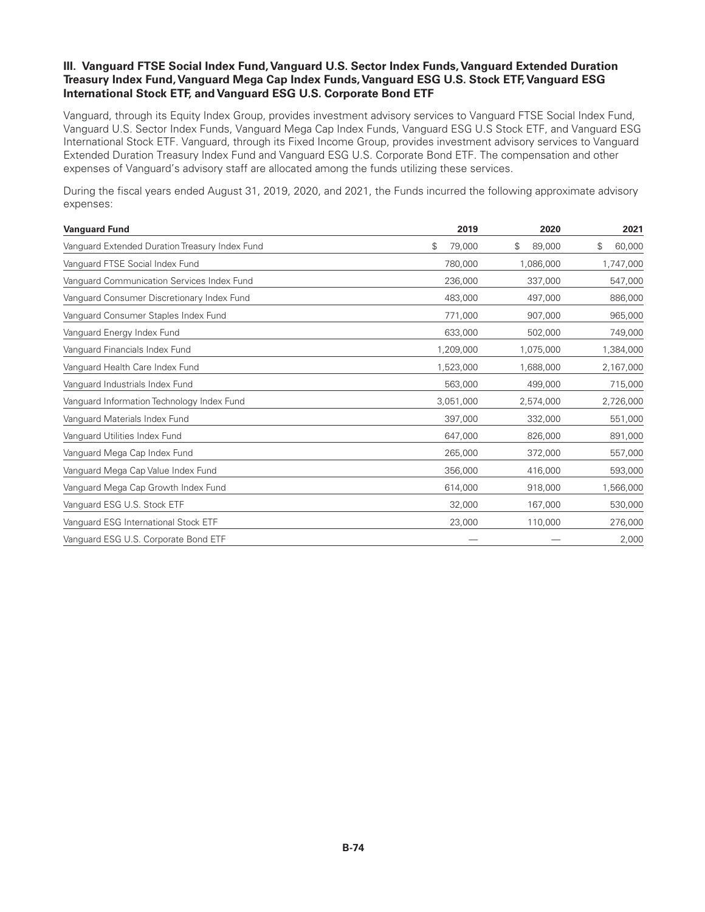### III. Vanguard FTSE Social Index Fund, Vanguard U.S. Sector Index Funds, Vanguard Extended Duration Treasury Index Fund, Vanguard Mega Cap Index Funds, Vanguard ESG U.S. Stock ETF, Vanguard ESG International Stock ETF, and Vanguard ESG U.S. Corporate Bond ETF

Vanguard, through its Equity Index Group, provides investment advisory services to Vanguard FTSE Social Index Fund, Vanguard U.S. Sector Index Funds, Vanguard Mega Cap Index Funds, Vanguard ESG U.S Stock ETF, and Vanguard ESG International Stock ETF. Vanguard, through its Fixed Income Group, provides investment advisory services to Vanguard Extended Duration Treasury Index Fund and Vanguard ESG U.S. Corporate Bond ETF. The compensation and other expenses of Vanguard's advisory staff are allocated among the funds utilizing these services.

During the fiscal years ended August 31, 2019, 2020, and 2021, the Funds incurred the following approximate advisory expenses:

| Vanguard Fund | 2019 | 2020 | 2021 |
|---|---|---|---|
| Vanguard Extended Duration Treasury Index Fund | $ 79,000 | $ 89,000 | $ 60,000 |
| Vanguard FTSE Social Index Fund | 780,000 | 1,086,000 | 1,747,000 |
| Vanguard Communication Services Index Fund | 236,000 | 337,000 | 547,000 |
| Vanguard Consumer Discretionary Index Fund | 483,000 | 497,000 | 886,000 |
| Vanguard Consumer Staples Index Fund | 771,000 | 907,000 | 965,000 |
| Vanguard Energy Index Fund | 633,000 | 502,000 | 749,000 |
| Vanguard Financials Index Fund | 1,209,000 | 1,075,000 | 1,384,000 |
| Vanguard Health Care Index Fund | 1,523,000 | 1,688,000 | 2,167,000 |
| Vanguard Industrials Index Fund | 563,000 | 499,000 | 715,000 |
| Vanguard Information Technology Index Fund | 3,051,000 | 2,574,000 | 2,726,000 |
| Vanguard Materials Index Fund | 397,000 | 332,000 | 551,000 |
| Vanguard Utilities Index Fund | 647,000 | 826,000 | 891,000 |
| Vanguard Mega Cap Index Fund | 265,000 | 372,000 | 557,000 |
| Vanguard Mega Cap Value Index Fund | 356,000 | 416,000 | 593,000 |
| Vanguard Mega Cap Growth Index Fund | 614,000 | 918,000 | 1,566,000 |
| Vanguard ESG U.S. Stock ETF | 32,000 | 167,000 | 530,000 |
| Vanguard ESG International Stock ETF | 23,000 | 110,000 | 276,000 |
| Vanguard ESG U.S. Corporate Bond ETF | — | — | 2,000 |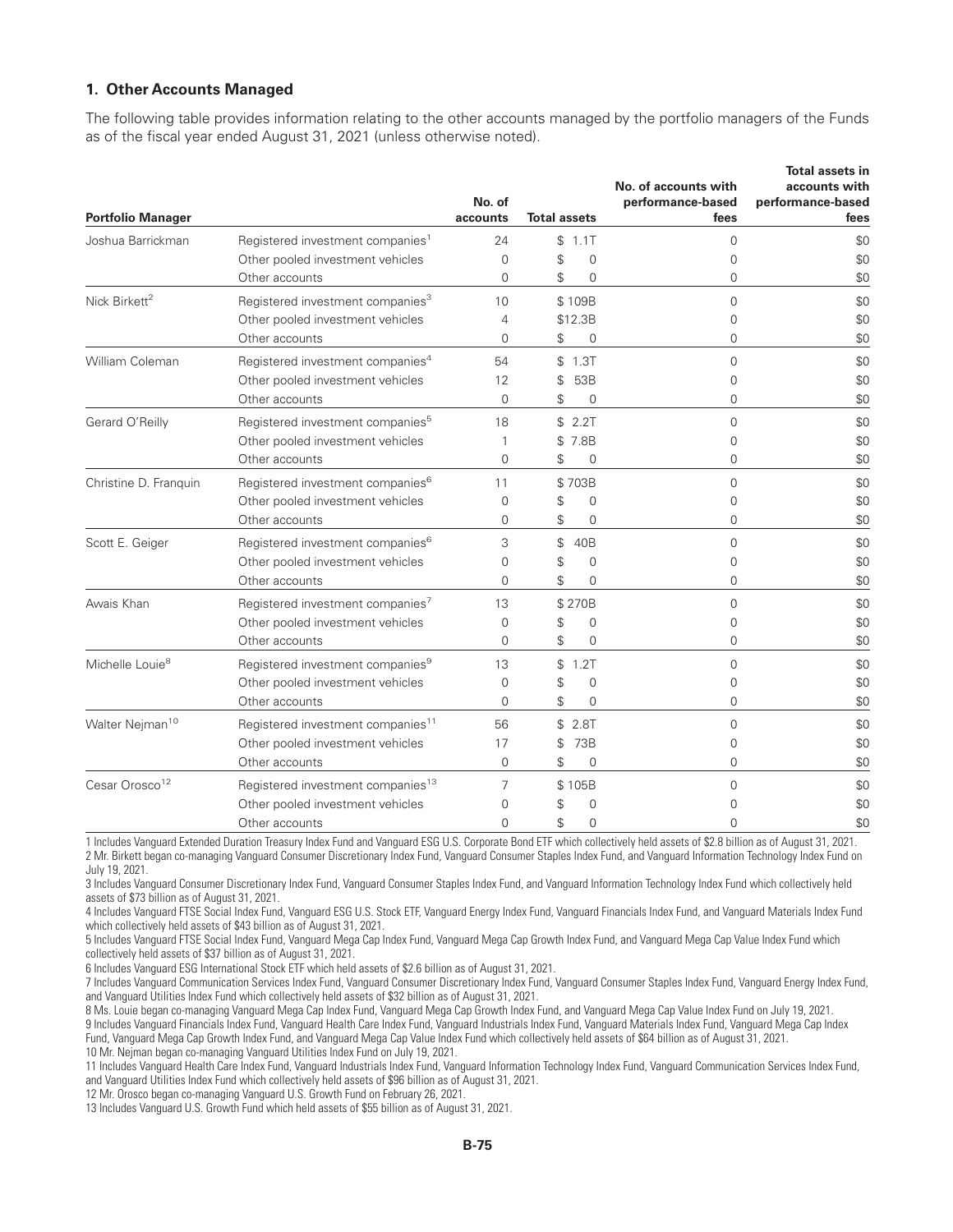## 1. Other Accounts Managed

The following table provides information relating to the other accounts managed by the portfolio managers of the Funds as of the fiscal year ended August 31, 2021 (unless otherwise noted).

| Portfolio Manager | | No. of accounts | Total assets | No. of accounts with performance-based fees | Total assets in accounts with performance-based fees |
|---|---|---|---|---|---|
| Joshua Barrickman | Registered investment companies[1] | 24 | $ 1.1T | 0 | $0 |
| | Other pooled investment vehicles | 0 | $ 0 | 0 | $0 |
| | Other accounts | 0 | $ 0 | 0 | $0 |
| Nick Birkett[2] | Registered investment companies[3] | 10 | $ 109B | 0 | $0 |
| | Other pooled investment vehicles | 4 | $12.3B | 0 | $0 |
| | Other accounts | 0 | $ 0 | 0 | $0 |
| William Coleman | Registered investment companies[4] | 54 | $ 1.3T | 0 | $0 |
| | Other pooled investment vehicles | 12 | $ 53B | 0 | $0 |
| | Other accounts | 0 | $ 0 | 0 | $0 |
| Gerard O'Reilly | Registered investment companies[5] | 18 | $ 2.2T | 0 | $0 |
| | Other pooled investment vehicles | 1 | $ 7.8B | 0 | $0 |
| | Other accounts | 0 | $ 0 | 0 | $0 |
| Christine D. Franquin | Registered investment companies[6] | 11 | $ 703B | 0 | $0 |
| | Other pooled investment vehicles | 0 | $ 0 | 0 | $0 |
| | Other accounts | 0 | $ 0 | 0 | $0 |
| Scott E. Geiger | Registered investment companies[6] | 3 | $ 40B | 0 | $0 |
| | Other pooled investment vehicles | 0 | $ 0 | 0 | $0 |
| | Other accounts | 0 | $ 0 | 0 | $0 |
| Awais Khan | Registered investment companies[7] | 13 | $ 270B | 0 | $0 |
| | Other pooled investment vehicles | 0 | $ 0 | 0 | $0 |
| | Other accounts | 0 | $ 0 | 0 | $0 |
| Michelle Louie[8] | Registered investment companies[9] | 13 | $ 1.2T | 0 | $0 |
| | Other pooled investment vehicles | 0 | $ 0 | 0 | $0 |
| | Other accounts | 0 | $ 0 | 0 | $0 |
| Walter Nejman[10] | Registered investment companies[11] | 56 | $ 2.8T | 0 | $0 |
| | Other pooled investment vehicles | 17 | $ 73B | 0 | $0 |
| | Other accounts | 0 | $ 0 | 0 | $0 |
| Cesar Orosco[12] | Registered investment companies[13] | 7 | $ 105B | 0 | $0 |
| | Other pooled investment vehicles | 0 | $ 0 | 0 | $0 |
| | Other accounts | 0 | $ 0 | 0 | $0 |

1 Includes Vanguard Extended Duration Treasury Index Fund and Vanguard ESG U.S. Corporate Bond ETF which collectively held assets of $2.8 billion as of August 31, 2021.

2 Mr. Birkett began co-managing Vanguard Consumer Discretionary Index Fund, Vanguard Consumer Staples Index Fund, and Vanguard Information Technology Index Fund on July 19, 2021.

3 Includes Vanguard Consumer Discretionary Index Fund, Vanguard Consumer Staples Index Fund, and Vanguard Information Technology Index Fund which collectively held assets of $73 billion as of August 31, 2021.

4 Includes Vanguard FTSE Social Index Fund, Vanguard ESG U.S. Stock ETF, Vanguard Energy Index Fund, Vanguard Financials Index Fund, and Vanguard Materials Index Fund which collectively held assets of $43 billion as of August 31, 2021.

5 Includes Vanguard FTSE Social Index Fund, Vanguard Mega Cap Index Fund, Vanguard Mega Cap Growth Index Fund, and Vanguard Mega Cap Value Index Fund which collectively held assets of $37 billion as of August 31, 2021.

6 Includes Vanguard ESG International Stock ETF which held assets of $2.6 billion as of August 31, 2021.

7 Includes Vanguard Communication Services Index Fund, Vanguard Consumer Discretionary Index Fund, Vanguard Consumer Staples Index Fund, Vanguard Energy Index Fund, and Vanguard Utilities Index Fund which collectively held assets of $32 billion as of August 31, 2021.

8 Ms. Louie began co-managing Vanguard Mega Cap Index Fund, Vanguard Mega Cap Growth Index Fund, and Vanguard Mega Cap Value Index Fund on July 19, 2021.

9 Includes Vanguard Financials Index Fund, Vanguard Health Care Index Fund, Vanguard Industrials Index Fund, Vanguard Materials Index Fund, Vanguard Mega Cap Index Fund, Vanguard Mega Cap Growth Index Fund, and Vanguard Mega Cap Value Index Fund which collectively held assets of $64 billion as of August 31, 2021.

10 Mr. Nejman began co-managing Vanguard Utilities Index Fund on July 19, 2021.

11 Includes Vanguard Health Care Index Fund, Vanguard Industrials Index Fund, Vanguard Information Technology Index Fund, Vanguard Communication Services Index Fund, and Vanguard Utilities Index Fund which collectively held assets of $96 billion as of August 31, 2021.

12 Mr. Orosco began co-managing Vanguard U.S. Growth Fund on February 26, 2021.

13 Includes Vanguard U.S. Growth Fund which held assets of $55 billion as of August 31, 2021.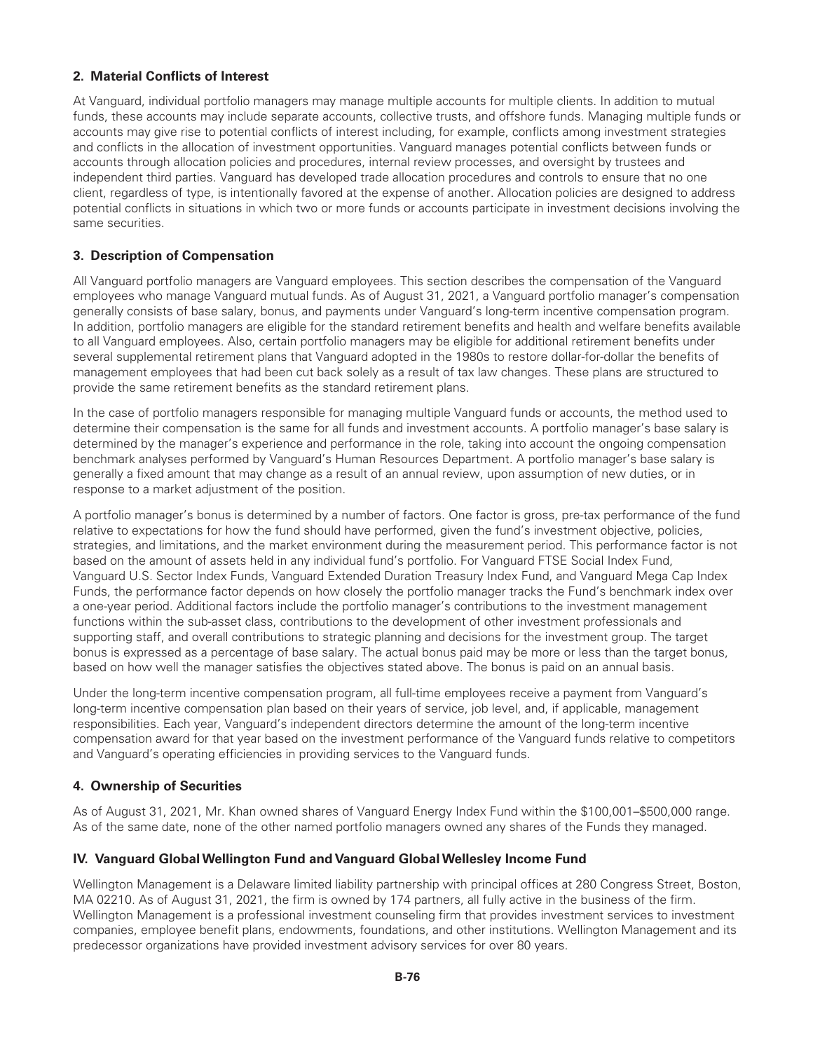### 2. Material Conflicts of Interest

At Vanguard, individual portfolio managers may manage multiple accounts for multiple clients. In addition to mutual funds, these accounts may include separate accounts, collective trusts, and offshore funds. Managing multiple funds or accounts may give rise to potential conflicts of interest including, for example, conflicts among investment strategies and conflicts in the allocation of investment opportunities. Vanguard manages potential conflicts between funds or accounts through allocation policies and procedures, internal review processes, and oversight by trustees and independent third parties. Vanguard has developed trade allocation procedures and controls to ensure that no one client, regardless of type, is intentionally favored at the expense of another. Allocation policies are designed to address potential conflicts in situations in which two or more funds or accounts participate in investment decisions involving the same securities.

### 3. Description of Compensation

All Vanguard portfolio managers are Vanguard employees. This section describes the compensation of the Vanguard employees who manage Vanguard mutual funds. As of August 31, 2021, a Vanguard portfolio manager's compensation generally consists of base salary, bonus, and payments under Vanguard's long-term incentive compensation program. In addition, portfolio managers are eligible for the standard retirement benefits and health and welfare benefits available to all Vanguard employees. Also, certain portfolio managers may be eligible for additional retirement benefits under several supplemental retirement plans that Vanguard adopted in the 1980s to restore dollar-for-dollar the benefits of management employees that had been cut back solely as a result of tax law changes. These plans are structured to provide the same retirement benefits as the standard retirement plans.

In the case of portfolio managers responsible for managing multiple Vanguard funds or accounts, the method used to determine their compensation is the same for all funds and investment accounts. A portfolio manager's base salary is determined by the manager's experience and performance in the role, taking into account the ongoing compensation benchmark analyses performed by Vanguard's Human Resources Department. A portfolio manager's base salary is generally a fixed amount that may change as a result of an annual review, upon assumption of new duties, or in response to a market adjustment of the position.

A portfolio manager's bonus is determined by a number of factors. One factor is gross, pre-tax performance of the fund relative to expectations for how the fund should have performed, given the fund's investment objective, policies, strategies, and limitations, and the market environment during the measurement period. This performance factor is not based on the amount of assets held in any individual fund's portfolio. For Vanguard FTSE Social Index Fund, Vanguard U.S. Sector Index Funds, Vanguard Extended Duration Treasury Index Fund, and Vanguard Mega Cap Index Funds, the performance factor depends on how closely the portfolio manager tracks the Fund's benchmark index over a one-year period. Additional factors include the portfolio manager's contributions to the investment management functions within the sub-asset class, contributions to the development of other investment professionals and supporting staff, and overall contributions to strategic planning and decisions for the investment group. The target bonus is expressed as a percentage of base salary. The actual bonus paid may be more or less than the target bonus, based on how well the manager satisfies the objectives stated above. The bonus is paid on an annual basis.

Under the long-term incentive compensation program, all full-time employees receive a payment from Vanguard's long-term incentive compensation plan based on their years of service, job level, and, if applicable, management responsibilities. Each year, Vanguard's independent directors determine the amount of the long-term incentive compensation award for that year based on the investment performance of the Vanguard funds relative to competitors and Vanguard's operating efficiencies in providing services to the Vanguard funds.

### 4. Ownership of Securities

As of August 31, 2021, Mr. Khan owned shares of Vanguard Energy Index Fund within the $100,001–$500,000 range. As of the same date, none of the other named portfolio managers owned any shares of the Funds they managed.

## IV. Vanguard Global Wellington Fund and Vanguard Global Wellesley Income Fund

Wellington Management is a Delaware limited liability partnership with principal offices at 280 Congress Street, Boston, MA 02210. As of August 31, 2021, the firm is owned by 174 partners, all fully active in the business of the firm. Wellington Management is a professional investment counseling firm that provides investment services to investment companies, employee benefit plans, endowments, foundations, and other institutions. Wellington Management and its predecessor organizations have provided investment advisory services for over 80 years.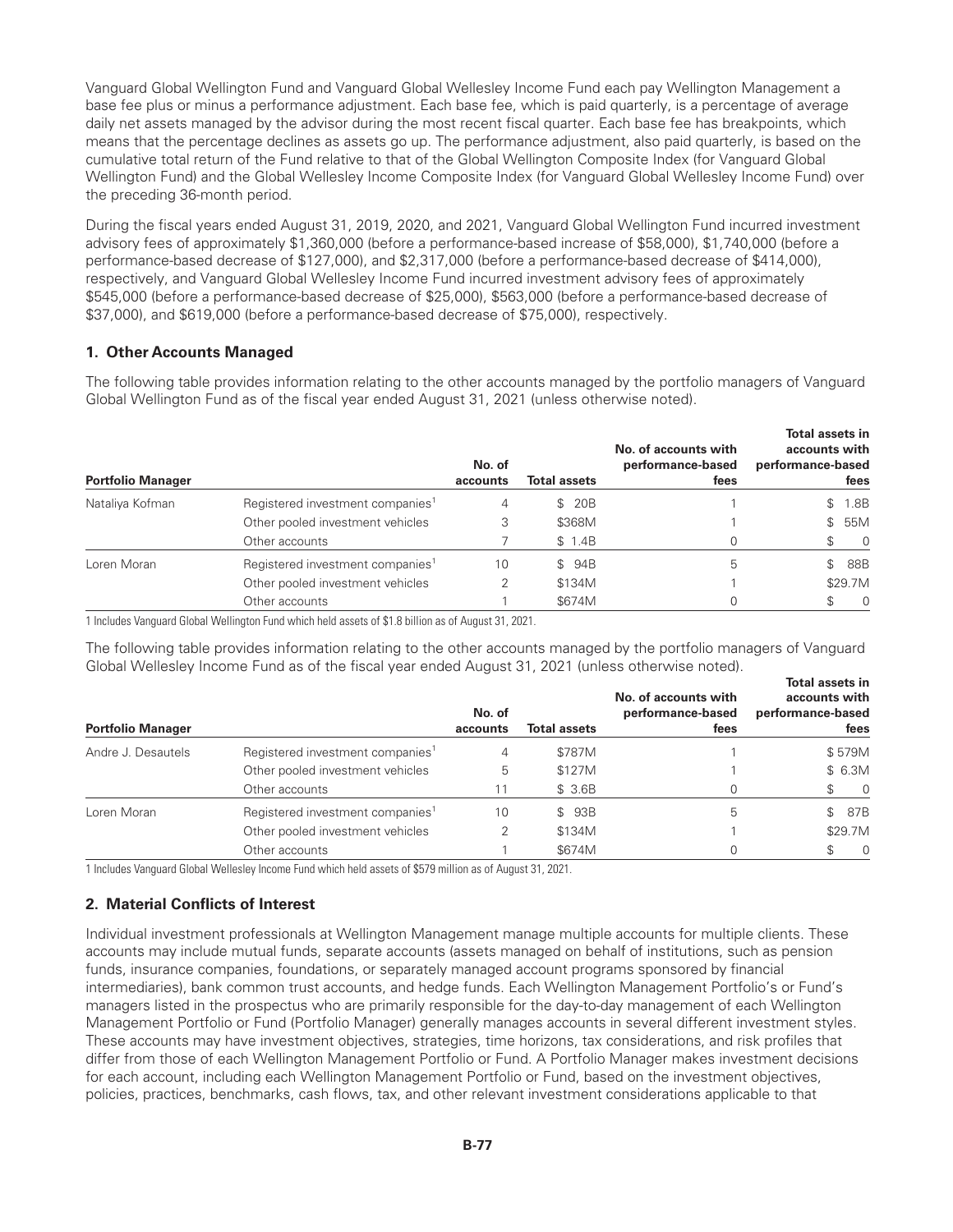Vanguard Global Wellington Fund and Vanguard Global Wellesley Income Fund each pay Wellington Management a base fee plus or minus a performance adjustment. Each base fee, which is paid quarterly, is a percentage of average daily net assets managed by the advisor during the most recent fiscal quarter. Each base fee has breakpoints, which means that the percentage declines as assets go up. The performance adjustment, also paid quarterly, is based on the cumulative total return of the Fund relative to that of the Global Wellington Composite Index (for Vanguard Global Wellington Fund) and the Global Wellesley Income Composite Index (for Vanguard Global Wellesley Income Fund) over the preceding 36-month period.

During the fiscal years ended August 31, 2019, 2020, and 2021, Vanguard Global Wellington Fund incurred investment advisory fees of approximately $1,360,000 (before a performance-based increase of $58,000), $1,740,000 (before a performance-based decrease of $127,000), and $2,317,000 (before a performance-based decrease of $414,000), respectively, and Vanguard Global Wellesley Income Fund incurred investment advisory fees of approximately $545,000 (before a performance-based decrease of $25,000), $563,000 (before a performance-based decrease of $37,000), and $619,000 (before a performance-based decrease of $75,000), respectively.

### 1. Other Accounts Managed

The following table provides information relating to the other accounts managed by the portfolio managers of Vanguard Global Wellington Fund as of the fiscal year ended August 31, 2021 (unless otherwise noted).

| Portfolio Manager | | No. of accounts | Total assets | No. of accounts with performance-based fees | Total assets in accounts with performance-based fees |
|---|---|---|---|---|---|
| Nataliya Kofman | Registered investment companies[1] | 4 | $ 20B | 1 | $ 1.8B |
| | Other pooled investment vehicles | 3 | $368M | 1 | $ 55M |
| | Other accounts | 7 | $ 1.4B | 0 | $ 0 |
| Loren Moran | Registered investment companies[1] | 10 | $ 94B | 5 | $ 88B |
| | Other pooled investment vehicles | 2 | $134M | 1 | $29.7M |
| | Other accounts | 1 | $674M | 0 | $ 0 |

1 Includes Vanguard Global Wellington Fund which held assets of $1.8 billion as of August 31, 2021.

The following table provides information relating to the other accounts managed by the portfolio managers of Vanguard Global Wellesley Income Fund as of the fiscal year ended August 31, 2021 (unless otherwise noted).

| Portfolio Manager | | No. of accounts | Total assets | No. of accounts with performance-based fees | Total assets in accounts with performance-based fees |
|---|---|---|---|---|---|
| Andre J. Desautels | Registered investment companies[1] | 4 | $787M | 1 | $ 579M |
| | Other pooled investment vehicles | 5 | $127M | 1 | $ 6.3M |
| | Other accounts | 11 | $ 3.6B | 0 | $ 0 |
| Loren Moran | Registered investment companies[1] | 10 | $ 93B | 5 | $ 87B |
| | Other pooled investment vehicles | 2 | $134M | 1 | $29.7M |
| | Other accounts | 1 | $674M | 0 | $ 0 |

1 Includes Vanguard Global Wellesley Income Fund which held assets of $579 million as of August 31, 2021.

### 2. Material Conflicts of Interest

Individual investment professionals at Wellington Management manage multiple accounts for multiple clients. These accounts may include mutual funds, separate accounts (assets managed on behalf of institutions, such as pension funds, insurance companies, foundations, or separately managed account programs sponsored by financial intermediaries), bank common trust accounts, and hedge funds. Each Wellington Management Portfolio's or Fund's managers listed in the prospectus who are primarily responsible for the day-to-day management of each Wellington Management Portfolio or Fund (Portfolio Manager) generally manages accounts in several different investment styles. These accounts may have investment objectives, strategies, time horizons, tax considerations, and risk profiles that differ from those of each Wellington Management Portfolio or Fund. A Portfolio Manager makes investment decisions for each account, including each Wellington Management Portfolio or Fund, based on the investment objectives, policies, practices, benchmarks, cash flows, tax, and other relevant investment considerations applicable to that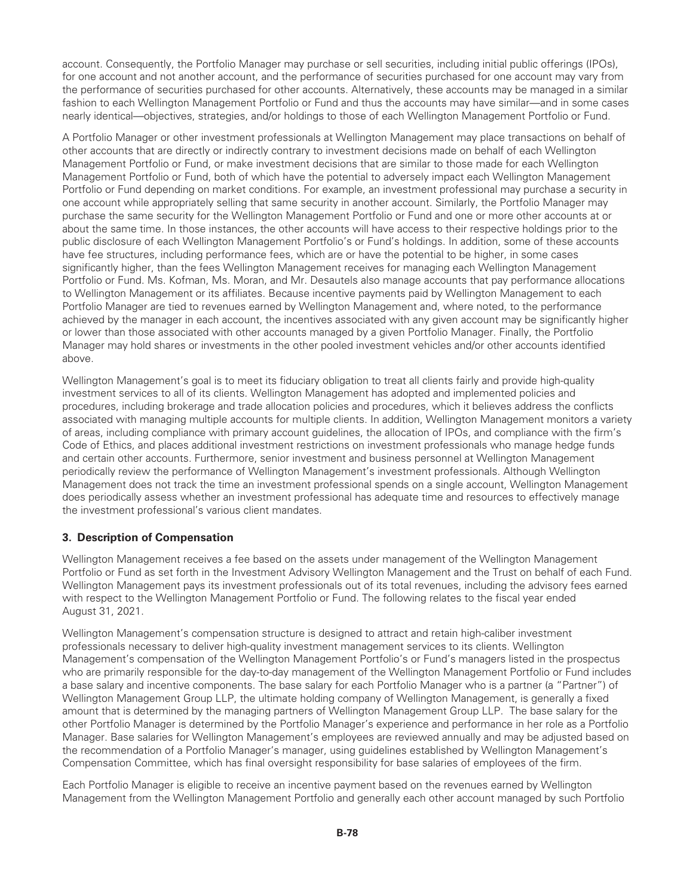account. Consequently, the Portfolio Manager may purchase or sell securities, including initial public offerings (IPOs), for one account and not another account, and the performance of securities purchased for one account may vary from the performance of securities purchased for other accounts. Alternatively, these accounts may be managed in a similar fashion to each Wellington Management Portfolio or Fund and thus the accounts may have similar—and in some cases nearly identical—objectives, strategies, and/or holdings to those of each Wellington Management Portfolio or Fund.

A Portfolio Manager or other investment professionals at Wellington Management may place transactions on behalf of other accounts that are directly or indirectly contrary to investment decisions made on behalf of each Wellington Management Portfolio or Fund, or make investment decisions that are similar to those made for each Wellington Management Portfolio or Fund, both of which have the potential to adversely impact each Wellington Management Portfolio or Fund depending on market conditions. For example, an investment professional may purchase a security in one account while appropriately selling that same security in another account. Similarly, the Portfolio Manager may purchase the same security for the Wellington Management Portfolio or Fund and one or more other accounts at or about the same time. In those instances, the other accounts will have access to their respective holdings prior to the public disclosure of each Wellington Management Portfolio's or Fund's holdings. In addition, some of these accounts have fee structures, including performance fees, which are or have the potential to be higher, in some cases significantly higher, than the fees Wellington Management receives for managing each Wellington Management Portfolio or Fund. Ms. Kofman, Ms. Moran, and Mr. Desautels also manage accounts that pay performance allocations to Wellington Management or its affiliates. Because incentive payments paid by Wellington Management to each Portfolio Manager are tied to revenues earned by Wellington Management and, where noted, to the performance achieved by the manager in each account, the incentives associated with any given account may be significantly higher or lower than those associated with other accounts managed by a given Portfolio Manager. Finally, the Portfolio Manager may hold shares or investments in the other pooled investment vehicles and/or other accounts identified above.

Wellington Management's goal is to meet its fiduciary obligation to treat all clients fairly and provide high-quality investment services to all of its clients. Wellington Management has adopted and implemented policies and procedures, including brokerage and trade allocation policies and procedures, which it believes address the conflicts associated with managing multiple accounts for multiple clients. In addition, Wellington Management monitors a variety of areas, including compliance with primary account guidelines, the allocation of IPOs, and compliance with the firm's Code of Ethics, and places additional investment restrictions on investment professionals who manage hedge funds and certain other accounts. Furthermore, senior investment and business personnel at Wellington Management periodically review the performance of Wellington Management's investment professionals. Although Wellington Management does not track the time an investment professional spends on a single account, Wellington Management does periodically assess whether an investment professional has adequate time and resources to effectively manage the investment professional's various client mandates.

### 3. Description of Compensation

Wellington Management receives a fee based on the assets under management of the Wellington Management Portfolio or Fund as set forth in the Investment Advisory Wellington Management and the Trust on behalf of each Fund. Wellington Management pays its investment professionals out of its total revenues, including the advisory fees earned with respect to the Wellington Management Portfolio or Fund. The following relates to the fiscal year ended August 31, 2021.

Wellington Management's compensation structure is designed to attract and retain high-caliber investment professionals necessary to deliver high-quality investment management services to its clients. Wellington Management's compensation of the Wellington Management Portfolio's or Fund's managers listed in the prospectus who are primarily responsible for the day-to-day management of the Wellington Management Portfolio or Fund includes a base salary and incentive components. The base salary for each Portfolio Manager who is a partner (a "Partner") of Wellington Management Group LLP, the ultimate holding company of Wellington Management, is generally a fixed amount that is determined by the managing partners of Wellington Management Group LLP. The base salary for the other Portfolio Manager is determined by the Portfolio Manager's experience and performance in her role as a Portfolio Manager. Base salaries for Wellington Management's employees are reviewed annually and may be adjusted based on the recommendation of a Portfolio Manager's manager, using guidelines established by Wellington Management's Compensation Committee, which has final oversight responsibility for base salaries of employees of the firm.

Each Portfolio Manager is eligible to receive an incentive payment based on the revenues earned by Wellington Management from the Wellington Management Portfolio and generally each other account managed by such Portfolio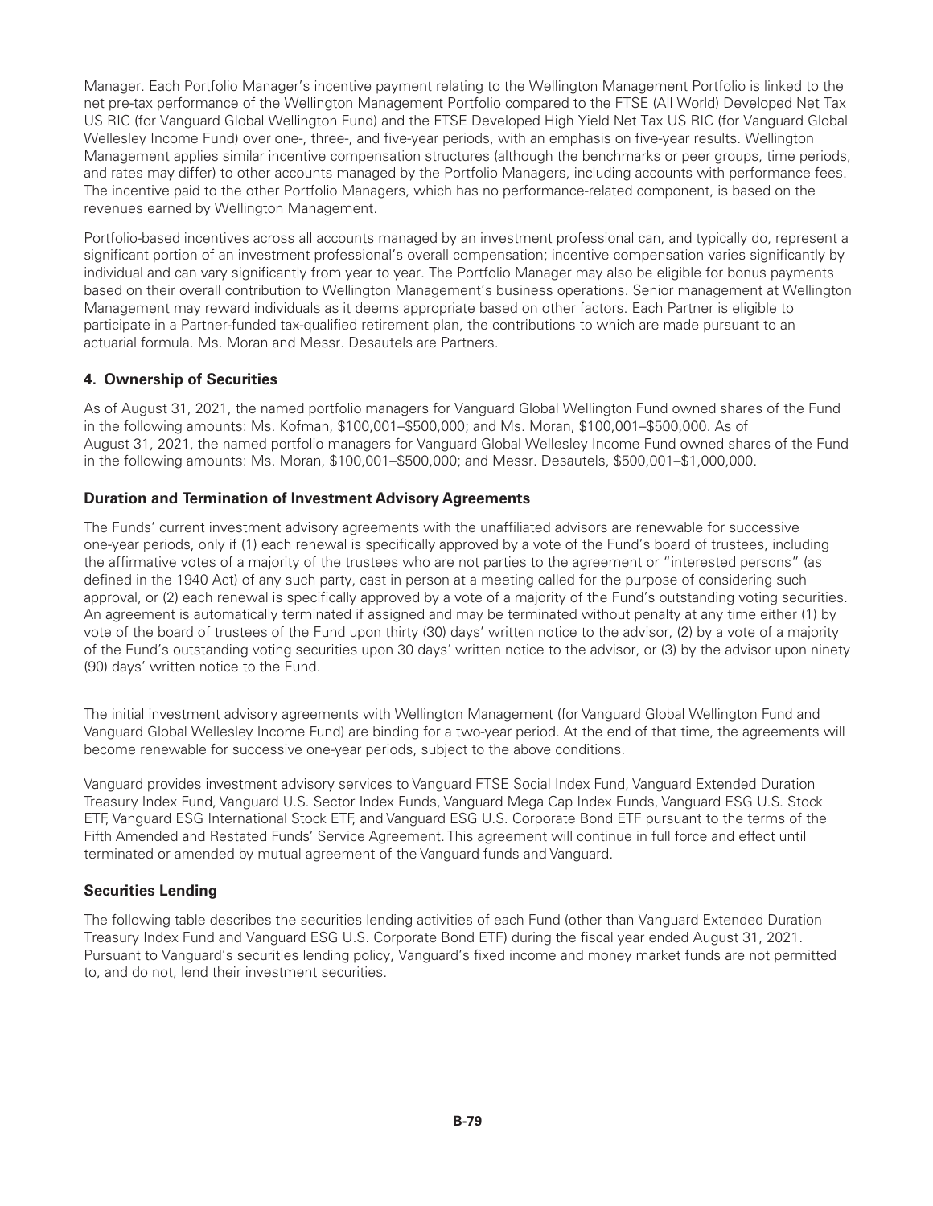Manager. Each Portfolio Manager's incentive payment relating to the Wellington Management Portfolio is linked to the net pre-tax performance of the Wellington Management Portfolio compared to the FTSE (All World) Developed Net Tax US RIC (for Vanguard Global Wellington Fund) and the FTSE Developed High Yield Net Tax US RIC (for Vanguard Global Wellesley Income Fund) over one-, three-, and five-year periods, with an emphasis on five-year results. Wellington Management applies similar incentive compensation structures (although the benchmarks or peer groups, time periods, and rates may differ) to other accounts managed by the Portfolio Managers, including accounts with performance fees. The incentive paid to the other Portfolio Managers, which has no performance-related component, is based on the revenues earned by Wellington Management.

Portfolio-based incentives across all accounts managed by an investment professional can, and typically do, represent a significant portion of an investment professional's overall compensation; incentive compensation varies significantly by individual and can vary significantly from year to year. The Portfolio Manager may also be eligible for bonus payments based on their overall contribution to Wellington Management's business operations. Senior management at Wellington Management may reward individuals as it deems appropriate based on other factors. Each Partner is eligible to participate in a Partner-funded tax-qualified retirement plan, the contributions to which are made pursuant to an actuarial formula. Ms. Moran and Messr. Desautels are Partners.

### 4. Ownership of Securities

As of August 31, 2021, the named portfolio managers for Vanguard Global Wellington Fund owned shares of the Fund in the following amounts: Ms. Kofman, $100,001–$500,000; and Ms. Moran, $100,001–$500,000. As of August 31, 2021, the named portfolio managers for Vanguard Global Wellesley Income Fund owned shares of the Fund in the following amounts: Ms. Moran, $100,001–$500,000; and Messr. Desautels, $500,001–$1,000,000.

### Duration and Termination of Investment Advisory Agreements

The Funds' current investment advisory agreements with the unaffiliated advisors are renewable for successive one-year periods, only if (1) each renewal is specifically approved by a vote of the Fund's board of trustees, including the affirmative votes of a majority of the trustees who are not parties to the agreement or "interested persons" (as defined in the 1940 Act) of any such party, cast in person at a meeting called for the purpose of considering such approval, or (2) each renewal is specifically approved by a vote of a majority of the Fund's outstanding voting securities. An agreement is automatically terminated if assigned and may be terminated without penalty at any time either (1) by vote of the board of trustees of the Fund upon thirty (30) days' written notice to the advisor, (2) by a vote of a majority of the Fund's outstanding voting securities upon 30 days' written notice to the advisor, or (3) by the advisor upon ninety (90) days' written notice to the Fund.

The initial investment advisory agreements with Wellington Management (for Vanguard Global Wellington Fund and Vanguard Global Wellesley Income Fund) are binding for a two-year period. At the end of that time, the agreements will become renewable for successive one-year periods, subject to the above conditions.

Vanguard provides investment advisory services to Vanguard FTSE Social Index Fund, Vanguard Extended Duration Treasury Index Fund, Vanguard U.S. Sector Index Funds, Vanguard Mega Cap Index Funds, Vanguard ESG U.S. Stock ETF, Vanguard ESG International Stock ETF, and Vanguard ESG U.S. Corporate Bond ETF pursuant to the terms of the Fifth Amended and Restated Funds' Service Agreement. This agreement will continue in full force and effect until terminated or amended by mutual agreement of the Vanguard funds and Vanguard.

### Securities Lending

The following table describes the securities lending activities of each Fund (other than Vanguard Extended Duration Treasury Index Fund and Vanguard ESG U.S. Corporate Bond ETF) during the fiscal year ended August 31, 2021. Pursuant to Vanguard's securities lending policy, Vanguard's fixed income and money market funds are not permitted to, and do not, lend their investment securities.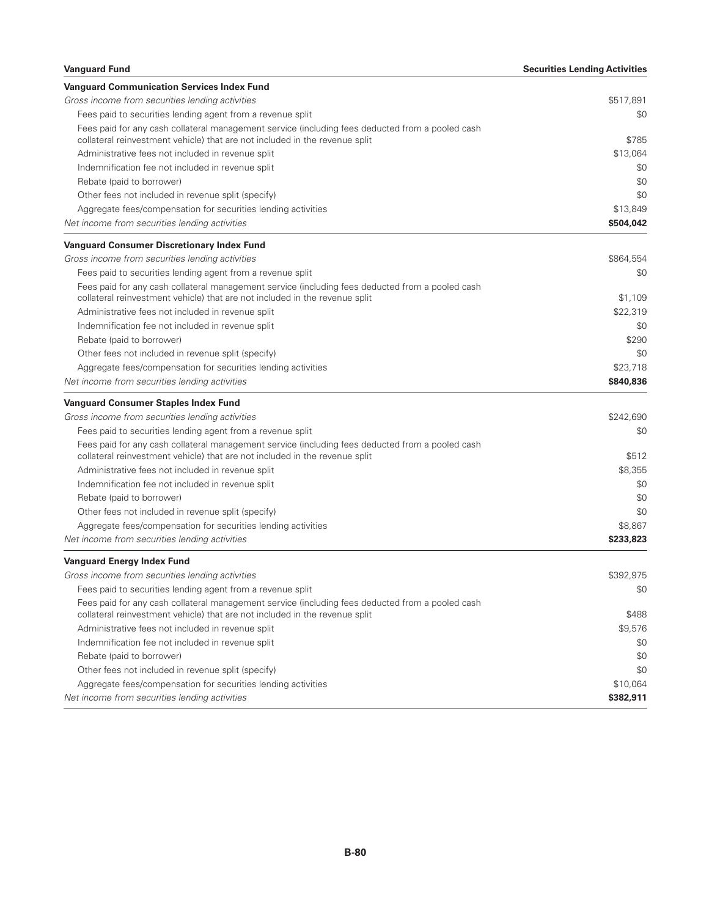| Vanguard Fund | Securities Lending Activities |
|---|---|
| **Vanguard Communication Services Index Fund** | |
| *Gross income from securities lending activities* | $517,891 |
| Fees paid to securities lending agent from a revenue split | $0 |
| Fees paid for any cash collateral management service (including fees deducted from a pooled cash collateral reinvestment vehicle) that are not included in the revenue split | $785 |
| Administrative fees not included in revenue split | $13,064 |
| Indemnification fee not included in revenue split | $0 |
| Rebate (paid to borrower) | $0 |
| Other fees not included in revenue split (specify) | $0 |
| Aggregate fees/compensation for securities lending activities | $13,849 |
| *Net income from securities lending activities* | **$504,042** |
| **Vanguard Consumer Discretionary Index Fund** | |
| *Gross income from securities lending activities* | $864,554 |
| Fees paid to securities lending agent from a revenue split | $0 |
| Fees paid for any cash collateral management service (including fees deducted from a pooled cash collateral reinvestment vehicle) that are not included in the revenue split | $1,109 |
| Administrative fees not included in revenue split | $22,319 |
| Indemnification fee not included in revenue split | $0 |
| Rebate (paid to borrower) | $290 |
| Other fees not included in revenue split (specify) | $0 |
| Aggregate fees/compensation for securities lending activities | $23,718 |
| *Net income from securities lending activities* | **$840,836** |
| **Vanguard Consumer Staples Index Fund** | |
| *Gross income from securities lending activities* | $242,690 |
| Fees paid to securities lending agent from a revenue split | $0 |
| Fees paid for any cash collateral management service (including fees deducted from a pooled cash collateral reinvestment vehicle) that are not included in the revenue split | $512 |
| Administrative fees not included in revenue split | $8,355 |
| Indemnification fee not included in revenue split | $0 |
| Rebate (paid to borrower) | $0 |
| Other fees not included in revenue split (specify) | $0 |
| Aggregate fees/compensation for securities lending activities | $8,867 |
| *Net income from securities lending activities* | **$233,823** |
| **Vanguard Energy Index Fund** | |
| *Gross income from securities lending activities* | $392,975 |
| Fees paid to securities lending agent from a revenue split | $0 |
| Fees paid for any cash collateral management service (including fees deducted from a pooled cash collateral reinvestment vehicle) that are not included in the revenue split | $488 |
| Administrative fees not included in revenue split | $9,576 |
| Indemnification fee not included in revenue split | $0 |
| Rebate (paid to borrower) | $0 |
| Other fees not included in revenue split (specify) | $0 |
| Aggregate fees/compensation for securities lending activities | $10,064 |
| *Net income from securities lending activities* | **$382,911** |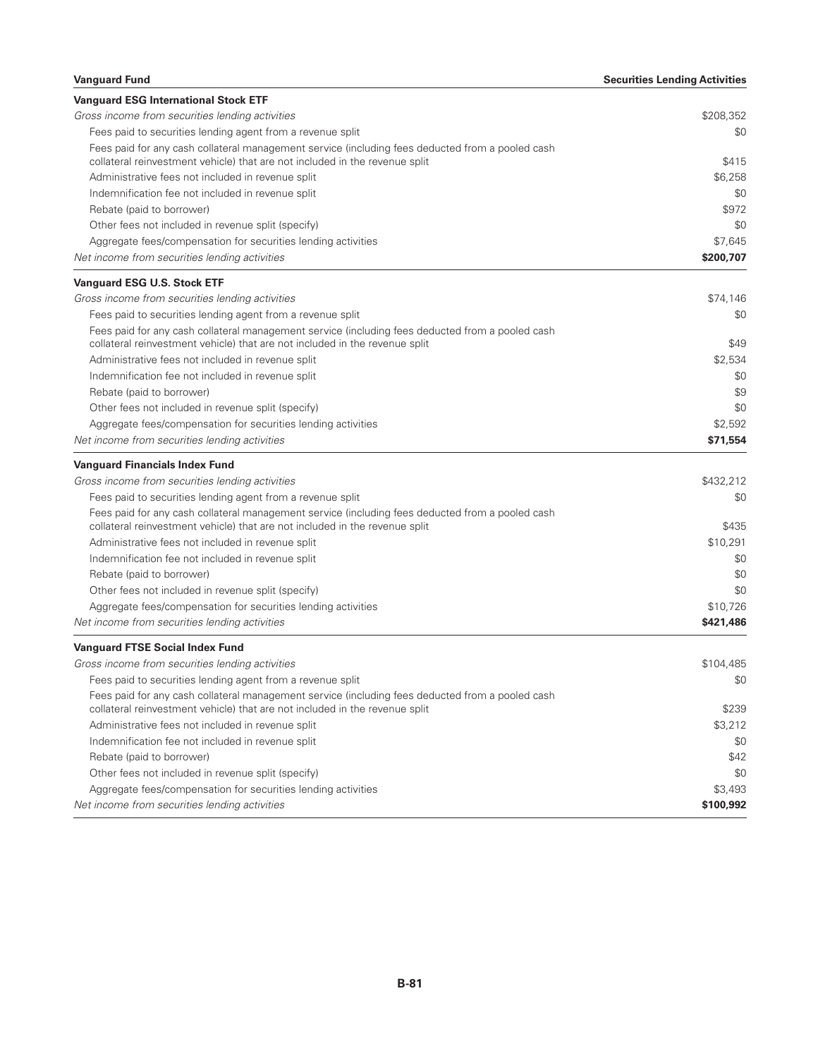| Vanguard Fund | Securities Lending Activities |
|---|---|
| **Vanguard ESG International Stock ETF** | |
| *Gross income from securities lending activities* | $208,352 |
| Fees paid to securities lending agent from a revenue split | $0 |
| Fees paid for any cash collateral management service (including fees deducted from a pooled cash collateral reinvestment vehicle) that are not included in the revenue split | $415 |
| Administrative fees not included in revenue split | $6,258 |
| Indemnification fee not included in revenue split | $0 |
| Rebate (paid to borrower) | $972 |
| Other fees not included in revenue split (specify) | $0 |
| Aggregate fees/compensation for securities lending activities | $7,645 |
| *Net income from securities lending activities* | **$200,707** |
| **Vanguard ESG U.S. Stock ETF** | |
| *Gross income from securities lending activities* | $74,146 |
| Fees paid to securities lending agent from a revenue split | $0 |
| Fees paid for any cash collateral management service (including fees deducted from a pooled cash collateral reinvestment vehicle) that are not included in the revenue split | $49 |
| Administrative fees not included in revenue split | $2,534 |
| Indemnification fee not included in revenue split | $0 |
| Rebate (paid to borrower) | $9 |
| Other fees not included in revenue split (specify) | $0 |
| Aggregate fees/compensation for securities lending activities | $2,592 |
| *Net income from securities lending activities* | **$71,554** |
| **Vanguard Financials Index Fund** | |
| *Gross income from securities lending activities* | $432,212 |
| Fees paid to securities lending agent from a revenue split | $0 |
| Fees paid for any cash collateral management service (including fees deducted from a pooled cash collateral reinvestment vehicle) that are not included in the revenue split | $435 |
| Administrative fees not included in revenue split | $10,291 |
| Indemnification fee not included in revenue split | $0 |
| Rebate (paid to borrower) | $0 |
| Other fees not included in revenue split (specify) | $0 |
| Aggregate fees/compensation for securities lending activities | $10,726 |
| *Net income from securities lending activities* | **$421,486** |
| **Vanguard FTSE Social Index Fund** | |
| *Gross income from securities lending activities* | $104,485 |
| Fees paid to securities lending agent from a revenue split | $0 |
| Fees paid for any cash collateral management service (including fees deducted from a pooled cash collateral reinvestment vehicle) that are not included in the revenue split | $239 |
| Administrative fees not included in revenue split | $3,212 |
| Indemnification fee not included in revenue split | $0 |
| Rebate (paid to borrower) | $42 |
| Other fees not included in revenue split (specify) | $0 |
| Aggregate fees/compensation for securities lending activities | $3,493 |
| *Net income from securities lending activities* | **$100,992** |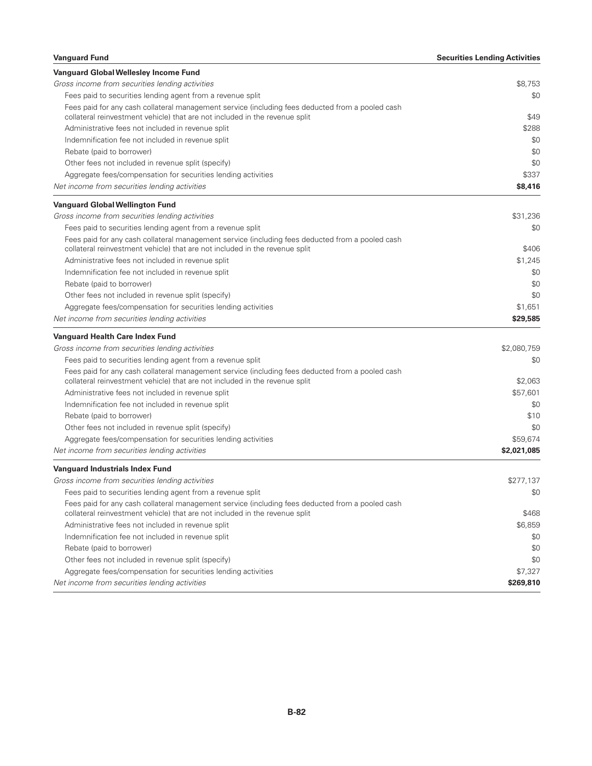| Vanguard Fund | Securities Lending Activities |
|---|---|
| **Vanguard Global Wellesley Income Fund** | |
| *Gross income from securities lending activities* | $8,753 |
| Fees paid to securities lending agent from a revenue split | $0 |
| Fees paid for any cash collateral management service (including fees deducted from a pooled cash collateral reinvestment vehicle) that are not included in the revenue split | $49 |
| Administrative fees not included in revenue split | $288 |
| Indemnification fee not included in revenue split | $0 |
| Rebate (paid to borrower) | $0 |
| Other fees not included in revenue split (specify) | $0 |
| Aggregate fees/compensation for securities lending activities | $337 |
| *Net income from securities lending activities* | **$8,416** |
| **Vanguard Global Wellington Fund** | |
| *Gross income from securities lending activities* | $31,236 |
| Fees paid to securities lending agent from a revenue split | $0 |
| Fees paid for any cash collateral management service (including fees deducted from a pooled cash collateral reinvestment vehicle) that are not included in the revenue split | $406 |
| Administrative fees not included in revenue split | $1,245 |
| Indemnification fee not included in revenue split | $0 |
| Rebate (paid to borrower) | $0 |
| Other fees not included in revenue split (specify) | $0 |
| Aggregate fees/compensation for securities lending activities | $1,651 |
| *Net income from securities lending activities* | **$29,585** |
| **Vanguard Health Care Index Fund** | |
| *Gross income from securities lending activities* | $2,080,759 |
| Fees paid to securities lending agent from a revenue split | $0 |
| Fees paid for any cash collateral management service (including fees deducted from a pooled cash collateral reinvestment vehicle) that are not included in the revenue split | $2,063 |
| Administrative fees not included in revenue split | $57,601 |
| Indemnification fee not included in revenue split | $0 |
| Rebate (paid to borrower) | $10 |
| Other fees not included in revenue split (specify) | $0 |
| Aggregate fees/compensation for securities lending activities | $59,674 |
| *Net income from securities lending activities* | **$2,021,085** |
| **Vanguard Industrials Index Fund** | |
| *Gross income from securities lending activities* | $277,137 |
| Fees paid to securities lending agent from a revenue split | $0 |
| Fees paid for any cash collateral management service (including fees deducted from a pooled cash collateral reinvestment vehicle) that are not included in the revenue split | $468 |
| Administrative fees not included in revenue split | $6,859 |
| Indemnification fee not included in revenue split | $0 |
| Rebate (paid to borrower) | $0 |
| Other fees not included in revenue split (specify) | $0 |
| Aggregate fees/compensation for securities lending activities | $7,327 |
| *Net income from securities lending activities* | **$269,810** |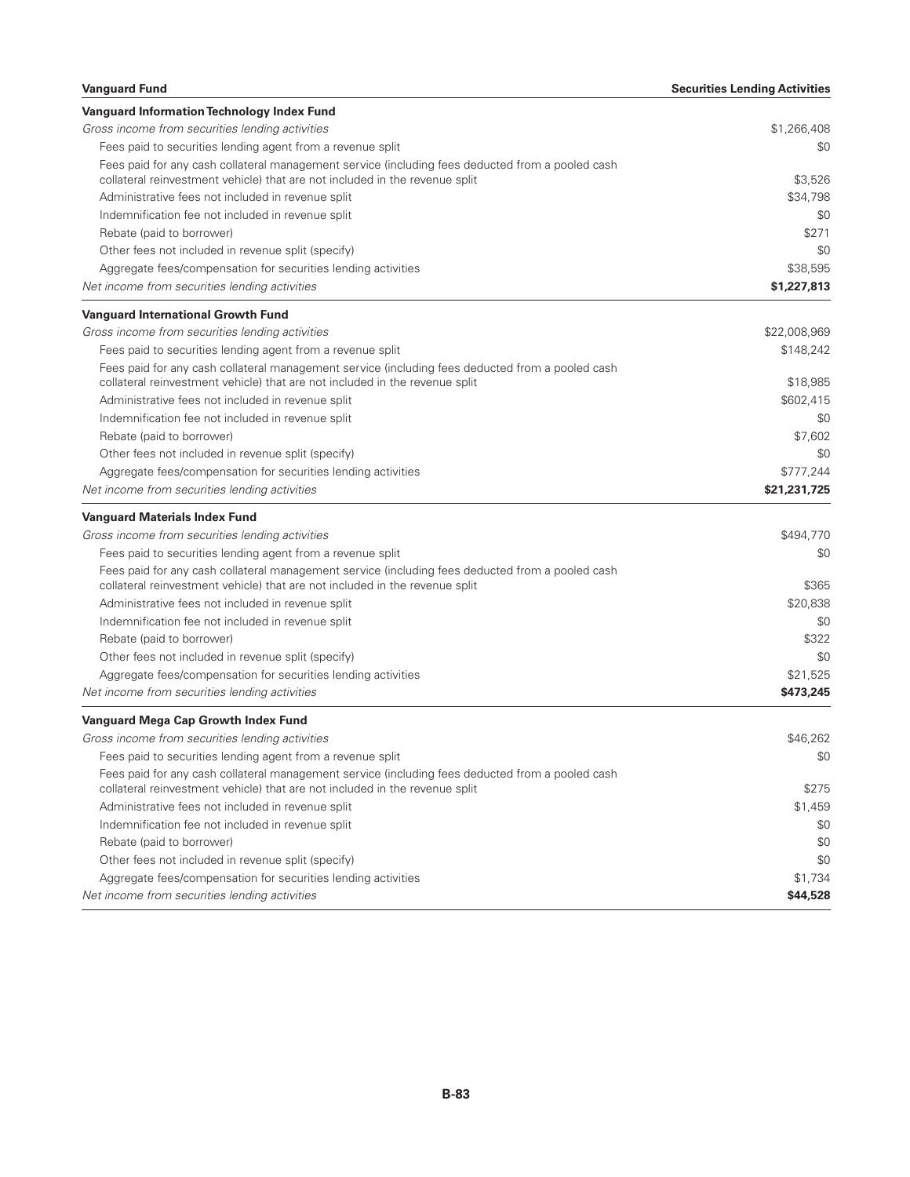| Vanguard Fund | Securities Lending Activities |
|---|---|
| **Vanguard Information Technology Index Fund** | |
| *Gross income from securities lending activities* | $1,266,408 |
| Fees paid to securities lending agent from a revenue split | $0 |
| Fees paid for any cash collateral management service (including fees deducted from a pooled cash collateral reinvestment vehicle) that are not included in the revenue split | $3,526 |
| Administrative fees not included in revenue split | $34,798 |
| Indemnification fee not included in revenue split | $0 |
| Rebate (paid to borrower) | $271 |
| Other fees not included in revenue split (specify) | $0 |
| Aggregate fees/compensation for securities lending activities | $38,595 |
| *Net income from securities lending activities* | **$1,227,813** |
| **Vanguard International Growth Fund** | |
| *Gross income from securities lending activities* | $22,008,969 |
| Fees paid to securities lending agent from a revenue split | $148,242 |
| Fees paid for any cash collateral management service (including fees deducted from a pooled cash collateral reinvestment vehicle) that are not included in the revenue split | $18,985 |
| Administrative fees not included in revenue split | $602,415 |
| Indemnification fee not included in revenue split | $0 |
| Rebate (paid to borrower) | $7,602 |
| Other fees not included in revenue split (specify) | $0 |
| Aggregate fees/compensation for securities lending activities | $777,244 |
| *Net income from securities lending activities* | **$21,231,725** |
| **Vanguard Materials Index Fund** | |
| *Gross income from securities lending activities* | $494,770 |
| Fees paid to securities lending agent from a revenue split | $0 |
| Fees paid for any cash collateral management service (including fees deducted from a pooled cash collateral reinvestment vehicle) that are not included in the revenue split | $365 |
| Administrative fees not included in revenue split | $20,838 |
| Indemnification fee not included in revenue split | $0 |
| Rebate (paid to borrower) | $322 |
| Other fees not included in revenue split (specify) | $0 |
| Aggregate fees/compensation for securities lending activities | $21,525 |
| *Net income from securities lending activities* | **$473,245** |
| **Vanguard Mega Cap Growth Index Fund** | |
| *Gross income from securities lending activities* | $46,262 |
| Fees paid to securities lending agent from a revenue split | $0 |
| Fees paid for any cash collateral management service (including fees deducted from a pooled cash collateral reinvestment vehicle) that are not included in the revenue split | $275 |
| Administrative fees not included in revenue split | $1,459 |
| Indemnification fee not included in revenue split | $0 |
| Rebate (paid to borrower) | $0 |
| Other fees not included in revenue split (specify) | $0 |
| Aggregate fees/compensation for securities lending activities | $1,734 |
| *Net income from securities lending activities* | **$44,528** |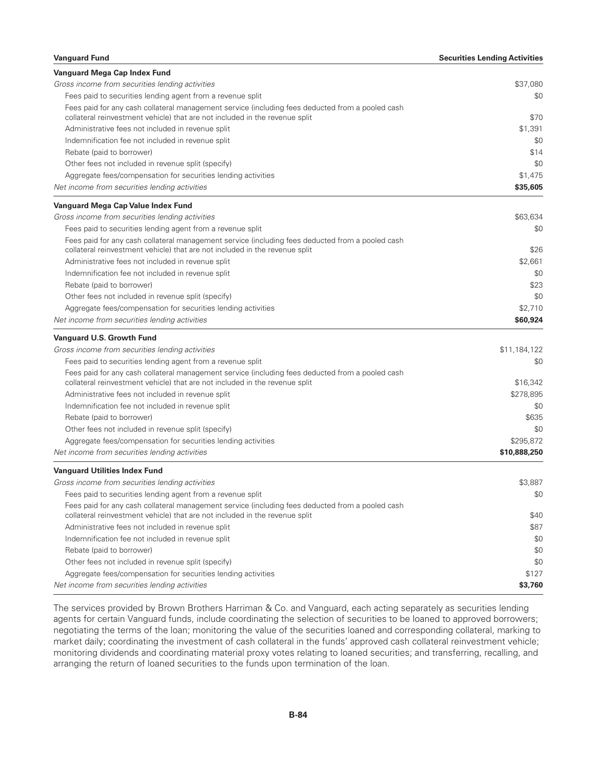| Vanguard Fund | Securities Lending Activities |
| --- | --- |
| **Vanguard Mega Cap Index Fund** | |
| *Gross income from securities lending activities* | $37,080 |
| Fees paid to securities lending agent from a revenue split | $0 |
| Fees paid for any cash collateral management service (including fees deducted from a pooled cash collateral reinvestment vehicle) that are not included in the revenue split | $70 |
| Administrative fees not included in revenue split | $1,391 |
| Indemnification fee not included in revenue split | $0 |
| Rebate (paid to borrower) | $14 |
| Other fees not included in revenue split (specify) | $0 |
| Aggregate fees/compensation for securities lending activities | $1,475 |
| *Net income from securities lending activities* | **$35,605** |
| **Vanguard Mega Cap Value Index Fund** | |
| *Gross income from securities lending activities* | $63,634 |
| Fees paid to securities lending agent from a revenue split | $0 |
| Fees paid for any cash collateral management service (including fees deducted from a pooled cash collateral reinvestment vehicle) that are not included in the revenue split | $26 |
| Administrative fees not included in revenue split | $2,661 |
| Indemnification fee not included in revenue split | $0 |
| Rebate (paid to borrower) | $23 |
| Other fees not included in revenue split (specify) | $0 |
| Aggregate fees/compensation for securities lending activities | $2,710 |
| *Net income from securities lending activities* | **$60,924** |
| **Vanguard U.S. Growth Fund** | |
| *Gross income from securities lending activities* | $11,184,122 |
| Fees paid to securities lending agent from a revenue split | $0 |
| Fees paid for any cash collateral management service (including fees deducted from a pooled cash collateral reinvestment vehicle) that are not included in the revenue split | $16,342 |
| Administrative fees not included in revenue split | $278,895 |
| Indemnification fee not included in revenue split | $0 |
| Rebate (paid to borrower) | $635 |
| Other fees not included in revenue split (specify) | $0 |
| Aggregate fees/compensation for securities lending activities | $295,872 |
| *Net income from securities lending activities* | **$10,888,250** |
| **Vanguard Utilities Index Fund** | |
| *Gross income from securities lending activities* | $3,887 |
| Fees paid to securities lending agent from a revenue split | $0 |
| Fees paid for any cash collateral management service (including fees deducted from a pooled cash collateral reinvestment vehicle) that are not included in the revenue split | $40 |
| Administrative fees not included in revenue split | $87 |
| Indemnification fee not included in revenue split | $0 |
| Rebate (paid to borrower) | $0 |
| Other fees not included in revenue split (specify) | $0 |
| Aggregate fees/compensation for securities lending activities | $127 |
| *Net income from securities lending activities* | **$3,760** |

The services provided by Brown Brothers Harriman & Co. and Vanguard, each acting separately as securities lending agents for certain Vanguard funds, include coordinating the selection of securities to be loaned to approved borrowers; negotiating the terms of the loan; monitoring the value of the securities loaned and corresponding collateral, marking to market daily; coordinating the investment of cash collateral in the funds' approved cash collateral reinvestment vehicle; monitoring dividends and coordinating material proxy votes relating to loaned securities; and transferring, recalling, and arranging the return of loaned securities to the funds upon termination of the loan.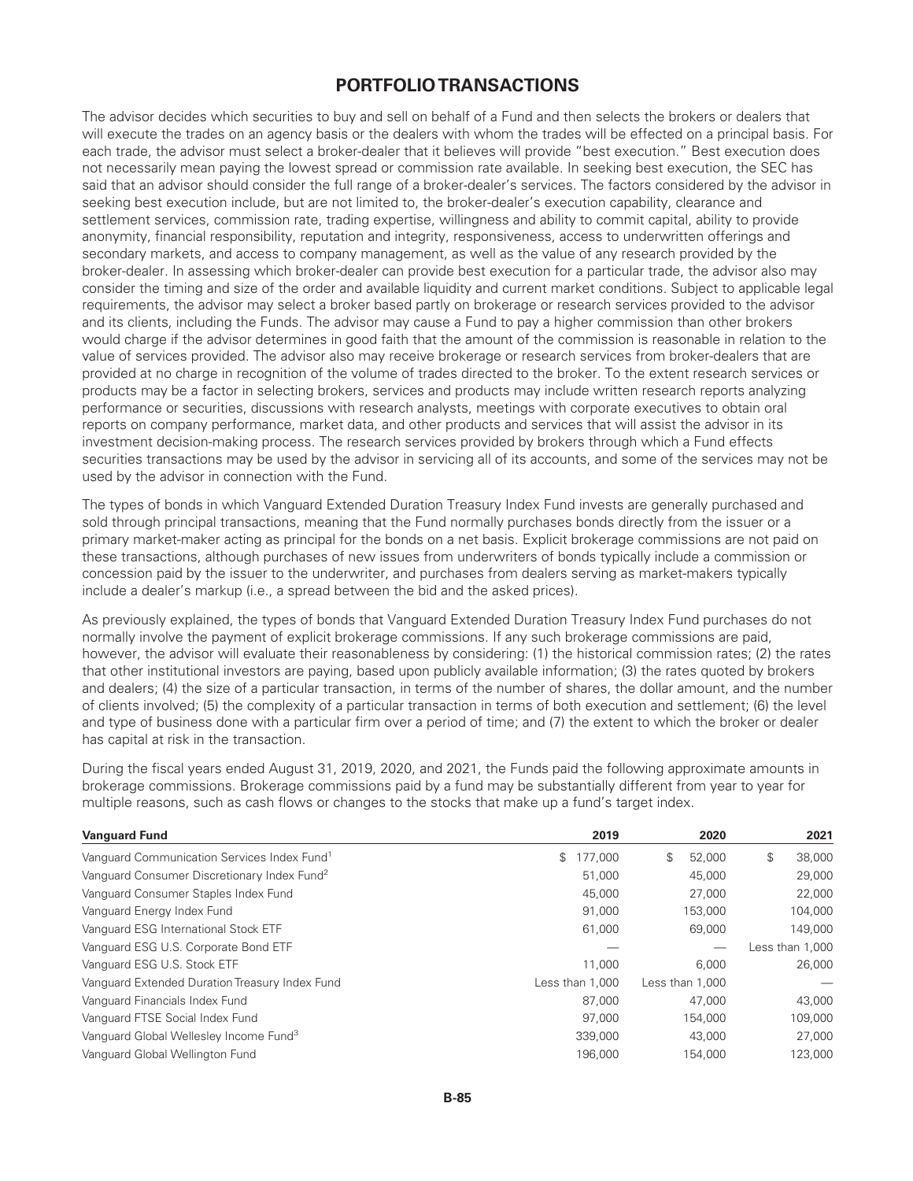# PORTFOLIO TRANSACTIONS

The advisor decides which securities to buy and sell on behalf of a Fund and then selects the brokers or dealers that will execute the trades on an agency basis or the dealers with whom the trades will be effected on a principal basis. For each trade, the advisor must select a broker-dealer that it believes will provide "best execution." Best execution does not necessarily mean paying the lowest spread or commission rate available. In seeking best execution, the SEC has said that an advisor should consider the full range of a broker-dealer's services. The factors considered by the advisor in seeking best execution include, but are not limited to, the broker-dealer's execution capability, clearance and settlement services, commission rate, trading expertise, willingness and ability to commit capital, ability to provide anonymity, financial responsibility, reputation and integrity, responsiveness, access to underwritten offerings and secondary markets, and access to company management, as well as the value of any research provided by the broker-dealer. In assessing which broker-dealer can provide best execution for a particular trade, the advisor also may consider the timing and size of the order and available liquidity and current market conditions. Subject to applicable legal requirements, the advisor may select a broker based partly on brokerage or research services provided to the advisor and its clients, including the Funds. The advisor may cause a Fund to pay a higher commission than other brokers would charge if the advisor determines in good faith that the amount of the commission is reasonable in relation to the value of services provided. The advisor also may receive brokerage or research services from broker-dealers that are provided at no charge in recognition of the volume of trades directed to the broker. To the extent research services or products may be a factor in selecting brokers, services and products may include written research reports analyzing performance or securities, discussions with research analysts, meetings with corporate executives to obtain oral reports on company performance, market data, and other products and services that will assist the advisor in its investment decision-making process. The research services provided by brokers through which a Fund effects securities transactions may be used by the advisor in servicing all of its accounts, and some of the services may not be used by the advisor in connection with the Fund.

The types of bonds in which Vanguard Extended Duration Treasury Index Fund invests are generally purchased and sold through principal transactions, meaning that the Fund normally purchases bonds directly from the issuer or a primary market-maker acting as principal for the bonds on a net basis. Explicit brokerage commissions are not paid on these transactions, although purchases of new issues from underwriters of bonds typically include a commission or concession paid by the issuer to the underwriter, and purchases from dealers serving as market-makers typically include a dealer's markup (i.e., a spread between the bid and the asked prices).

As previously explained, the types of bonds that Vanguard Extended Duration Treasury Index Fund purchases do not normally involve the payment of explicit brokerage commissions. If any such brokerage commissions are paid, however, the advisor will evaluate their reasonableness by considering: (1) the historical commission rates; (2) the rates that other institutional investors are paying, based upon publicly available information; (3) the rates quoted by brokers and dealers; (4) the size of a particular transaction, in terms of the number of shares, the dollar amount, and the number of clients involved; (5) the complexity of a particular transaction in terms of both execution and settlement; (6) the level and type of business done with a particular firm over a period of time; and (7) the extent to which the broker or dealer has capital at risk in the transaction.

During the fiscal years ended August 31, 2019, 2020, and 2021, the Funds paid the following approximate amounts in brokerage commissions. Brokerage commissions paid by a fund may be substantially different from year to year for multiple reasons, such as cash flows or changes to the stocks that make up a fund's target index.

| Vanguard Fund | 2019 | 2020 | 2021 |
|---|---|---|---|
| Vanguard Communication Services Index Fund[1] | $ 177,000 | $ 52,000 | $ 38,000 |
| Vanguard Consumer Discretionary Index Fund[2] | 51,000 | 45,000 | 29,000 |
| Vanguard Consumer Staples Index Fund | 45,000 | 27,000 | 22,000 |
| Vanguard Energy Index Fund | 91,000 | 153,000 | 104,000 |
| Vanguard ESG International Stock ETF | 61,000 | 69,000 | 149,000 |
| Vanguard ESG U.S. Corporate Bond ETF | — | — | Less than 1,000 |
| Vanguard ESG U.S. Stock ETF | 11,000 | 6,000 | 26,000 |
| Vanguard Extended Duration Treasury Index Fund | Less than 1,000 | Less than 1,000 | — |
| Vanguard Financials Index Fund | 87,000 | 47,000 | 43,000 |
| Vanguard FTSE Social Index Fund | 97,000 | 154,000 | 109,000 |
| Vanguard Global Wellesley Income Fund[3] | 339,000 | 43,000 | 27,000 |
| Vanguard Global Wellington Fund | 196,000 | 154,000 | 123,000 |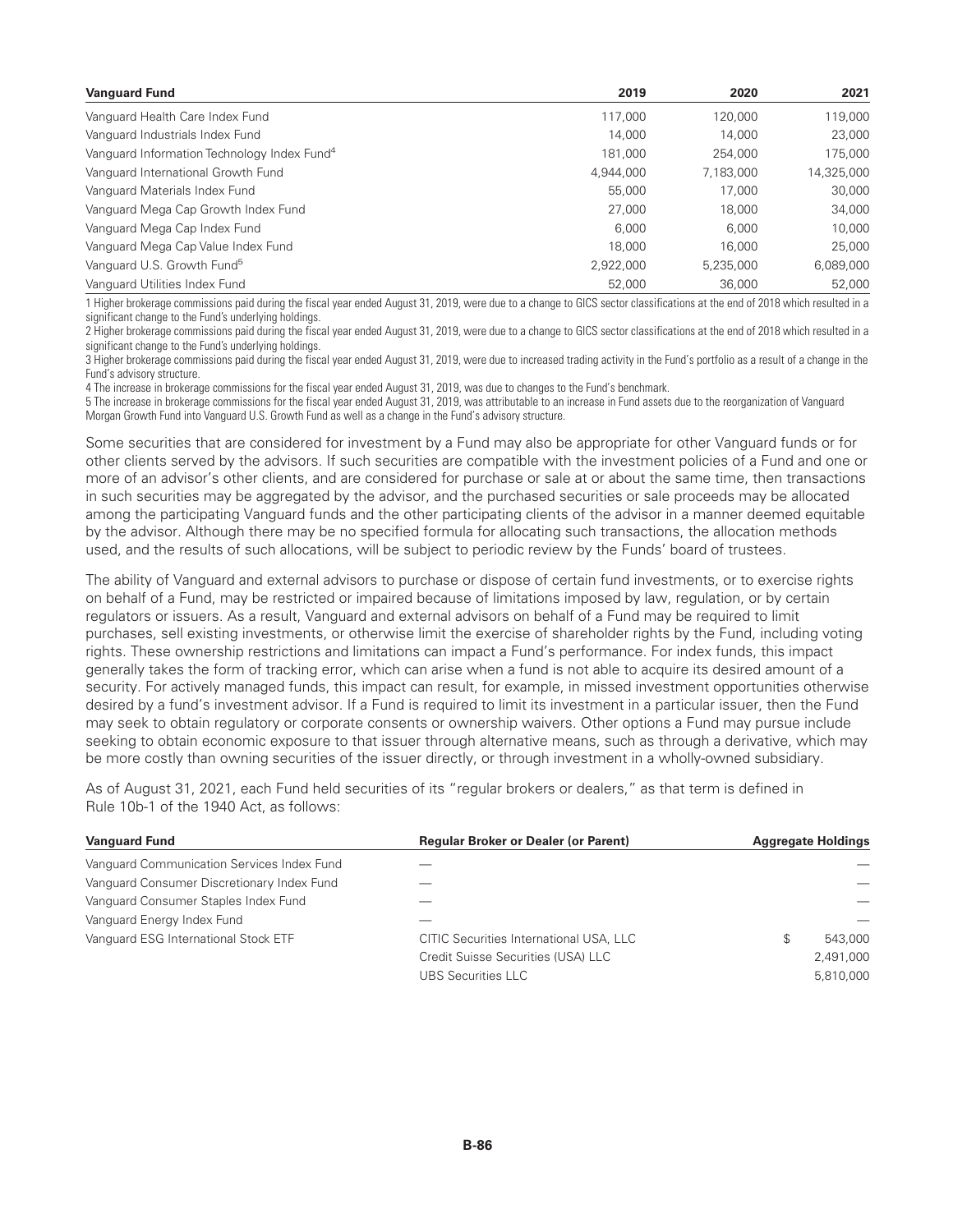| Vanguard Fund | 2019 | 2020 | 2021 |
| --- | --- | --- | --- |
| Vanguard Health Care Index Fund | 117,000 | 120,000 | 119,000 |
| Vanguard Industrials Index Fund | 14,000 | 14,000 | 23,000 |
| Vanguard Information Technology Index Fund[4] | 181,000 | 254,000 | 175,000 |
| Vanguard International Growth Fund | 4,944,000 | 7,183,000 | 14,325,000 |
| Vanguard Materials Index Fund | 55,000 | 17,000 | 30,000 |
| Vanguard Mega Cap Growth Index Fund | 27,000 | 18,000 | 34,000 |
| Vanguard Mega Cap Index Fund | 6,000 | 6,000 | 10,000 |
| Vanguard Mega Cap Value Index Fund | 18,000 | 16,000 | 25,000 |
| Vanguard U.S. Growth Fund[5] | 2,922,000 | 5,235,000 | 6,089,000 |
| Vanguard Utilities Index Fund | 52,000 | 36,000 | 52,000 |

1 Higher brokerage commissions paid during the fiscal year ended August 31, 2019, were due to a change to GICS sector classifications at the end of 2018 which resulted in a significant change to the Fund's underlying holdings.
2 Higher brokerage commissions paid during the fiscal year ended August 31, 2019, were due to a change to GICS sector classifications at the end of 2018 which resulted in a significant change to the Fund's underlying holdings.
3 Higher brokerage commissions paid during the fiscal year ended August 31, 2019, were due to increased trading activity in the Fund's portfolio as a result of a change in the Fund's advisory structure.
4 The increase in brokerage commissions for the fiscal year ended August 31, 2019, was due to changes to the Fund's benchmark.
5 The increase in brokerage commissions for the fiscal year ended August 31, 2019, was attributable to an increase in Fund assets due to the reorganization of Vanguard Morgan Growth Fund into Vanguard U.S. Growth Fund as well as a change in the Fund's advisory structure.

Some securities that are considered for investment by a Fund may also be appropriate for other Vanguard funds or for other clients served by the advisors. If such securities are compatible with the investment policies of a Fund and one or more of an advisor's other clients, and are considered for purchase or sale at or about the same time, then transactions in such securities may be aggregated by the advisor, and the purchased securities or sale proceeds may be allocated among the participating Vanguard funds and the other participating clients of the advisor in a manner deemed equitable by the advisor. Although there may be no specified formula for allocating such transactions, the allocation methods used, and the results of such allocations, will be subject to periodic review by the Funds' board of trustees.

The ability of Vanguard and external advisors to purchase or dispose of certain fund investments, or to exercise rights on behalf of a Fund, may be restricted or impaired because of limitations imposed by law, regulation, or by certain regulators or issuers. As a result, Vanguard and external advisors on behalf of a Fund may be required to limit purchases, sell existing investments, or otherwise limit the exercise of shareholder rights by the Fund, including voting rights. These ownership restrictions and limitations can impact a Fund's performance. For index funds, this impact generally takes the form of tracking error, which can arise when a fund is not able to acquire its desired amount of a security. For actively managed funds, this impact can result, for example, in missed investment opportunities otherwise desired by a fund's investment advisor. If a Fund is required to limit its investment in a particular issuer, then the Fund may seek to obtain regulatory or corporate consents or ownership waivers. Other options a Fund may pursue include seeking to obtain economic exposure to that issuer through alternative means, such as through a derivative, which may be more costly than owning securities of the issuer directly, or through investment in a wholly-owned subsidiary.

As of August 31, 2021, each Fund held securities of its "regular brokers or dealers," as that term is defined in Rule 10b-1 of the 1940 Act, as follows:

| Vanguard Fund | Regular Broker or Dealer (or Parent) | Aggregate Holdings |
| --- | --- | --- |
| Vanguard Communication Services Index Fund | — | — |
| Vanguard Consumer Discretionary Index Fund | — | — |
| Vanguard Consumer Staples Index Fund | — | — |
| Vanguard Energy Index Fund | — | — |
| Vanguard ESG International Stock ETF | CITIC Securities International USA, LLC | $ 543,000 |
| | Credit Suisse Securities (USA) LLC | 2,491,000 |
| | UBS Securities LLC | 5,810,000 |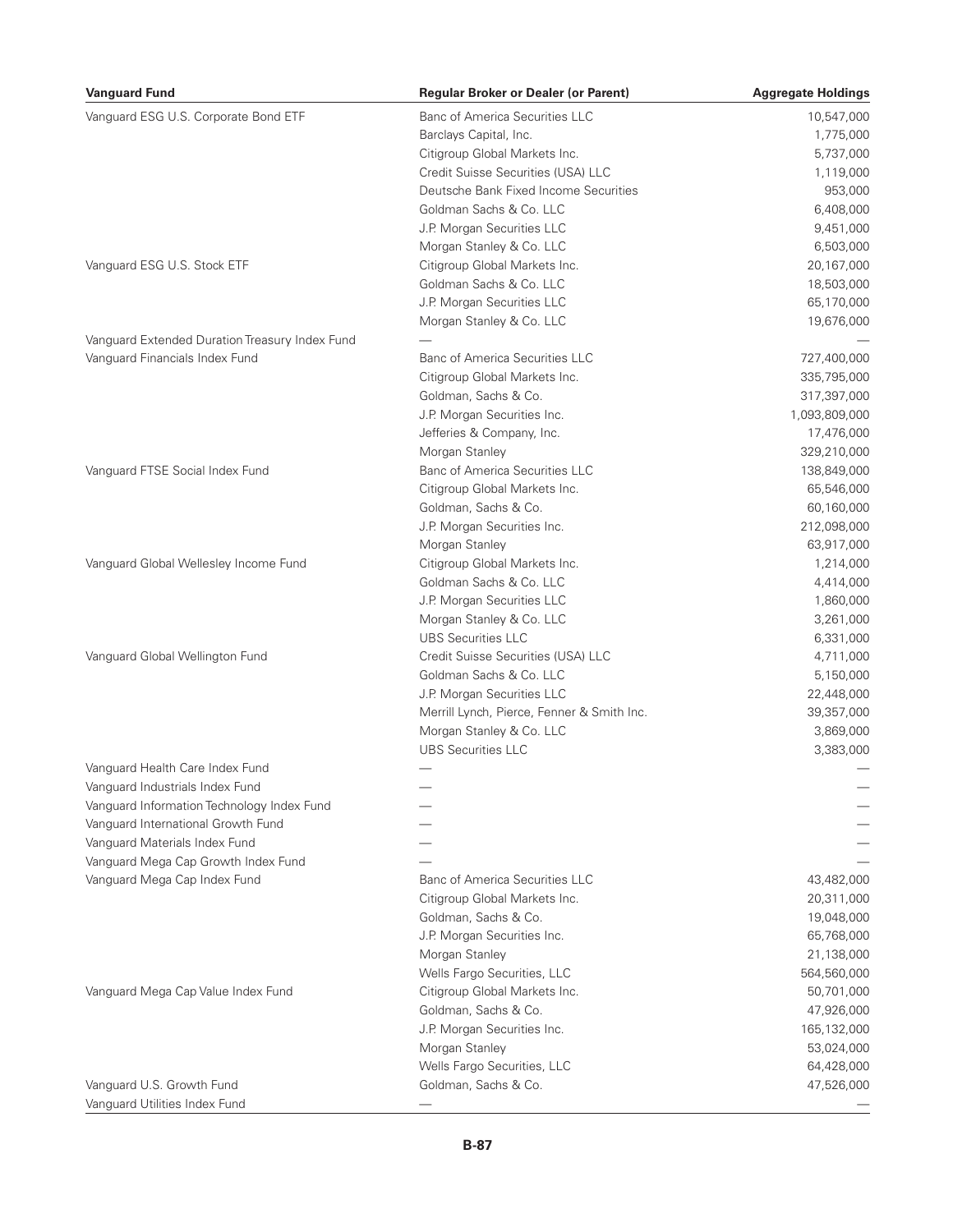| Vanguard Fund | Regular Broker or Dealer (or Parent) | Aggregate Holdings |
|---|---|---|
| Vanguard ESG U.S. Corporate Bond ETF | Banc of America Securities LLC | 10,547,000 |
| | Barclays Capital, Inc. | 1,775,000 |
| | Citigroup Global Markets Inc. | 5,737,000 |
| | Credit Suisse Securities (USA) LLC | 1,119,000 |
| | Deutsche Bank Fixed Income Securities | 953,000 |
| | Goldman Sachs & Co. LLC | 6,408,000 |
| | J.P. Morgan Securities LLC | 9,451,000 |
| | Morgan Stanley & Co. LLC | 6,503,000 |
| Vanguard ESG U.S. Stock ETF | Citigroup Global Markets Inc. | 20,167,000 |
| | Goldman Sachs & Co. LLC | 18,503,000 |
| | J.P. Morgan Securities LLC | 65,170,000 |
| | Morgan Stanley & Co. LLC | 19,676,000 |
| Vanguard Extended Duration Treasury Index Fund | — | — |
| Vanguard Financials Index Fund | Banc of America Securities LLC | 727,400,000 |
| | Citigroup Global Markets Inc. | 335,795,000 |
| | Goldman, Sachs & Co. | 317,397,000 |
| | J.P. Morgan Securities Inc. | 1,093,809,000 |
| | Jefferies & Company, Inc. | 17,476,000 |
| | Morgan Stanley | 329,210,000 |
| Vanguard FTSE Social Index Fund | Banc of America Securities LLC | 138,849,000 |
| | Citigroup Global Markets Inc. | 65,546,000 |
| | Goldman, Sachs & Co. | 60,160,000 |
| | J.P. Morgan Securities Inc. | 212,098,000 |
| | Morgan Stanley | 63,917,000 |
| Vanguard Global Wellesley Income Fund | Citigroup Global Markets Inc. | 1,214,000 |
| | Goldman Sachs & Co. LLC | 4,414,000 |
| | J.P. Morgan Securities LLC | 1,860,000 |
| | Morgan Stanley & Co. LLC | 3,261,000 |
| | UBS Securities LLC | 6,331,000 |
| Vanguard Global Wellington Fund | Credit Suisse Securities (USA) LLC | 4,711,000 |
| | Goldman Sachs & Co. LLC | 5,150,000 |
| | J.P. Morgan Securities LLC | 22,448,000 |
| | Merrill Lynch, Pierce, Fenner & Smith Inc. | 39,357,000 |
| | Morgan Stanley & Co. LLC | 3,869,000 |
| | UBS Securities LLC | 3,383,000 |
| Vanguard Health Care Index Fund | — | — |
| Vanguard Industrials Index Fund | — | — |
| Vanguard Information Technology Index Fund | — | — |
| Vanguard International Growth Fund | — | — |
| Vanguard Materials Index Fund | — | — |
| Vanguard Mega Cap Growth Index Fund | — | — |
| Vanguard Mega Cap Index Fund | Banc of America Securities LLC | 43,482,000 |
| | Citigroup Global Markets Inc. | 20,311,000 |
| | Goldman, Sachs & Co. | 19,048,000 |
| | J.P. Morgan Securities Inc. | 65,768,000 |
| | Morgan Stanley | 21,138,000 |
| | Wells Fargo Securities, LLC | 564,560,000 |
| Vanguard Mega Cap Value Index Fund | Citigroup Global Markets Inc. | 50,701,000 |
| | Goldman, Sachs & Co. | 47,926,000 |
| | J.P. Morgan Securities Inc. | 165,132,000 |
| | Morgan Stanley | 53,024,000 |
| | Wells Fargo Securities, LLC | 64,428,000 |
| Vanguard U.S. Growth Fund | Goldman, Sachs & Co. | 47,526,000 |
| Vanguard Utilities Index Fund | — | — |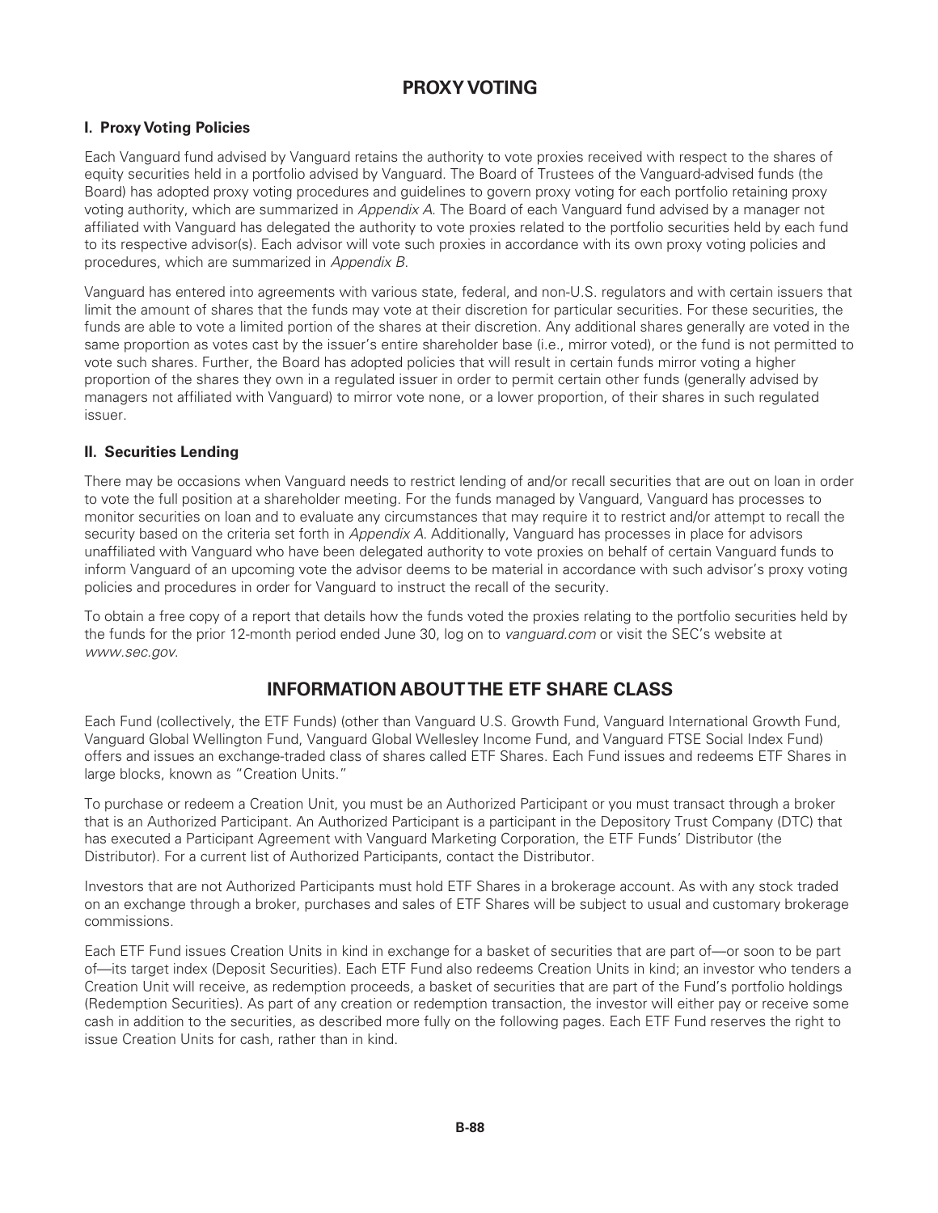# PROXY VOTING

## I. Proxy Voting Policies

Each Vanguard fund advised by Vanguard retains the authority to vote proxies received with respect to the shares of equity securities held in a portfolio advised by Vanguard. The Board of Trustees of the Vanguard-advised funds (the Board) has adopted proxy voting procedures and guidelines to govern proxy voting for each portfolio retaining proxy voting authority, which are summarized in *Appendix A*. The Board of each Vanguard fund advised by a manager not affiliated with Vanguard has delegated the authority to vote proxies related to the portfolio securities held by each fund to its respective advisor(s). Each advisor will vote such proxies in accordance with its own proxy voting policies and procedures, which are summarized in *Appendix B*.

Vanguard has entered into agreements with various state, federal, and non-U.S. regulators and with certain issuers that limit the amount of shares that the funds may vote at their discretion for particular securities. For these securities, the funds are able to vote a limited portion of the shares at their discretion. Any additional shares generally are voted in the same proportion as votes cast by the issuer's entire shareholder base (i.e., mirror voted), or the fund is not permitted to vote such shares. Further, the Board has adopted policies that will result in certain funds mirror voting a higher proportion of the shares they own in a regulated issuer in order to permit certain other funds (generally advised by managers not affiliated with Vanguard) to mirror vote none, or a lower proportion, of their shares in such regulated issuer.

## II. Securities Lending

There may be occasions when Vanguard needs to restrict lending of and/or recall securities that are out on loan in order to vote the full position at a shareholder meeting. For the funds managed by Vanguard, Vanguard has processes to monitor securities on loan and to evaluate any circumstances that may require it to restrict and/or attempt to recall the security based on the criteria set forth in *Appendix A*. Additionally, Vanguard has processes in place for advisors unaffiliated with Vanguard who have been delegated authority to vote proxies on behalf of certain Vanguard funds to inform Vanguard of an upcoming vote the advisor deems to be material in accordance with such advisor's proxy voting policies and procedures in order for Vanguard to instruct the recall of the security.

To obtain a free copy of a report that details how the funds voted the proxies relating to the portfolio securities held by the funds for the prior 12-month period ended June 30, log on to *vanguard.com* or visit the SEC's website at *www.sec.gov*.

# INFORMATION ABOUT THE ETF SHARE CLASS

Each Fund (collectively, the ETF Funds) (other than Vanguard U.S. Growth Fund, Vanguard International Growth Fund, Vanguard Global Wellington Fund, Vanguard Global Wellesley Income Fund, and Vanguard FTSE Social Index Fund) offers and issues an exchange-traded class of shares called ETF Shares. Each Fund issues and redeems ETF Shares in large blocks, known as "Creation Units."

To purchase or redeem a Creation Unit, you must be an Authorized Participant or you must transact through a broker that is an Authorized Participant. An Authorized Participant is a participant in the Depository Trust Company (DTC) that has executed a Participant Agreement with Vanguard Marketing Corporation, the ETF Funds' Distributor (the Distributor). For a current list of Authorized Participants, contact the Distributor.

Investors that are not Authorized Participants must hold ETF Shares in a brokerage account. As with any stock traded on an exchange through a broker, purchases and sales of ETF Shares will be subject to usual and customary brokerage commissions.

Each ETF Fund issues Creation Units in kind in exchange for a basket of securities that are part of—or soon to be part of—its target index (Deposit Securities). Each ETF Fund also redeems Creation Units in kind; an investor who tenders a Creation Unit will receive, as redemption proceeds, a basket of securities that are part of the Fund's portfolio holdings (Redemption Securities). As part of any creation or redemption transaction, the investor will either pay or receive some cash in addition to the securities, as described more fully on the following pages. Each ETF Fund reserves the right to issue Creation Units for cash, rather than in kind.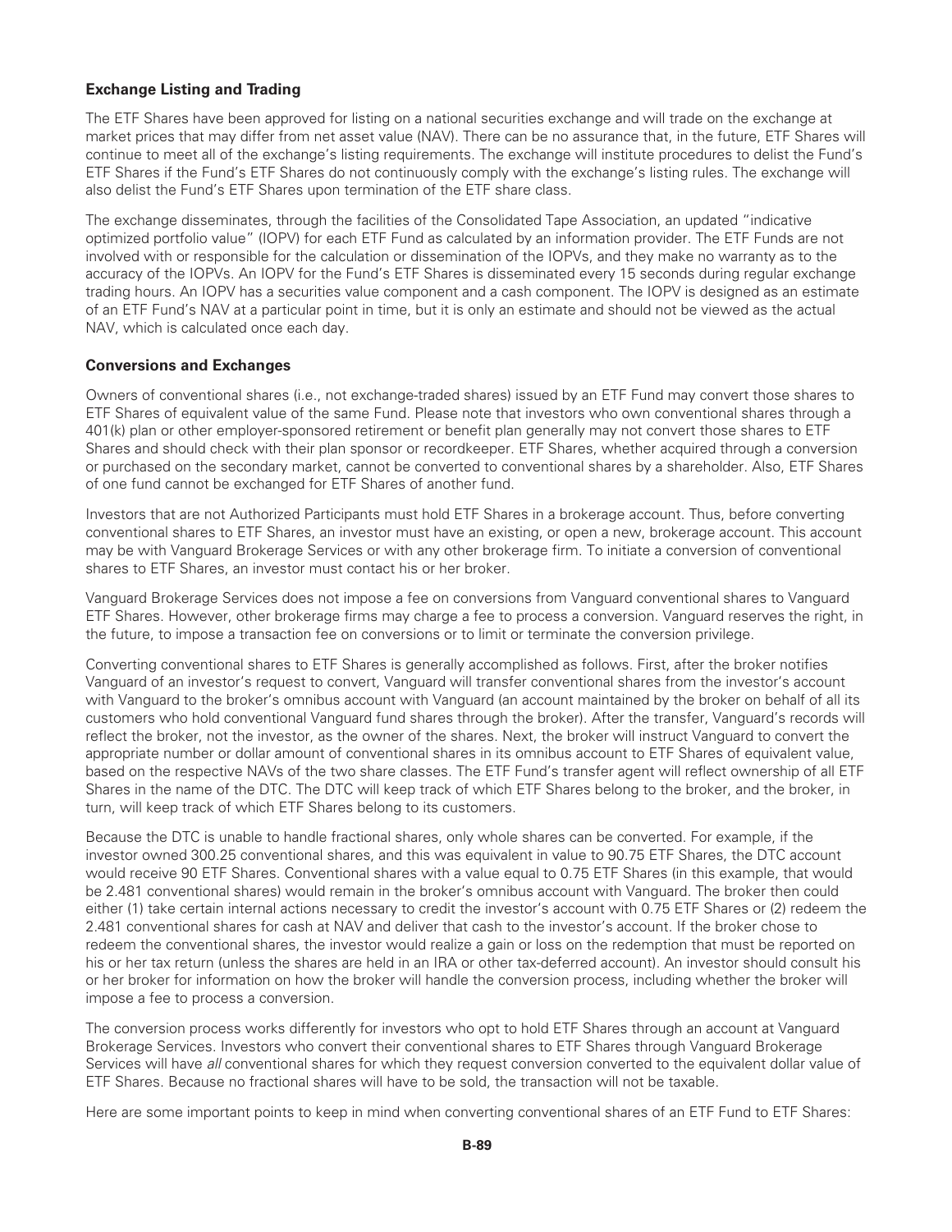### Exchange Listing and Trading

The ETF Shares have been approved for listing on a national securities exchange and will trade on the exchange at market prices that may differ from net asset value (NAV). There can be no assurance that, in the future, ETF Shares will continue to meet all of the exchange's listing requirements. The exchange will institute procedures to delist the Fund's ETF Shares if the Fund's ETF Shares do not continuously comply with the exchange's listing rules. The exchange will also delist the Fund's ETF Shares upon termination of the ETF share class.

The exchange disseminates, through the facilities of the Consolidated Tape Association, an updated "indicative optimized portfolio value" (IOPV) for each ETF Fund as calculated by an information provider. The ETF Funds are not involved with or responsible for the calculation or dissemination of the IOPVs, and they make no warranty as to the accuracy of the IOPVs. An IOPV for the Fund's ETF Shares is disseminated every 15 seconds during regular exchange trading hours. An IOPV has a securities value component and a cash component. The IOPV is designed as an estimate of an ETF Fund's NAV at a particular point in time, but it is only an estimate and should not be viewed as the actual NAV, which is calculated once each day.

### Conversions and Exchanges

Owners of conventional shares (i.e., not exchange-traded shares) issued by an ETF Fund may convert those shares to ETF Shares of equivalent value of the same Fund. Please note that investors who own conventional shares through a 401(k) plan or other employer-sponsored retirement or benefit plan generally may not convert those shares to ETF Shares and should check with their plan sponsor or recordkeeper. ETF Shares, whether acquired through a conversion or purchased on the secondary market, cannot be converted to conventional shares by a shareholder. Also, ETF Shares of one fund cannot be exchanged for ETF Shares of another fund.

Investors that are not Authorized Participants must hold ETF Shares in a brokerage account. Thus, before converting conventional shares to ETF Shares, an investor must have an existing, or open a new, brokerage account. This account may be with Vanguard Brokerage Services or with any other brokerage firm. To initiate a conversion of conventional shares to ETF Shares, an investor must contact his or her broker.

Vanguard Brokerage Services does not impose a fee on conversions from Vanguard conventional shares to Vanguard ETF Shares. However, other brokerage firms may charge a fee to process a conversion. Vanguard reserves the right, in the future, to impose a transaction fee on conversions or to limit or terminate the conversion privilege.

Converting conventional shares to ETF Shares is generally accomplished as follows. First, after the broker notifies Vanguard of an investor's request to convert, Vanguard will transfer conventional shares from the investor's account with Vanguard to the broker's omnibus account with Vanguard (an account maintained by the broker on behalf of all its customers who hold conventional Vanguard fund shares through the broker). After the transfer, Vanguard's records will reflect the broker, not the investor, as the owner of the shares. Next, the broker will instruct Vanguard to convert the appropriate number or dollar amount of conventional shares in its omnibus account to ETF Shares of equivalent value, based on the respective NAVs of the two share classes. The ETF Fund's transfer agent will reflect ownership of all ETF Shares in the name of the DTC. The DTC will keep track of which ETF Shares belong to the broker, and the broker, in turn, will keep track of which ETF Shares belong to its customers.

Because the DTC is unable to handle fractional shares, only whole shares can be converted. For example, if the investor owned 300.25 conventional shares, and this was equivalent in value to 90.75 ETF Shares, the DTC account would receive 90 ETF Shares. Conventional shares with a value equal to 0.75 ETF Shares (in this example, that would be 2.481 conventional shares) would remain in the broker's omnibus account with Vanguard. The broker then could either (1) take certain internal actions necessary to credit the investor's account with 0.75 ETF Shares or (2) redeem the 2.481 conventional shares for cash at NAV and deliver that cash to the investor's account. If the broker chose to redeem the conventional shares, the investor would realize a gain or loss on the redemption that must be reported on his or her tax return (unless the shares are held in an IRA or other tax-deferred account). An investor should consult his or her broker for information on how the broker will handle the conversion process, including whether the broker will impose a fee to process a conversion.

The conversion process works differently for investors who opt to hold ETF Shares through an account at Vanguard Brokerage Services. Investors who convert their conventional shares to ETF Shares through Vanguard Brokerage Services will have *all* conventional shares for which they request conversion converted to the equivalent dollar value of ETF Shares. Because no fractional shares will have to be sold, the transaction will not be taxable.

Here are some important points to keep in mind when converting conventional shares of an ETF Fund to ETF Shares: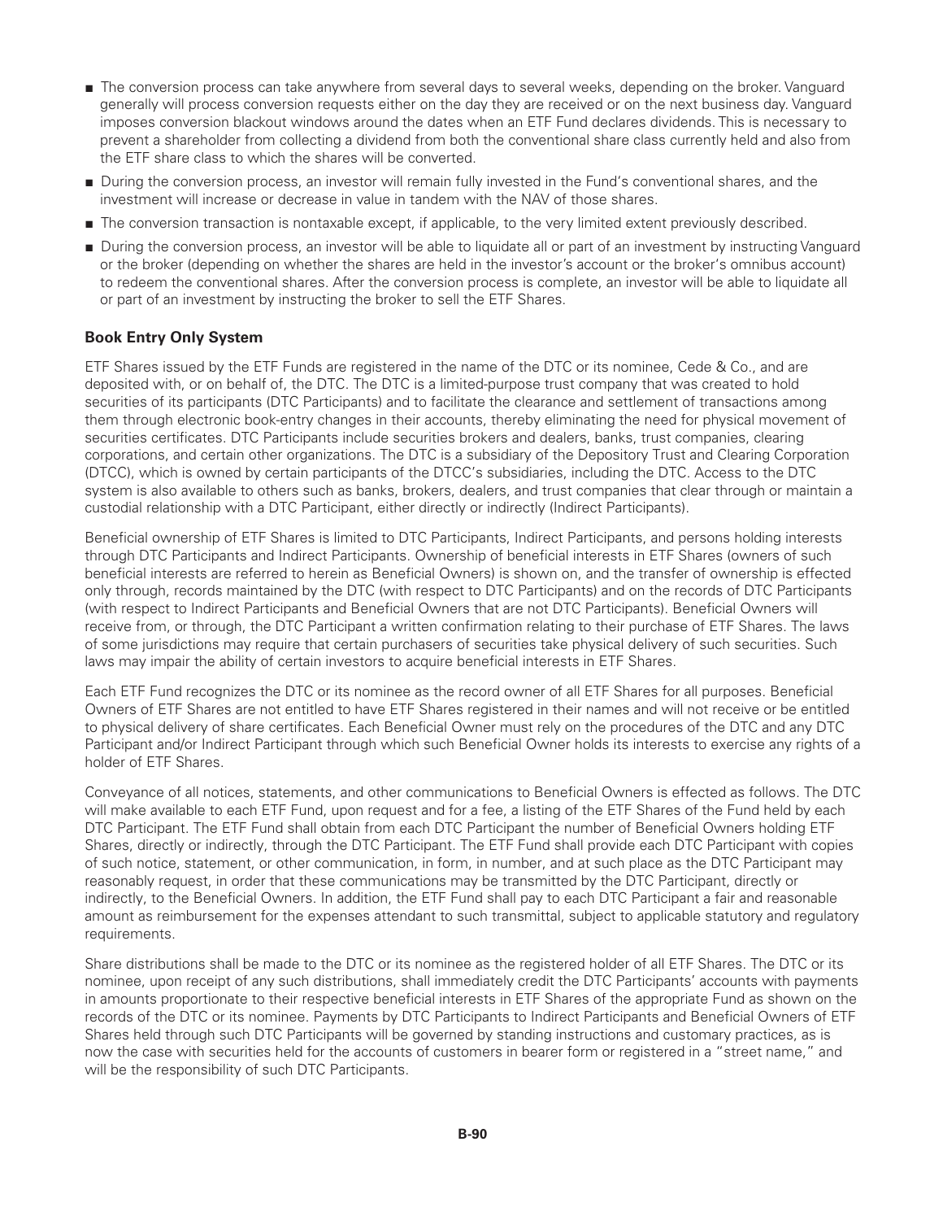- The conversion process can take anywhere from several days to several weeks, depending on the broker. Vanguard generally will process conversion requests either on the day they are received or on the next business day. Vanguard imposes conversion blackout windows around the dates when an ETF Fund declares dividends. This is necessary to prevent a shareholder from collecting a dividend from both the conventional share class currently held and also from the ETF share class to which the shares will be converted.
- During the conversion process, an investor will remain fully invested in the Fund's conventional shares, and the investment will increase or decrease in value in tandem with the NAV of those shares.
- The conversion transaction is nontaxable except, if applicable, to the very limited extent previously described.
- During the conversion process, an investor will be able to liquidate all or part of an investment by instructing Vanguard or the broker (depending on whether the shares are held in the investor's account or the broker's omnibus account) to redeem the conventional shares. After the conversion process is complete, an investor will be able to liquidate all or part of an investment by instructing the broker to sell the ETF Shares.

**Book Entry Only System**

ETF Shares issued by the ETF Funds are registered in the name of the DTC or its nominee, Cede & Co., and are deposited with, or on behalf of, the DTC. The DTC is a limited-purpose trust company that was created to hold securities of its participants (DTC Participants) and to facilitate the clearance and settlement of transactions among them through electronic book-entry changes in their accounts, thereby eliminating the need for physical movement of securities certificates. DTC Participants include securities brokers and dealers, banks, trust companies, clearing corporations, and certain other organizations. The DTC is a subsidiary of the Depository Trust and Clearing Corporation (DTCC), which is owned by certain participants of the DTCC's subsidiaries, including the DTC. Access to the DTC system is also available to others such as banks, brokers, dealers, and trust companies that clear through or maintain a custodial relationship with a DTC Participant, either directly or indirectly (Indirect Participants).

Beneficial ownership of ETF Shares is limited to DTC Participants, Indirect Participants, and persons holding interests through DTC Participants and Indirect Participants. Ownership of beneficial interests in ETF Shares (owners of such beneficial interests are referred to herein as Beneficial Owners) is shown on, and the transfer of ownership is effected only through, records maintained by the DTC (with respect to DTC Participants) and on the records of DTC Participants (with respect to Indirect Participants and Beneficial Owners that are not DTC Participants). Beneficial Owners will receive from, or through, the DTC Participant a written confirmation relating to their purchase of ETF Shares. The laws of some jurisdictions may require that certain purchasers of securities take physical delivery of such securities. Such laws may impair the ability of certain investors to acquire beneficial interests in ETF Shares.

Each ETF Fund recognizes the DTC or its nominee as the record owner of all ETF Shares for all purposes. Beneficial Owners of ETF Shares are not entitled to have ETF Shares registered in their names and will not receive or be entitled to physical delivery of share certificates. Each Beneficial Owner must rely on the procedures of the DTC and any DTC Participant and/or Indirect Participant through which such Beneficial Owner holds its interests to exercise any rights of a holder of ETF Shares.

Conveyance of all notices, statements, and other communications to Beneficial Owners is effected as follows. The DTC will make available to each ETF Fund, upon request and for a fee, a listing of the ETF Shares of the Fund held by each DTC Participant. The ETF Fund shall obtain from each DTC Participant the number of Beneficial Owners holding ETF Shares, directly or indirectly, through the DTC Participant. The ETF Fund shall provide each DTC Participant with copies of such notice, statement, or other communication, in form, in number, and at such place as the DTC Participant may reasonably request, in order that these communications may be transmitted by the DTC Participant, directly or indirectly, to the Beneficial Owners. In addition, the ETF Fund shall pay to each DTC Participant a fair and reasonable amount as reimbursement for the expenses attendant to such transmittal, subject to applicable statutory and regulatory requirements.

Share distributions shall be made to the DTC or its nominee as the registered holder of all ETF Shares. The DTC or its nominee, upon receipt of any such distributions, shall immediately credit the DTC Participants' accounts with payments in amounts proportionate to their respective beneficial interests in ETF Shares of the appropriate Fund as shown on the records of the DTC or its nominee. Payments by DTC Participants to Indirect Participants and Beneficial Owners of ETF Shares held through such DTC Participants will be governed by standing instructions and customary practices, as is now the case with securities held for the accounts of customers in bearer form or registered in a "street name," and will be the responsibility of such DTC Participants.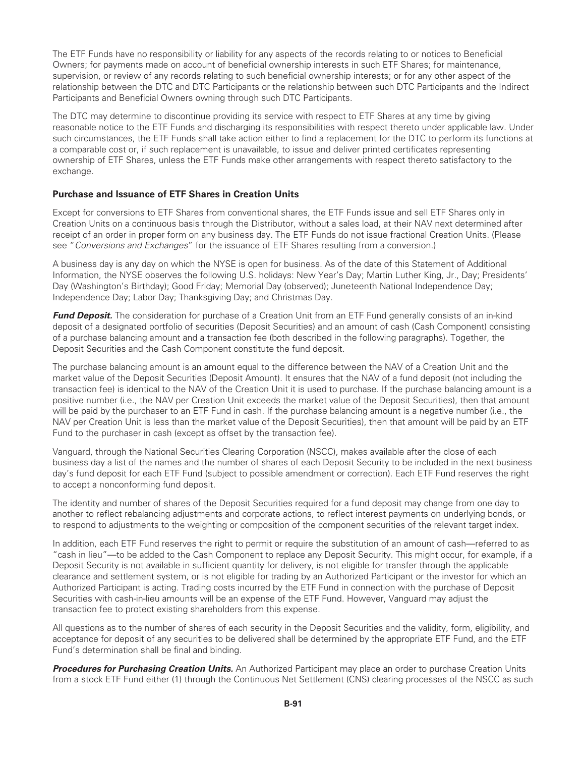The ETF Funds have no responsibility or liability for any aspects of the records relating to or notices to Beneficial Owners; for payments made on account of beneficial ownership interests in such ETF Shares; for maintenance, supervision, or review of any records relating to such beneficial ownership interests; or for any other aspect of the relationship between the DTC and DTC Participants or the relationship between such DTC Participants and the Indirect Participants and Beneficial Owners owning through such DTC Participants.

The DTC may determine to discontinue providing its service with respect to ETF Shares at any time by giving reasonable notice to the ETF Funds and discharging its responsibilities with respect thereto under applicable law. Under such circumstances, the ETF Funds shall take action either to find a replacement for the DTC to perform its functions at a comparable cost or, if such replacement is unavailable, to issue and deliver printed certificates representing ownership of ETF Shares, unless the ETF Funds make other arrangements with respect thereto satisfactory to the exchange.

**Purchase and Issuance of ETF Shares in Creation Units**

Except for conversions to ETF Shares from conventional shares, the ETF Funds issue and sell ETF Shares only in Creation Units on a continuous basis through the Distributor, without a sales load, at their NAV next determined after receipt of an order in proper form on any business day. The ETF Funds do not issue fractional Creation Units. (Please see "*Conversions and Exchanges*" for the issuance of ETF Shares resulting from a conversion.)

A business day is any day on which the NYSE is open for business. As of the date of this Statement of Additional Information, the NYSE observes the following U.S. holidays: New Year's Day; Martin Luther King, Jr., Day; Presidents' Day (Washington's Birthday); Good Friday; Memorial Day (observed); Juneteenth National Independence Day; Independence Day; Labor Day; Thanksgiving Day; and Christmas Day.

***Fund Deposit.*** The consideration for purchase of a Creation Unit from an ETF Fund generally consists of an in-kind deposit of a designated portfolio of securities (Deposit Securities) and an amount of cash (Cash Component) consisting of a purchase balancing amount and a transaction fee (both described in the following paragraphs). Together, the Deposit Securities and the Cash Component constitute the fund deposit.

The purchase balancing amount is an amount equal to the difference between the NAV of a Creation Unit and the market value of the Deposit Securities (Deposit Amount). It ensures that the NAV of a fund deposit (not including the transaction fee) is identical to the NAV of the Creation Unit it is used to purchase. If the purchase balancing amount is a positive number (i.e., the NAV per Creation Unit exceeds the market value of the Deposit Securities), then that amount will be paid by the purchaser to an ETF Fund in cash. If the purchase balancing amount is a negative number (i.e., the NAV per Creation Unit is less than the market value of the Deposit Securities), then that amount will be paid by an ETF Fund to the purchaser in cash (except as offset by the transaction fee).

Vanguard, through the National Securities Clearing Corporation (NSCC), makes available after the close of each business day a list of the names and the number of shares of each Deposit Security to be included in the next business day's fund deposit for each ETF Fund (subject to possible amendment or correction). Each ETF Fund reserves the right to accept a nonconforming fund deposit.

The identity and number of shares of the Deposit Securities required for a fund deposit may change from one day to another to reflect rebalancing adjustments and corporate actions, to reflect interest payments on underlying bonds, or to respond to adjustments to the weighting or composition of the component securities of the relevant target index.

In addition, each ETF Fund reserves the right to permit or require the substitution of an amount of cash—referred to as "cash in lieu"—to be added to the Cash Component to replace any Deposit Security. This might occur, for example, if a Deposit Security is not available in sufficient quantity for delivery, is not eligible for transfer through the applicable clearance and settlement system, or is not eligible for trading by an Authorized Participant or the investor for which an Authorized Participant is acting. Trading costs incurred by the ETF Fund in connection with the purchase of Deposit Securities with cash-in-lieu amounts will be an expense of the ETF Fund. However, Vanguard may adjust the transaction fee to protect existing shareholders from this expense.

All questions as to the number of shares of each security in the Deposit Securities and the validity, form, eligibility, and acceptance for deposit of any securities to be delivered shall be determined by the appropriate ETF Fund, and the ETF Fund's determination shall be final and binding.

***Procedures for Purchasing Creation Units.*** An Authorized Participant may place an order to purchase Creation Units from a stock ETF Fund either (1) through the Continuous Net Settlement (CNS) clearing processes of the NSCC as such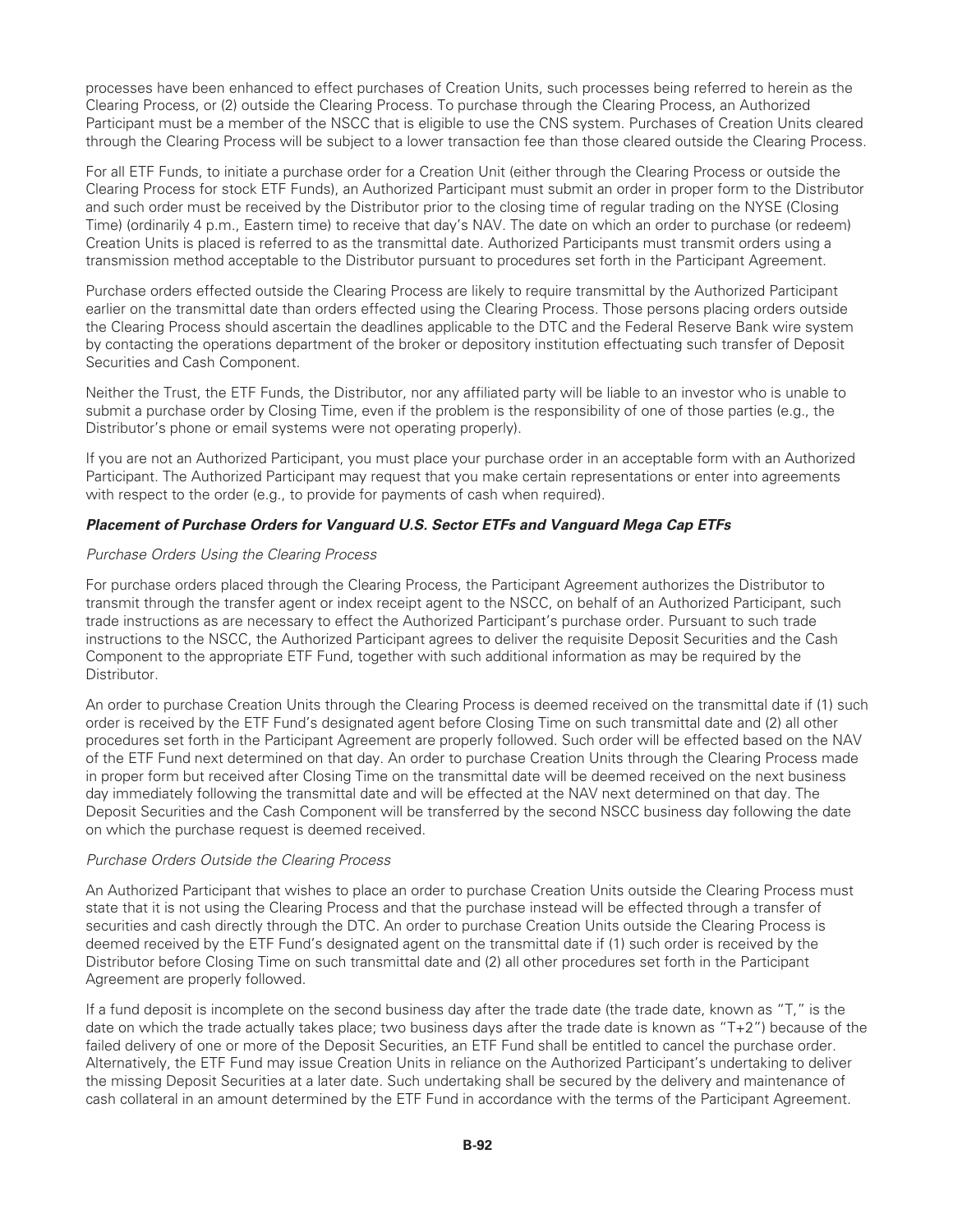processes have been enhanced to effect purchases of Creation Units, such processes being referred to herein as the Clearing Process, or (2) outside the Clearing Process. To purchase through the Clearing Process, an Authorized Participant must be a member of the NSCC that is eligible to use the CNS system. Purchases of Creation Units cleared through the Clearing Process will be subject to a lower transaction fee than those cleared outside the Clearing Process.

For all ETF Funds, to initiate a purchase order for a Creation Unit (either through the Clearing Process or outside the Clearing Process for stock ETF Funds), an Authorized Participant must submit an order in proper form to the Distributor and such order must be received by the Distributor prior to the closing time of regular trading on the NYSE (Closing Time) (ordinarily 4 p.m., Eastern time) to receive that day's NAV. The date on which an order to purchase (or redeem) Creation Units is placed is referred to as the transmittal date. Authorized Participants must transmit orders using a transmission method acceptable to the Distributor pursuant to procedures set forth in the Participant Agreement.

Purchase orders effected outside the Clearing Process are likely to require transmittal by the Authorized Participant earlier on the transmittal date than orders effected using the Clearing Process. Those persons placing orders outside the Clearing Process should ascertain the deadlines applicable to the DTC and the Federal Reserve Bank wire system by contacting the operations department of the broker or depository institution effectuating such transfer of Deposit Securities and Cash Component.

Neither the Trust, the ETF Funds, the Distributor, nor any affiliated party will be liable to an investor who is unable to submit a purchase order by Closing Time, even if the problem is the responsibility of one of those parties (e.g., the Distributor's phone or email systems were not operating properly).

If you are not an Authorized Participant, you must place your purchase order in an acceptable form with an Authorized Participant. The Authorized Participant may request that you make certain representations or enter into agreements with respect to the order (e.g., to provide for payments of cash when required).

***Placement of Purchase Orders for Vanguard U.S. Sector ETFs and Vanguard Mega Cap ETFs***

*Purchase Orders Using the Clearing Process*

For purchase orders placed through the Clearing Process, the Participant Agreement authorizes the Distributor to transmit through the transfer agent or index receipt agent to the NSCC, on behalf of an Authorized Participant, such trade instructions as are necessary to effect the Authorized Participant's purchase order. Pursuant to such trade instructions to the NSCC, the Authorized Participant agrees to deliver the requisite Deposit Securities and the Cash Component to the appropriate ETF Fund, together with such additional information as may be required by the Distributor.

An order to purchase Creation Units through the Clearing Process is deemed received on the transmittal date if (1) such order is received by the ETF Fund's designated agent before Closing Time on such transmittal date and (2) all other procedures set forth in the Participant Agreement are properly followed. Such order will be effected based on the NAV of the ETF Fund next determined on that day. An order to purchase Creation Units through the Clearing Process made in proper form but received after Closing Time on the transmittal date will be deemed received on the next business day immediately following the transmittal date and will be effected at the NAV next determined on that day. The Deposit Securities and the Cash Component will be transferred by the second NSCC business day following the date on which the purchase request is deemed received.

*Purchase Orders Outside the Clearing Process*

An Authorized Participant that wishes to place an order to purchase Creation Units outside the Clearing Process must state that it is not using the Clearing Process and that the purchase instead will be effected through a transfer of securities and cash directly through the DTC. An order to purchase Creation Units outside the Clearing Process is deemed received by the ETF Fund's designated agent on the transmittal date if (1) such order is received by the Distributor before Closing Time on such transmittal date and (2) all other procedures set forth in the Participant Agreement are properly followed.

If a fund deposit is incomplete on the second business day after the trade date (the trade date, known as "T," is the date on which the trade actually takes place; two business days after the trade date is known as "T+2") because of the failed delivery of one or more of the Deposit Securities, an ETF Fund shall be entitled to cancel the purchase order. Alternatively, the ETF Fund may issue Creation Units in reliance on the Authorized Participant's undertaking to deliver the missing Deposit Securities at a later date. Such undertaking shall be secured by the delivery and maintenance of cash collateral in an amount determined by the ETF Fund in accordance with the terms of the Participant Agreement.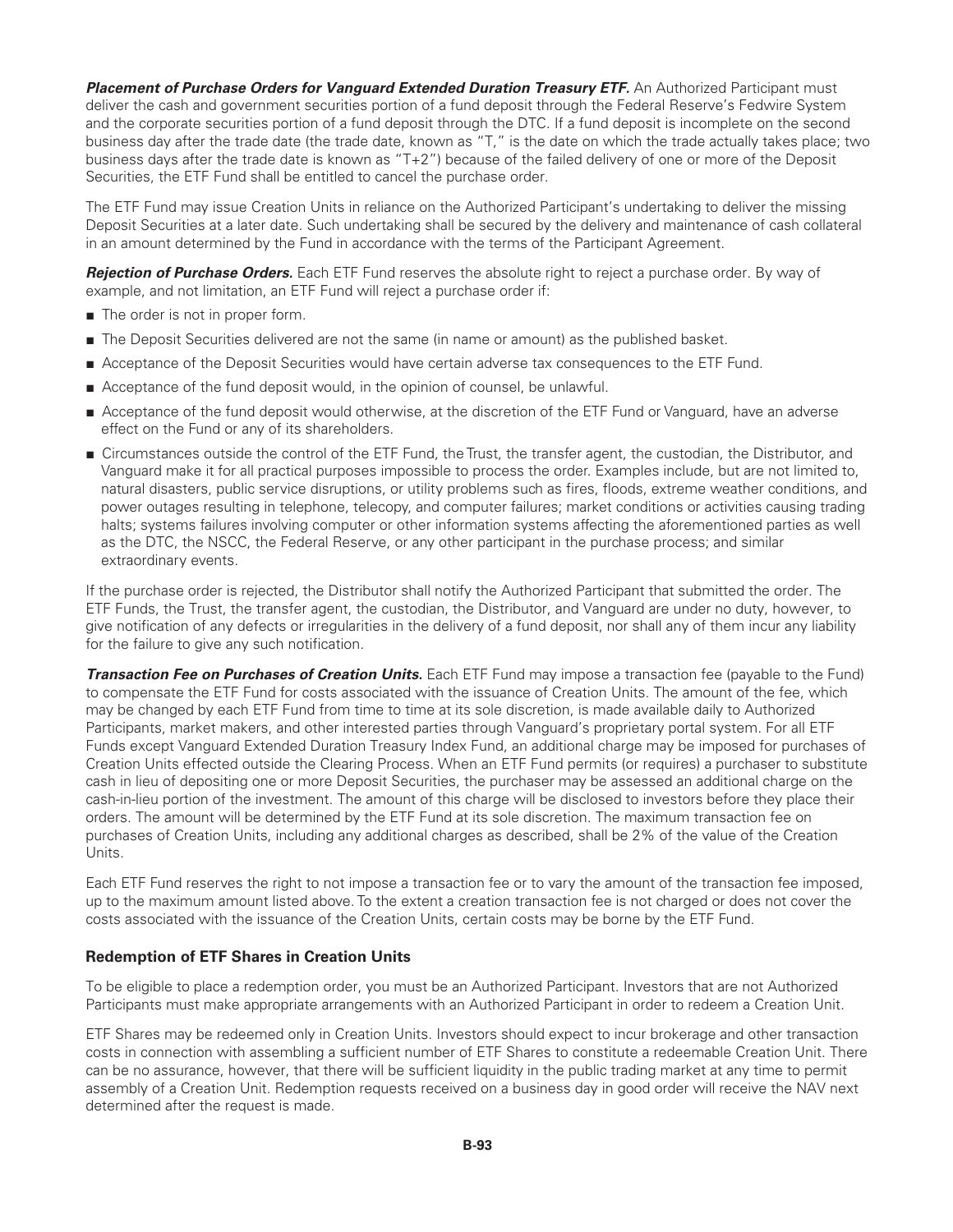***Placement of Purchase Orders for Vanguard Extended Duration Treasury ETF.*** An Authorized Participant must deliver the cash and government securities portion of a fund deposit through the Federal Reserve's Fedwire System and the corporate securities portion of a fund deposit through the DTC. If a fund deposit is incomplete on the second business day after the trade date (the trade date, known as "T," is the date on which the trade actually takes place; two business days after the trade date is known as "T+2") because of the failed delivery of one or more of the Deposit Securities, the ETF Fund shall be entitled to cancel the purchase order.

The ETF Fund may issue Creation Units in reliance on the Authorized Participant's undertaking to deliver the missing Deposit Securities at a later date. Such undertaking shall be secured by the delivery and maintenance of cash collateral in an amount determined by the Fund in accordance with the terms of the Participant Agreement.

***Rejection of Purchase Orders.*** Each ETF Fund reserves the absolute right to reject a purchase order. By way of example, and not limitation, an ETF Fund will reject a purchase order if:

- The order is not in proper form.
- The Deposit Securities delivered are not the same (in name or amount) as the published basket.
- Acceptance of the Deposit Securities would have certain adverse tax consequences to the ETF Fund.
- Acceptance of the fund deposit would, in the opinion of counsel, be unlawful.
- Acceptance of the fund deposit would otherwise, at the discretion of the ETF Fund or Vanguard, have an adverse effect on the Fund or any of its shareholders.
- Circumstances outside the control of the ETF Fund, the Trust, the transfer agent, the custodian, the Distributor, and Vanguard make it for all practical purposes impossible to process the order. Examples include, but are not limited to, natural disasters, public service disruptions, or utility problems such as fires, floods, extreme weather conditions, and power outages resulting in telephone, telecopy, and computer failures; market conditions or activities causing trading halts; systems failures involving computer or other information systems affecting the aforementioned parties as well as the DTC, the NSCC, the Federal Reserve, or any other participant in the purchase process; and similar extraordinary events.

If the purchase order is rejected, the Distributor shall notify the Authorized Participant that submitted the order. The ETF Funds, the Trust, the transfer agent, the custodian, the Distributor, and Vanguard are under no duty, however, to give notification of any defects or irregularities in the delivery of a fund deposit, nor shall any of them incur any liability for the failure to give any such notification.

***Transaction Fee on Purchases of Creation Units.*** Each ETF Fund may impose a transaction fee (payable to the Fund) to compensate the ETF Fund for costs associated with the issuance of Creation Units. The amount of the fee, which may be changed by each ETF Fund from time to time at its sole discretion, is made available daily to Authorized Participants, market makers, and other interested parties through Vanguard's proprietary portal system. For all ETF Funds except Vanguard Extended Duration Treasury Index Fund, an additional charge may be imposed for purchases of Creation Units effected outside the Clearing Process. When an ETF Fund permits (or requires) a purchaser to substitute cash in lieu of depositing one or more Deposit Securities, the purchaser may be assessed an additional charge on the cash-in-lieu portion of the investment. The amount of this charge will be disclosed to investors before they place their orders. The amount will be determined by the ETF Fund at its sole discretion. The maximum transaction fee on purchases of Creation Units, including any additional charges as described, shall be 2% of the value of the Creation Units.

Each ETF Fund reserves the right to not impose a transaction fee or to vary the amount of the transaction fee imposed, up to the maximum amount listed above. To the extent a creation transaction fee is not charged or does not cover the costs associated with the issuance of the Creation Units, certain costs may be borne by the ETF Fund.

### Redemption of ETF Shares in Creation Units

To be eligible to place a redemption order, you must be an Authorized Participant. Investors that are not Authorized Participants must make appropriate arrangements with an Authorized Participant in order to redeem a Creation Unit.

ETF Shares may be redeemed only in Creation Units. Investors should expect to incur brokerage and other transaction costs in connection with assembling a sufficient number of ETF Shares to constitute a redeemable Creation Unit. There can be no assurance, however, that there will be sufficient liquidity in the public trading market at any time to permit assembly of a Creation Unit. Redemption requests received on a business day in good order will receive the NAV next determined after the request is made.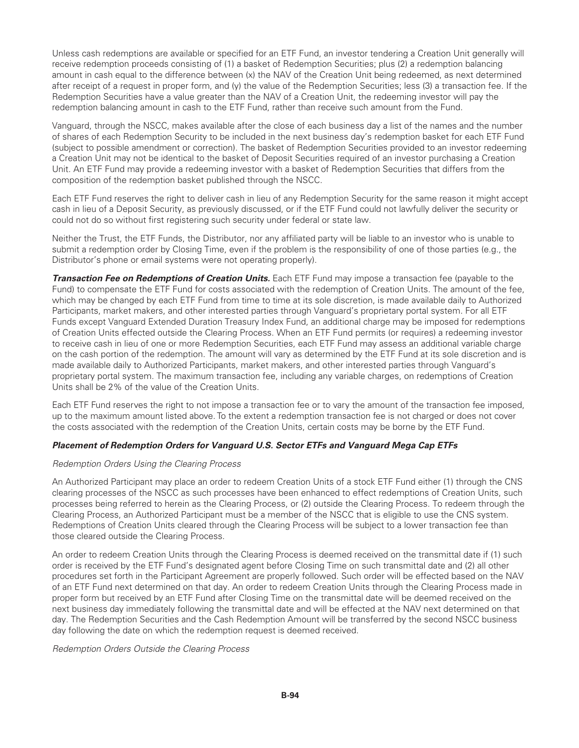Unless cash redemptions are available or specified for an ETF Fund, an investor tendering a Creation Unit generally will receive redemption proceeds consisting of (1) a basket of Redemption Securities; plus (2) a redemption balancing amount in cash equal to the difference between (x) the NAV of the Creation Unit being redeemed, as next determined after receipt of a request in proper form, and (y) the value of the Redemption Securities; less (3) a transaction fee. If the Redemption Securities have a value greater than the NAV of a Creation Unit, the redeeming investor will pay the redemption balancing amount in cash to the ETF Fund, rather than receive such amount from the Fund.

Vanguard, through the NSCC, makes available after the close of each business day a list of the names and the number of shares of each Redemption Security to be included in the next business day's redemption basket for each ETF Fund (subject to possible amendment or correction). The basket of Redemption Securities provided to an investor redeeming a Creation Unit may not be identical to the basket of Deposit Securities required of an investor purchasing a Creation Unit. An ETF Fund may provide a redeeming investor with a basket of Redemption Securities that differs from the composition of the redemption basket published through the NSCC.

Each ETF Fund reserves the right to deliver cash in lieu of any Redemption Security for the same reason it might accept cash in lieu of a Deposit Security, as previously discussed, or if the ETF Fund could not lawfully deliver the security or could not do so without first registering such security under federal or state law.

Neither the Trust, the ETF Funds, the Distributor, nor any affiliated party will be liable to an investor who is unable to submit a redemption order by Closing Time, even if the problem is the responsibility of one of those parties (e.g., the Distributor's phone or email systems were not operating properly).

***Transaction Fee on Redemptions of Creation Units.*** Each ETF Fund may impose a transaction fee (payable to the Fund) to compensate the ETF Fund for costs associated with the redemption of Creation Units. The amount of the fee, which may be changed by each ETF Fund from time to time at its sole discretion, is made available daily to Authorized Participants, market makers, and other interested parties through Vanguard's proprietary portal system. For all ETF Funds except Vanguard Extended Duration Treasury Index Fund, an additional charge may be imposed for redemptions of Creation Units effected outside the Clearing Process. When an ETF Fund permits (or requires) a redeeming investor to receive cash in lieu of one or more Redemption Securities, each ETF Fund may assess an additional variable charge on the cash portion of the redemption. The amount will vary as determined by the ETF Fund at its sole discretion and is made available daily to Authorized Participants, market makers, and other interested parties through Vanguard's proprietary portal system. The maximum transaction fee, including any variable charges, on redemptions of Creation Units shall be 2% of the value of the Creation Units.

Each ETF Fund reserves the right to not impose a transaction fee or to vary the amount of the transaction fee imposed, up to the maximum amount listed above. To the extent a redemption transaction fee is not charged or does not cover the costs associated with the redemption of the Creation Units, certain costs may be borne by the ETF Fund.

***Placement of Redemption Orders for Vanguard U.S. Sector ETFs and Vanguard Mega Cap ETFs***

*Redemption Orders Using the Clearing Process*

An Authorized Participant may place an order to redeem Creation Units of a stock ETF Fund either (1) through the CNS clearing processes of the NSCC as such processes have been enhanced to effect redemptions of Creation Units, such processes being referred to herein as the Clearing Process, or (2) outside the Clearing Process. To redeem through the Clearing Process, an Authorized Participant must be a member of the NSCC that is eligible to use the CNS system. Redemptions of Creation Units cleared through the Clearing Process will be subject to a lower transaction fee than those cleared outside the Clearing Process.

An order to redeem Creation Units through the Clearing Process is deemed received on the transmittal date if (1) such order is received by the ETF Fund's designated agent before Closing Time on such transmittal date and (2) all other procedures set forth in the Participant Agreement are properly followed. Such order will be effected based on the NAV of an ETF Fund next determined on that day. An order to redeem Creation Units through the Clearing Process made in proper form but received by an ETF Fund after Closing Time on the transmittal date will be deemed received on the next business day immediately following the transmittal date and will be effected at the NAV next determined on that day. The Redemption Securities and the Cash Redemption Amount will be transferred by the second NSCC business day following the date on which the redemption request is deemed received.

*Redemption Orders Outside the Clearing Process*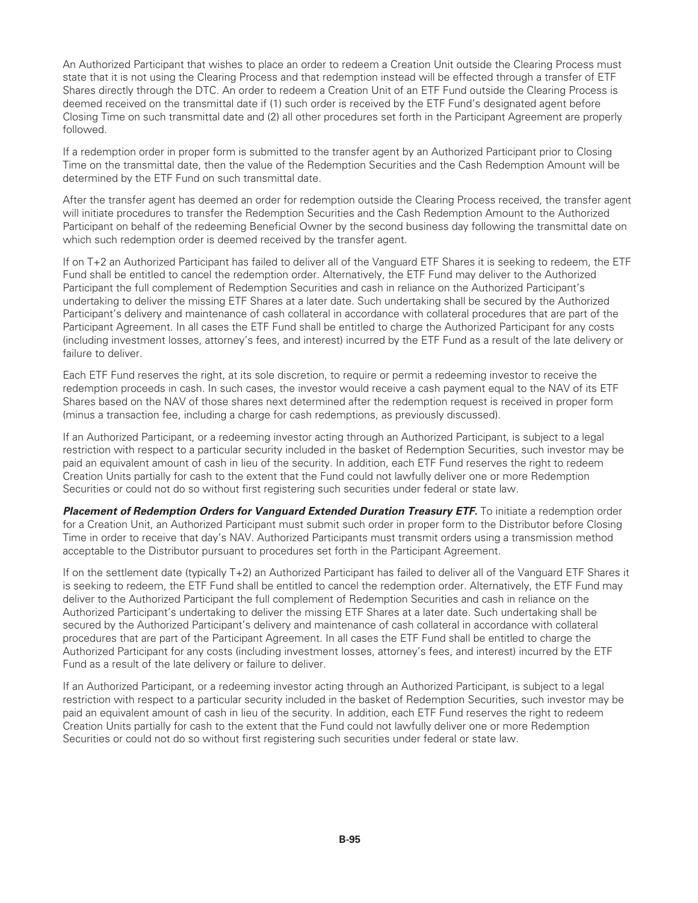An Authorized Participant that wishes to place an order to redeem a Creation Unit outside the Clearing Process must state that it is not using the Clearing Process and that redemption instead will be effected through a transfer of ETF Shares directly through the DTC. An order to redeem a Creation Unit of an ETF Fund outside the Clearing Process is deemed received on the transmittal date if (1) such order is received by the ETF Fund's designated agent before Closing Time on such transmittal date and (2) all other procedures set forth in the Participant Agreement are properly followed.

If a redemption order in proper form is submitted to the transfer agent by an Authorized Participant prior to Closing Time on the transmittal date, then the value of the Redemption Securities and the Cash Redemption Amount will be determined by the ETF Fund on such transmittal date.

After the transfer agent has deemed an order for redemption outside the Clearing Process received, the transfer agent will initiate procedures to transfer the Redemption Securities and the Cash Redemption Amount to the Authorized Participant on behalf of the redeeming Beneficial Owner by the second business day following the transmittal date on which such redemption order is deemed received by the transfer agent.

If on T+2 an Authorized Participant has failed to deliver all of the Vanguard ETF Shares it is seeking to redeem, the ETF Fund shall be entitled to cancel the redemption order. Alternatively, the ETF Fund may deliver to the Authorized Participant the full complement of Redemption Securities and cash in reliance on the Authorized Participant's undertaking to deliver the missing ETF Shares at a later date. Such undertaking shall be secured by the Authorized Participant's delivery and maintenance of cash collateral in accordance with collateral procedures that are part of the Participant Agreement. In all cases the ETF Fund shall be entitled to charge the Authorized Participant for any costs (including investment losses, attorney's fees, and interest) incurred by the ETF Fund as a result of the late delivery or failure to deliver.

Each ETF Fund reserves the right, at its sole discretion, to require or permit a redeeming investor to receive the redemption proceeds in cash. In such cases, the investor would receive a cash payment equal to the NAV of its ETF Shares based on the NAV of those shares next determined after the redemption request is received in proper form (minus a transaction fee, including a charge for cash redemptions, as previously discussed).

If an Authorized Participant, or a redeeming investor acting through an Authorized Participant, is subject to a legal restriction with respect to a particular security included in the basket of Redemption Securities, such investor may be paid an equivalent amount of cash in lieu of the security. In addition, each ETF Fund reserves the right to redeem Creation Units partially for cash to the extent that the Fund could not lawfully deliver one or more Redemption Securities or could not do so without first registering such securities under federal or state law.

***Placement of Redemption Orders for Vanguard Extended Duration Treasury ETF.*** To initiate a redemption order for a Creation Unit, an Authorized Participant must submit such order in proper form to the Distributor before Closing Time in order to receive that day's NAV. Authorized Participants must transmit orders using a transmission method acceptable to the Distributor pursuant to procedures set forth in the Participant Agreement.

If on the settlement date (typically T+2) an Authorized Participant has failed to deliver all of the Vanguard ETF Shares it is seeking to redeem, the ETF Fund shall be entitled to cancel the redemption order. Alternatively, the ETF Fund may deliver to the Authorized Participant the full complement of Redemption Securities and cash in reliance on the Authorized Participant's undertaking to deliver the missing ETF Shares at a later date. Such undertaking shall be secured by the Authorized Participant's delivery and maintenance of cash collateral in accordance with collateral procedures that are part of the Participant Agreement. In all cases the ETF Fund shall be entitled to charge the Authorized Participant for any costs (including investment losses, attorney's fees, and interest) incurred by the ETF Fund as a result of the late delivery or failure to deliver.

If an Authorized Participant, or a redeeming investor acting through an Authorized Participant, is subject to a legal restriction with respect to a particular security included in the basket of Redemption Securities, such investor may be paid an equivalent amount of cash in lieu of the security. In addition, each ETF Fund reserves the right to redeem Creation Units partially for cash to the extent that the Fund could not lawfully deliver one or more Redemption Securities or could not do so without first registering such securities under federal or state law.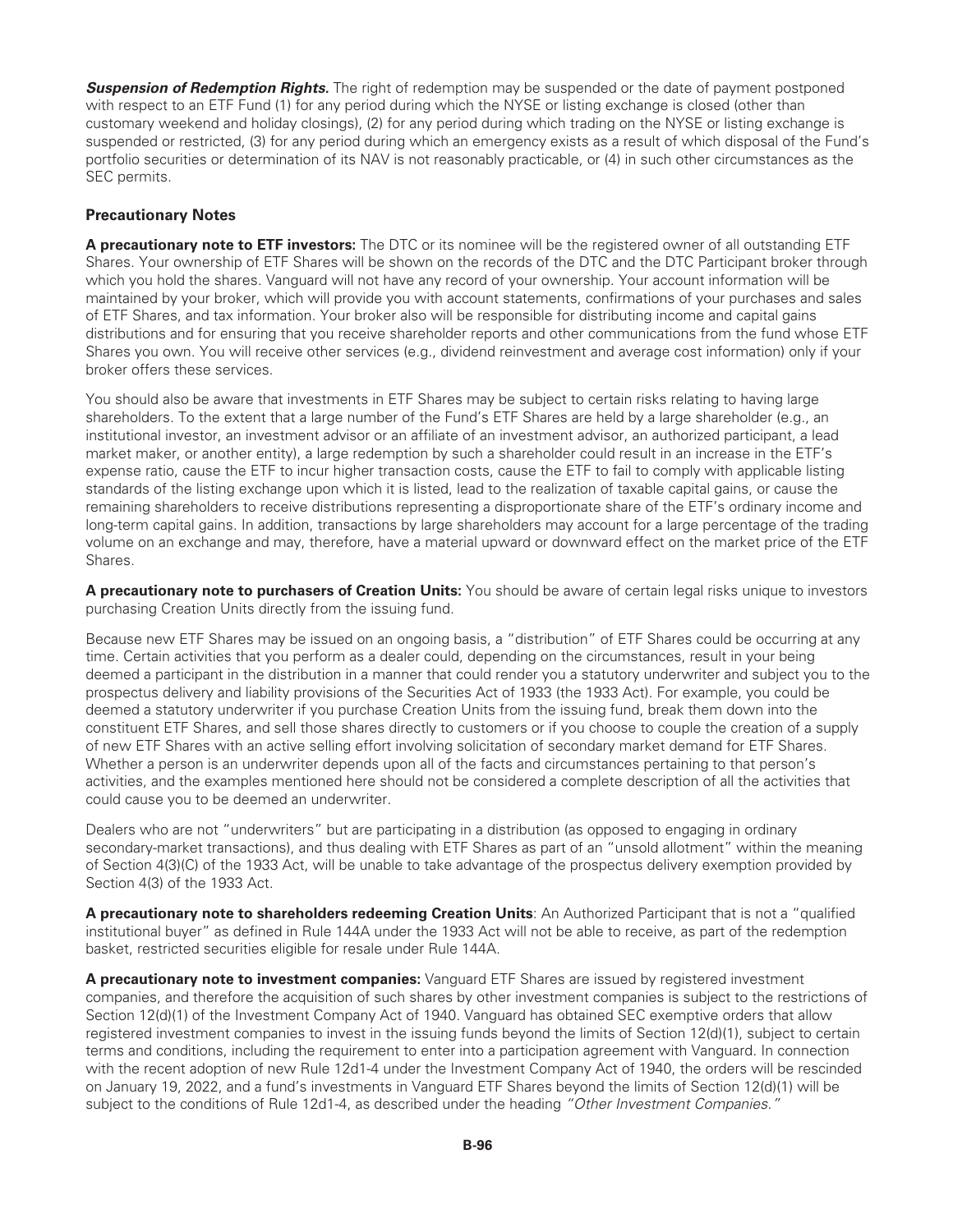***Suspension of Redemption Rights.*** The right of redemption may be suspended or the date of payment postponed with respect to an ETF Fund (1) for any period during which the NYSE or listing exchange is closed (other than customary weekend and holiday closings), (2) for any period during which trading on the NYSE or listing exchange is suspended or restricted, (3) for any period during which an emergency exists as a result of which disposal of the Fund's portfolio securities or determination of its NAV is not reasonably practicable, or (4) in such other circumstances as the SEC permits.

### Precautionary Notes

**A precautionary note to ETF investors:** The DTC or its nominee will be the registered owner of all outstanding ETF Shares. Your ownership of ETF Shares will be shown on the records of the DTC and the DTC Participant broker through which you hold the shares. Vanguard will not have any record of your ownership. Your account information will be maintained by your broker, which will provide you with account statements, confirmations of your purchases and sales of ETF Shares, and tax information. Your broker also will be responsible for distributing income and capital gains distributions and for ensuring that you receive shareholder reports and other communications from the fund whose ETF Shares you own. You will receive other services (e.g., dividend reinvestment and average cost information) only if your broker offers these services.

You should also be aware that investments in ETF Shares may be subject to certain risks relating to having large shareholders. To the extent that a large number of the Fund's ETF Shares are held by a large shareholder (e.g., an institutional investor, an investment advisor or an affiliate of an investment advisor, an authorized participant, a lead market maker, or another entity), a large redemption by such a shareholder could result in an increase in the ETF's expense ratio, cause the ETF to incur higher transaction costs, cause the ETF to fail to comply with applicable listing standards of the listing exchange upon which it is listed, lead to the realization of taxable capital gains, or cause the remaining shareholders to receive distributions representing a disproportionate share of the ETF's ordinary income and long-term capital gains. In addition, transactions by large shareholders may account for a large percentage of the trading volume on an exchange and may, therefore, have a material upward or downward effect on the market price of the ETF Shares.

**A precautionary note to purchasers of Creation Units:** You should be aware of certain legal risks unique to investors purchasing Creation Units directly from the issuing fund.

Because new ETF Shares may be issued on an ongoing basis, a "distribution" of ETF Shares could be occurring at any time. Certain activities that you perform as a dealer could, depending on the circumstances, result in your being deemed a participant in the distribution in a manner that could render you a statutory underwriter and subject you to the prospectus delivery and liability provisions of the Securities Act of 1933 (the 1933 Act). For example, you could be deemed a statutory underwriter if you purchase Creation Units from the issuing fund, break them down into the constituent ETF Shares, and sell those shares directly to customers or if you choose to couple the creation of a supply of new ETF Shares with an active selling effort involving solicitation of secondary market demand for ETF Shares. Whether a person is an underwriter depends upon all of the facts and circumstances pertaining to that person's activities, and the examples mentioned here should not be considered a complete description of all the activities that could cause you to be deemed an underwriter.

Dealers who are not "underwriters" but are participating in a distribution (as opposed to engaging in ordinary secondary-market transactions), and thus dealing with ETF Shares as part of an "unsold allotment" within the meaning of Section 4(3)(C) of the 1933 Act, will be unable to take advantage of the prospectus delivery exemption provided by Section 4(3) of the 1933 Act.

**A precautionary note to shareholders redeeming Creation Units**: An Authorized Participant that is not a "qualified institutional buyer" as defined in Rule 144A under the 1933 Act will not be able to receive, as part of the redemption basket, restricted securities eligible for resale under Rule 144A.

**A precautionary note to investment companies:** Vanguard ETF Shares are issued by registered investment companies, and therefore the acquisition of such shares by other investment companies is subject to the restrictions of Section 12(d)(1) of the Investment Company Act of 1940. Vanguard has obtained SEC exemptive orders that allow registered investment companies to invest in the issuing funds beyond the limits of Section 12(d)(1), subject to certain terms and conditions, including the requirement to enter into a participation agreement with Vanguard. In connection with the recent adoption of new Rule 12d1-4 under the Investment Company Act of 1940, the orders will be rescinded on January 19, 2022, and a fund's investments in Vanguard ETF Shares beyond the limits of Section 12(d)(1) will be subject to the conditions of Rule 12d1-4, as described under the heading *"Other Investment Companies."*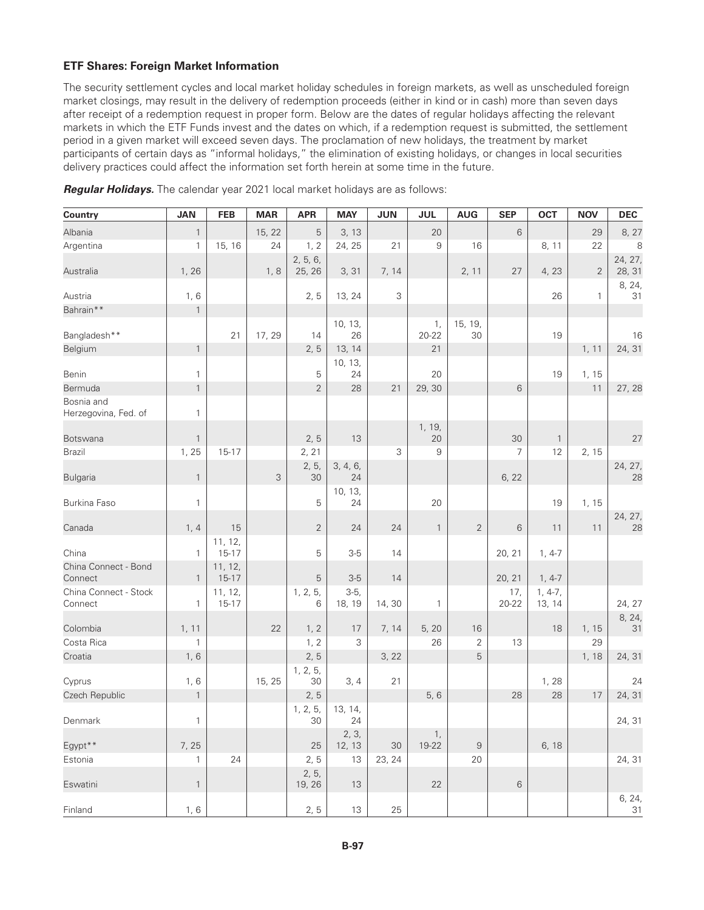### ETF Shares: Foreign Market Information

The security settlement cycles and local market holiday schedules in foreign markets, as well as unscheduled foreign market closings, may result in the delivery of redemption proceeds (either in kind or in cash) more than seven days after receipt of a redemption request in proper form. Below are the dates of regular holidays affecting the relevant markets in which the ETF Funds invest and the dates on which, if a redemption request is submitted, the settlement period in a given market will exceed seven days. The proclamation of new holidays, the treatment by market participants of certain days as "informal holidays," the elimination of existing holidays, or changes in local securities delivery practices could affect the information set forth herein at some time in the future.

***Regular Holidays.*** The calendar year 2021 local market holidays are as follows:

| Country | JAN | FEB | MAR | APR | MAY | JUN | JUL | AUG | SEP | OCT | NOV | DEC |
|---|---|---|---|---|---|---|---|---|---|---|---|---|
| Albania | 1 | | 15, 22 | 5 | 3, 13 | | 20 | | 6 | | 29 | 8, 27 |
| Argentina | 1 | 15, 16 | 24 | 1, 2 | 24, 25 | 21 | 9 | 16 | | 8, 11 | 22 | 8 |
| Australia | 1, 26 | | 1, 8 | 2, 5, 6, 25, 26 | 3, 31 | 7, 14 | | 2, 11 | 27 | 4, 23 | 2 | 24, 27, 28, 31 |
| Austria | 1, 6 | | | 2, 5 | 13, 24 | 3 | | | | 26 | 1 | 8, 24, 31 |
| Bahrain** | 1 | | | | | | | | | | | |
| Bangladesh** | | 21 | 17, 29 | 14 | 10, 13, 26 | | 1, 20-22 | 15, 19, 30 | | 19 | | 16 |
| Belgium | 1 | | | 2, 5 | 13, 14 | | 21 | | | | 1, 11 | 24, 31 |
| Benin | 1 | | | 5 | 10, 13, 24 | | 20 | | | 19 | 1, 15 | |
| Bermuda | 1 | | | 2 | 28 | 21 | 29, 30 | | 6 | | 11 | 27, 28 |
| Bosnia and Herzegovina, Fed. of | 1 | | | | | | | | | | | |
| Botswana | 1 | | | 2, 5 | 13 | | 1, 19, 20 | | 30 | 1 | | 27 |
| Brazil | 1, 25 | 15-17 | | 2, 21 | | 3 | 9 | | 7 | 12 | 2, 15 | |
| Bulgaria | 1 | | 3 | 2, 5, 30 | 3, 4, 6, 24 | | | | 6, 22 | | | 24, 27, 28 |
| Burkina Faso | 1 | | | 5 | 10, 13, 24 | | 20 | | | 19 | 1, 15 | |
| Canada | 1, 4 | 15 | | 2 | 24 | 24 | 1 | 2 | 6 | 11 | 11 | 24, 27, 28 |
| China | 1 | 11, 12, 15-17 | | 5 | 3-5 | 14 | | | 20, 21 | 1, 4-7 | | |
| China Connect - Bond Connect | 1 | 11, 12, 15-17 | | 5 | 3-5 | 14 | | | 20, 21 | 1, 4-7 | | |
| China Connect - Stock Connect | 1 | 11, 12, 15-17 | | 1, 2, 5, 6 | 3-5, 18, 19 | 14, 30 | 1 | | 17, 20-22 | 1, 4-7, 13, 14 | | 24, 27 |
| Colombia | 1, 11 | | 22 | 1, 2 | 17 | 7, 14 | 5, 20 | 16 | | 18 | 1, 15 | 8, 24, 31 |
| Costa Rica | 1 | | | 1, 2 | 3 | | 26 | 2 | 13 | | 29 | |
| Croatia | 1, 6 | | | 2, 5 | | 3, 22 | | 5 | | | 1, 18 | 24, 31 |
| Cyprus | 1, 6 | | 15, 25 | 1, 2, 5, 30 | 3, 4 | 21 | | | | 1, 28 | | 24 |
| Czech Republic | 1 | | | 2, 5 | | | 5, 6 | | 28 | 28 | 17 | 24, 31 |
| Denmark | 1 | | | 1, 2, 5, 30 | 13, 14, 24 | | | | | | | 24, 31 |
| Egypt** | 7, 25 | | | 25 | 2, 3, 12, 13 | 30 | 1, 19-22 | 9 | | 6, 18 | | |
| Estonia | 1 | 24 | | 2, 5 | 13 | 23, 24 | | 20 | | | | 24, 31 |
| Eswatini | 1 | | | 2, 5, 19, 26 | 13 | | 22 | | 6 | | | |
| Finland | 1, 6 | | | 2, 5 | 13 | 25 | | | | | | 6, 24, 31 |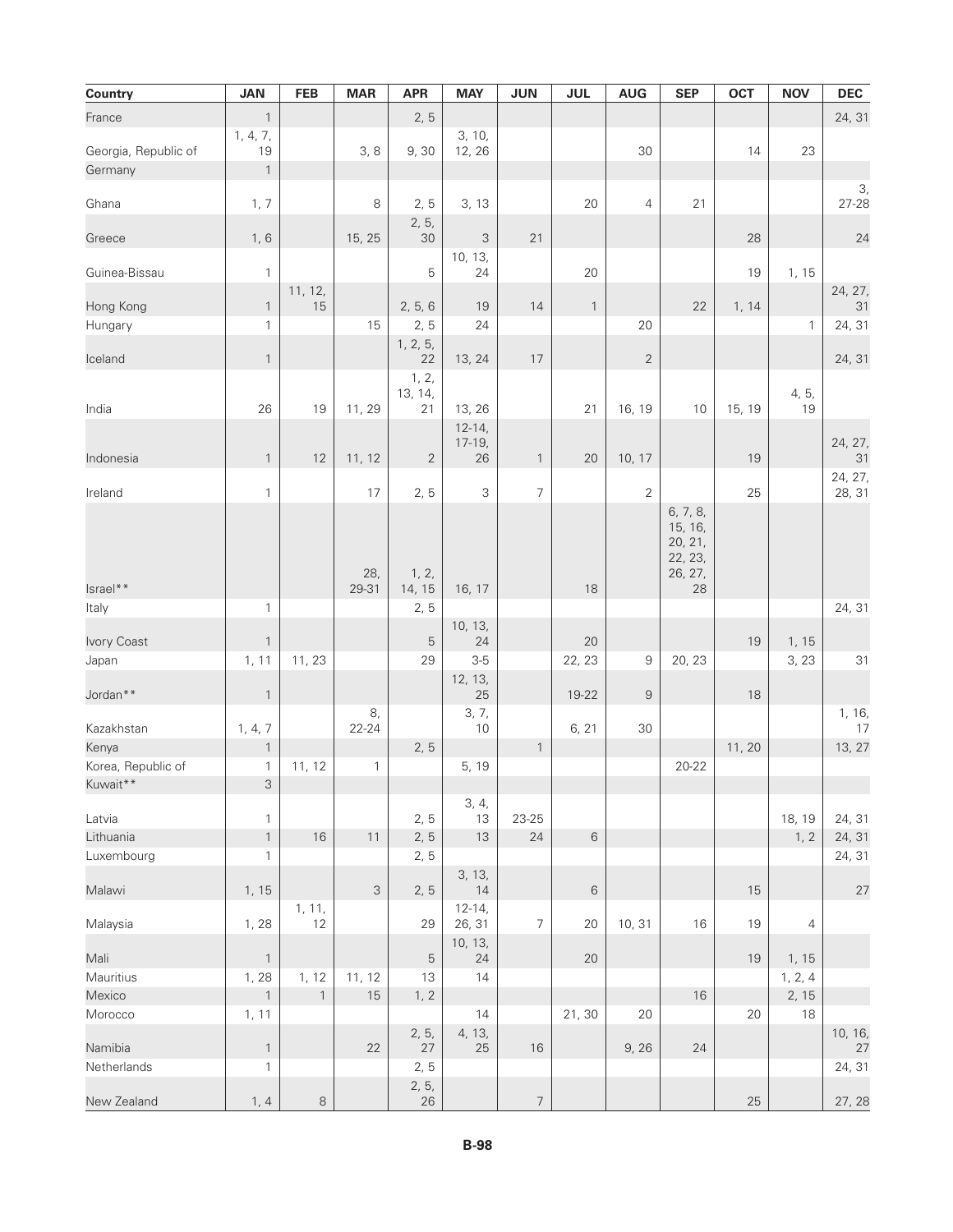| Country | JAN | FEB | MAR | APR | MAY | JUN | JUL | AUG | SEP | OCT | NOV | DEC |
|---|---|---|---|---|---|---|---|---|---|---|---|---|
| France | 1 | | | 2, 5 | | | | | | | | 24, 31 |
| Georgia, Republic of | 1, 4, 7, 19 | | 3, 8 | 9, 30 | 3, 10, 12, 26 | | | 30 | | 14 | 23 | |
| Germany | 1 | | | | | | | | | | | |
| Ghana | 1, 7 | | 8 | 2, 5 | 3, 13 | | 20 | 4 | 21 | | | 3, 27-28 |
| Greece | 1, 6 | | 15, 25 | 2, 5, 30 | 3 | 21 | | | | 28 | | 24 |
| Guinea-Bissau | 1 | | | 5 | 10, 13, 24 | | 20 | | | 19 | 1, 15 | |
| Hong Kong | 1 | 11, 12, 15 | | 2, 5, 6 | 19 | 14 | 1 | | 22 | 1, 14 | | 24, 27, 31 |
| Hungary | 1 | | 15 | 2, 5 | 24 | | | 20 | | | 1 | 24, 31 |
| Iceland | 1 | | | 1, 2, 5, 22 | 13, 24 | 17 | | 2 | | | | 24, 31 |
| India | 26 | 19 | 11, 29 | 1, 2, 13, 14, 21 | 13, 26 | | 21 | 16, 19 | 10 | 15, 19 | 4, 5, 19 | |
| Indonesia | 1 | 12 | 11, 12 | 2 | 12-14, 17-19, 26 | 1 | 20 | 10, 17 | | 19 | | 24, 27, 31 |
| Ireland | 1 | | 17 | 2, 5 | 3 | 7 | | 2 | | 25 | | 24, 27, 28, 31 |
| Israel** | | | 28, 29-31 | 1, 2, 14, 15 | 16, 17 | | 18 | | 6, 7, 8, 15, 16, 20, 21, 22, 23, 26, 27, 28 | | | |
| Italy | 1 | | | 2, 5 | | | | | | | | 24, 31 |
| Ivory Coast | 1 | | | 5 | 10, 13, 24 | | 20 | | | 19 | 1, 15 | |
| Japan | 1, 11 | 11, 23 | | 29 | 3-5 | | 22, 23 | 9 | 20, 23 | | 3, 23 | 31 |
| Jordan** | 1 | | | | 12, 13, 25 | | 19-22 | 9 | | 18 | | |
| Kazakhstan | 1, 4, 7 | | 8, 22-24 | | 3, 7, 10 | | 6, 21 | 30 | | | | 1, 16, 17 |
| Kenya | 1 | | | 2, 5 | | 1 | | | | 11, 20 | | 13, 27 |
| Korea, Republic of | 1 | 11, 12 | 1 | | 5, 19 | | | | 20-22 | | | |
| Kuwait** | 3 | | | | | | | | | | | |
| Latvia | 1 | | | 2, 5 | 3, 4, 13 | 23-25 | | | | | 18, 19 | 24, 31 |
| Lithuania | 1 | 16 | 11 | 2, 5 | 13 | 24 | 6 | | | | 1, 2 | 24, 31 |
| Luxembourg | 1 | | | 2, 5 | | | | | | | | 24, 31 |
| Malawi | 1, 15 | | 3 | 2, 5 | 3, 13, 14 | | 6 | | | 15 | | 27 |
| Malaysia | 1, 28 | 1, 11, 12 | | 29 | 12-14, 26, 31 | 7 | 20 | 10, 31 | 16 | 19 | 4 | |
| Mali | 1 | | | 5 | 10, 13, 24 | | 20 | | | 19 | 1, 15 | |
| Mauritius | 1, 28 | 1, 12 | 11, 12 | 13 | 14 | | | | | | 1, 2, 4 | |
| Mexico | 1 | 1 | 15 | 1, 2 | | | | | 16 | | 2, 15 | |
| Morocco | 1, 11 | | | | 14 | | 21, 30 | 20 | | 20 | 18 | |
| Namibia | 1 | | 22 | 2, 5, 27 | 4, 13, 25 | 16 | | 9, 26 | 24 | | | 10, 16, 27 |
| Netherlands | 1 | | | 2, 5 | | | | | | | | 24, 31 |
| New Zealand | 1, 4 | 8 | | 2, 5, 26 | | 7 | | | | 25 | | 27, 28 |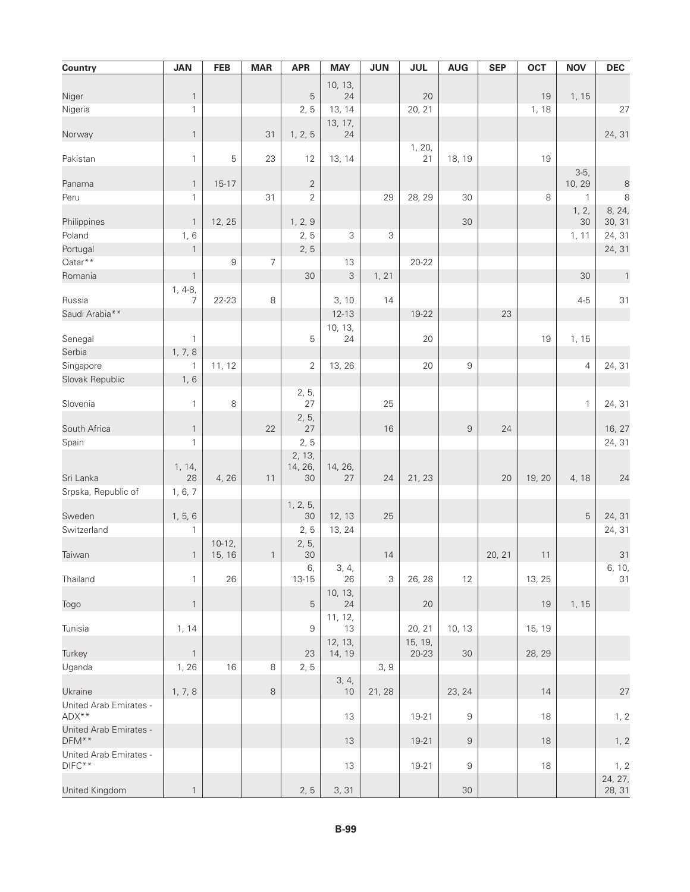| Country | JAN | FEB | MAR | APR | MAY | JUN | JUL | AUG | SEP | OCT | NOV | DEC |
|---|---|---|---|---|---|---|---|---|---|---|---|---|
| Niger | 1 | | | 5 | 10, 13, 24 | | 20 | | | 19 | 1, 15 | |
| Nigeria | 1 | | | 2, 5 | 13, 14 | | 20, 21 | | | 1, 18 | | 27 |
| Norway | 1 | | 31 | 1, 2, 5 | 13, 17, 24 | | | | | | | 24, 31 |
| Pakistan | 1 | 5 | 23 | 12 | 13, 14 | | 1, 20, 21 | 18, 19 | | 19 | | |
| Panama | 1 | 15-17 | | 2 | | | | | | | 3-5, 10, 29 | 8 |
| Peru | 1 | | 31 | 2 | | 29 | 28, 29 | 30 | | 8 | 1 | 8 |
| Philippines | 1 | 12, 25 | | 1, 2, 9 | | | | 30 | | | 1, 2, 30 | 8, 24, 30, 31 |
| Poland | 1, 6 | | | 2, 5 | 3 | 3 | | | | | 1, 11 | 24, 31 |
| Portugal | 1 | | | 2, 5 | | | | | | | | 24, 31 |
| Qatar** | | 9 | 7 | | 13 | | 20-22 | | | | | |
| Romania | 1 | | | 30 | 3 | 1, 21 | | | | | 30 | 1 |
| Russia | 1, 4-8, 7 | 22-23 | 8 | | 3, 10 | 14 | | | | | 4-5 | 31 |
| Saudi Arabia** | | | | | 12-13 | | 19-22 | | 23 | | | |
| Senegal | 1 | | | 5 | 10, 13, 24 | | 20 | | | 19 | 1, 15 | |
| Serbia | 1, 7, 8 | | | | | | | | | | | |
| Singapore | 1 | 11, 12 | | 2 | 13, 26 | | 20 | 9 | | | 4 | 24, 31 |
| Slovak Republic | 1, 6 | | | | | | | | | | | |
| Slovenia | 1 | 8 | | 2, 5, 27 | | 25 | | | | | 1 | 24, 31 |
| South Africa | 1 | | 22 | 2, 5, 27 | | 16 | | 9 | 24 | | | 16, 27 |
| Spain | 1 | | | 2, 5 | | | | | | | | 24, 31 |
| Sri Lanka | 1, 14, 28 | 4, 26 | 11 | 2, 13, 14, 26, 30 | 14, 26, 27 | 24 | 21, 23 | | 20 | 19, 20 | 4, 18 | 24 |
| Srpska, Republic of | 1, 6, 7 | | | | | | | | | | | |
| Sweden | 1, 5, 6 | | | 1, 2, 5, 30 | 12, 13 | 25 | | | | | 5 | 24, 31 |
| Switzerland | 1 | | | 2, 5 | 13, 24 | | | | | | | 24, 31 |
| Taiwan | 1 | 10-12, 15, 16 | 1 | 2, 5, 30 | | 14 | | | 20, 21 | 11 | | 31 |
| Thailand | 1 | 26 | | 6, 13-15 | 3, 4, 26 | 3 | 26, 28 | 12 | | 13, 25 | | 6, 10, 31 |
| Togo | 1 | | | 5 | 10, 13, 24 | | 20 | | | 19 | 1, 15 | |
| Tunisia | 1, 14 | | | 9 | 11, 12, 13 | | 20, 21 | 10, 13 | | 15, 19 | | |
| Turkey | 1 | | | 23 | 12, 13, 14, 19 | | 15, 19, 20-23 | 30 | | 28, 29 | | |
| Uganda | 1, 26 | 16 | 8 | 2, 5 | | 3, 9 | | | | | | |
| Ukraine | 1, 7, 8 | | 8 | | 3, 4, 10 | 21, 28 | | 23, 24 | | 14 | | 27 |
| United Arab Emirates - ADX** | | | | | 13 | | 19-21 | 9 | | 18 | | 1, 2 |
| United Arab Emirates - DFM** | | | | | 13 | | 19-21 | 9 | | 18 | | 1, 2 |
| United Arab Emirates - DIFC** | | | | | 13 | | 19-21 | 9 | | 18 | | 1, 2 |
| United Kingdom | 1 | | | 2, 5 | 3, 31 | | | 30 | | | | 24, 27, 28, 31 |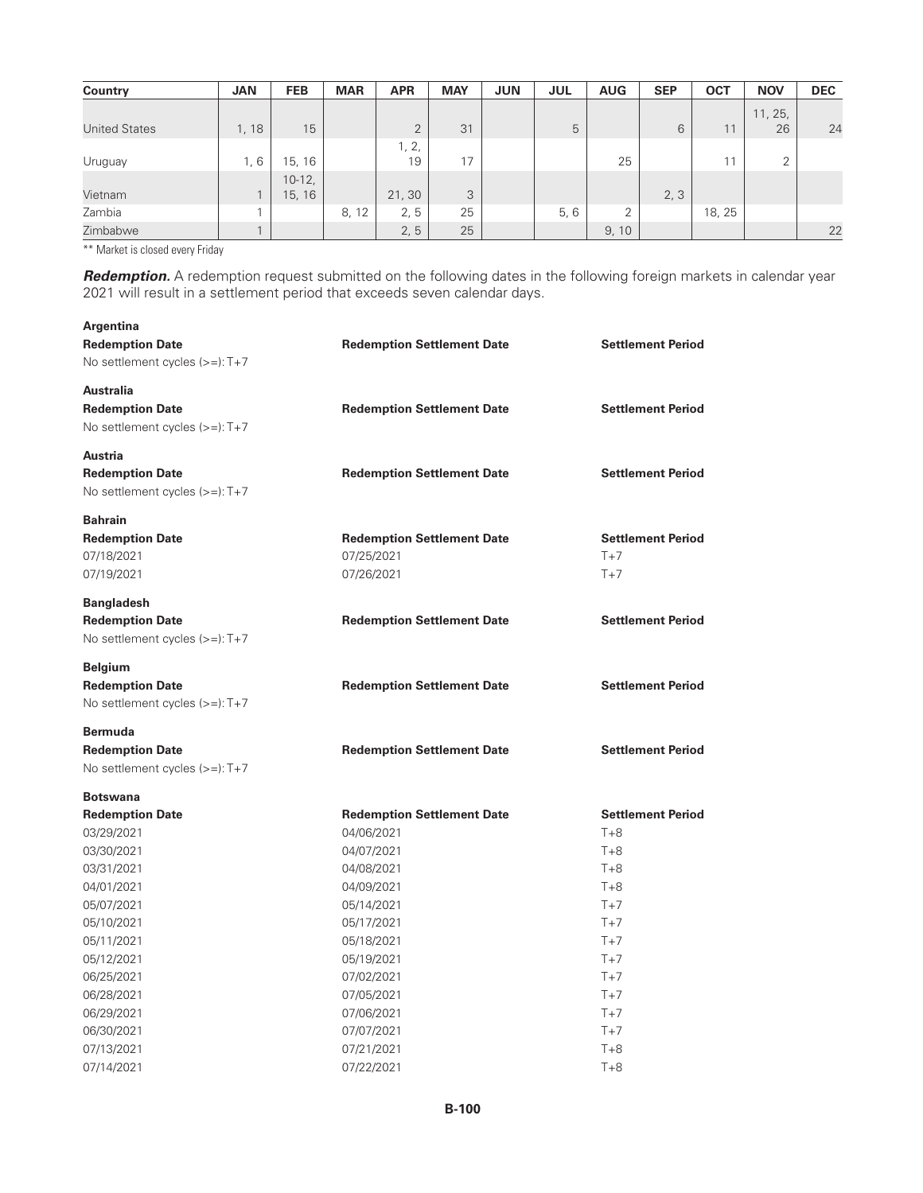| Country | JAN | FEB | MAR | APR | MAY | JUN | JUL | AUG | SEP | OCT | NOV | DEC |
|---|---|---|---|---|---|---|---|---|---|---|---|---|
| United States | 1, 18 | 15 | | 2 | 31 | | 5 | | 6 | 11 | 11, 25, 26 | 24 |
| Uruguay | 1, 6 | 15, 16 | | 1, 2, 19 | 17 | | | 25 | | 11 | 2 | |
| Vietnam | 1 | 10-12, 15, 16 | | 21, 30 | 3 | | | | 2, 3 | | | |
| Zambia | 1 | | 8, 12 | 2, 5 | 25 | | 5, 6 | 2 | | 18, 25 | | |
| Zimbabwe | 1 | | | 2, 5 | 25 | | | 9, 10 | | | | 22 |

** Market is closed every Friday

***Redemption.*** A redemption request submitted on the following dates in the following foreign markets in calendar year 2021 will result in a settlement period that exceeds seven calendar days.

**Argentina**

| **Redemption Date** | **Redemption Settlement Date** | **Settlement Period** |
|---|---|---|
| No settlement cycles (>=): T+7 | | |

**Australia**

| **Redemption Date** | **Redemption Settlement Date** | **Settlement Period** |
|---|---|---|
| No settlement cycles (>=): T+7 | | |

**Austria**

| **Redemption Date** | **Redemption Settlement Date** | **Settlement Period** |
|---|---|---|
| No settlement cycles (>=): T+7 | | |

**Bahrain**

| **Redemption Date** | **Redemption Settlement Date** | **Settlement Period** |
|---|---|---|
| 07/18/2021 | 07/25/2021 | T+7 |
| 07/19/2021 | 07/26/2021 | T+7 |

**Bangladesh**

| **Redemption Date** | **Redemption Settlement Date** | **Settlement Period** |
|---|---|---|
| No settlement cycles (>=): T+7 | | |

**Belgium**

| **Redemption Date** | **Redemption Settlement Date** | **Settlement Period** |
|---|---|---|
| No settlement cycles (>=): T+7 | | |

**Bermuda**

| **Redemption Date** | **Redemption Settlement Date** | **Settlement Period** |
|---|---|---|
| No settlement cycles (>=): T+7 | | |

**Botswana**

| **Redemption Date** | **Redemption Settlement Date** | **Settlement Period** |
|---|---|---|
| 03/29/2021 | 04/06/2021 | T+8 |
| 03/30/2021 | 04/07/2021 | T+8 |
| 03/31/2021 | 04/08/2021 | T+8 |
| 04/01/2021 | 04/09/2021 | T+8 |
| 05/07/2021 | 05/14/2021 | T+7 |
| 05/10/2021 | 05/17/2021 | T+7 |
| 05/11/2021 | 05/18/2021 | T+7 |
| 05/12/2021 | 05/19/2021 | T+7 |
| 06/25/2021 | 07/02/2021 | T+7 |
| 06/28/2021 | 07/05/2021 | T+7 |
| 06/29/2021 | 07/06/2021 | T+7 |
| 06/30/2021 | 07/07/2021 | T+7 |
| 07/13/2021 | 07/21/2021 | T+8 |
| 07/14/2021 | 07/22/2021 | T+8 |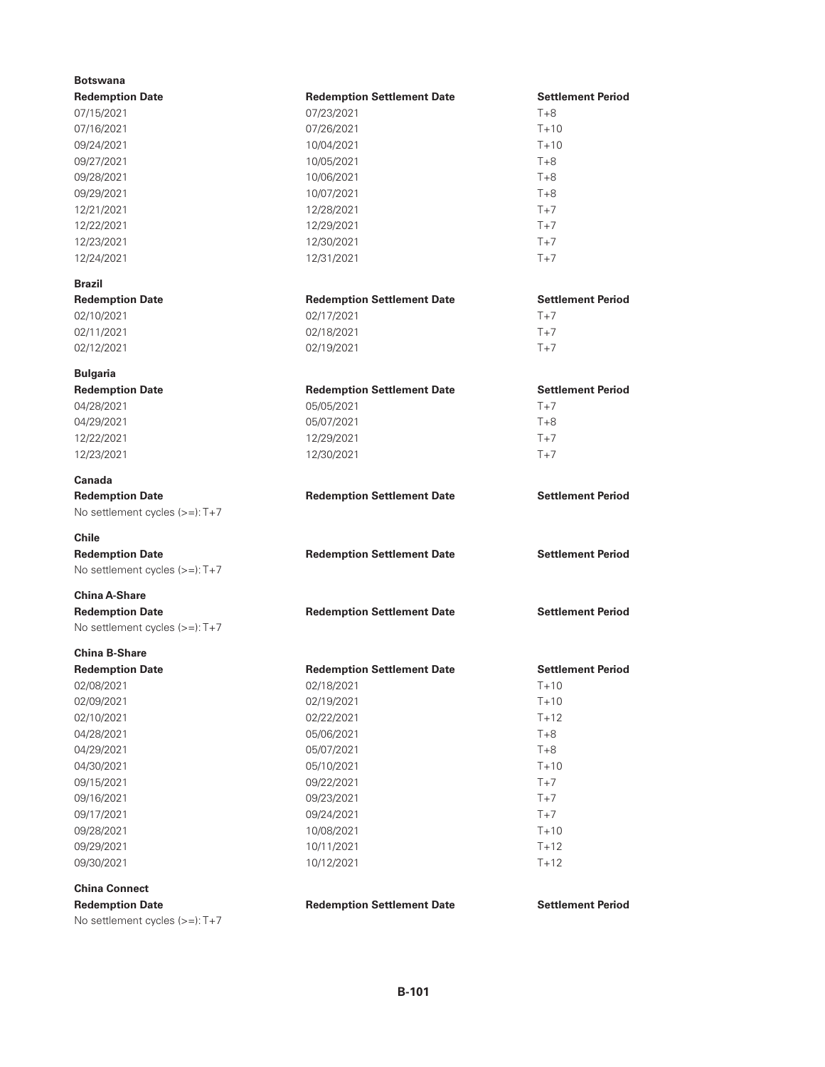**Botswana**

| Redemption Date | Redemption Settlement Date | Settlement Period |
|---|---|---|
| 07/15/2021 | 07/23/2021 | T+8 |
| 07/16/2021 | 07/26/2021 | T+10 |
| 09/24/2021 | 10/04/2021 | T+10 |
| 09/27/2021 | 10/05/2021 | T+8 |
| 09/28/2021 | 10/06/2021 | T+8 |
| 09/29/2021 | 10/07/2021 | T+8 |
| 12/21/2021 | 12/28/2021 | T+7 |
| 12/22/2021 | 12/29/2021 | T+7 |
| 12/23/2021 | 12/30/2021 | T+7 |
| 12/24/2021 | 12/31/2021 | T+7 |

**Brazil**

| Redemption Date | Redemption Settlement Date | Settlement Period |
|---|---|---|
| 02/10/2021 | 02/17/2021 | T+7 |
| 02/11/2021 | 02/18/2021 | T+7 |
| 02/12/2021 | 02/19/2021 | T+7 |

**Bulgaria**

| Redemption Date | Redemption Settlement Date | Settlement Period |
|---|---|---|
| 04/28/2021 | 05/05/2021 | T+7 |
| 04/29/2021 | 05/07/2021 | T+8 |
| 12/22/2021 | 12/29/2021 | T+7 |
| 12/23/2021 | 12/30/2021 | T+7 |

**Canada**

| Redemption Date | Redemption Settlement Date | Settlement Period |
|---|---|---|
| No settlement cycles (>=): T+7 | | |

**Chile**

| Redemption Date | Redemption Settlement Date | Settlement Period |
|---|---|---|
| No settlement cycles (>=): T+7 | | |

**China A-Share**

| Redemption Date | Redemption Settlement Date | Settlement Period |
|---|---|---|
| No settlement cycles (>=): T+7 | | |

**China B-Share**

| Redemption Date | Redemption Settlement Date | Settlement Period |
|---|---|---|
| 02/08/2021 | 02/18/2021 | T+10 |
| 02/09/2021 | 02/19/2021 | T+10 |
| 02/10/2021 | 02/22/2021 | T+12 |
| 04/28/2021 | 05/06/2021 | T+8 |
| 04/29/2021 | 05/07/2021 | T+8 |
| 04/30/2021 | 05/10/2021 | T+10 |
| 09/15/2021 | 09/22/2021 | T+7 |
| 09/16/2021 | 09/23/2021 | T+7 |
| 09/17/2021 | 09/24/2021 | T+7 |
| 09/28/2021 | 10/08/2021 | T+10 |
| 09/29/2021 | 10/11/2021 | T+12 |
| 09/30/2021 | 10/12/2021 | T+12 |

**China Connect**

| Redemption Date | Redemption Settlement Date | Settlement Period |
|---|---|---|
| No settlement cycles (>=): T+7 | | |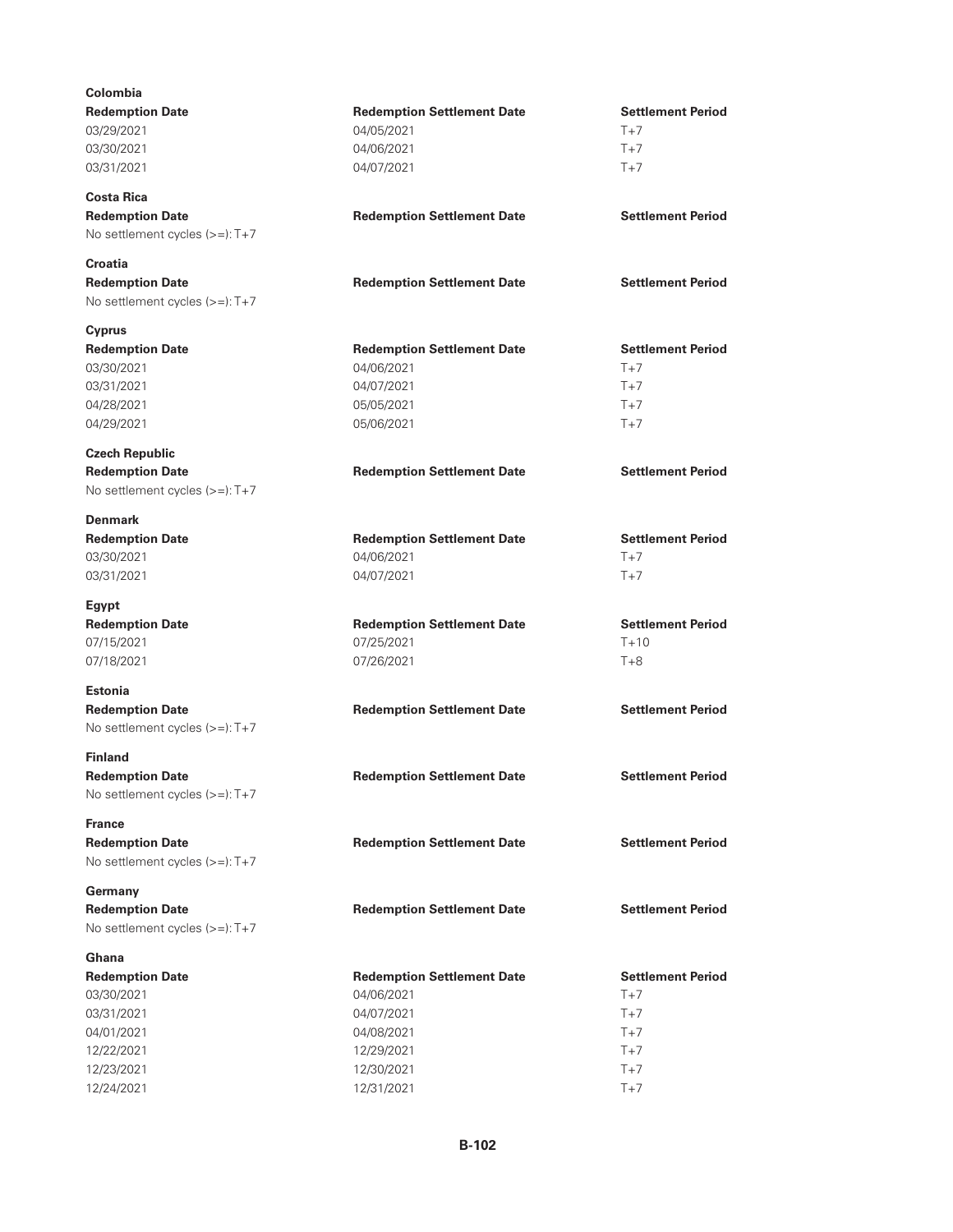**Colombia**

| Redemption Date | Redemption Settlement Date | Settlement Period |
|---|---|---|
| 03/29/2021 | 04/05/2021 | T+7 |
| 03/30/2021 | 04/06/2021 | T+7 |
| 03/31/2021 | 04/07/2021 | T+7 |

**Costa Rica**

| Redemption Date | Redemption Settlement Date | Settlement Period |
|---|---|---|
| No settlement cycles (>=): T+7 | | |

**Croatia**

| Redemption Date | Redemption Settlement Date | Settlement Period |
|---|---|---|
| No settlement cycles (>=): T+7 | | |

**Cyprus**

| Redemption Date | Redemption Settlement Date | Settlement Period |
|---|---|---|
| 03/30/2021 | 04/06/2021 | T+7 |
| 03/31/2021 | 04/07/2021 | T+7 |
| 04/28/2021 | 05/05/2021 | T+7 |
| 04/29/2021 | 05/06/2021 | T+7 |

**Czech Republic**

| Redemption Date | Redemption Settlement Date | Settlement Period |
|---|---|---|
| No settlement cycles (>=): T+7 | | |

**Denmark**

| Redemption Date | Redemption Settlement Date | Settlement Period |
|---|---|---|
| 03/30/2021 | 04/06/2021 | T+7 |
| 03/31/2021 | 04/07/2021 | T+7 |

**Egypt**

| Redemption Date | Redemption Settlement Date | Settlement Period |
|---|---|---|
| 07/15/2021 | 07/25/2021 | T+10 |
| 07/18/2021 | 07/26/2021 | T+8 |

**Estonia**

| Redemption Date | Redemption Settlement Date | Settlement Period |
|---|---|---|
| No settlement cycles (>=): T+7 | | |

**Finland**

| Redemption Date | Redemption Settlement Date | Settlement Period |
|---|---|---|
| No settlement cycles (>=): T+7 | | |

**France**

| Redemption Date | Redemption Settlement Date | Settlement Period |
|---|---|---|
| No settlement cycles (>=): T+7 | | |

**Germany**

| Redemption Date | Redemption Settlement Date | Settlement Period |
|---|---|---|
| No settlement cycles (>=): T+7 | | |

**Ghana**

| Redemption Date | Redemption Settlement Date | Settlement Period |
|---|---|---|
| 03/30/2021 | 04/06/2021 | T+7 |
| 03/31/2021 | 04/07/2021 | T+7 |
| 04/01/2021 | 04/08/2021 | T+7 |
| 12/22/2021 | 12/29/2021 | T+7 |
| 12/23/2021 | 12/30/2021 | T+7 |
| 12/24/2021 | 12/31/2021 | T+7 |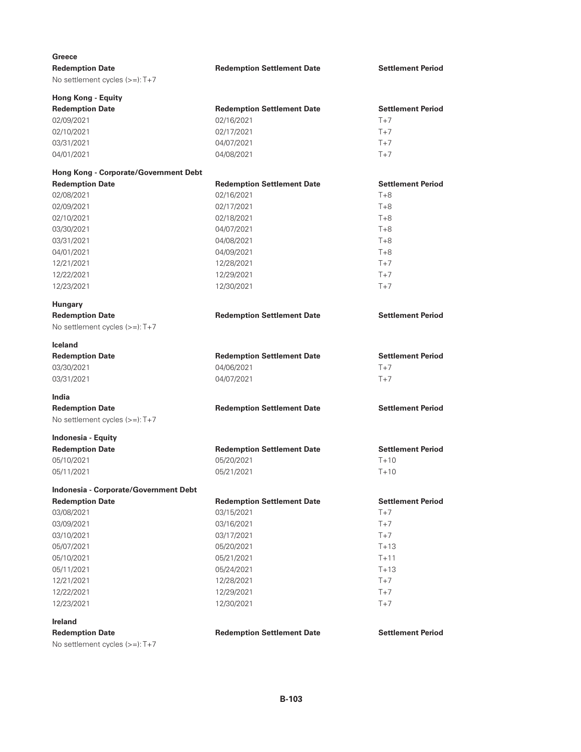**Greece**

| Redemption Date | Redemption Settlement Date | Settlement Period |
|---|---|---|
| No settlement cycles (>=): T+7 | | |

**Hong Kong - Equity**

| Redemption Date | Redemption Settlement Date | Settlement Period |
|---|---|---|
| 02/09/2021 | 02/16/2021 | T+7 |
| 02/10/2021 | 02/17/2021 | T+7 |
| 03/31/2021 | 04/07/2021 | T+7 |
| 04/01/2021 | 04/08/2021 | T+7 |

**Hong Kong - Corporate/Government Debt**

| Redemption Date | Redemption Settlement Date | Settlement Period |
|---|---|---|
| 02/08/2021 | 02/16/2021 | T+8 |
| 02/09/2021 | 02/17/2021 | T+8 |
| 02/10/2021 | 02/18/2021 | T+8 |
| 03/30/2021 | 04/07/2021 | T+8 |
| 03/31/2021 | 04/08/2021 | T+8 |
| 04/01/2021 | 04/09/2021 | T+8 |
| 12/21/2021 | 12/28/2021 | T+7 |
| 12/22/2021 | 12/29/2021 | T+7 |
| 12/23/2021 | 12/30/2021 | T+7 |

**Hungary**

| Redemption Date | Redemption Settlement Date | Settlement Period |
|---|---|---|
| No settlement cycles (>=): T+7 | | |

**Iceland**

| Redemption Date | Redemption Settlement Date | Settlement Period |
|---|---|---|
| 03/30/2021 | 04/06/2021 | T+7 |
| 03/31/2021 | 04/07/2021 | T+7 |

**India**

| Redemption Date | Redemption Settlement Date | Settlement Period |
|---|---|---|
| No settlement cycles (>=): T+7 | | |

**Indonesia - Equity**

| Redemption Date | Redemption Settlement Date | Settlement Period |
|---|---|---|
| 05/10/2021 | 05/20/2021 | T+10 |
| 05/11/2021 | 05/21/2021 | T+10 |

**Indonesia - Corporate/Government Debt**

| Redemption Date | Redemption Settlement Date | Settlement Period |
|---|---|---|
| 03/08/2021 | 03/15/2021 | T+7 |
| 03/09/2021 | 03/16/2021 | T+7 |
| 03/10/2021 | 03/17/2021 | T+7 |
| 05/07/2021 | 05/20/2021 | T+13 |
| 05/10/2021 | 05/21/2021 | T+11 |
| 05/11/2021 | 05/24/2021 | T+13 |
| 12/21/2021 | 12/28/2021 | T+7 |
| 12/22/2021 | 12/29/2021 | T+7 |
| 12/23/2021 | 12/30/2021 | T+7 |

**Ireland**

| Redemption Date | Redemption Settlement Date | Settlement Period |
|---|---|---|
| No settlement cycles (>=): T+7 | | |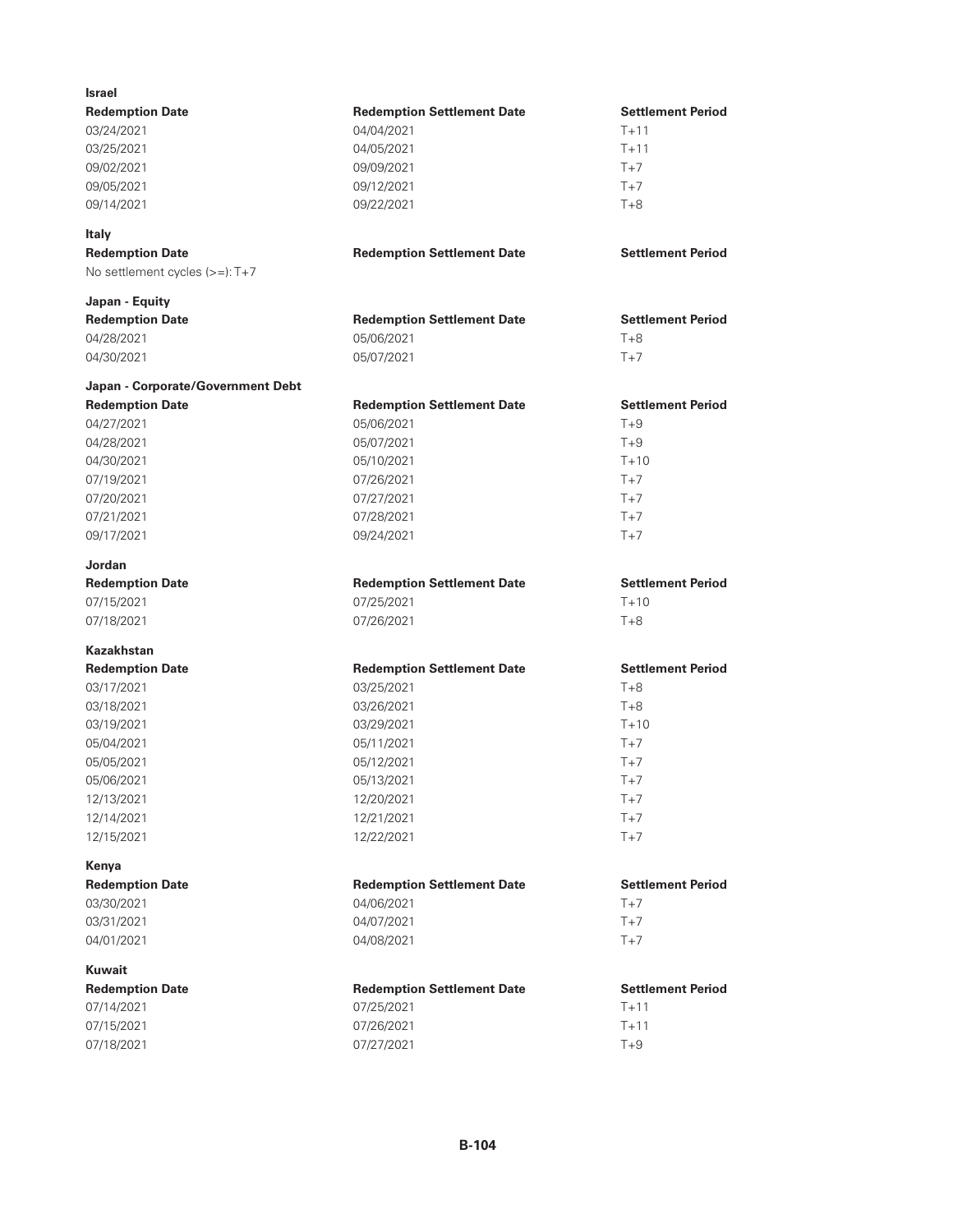**Israel**

| Redemption Date | Redemption Settlement Date | Settlement Period |
| --- | --- | --- |
| 03/24/2021 | 04/04/2021 | T+11 |
| 03/25/2021 | 04/05/2021 | T+11 |
| 09/02/2021 | 09/09/2021 | T+7 |
| 09/05/2021 | 09/12/2021 | T+7 |
| 09/14/2021 | 09/22/2021 | T+8 |

**Italy**

| Redemption Date | Redemption Settlement Date | Settlement Period |
| --- | --- | --- |
| No settlement cycles (>=): T+7 | | |

**Japan - Equity**

| Redemption Date | Redemption Settlement Date | Settlement Period |
| --- | --- | --- |
| 04/28/2021 | 05/06/2021 | T+8 |
| 04/30/2021 | 05/07/2021 | T+7 |

**Japan - Corporate/Government Debt**

| Redemption Date | Redemption Settlement Date | Settlement Period |
| --- | --- | --- |
| 04/27/2021 | 05/06/2021 | T+9 |
| 04/28/2021 | 05/07/2021 | T+9 |
| 04/30/2021 | 05/10/2021 | T+10 |
| 07/19/2021 | 07/26/2021 | T+7 |
| 07/20/2021 | 07/27/2021 | T+7 |
| 07/21/2021 | 07/28/2021 | T+7 |
| 09/17/2021 | 09/24/2021 | T+7 |

**Jordan**

| Redemption Date | Redemption Settlement Date | Settlement Period |
| --- | --- | --- |
| 07/15/2021 | 07/25/2021 | T+10 |
| 07/18/2021 | 07/26/2021 | T+8 |

**Kazakhstan**

| Redemption Date | Redemption Settlement Date | Settlement Period |
| --- | --- | --- |
| 03/17/2021 | 03/25/2021 | T+8 |
| 03/18/2021 | 03/26/2021 | T+8 |
| 03/19/2021 | 03/29/2021 | T+10 |
| 05/04/2021 | 05/11/2021 | T+7 |
| 05/05/2021 | 05/12/2021 | T+7 |
| 05/06/2021 | 05/13/2021 | T+7 |
| 12/13/2021 | 12/20/2021 | T+7 |
| 12/14/2021 | 12/21/2021 | T+7 |
| 12/15/2021 | 12/22/2021 | T+7 |

**Kenya**

| Redemption Date | Redemption Settlement Date | Settlement Period |
| --- | --- | --- |
| 03/30/2021 | 04/06/2021 | T+7 |
| 03/31/2021 | 04/07/2021 | T+7 |
| 04/01/2021 | 04/08/2021 | T+7 |

**Kuwait**

| Redemption Date | Redemption Settlement Date | Settlement Period |
| --- | --- | --- |
| 07/14/2021 | 07/25/2021 | T+11 |
| 07/15/2021 | 07/26/2021 | T+11 |
| 07/18/2021 | 07/27/2021 | T+9 |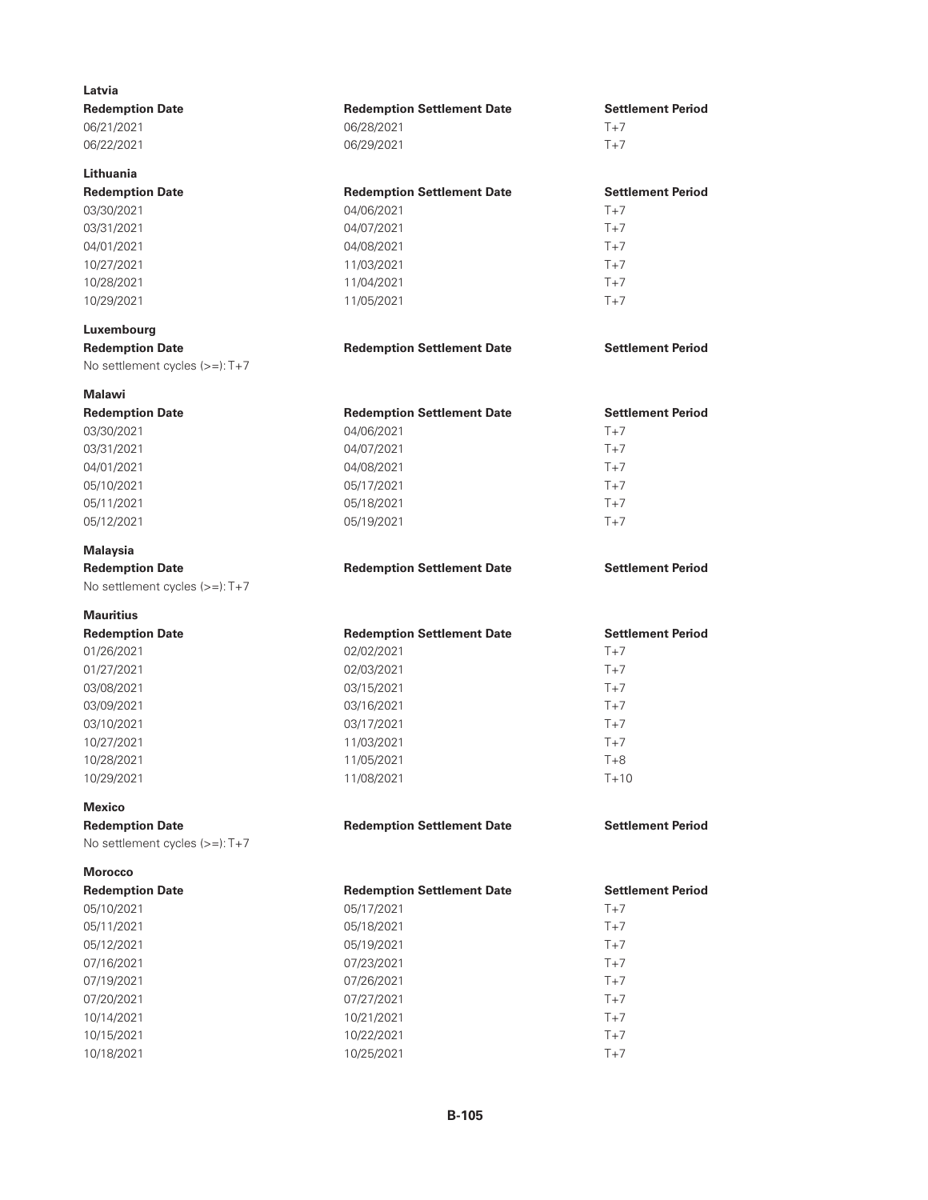**Latvia**

| Redemption Date | Redemption Settlement Date | Settlement Period |
|---|---|---|
| 06/21/2021 | 06/28/2021 | T+7 |
| 06/22/2021 | 06/29/2021 | T+7 |

**Lithuania**

| Redemption Date | Redemption Settlement Date | Settlement Period |
|---|---|---|
| 03/30/2021 | 04/06/2021 | T+7 |
| 03/31/2021 | 04/07/2021 | T+7 |
| 04/01/2021 | 04/08/2021 | T+7 |
| 10/27/2021 | 11/03/2021 | T+7 |
| 10/28/2021 | 11/04/2021 | T+7 |
| 10/29/2021 | 11/05/2021 | T+7 |

**Luxembourg**

| Redemption Date | Redemption Settlement Date | Settlement Period |
|---|---|---|
| No settlement cycles (>=): T+7 | | |

**Malawi**

| Redemption Date | Redemption Settlement Date | Settlement Period |
|---|---|---|
| 03/30/2021 | 04/06/2021 | T+7 |
| 03/31/2021 | 04/07/2021 | T+7 |
| 04/01/2021 | 04/08/2021 | T+7 |
| 05/10/2021 | 05/17/2021 | T+7 |
| 05/11/2021 | 05/18/2021 | T+7 |
| 05/12/2021 | 05/19/2021 | T+7 |

**Malaysia**

| Redemption Date | Redemption Settlement Date | Settlement Period |
|---|---|---|
| No settlement cycles (>=): T+7 | | |

**Mauritius**

| Redemption Date | Redemption Settlement Date | Settlement Period |
|---|---|---|
| 01/26/2021 | 02/02/2021 | T+7 |
| 01/27/2021 | 02/03/2021 | T+7 |
| 03/08/2021 | 03/15/2021 | T+7 |
| 03/09/2021 | 03/16/2021 | T+7 |
| 03/10/2021 | 03/17/2021 | T+7 |
| 10/27/2021 | 11/03/2021 | T+7 |
| 10/28/2021 | 11/05/2021 | T+8 |
| 10/29/2021 | 11/08/2021 | T+10 |

**Mexico**

| Redemption Date | Redemption Settlement Date | Settlement Period |
|---|---|---|
| No settlement cycles (>=): T+7 | | |

**Morocco**

| Redemption Date | Redemption Settlement Date | Settlement Period |
|---|---|---|
| 05/10/2021 | 05/17/2021 | T+7 |
| 05/11/2021 | 05/18/2021 | T+7 |
| 05/12/2021 | 05/19/2021 | T+7 |
| 07/16/2021 | 07/23/2021 | T+7 |
| 07/19/2021 | 07/26/2021 | T+7 |
| 07/20/2021 | 07/27/2021 | T+7 |
| 10/14/2021 | 10/21/2021 | T+7 |
| 10/15/2021 | 10/22/2021 | T+7 |
| 10/18/2021 | 10/25/2021 | T+7 |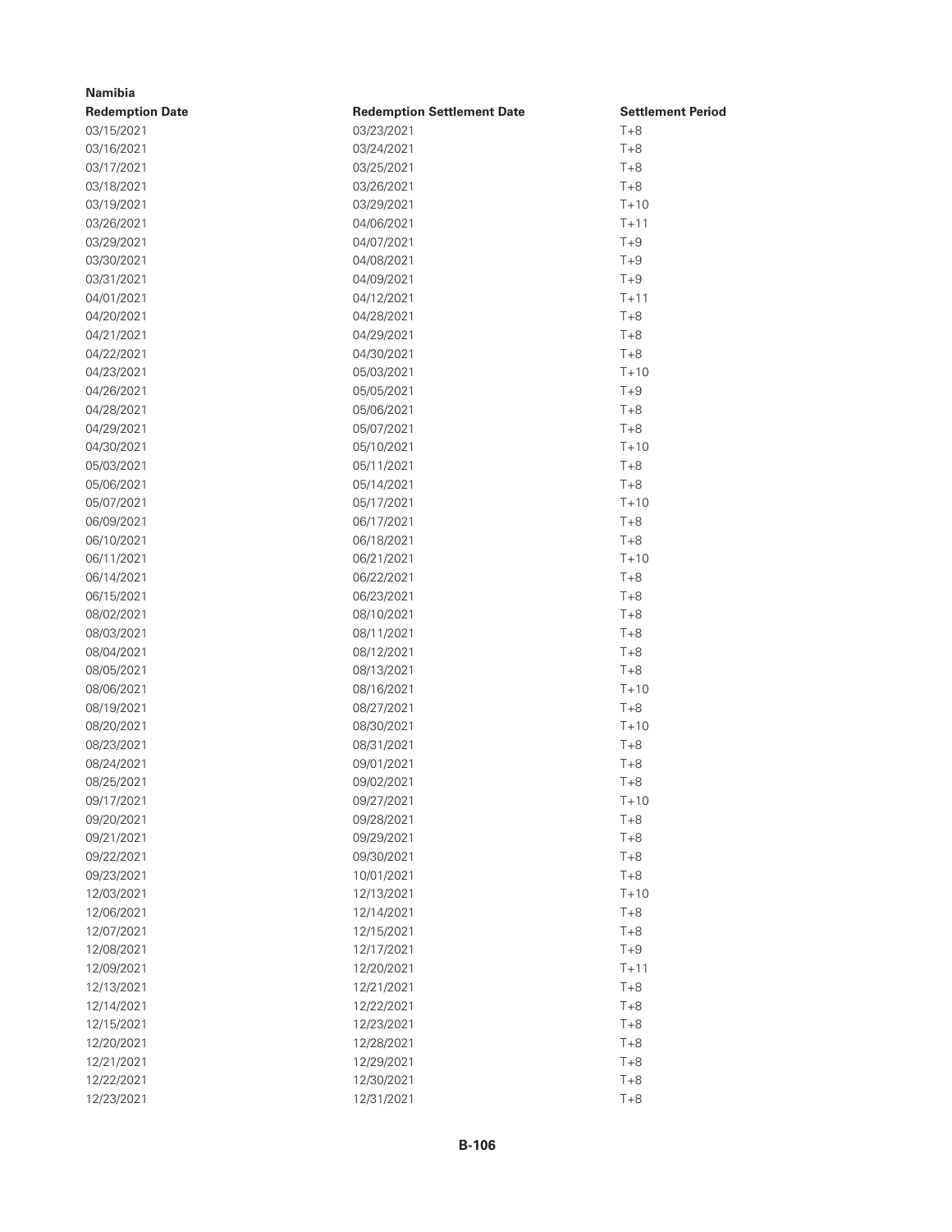**Namibia**

| Redemption Date | Redemption Settlement Date | Settlement Period |
|---|---|---|
| 03/15/2021 | 03/23/2021 | T+8 |
| 03/16/2021 | 03/24/2021 | T+8 |
| 03/17/2021 | 03/25/2021 | T+8 |
| 03/18/2021 | 03/26/2021 | T+8 |
| 03/19/2021 | 03/29/2021 | T+10 |
| 03/26/2021 | 04/06/2021 | T+11 |
| 03/29/2021 | 04/07/2021 | T+9 |
| 03/30/2021 | 04/08/2021 | T+9 |
| 03/31/2021 | 04/09/2021 | T+9 |
| 04/01/2021 | 04/12/2021 | T+11 |
| 04/20/2021 | 04/28/2021 | T+8 |
| 04/21/2021 | 04/29/2021 | T+8 |
| 04/22/2021 | 04/30/2021 | T+8 |
| 04/23/2021 | 05/03/2021 | T+10 |
| 04/26/2021 | 05/05/2021 | T+9 |
| 04/28/2021 | 05/06/2021 | T+8 |
| 04/29/2021 | 05/07/2021 | T+8 |
| 04/30/2021 | 05/10/2021 | T+10 |
| 05/03/2021 | 05/11/2021 | T+8 |
| 05/06/2021 | 05/14/2021 | T+8 |
| 05/07/2021 | 05/17/2021 | T+10 |
| 06/09/2021 | 06/17/2021 | T+8 |
| 06/10/2021 | 06/18/2021 | T+8 |
| 06/11/2021 | 06/21/2021 | T+10 |
| 06/14/2021 | 06/22/2021 | T+8 |
| 06/15/2021 | 06/23/2021 | T+8 |
| 08/02/2021 | 08/10/2021 | T+8 |
| 08/03/2021 | 08/11/2021 | T+8 |
| 08/04/2021 | 08/12/2021 | T+8 |
| 08/05/2021 | 08/13/2021 | T+8 |
| 08/06/2021 | 08/16/2021 | T+10 |
| 08/19/2021 | 08/27/2021 | T+8 |
| 08/20/2021 | 08/30/2021 | T+10 |
| 08/23/2021 | 08/31/2021 | T+8 |
| 08/24/2021 | 09/01/2021 | T+8 |
| 08/25/2021 | 09/02/2021 | T+8 |
| 09/17/2021 | 09/27/2021 | T+10 |
| 09/20/2021 | 09/28/2021 | T+8 |
| 09/21/2021 | 09/29/2021 | T+8 |
| 09/22/2021 | 09/30/2021 | T+8 |
| 09/23/2021 | 10/01/2021 | T+8 |
| 12/03/2021 | 12/13/2021 | T+10 |
| 12/06/2021 | 12/14/2021 | T+8 |
| 12/07/2021 | 12/15/2021 | T+8 |
| 12/08/2021 | 12/17/2021 | T+9 |
| 12/09/2021 | 12/20/2021 | T+11 |
| 12/13/2021 | 12/21/2021 | T+8 |
| 12/14/2021 | 12/22/2021 | T+8 |
| 12/15/2021 | 12/23/2021 | T+8 |
| 12/20/2021 | 12/28/2021 | T+8 |
| 12/21/2021 | 12/29/2021 | T+8 |
| 12/22/2021 | 12/30/2021 | T+8 |
| 12/23/2021 | 12/31/2021 | T+8 |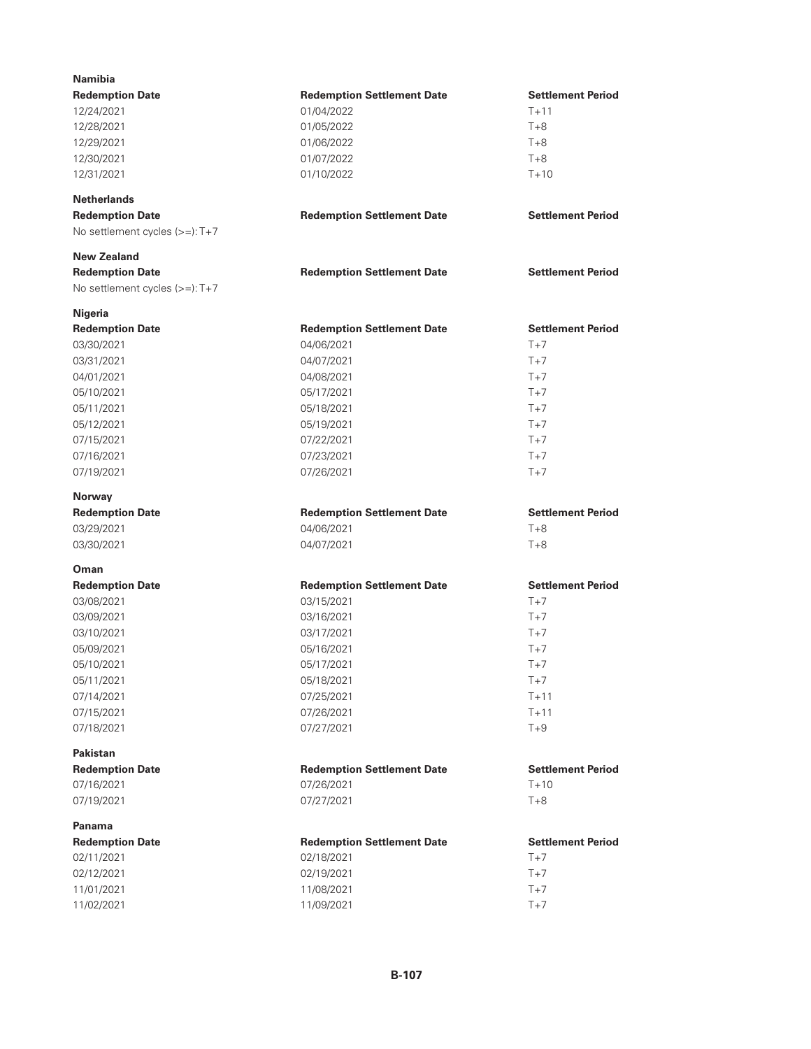**Namibia**

| Redemption Date | Redemption Settlement Date | Settlement Period |
|---|---|---|
| 12/24/2021 | 01/04/2022 | T+11 |
| 12/28/2021 | 01/05/2022 | T+8 |
| 12/29/2021 | 01/06/2022 | T+8 |
| 12/30/2021 | 01/07/2022 | T+8 |
| 12/31/2021 | 01/10/2022 | T+10 |

**Netherlands**

| Redemption Date | Redemption Settlement Date | Settlement Period |
|---|---|---|
| No settlement cycles (>=): T+7 | | |

**New Zealand**

| Redemption Date | Redemption Settlement Date | Settlement Period |
|---|---|---|
| No settlement cycles (>=): T+7 | | |

**Nigeria**

| Redemption Date | Redemption Settlement Date | Settlement Period |
|---|---|---|
| 03/30/2021 | 04/06/2021 | T+7 |
| 03/31/2021 | 04/07/2021 | T+7 |
| 04/01/2021 | 04/08/2021 | T+7 |
| 05/10/2021 | 05/17/2021 | T+7 |
| 05/11/2021 | 05/18/2021 | T+7 |
| 05/12/2021 | 05/19/2021 | T+7 |
| 07/15/2021 | 07/22/2021 | T+7 |
| 07/16/2021 | 07/23/2021 | T+7 |
| 07/19/2021 | 07/26/2021 | T+7 |

**Norway**

| Redemption Date | Redemption Settlement Date | Settlement Period |
|---|---|---|
| 03/29/2021 | 04/06/2021 | T+8 |
| 03/30/2021 | 04/07/2021 | T+8 |

**Oman**

| Redemption Date | Redemption Settlement Date | Settlement Period |
|---|---|---|
| 03/08/2021 | 03/15/2021 | T+7 |
| 03/09/2021 | 03/16/2021 | T+7 |
| 03/10/2021 | 03/17/2021 | T+7 |
| 05/09/2021 | 05/16/2021 | T+7 |
| 05/10/2021 | 05/17/2021 | T+7 |
| 05/11/2021 | 05/18/2021 | T+7 |
| 07/14/2021 | 07/25/2021 | T+11 |
| 07/15/2021 | 07/26/2021 | T+11 |
| 07/18/2021 | 07/27/2021 | T+9 |

**Pakistan**

| Redemption Date | Redemption Settlement Date | Settlement Period |
|---|---|---|
| 07/16/2021 | 07/26/2021 | T+10 |
| 07/19/2021 | 07/27/2021 | T+8 |

**Panama**

| Redemption Date | Redemption Settlement Date | Settlement Period |
|---|---|---|
| 02/11/2021 | 02/18/2021 | T+7 |
| 02/12/2021 | 02/19/2021 | T+7 |
| 11/01/2021 | 11/08/2021 | T+7 |
| 11/02/2021 | 11/09/2021 | T+7 |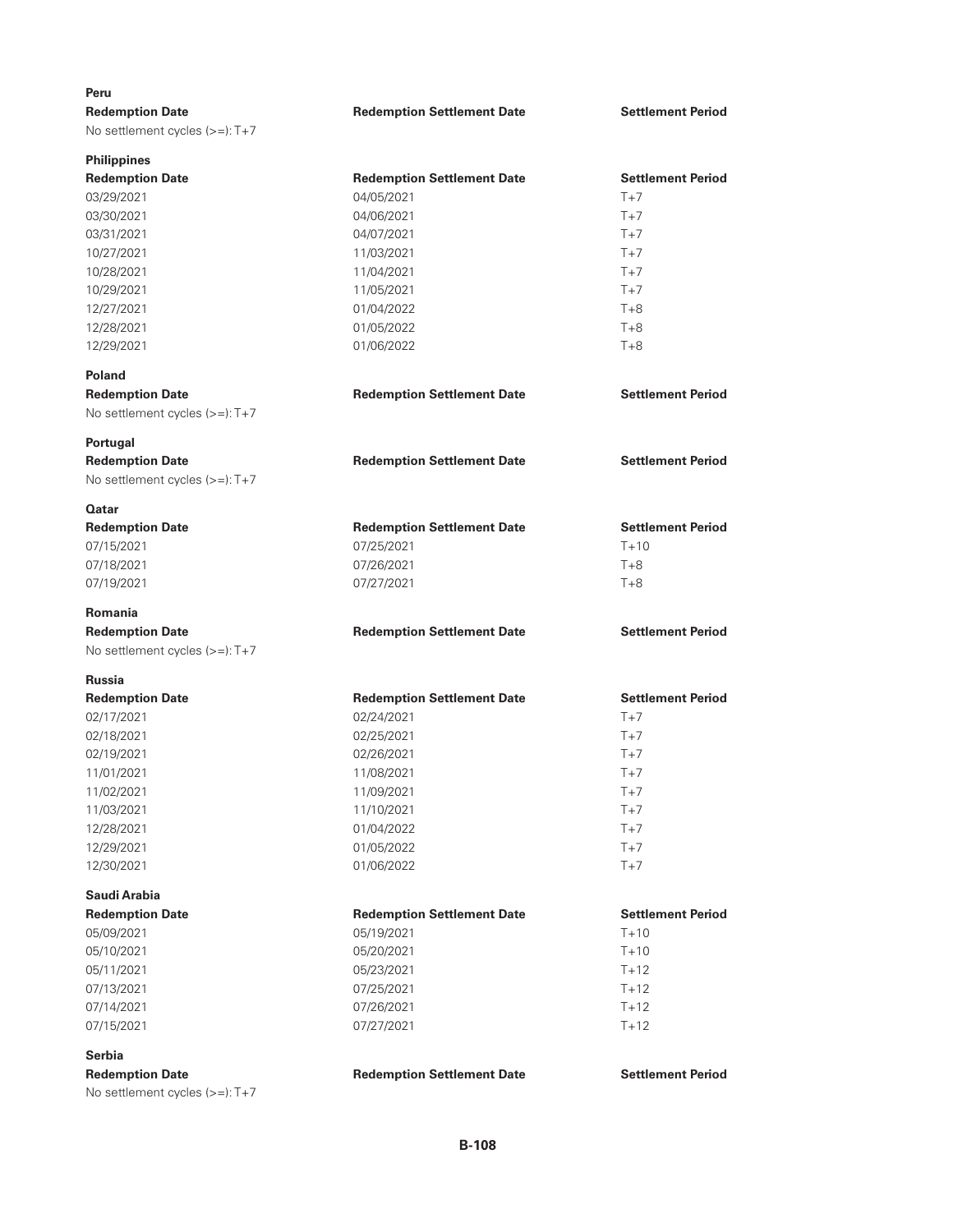**Peru**

| Redemption Date | Redemption Settlement Date | Settlement Period |
|---|---|---|
| No settlement cycles (>=): T+7 | | |

**Philippines**

| Redemption Date | Redemption Settlement Date | Settlement Period |
|---|---|---|
| 03/29/2021 | 04/05/2021 | T+7 |
| 03/30/2021 | 04/06/2021 | T+7 |
| 03/31/2021 | 04/07/2021 | T+7 |
| 10/27/2021 | 11/03/2021 | T+7 |
| 10/28/2021 | 11/04/2021 | T+7 |
| 10/29/2021 | 11/05/2021 | T+7 |
| 12/27/2021 | 01/04/2022 | T+8 |
| 12/28/2021 | 01/05/2022 | T+8 |
| 12/29/2021 | 01/06/2022 | T+8 |

**Poland**

| Redemption Date | Redemption Settlement Date | Settlement Period |
|---|---|---|
| No settlement cycles (>=): T+7 | | |

**Portugal**

| Redemption Date | Redemption Settlement Date | Settlement Period |
|---|---|---|
| No settlement cycles (>=): T+7 | | |

**Qatar**

| Redemption Date | Redemption Settlement Date | Settlement Period |
|---|---|---|
| 07/15/2021 | 07/25/2021 | T+10 |
| 07/18/2021 | 07/26/2021 | T+8 |
| 07/19/2021 | 07/27/2021 | T+8 |

**Romania**

| Redemption Date | Redemption Settlement Date | Settlement Period |
|---|---|---|
| No settlement cycles (>=): T+7 | | |

**Russia**

| Redemption Date | Redemption Settlement Date | Settlement Period |
|---|---|---|
| 02/17/2021 | 02/24/2021 | T+7 |
| 02/18/2021 | 02/25/2021 | T+7 |
| 02/19/2021 | 02/26/2021 | T+7 |
| 11/01/2021 | 11/08/2021 | T+7 |
| 11/02/2021 | 11/09/2021 | T+7 |
| 11/03/2021 | 11/10/2021 | T+7 |
| 12/28/2021 | 01/04/2022 | T+7 |
| 12/29/2021 | 01/05/2022 | T+7 |
| 12/30/2021 | 01/06/2022 | T+7 |

**Saudi Arabia**

| Redemption Date | Redemption Settlement Date | Settlement Period |
|---|---|---|
| 05/09/2021 | 05/19/2021 | T+10 |
| 05/10/2021 | 05/20/2021 | T+10 |
| 05/11/2021 | 05/23/2021 | T+12 |
| 07/13/2021 | 07/25/2021 | T+12 |
| 07/14/2021 | 07/26/2021 | T+12 |
| 07/15/2021 | 07/27/2021 | T+12 |

**Serbia**

| Redemption Date | Redemption Settlement Date | Settlement Period |
|---|---|---|
| No settlement cycles (>=): T+7 | | |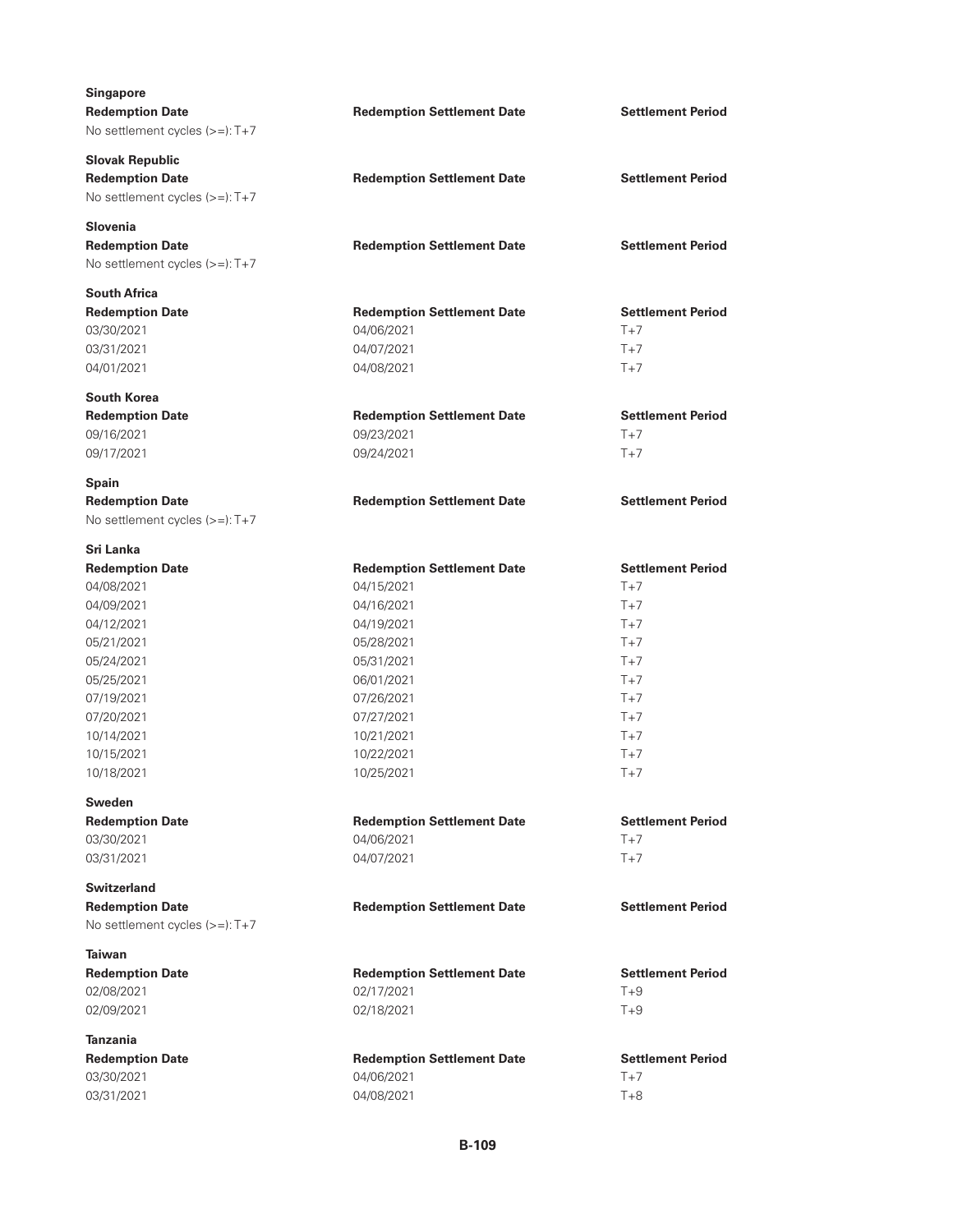**Singapore**

| Redemption Date | Redemption Settlement Date | Settlement Period |
|---|---|---|
| No settlement cycles (>=): T+7 | | |

**Slovak Republic**

| Redemption Date | Redemption Settlement Date | Settlement Period |
|---|---|---|
| No settlement cycles (>=): T+7 | | |

**Slovenia**

| Redemption Date | Redemption Settlement Date | Settlement Period |
|---|---|---|
| No settlement cycles (>=): T+7 | | |

**South Africa**

| Redemption Date | Redemption Settlement Date | Settlement Period |
|---|---|---|
| 03/30/2021 | 04/06/2021 | T+7 |
| 03/31/2021 | 04/07/2021 | T+7 |
| 04/01/2021 | 04/08/2021 | T+7 |

**South Korea**

| Redemption Date | Redemption Settlement Date | Settlement Period |
|---|---|---|
| 09/16/2021 | 09/23/2021 | T+7 |
| 09/17/2021 | 09/24/2021 | T+7 |

**Spain**

| Redemption Date | Redemption Settlement Date | Settlement Period |
|---|---|---|
| No settlement cycles (>=): T+7 | | |

**Sri Lanka**

| Redemption Date | Redemption Settlement Date | Settlement Period |
|---|---|---|
| 04/08/2021 | 04/15/2021 | T+7 |
| 04/09/2021 | 04/16/2021 | T+7 |
| 04/12/2021 | 04/19/2021 | T+7 |
| 05/21/2021 | 05/28/2021 | T+7 |
| 05/24/2021 | 05/31/2021 | T+7 |
| 05/25/2021 | 06/01/2021 | T+7 |
| 07/19/2021 | 07/26/2021 | T+7 |
| 07/20/2021 | 07/27/2021 | T+7 |
| 10/14/2021 | 10/21/2021 | T+7 |
| 10/15/2021 | 10/22/2021 | T+7 |
| 10/18/2021 | 10/25/2021 | T+7 |

**Sweden**

| Redemption Date | Redemption Settlement Date | Settlement Period |
|---|---|---|
| 03/30/2021 | 04/06/2021 | T+7 |
| 03/31/2021 | 04/07/2021 | T+7 |

**Switzerland**

| Redemption Date | Redemption Settlement Date | Settlement Period |
|---|---|---|
| No settlement cycles (>=): T+7 | | |

**Taiwan**

| Redemption Date | Redemption Settlement Date | Settlement Period |
|---|---|---|
| 02/08/2021 | 02/17/2021 | T+9 |
| 02/09/2021 | 02/18/2021 | T+9 |

**Tanzania**

| Redemption Date | Redemption Settlement Date | Settlement Period |
|---|---|---|
| 03/30/2021 | 04/06/2021 | T+7 |
| 03/31/2021 | 04/08/2021 | T+8 |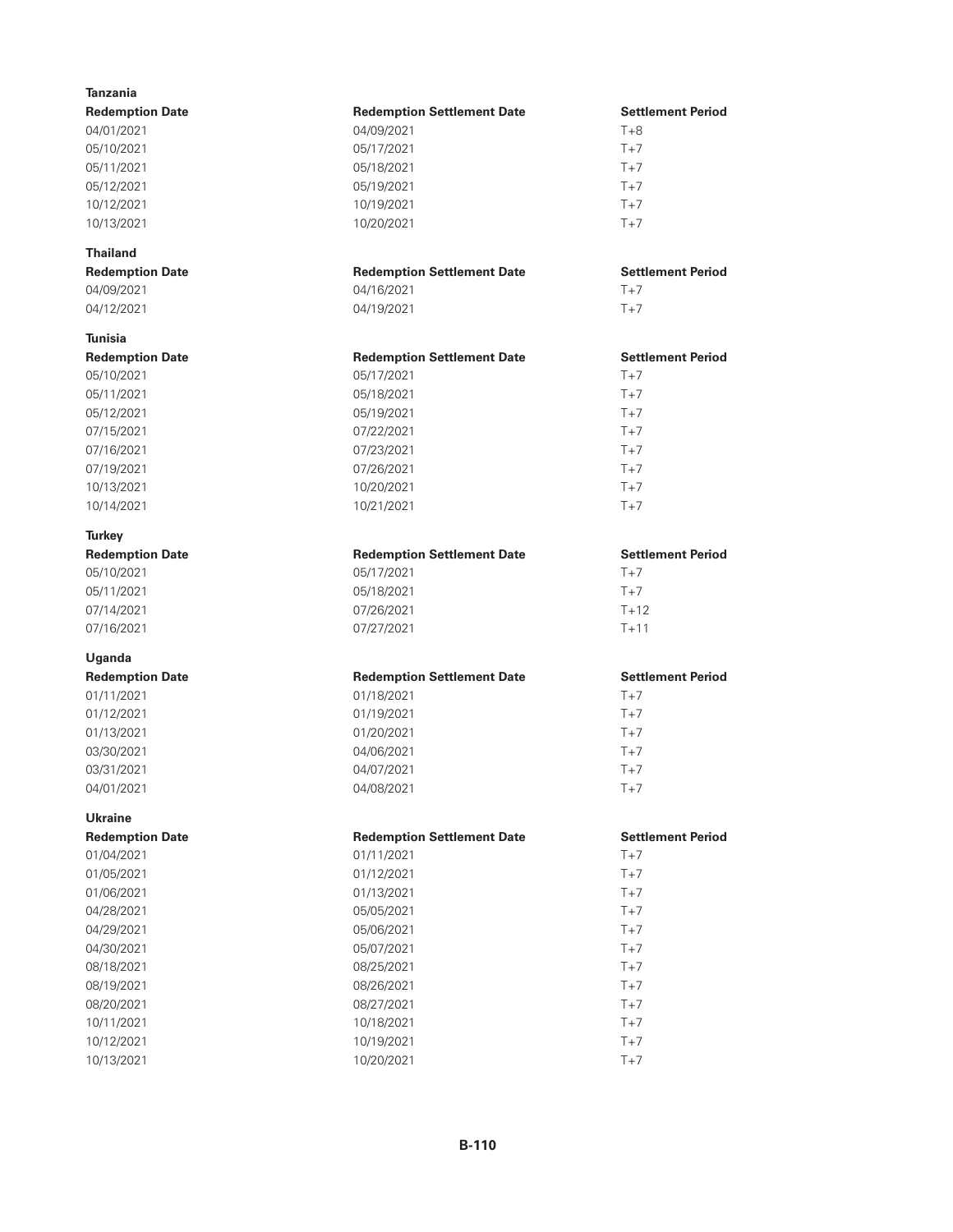**Tanzania**

| Redemption Date | Redemption Settlement Date | Settlement Period |
|---|---|---|
| 04/01/2021 | 04/09/2021 | T+8 |
| 05/10/2021 | 05/17/2021 | T+7 |
| 05/11/2021 | 05/18/2021 | T+7 |
| 05/12/2021 | 05/19/2021 | T+7 |
| 10/12/2021 | 10/19/2021 | T+7 |
| 10/13/2021 | 10/20/2021 | T+7 |

**Thailand**

| Redemption Date | Redemption Settlement Date | Settlement Period |
|---|---|---|
| 04/09/2021 | 04/16/2021 | T+7 |
| 04/12/2021 | 04/19/2021 | T+7 |

**Tunisia**

| Redemption Date | Redemption Settlement Date | Settlement Period |
|---|---|---|
| 05/10/2021 | 05/17/2021 | T+7 |
| 05/11/2021 | 05/18/2021 | T+7 |
| 05/12/2021 | 05/19/2021 | T+7 |
| 07/15/2021 | 07/22/2021 | T+7 |
| 07/16/2021 | 07/23/2021 | T+7 |
| 07/19/2021 | 07/26/2021 | T+7 |
| 10/13/2021 | 10/20/2021 | T+7 |
| 10/14/2021 | 10/21/2021 | T+7 |

**Turkey**

| Redemption Date | Redemption Settlement Date | Settlement Period |
|---|---|---|
| 05/10/2021 | 05/17/2021 | T+7 |
| 05/11/2021 | 05/18/2021 | T+7 |
| 07/14/2021 | 07/26/2021 | T+12 |
| 07/16/2021 | 07/27/2021 | T+11 |

**Uganda**

| Redemption Date | Redemption Settlement Date | Settlement Period |
|---|---|---|
| 01/11/2021 | 01/18/2021 | T+7 |
| 01/12/2021 | 01/19/2021 | T+7 |
| 01/13/2021 | 01/20/2021 | T+7 |
| 03/30/2021 | 04/06/2021 | T+7 |
| 03/31/2021 | 04/07/2021 | T+7 |
| 04/01/2021 | 04/08/2021 | T+7 |

**Ukraine**

| Redemption Date | Redemption Settlement Date | Settlement Period |
|---|---|---|
| 01/04/2021 | 01/11/2021 | T+7 |
| 01/05/2021 | 01/12/2021 | T+7 |
| 01/06/2021 | 01/13/2021 | T+7 |
| 04/28/2021 | 05/05/2021 | T+7 |
| 04/29/2021 | 05/06/2021 | T+7 |
| 04/30/2021 | 05/07/2021 | T+7 |
| 08/18/2021 | 08/25/2021 | T+7 |
| 08/19/2021 | 08/26/2021 | T+7 |
| 08/20/2021 | 08/27/2021 | T+7 |
| 10/11/2021 | 10/18/2021 | T+7 |
| 10/12/2021 | 10/19/2021 | T+7 |
| 10/13/2021 | 10/20/2021 | T+7 |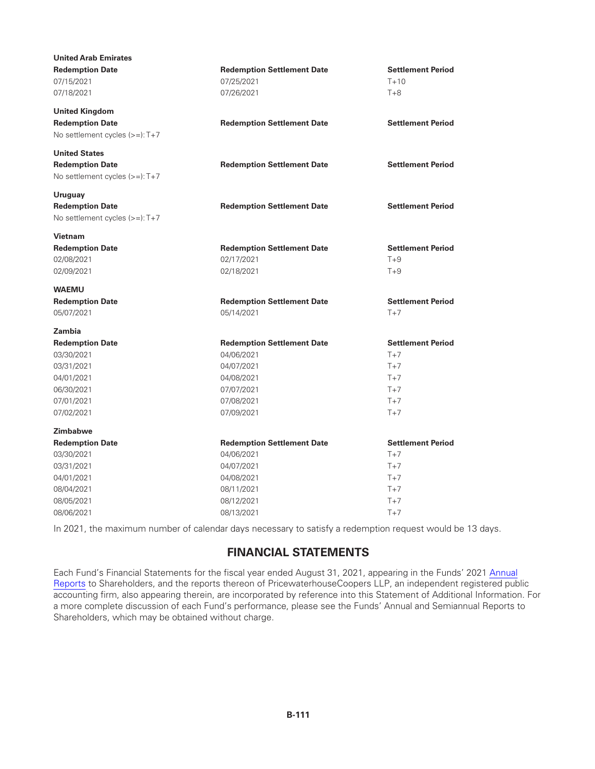**United Arab Emirates**

| Redemption Date | Redemption Settlement Date | Settlement Period |
|---|---|---|
| 07/15/2021 | 07/25/2021 | T+10 |
| 07/18/2021 | 07/26/2021 | T+8 |

**United Kingdom**

| Redemption Date | Redemption Settlement Date | Settlement Period |
|---|---|---|
| No settlement cycles (>=): T+7 | | |

**United States**

| Redemption Date | Redemption Settlement Date | Settlement Period |
|---|---|---|
| No settlement cycles (>=): T+7 | | |

**Uruguay**

| Redemption Date | Redemption Settlement Date | Settlement Period |
|---|---|---|
| No settlement cycles (>=): T+7 | | |

**Vietnam**

| Redemption Date | Redemption Settlement Date | Settlement Period |
|---|---|---|
| 02/08/2021 | 02/17/2021 | T+9 |
| 02/09/2021 | 02/18/2021 | T+9 |

**WAEMU**

| Redemption Date | Redemption Settlement Date | Settlement Period |
|---|---|---|
| 05/07/2021 | 05/14/2021 | T+7 |

**Zambia**

| Redemption Date | Redemption Settlement Date | Settlement Period |
|---|---|---|
| 03/30/2021 | 04/06/2021 | T+7 |
| 03/31/2021 | 04/07/2021 | T+7 |
| 04/01/2021 | 04/08/2021 | T+7 |
| 06/30/2021 | 07/07/2021 | T+7 |
| 07/01/2021 | 07/08/2021 | T+7 |
| 07/02/2021 | 07/09/2021 | T+7 |

**Zimbabwe**

| Redemption Date | Redemption Settlement Date | Settlement Period |
|---|---|---|
| 03/30/2021 | 04/06/2021 | T+7 |
| 03/31/2021 | 04/07/2021 | T+7 |
| 04/01/2021 | 04/08/2021 | T+7 |
| 08/04/2021 | 08/11/2021 | T+7 |
| 08/05/2021 | 08/12/2021 | T+7 |
| 08/06/2021 | 08/13/2021 | T+7 |

In 2021, the maximum number of calendar days necessary to satisfy a redemption request would be 13 days.

## FINANCIAL STATEMENTS

Each Fund's Financial Statements for the fiscal year ended August 31, 2021, appearing in the Funds' 2021 Annual Reports to Shareholders, and the reports thereon of PricewaterhouseCoopers LLP, an independent registered public accounting firm, also appearing therein, are incorporated by reference into this Statement of Additional Information. For a more complete discussion of each Fund's performance, please see the Funds' Annual and Semiannual Reports to Shareholders, which may be obtained without charge.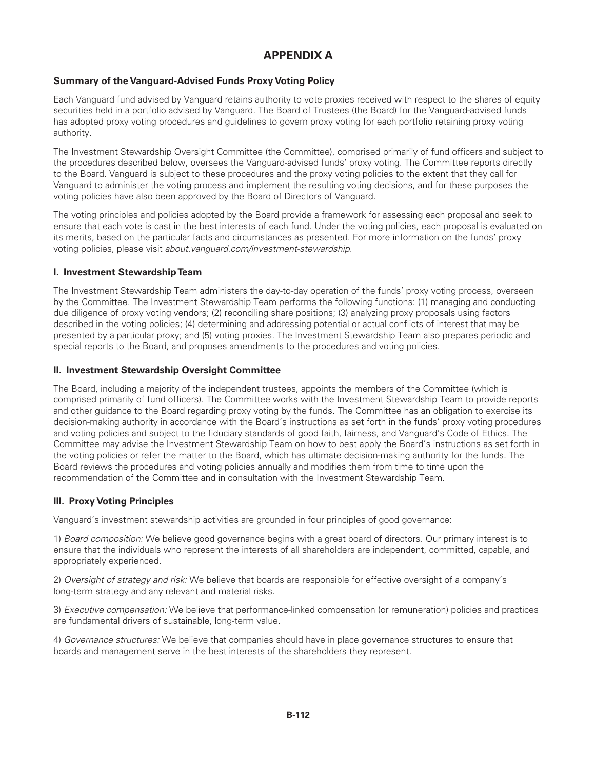# APPENDIX A

### Summary of the Vanguard-Advised Funds Proxy Voting Policy

Each Vanguard fund advised by Vanguard retains authority to vote proxies received with respect to the shares of equity securities held in a portfolio advised by Vanguard. The Board of Trustees (the Board) for the Vanguard-advised funds has adopted proxy voting procedures and guidelines to govern proxy voting for each portfolio retaining proxy voting authority.

The Investment Stewardship Oversight Committee (the Committee), comprised primarily of fund officers and subject to the procedures described below, oversees the Vanguard-advised funds' proxy voting. The Committee reports directly to the Board. Vanguard is subject to these procedures and the proxy voting policies to the extent that they call for Vanguard to administer the voting process and implement the resulting voting decisions, and for these purposes the voting policies have also been approved by the Board of Directors of Vanguard.

The voting principles and policies adopted by the Board provide a framework for assessing each proposal and seek to ensure that each vote is cast in the best interests of each fund. Under the voting policies, each proposal is evaluated on its merits, based on the particular facts and circumstances as presented. For more information on the funds' proxy voting policies, please visit *about.vanguard.com/investment-stewardship*.

### I. Investment Stewardship Team

The Investment Stewardship Team administers the day-to-day operation of the funds' proxy voting process, overseen by the Committee. The Investment Stewardship Team performs the following functions: (1) managing and conducting due diligence of proxy voting vendors; (2) reconciling share positions; (3) analyzing proxy proposals using factors described in the voting policies; (4) determining and addressing potential or actual conflicts of interest that may be presented by a particular proxy; and (5) voting proxies. The Investment Stewardship Team also prepares periodic and special reports to the Board, and proposes amendments to the procedures and voting policies.

### II. Investment Stewardship Oversight Committee

The Board, including a majority of the independent trustees, appoints the members of the Committee (which is comprised primarily of fund officers). The Committee works with the Investment Stewardship Team to provide reports and other guidance to the Board regarding proxy voting by the funds. The Committee has an obligation to exercise its decision-making authority in accordance with the Board's instructions as set forth in the funds' proxy voting procedures and voting policies and subject to the fiduciary standards of good faith, fairness, and Vanguard's Code of Ethics. The Committee may advise the Investment Stewardship Team on how to best apply the Board's instructions as set forth in the voting policies or refer the matter to the Board, which has ultimate decision-making authority for the funds. The Board reviews the procedures and voting policies annually and modifies them from time to time upon the recommendation of the Committee and in consultation with the Investment Stewardship Team.

### III. Proxy Voting Principles

Vanguard's investment stewardship activities are grounded in four principles of good governance:

1) *Board composition:* We believe good governance begins with a great board of directors. Our primary interest is to ensure that the individuals who represent the interests of all shareholders are independent, committed, capable, and appropriately experienced.

2) *Oversight of strategy and risk:* We believe that boards are responsible for effective oversight of a company's long-term strategy and any relevant and material risks.

3) *Executive compensation:* We believe that performance-linked compensation (or remuneration) policies and practices are fundamental drivers of sustainable, long-term value.

4) *Governance structures:* We believe that companies should have in place governance structures to ensure that boards and management serve in the best interests of the shareholders they represent.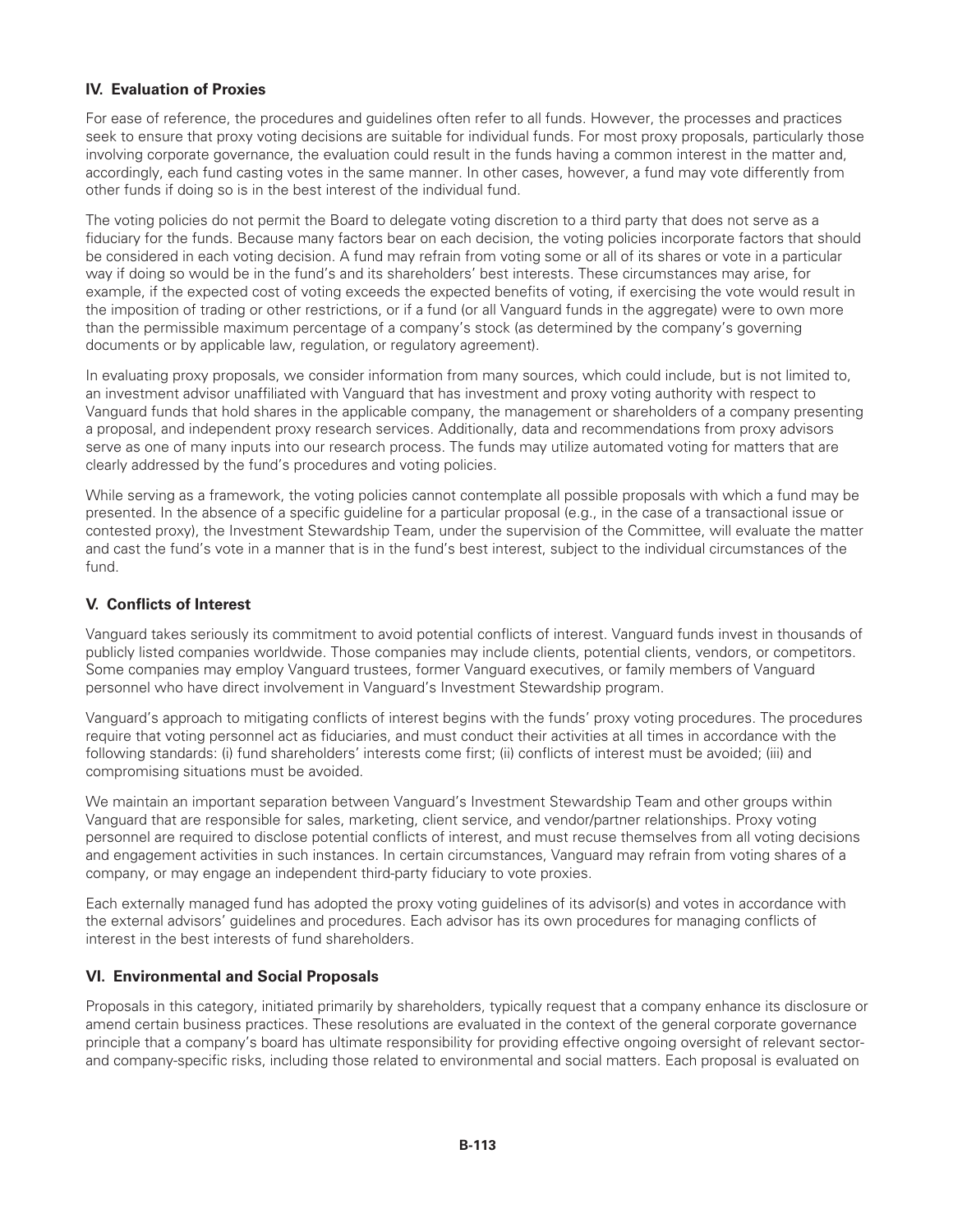### IV. Evaluation of Proxies

For ease of reference, the procedures and guidelines often refer to all funds. However, the processes and practices seek to ensure that proxy voting decisions are suitable for individual funds. For most proxy proposals, particularly those involving corporate governance, the evaluation could result in the funds having a common interest in the matter and, accordingly, each fund casting votes in the same manner. In other cases, however, a fund may vote differently from other funds if doing so is in the best interest of the individual fund.

The voting policies do not permit the Board to delegate voting discretion to a third party that does not serve as a fiduciary for the funds. Because many factors bear on each decision, the voting policies incorporate factors that should be considered in each voting decision. A fund may refrain from voting some or all of its shares or vote in a particular way if doing so would be in the fund's and its shareholders' best interests. These circumstances may arise, for example, if the expected cost of voting exceeds the expected benefits of voting, if exercising the vote would result in the imposition of trading or other restrictions, or if a fund (or all Vanguard funds in the aggregate) were to own more than the permissible maximum percentage of a company's stock (as determined by the company's governing documents or by applicable law, regulation, or regulatory agreement).

In evaluating proxy proposals, we consider information from many sources, which could include, but is not limited to, an investment advisor unaffiliated with Vanguard that has investment and proxy voting authority with respect to Vanguard funds that hold shares in the applicable company, the management or shareholders of a company presenting a proposal, and independent proxy research services. Additionally, data and recommendations from proxy advisors serve as one of many inputs into our research process. The funds may utilize automated voting for matters that are clearly addressed by the fund's procedures and voting policies.

While serving as a framework, the voting policies cannot contemplate all possible proposals with which a fund may be presented. In the absence of a specific guideline for a particular proposal (e.g., in the case of a transactional issue or contested proxy), the Investment Stewardship Team, under the supervision of the Committee, will evaluate the matter and cast the fund's vote in a manner that is in the fund's best interest, subject to the individual circumstances of the fund.

### V. Conflicts of Interest

Vanguard takes seriously its commitment to avoid potential conflicts of interest. Vanguard funds invest in thousands of publicly listed companies worldwide. Those companies may include clients, potential clients, vendors, or competitors. Some companies may employ Vanguard trustees, former Vanguard executives, or family members of Vanguard personnel who have direct involvement in Vanguard's Investment Stewardship program.

Vanguard's approach to mitigating conflicts of interest begins with the funds' proxy voting procedures. The procedures require that voting personnel act as fiduciaries, and must conduct their activities at all times in accordance with the following standards: (i) fund shareholders' interests come first; (ii) conflicts of interest must be avoided; (iii) and compromising situations must be avoided.

We maintain an important separation between Vanguard's Investment Stewardship Team and other groups within Vanguard that are responsible for sales, marketing, client service, and vendor/partner relationships. Proxy voting personnel are required to disclose potential conflicts of interest, and must recuse themselves from all voting decisions and engagement activities in such instances. In certain circumstances, Vanguard may refrain from voting shares of a company, or may engage an independent third-party fiduciary to vote proxies.

Each externally managed fund has adopted the proxy voting guidelines of its advisor(s) and votes in accordance with the external advisors' guidelines and procedures. Each advisor has its own procedures for managing conflicts of interest in the best interests of fund shareholders.

### VI. Environmental and Social Proposals

Proposals in this category, initiated primarily by shareholders, typically request that a company enhance its disclosure or amend certain business practices. These resolutions are evaluated in the context of the general corporate governance principle that a company's board has ultimate responsibility for providing effective ongoing oversight of relevant sector- and company-specific risks, including those related to environmental and social matters. Each proposal is evaluated on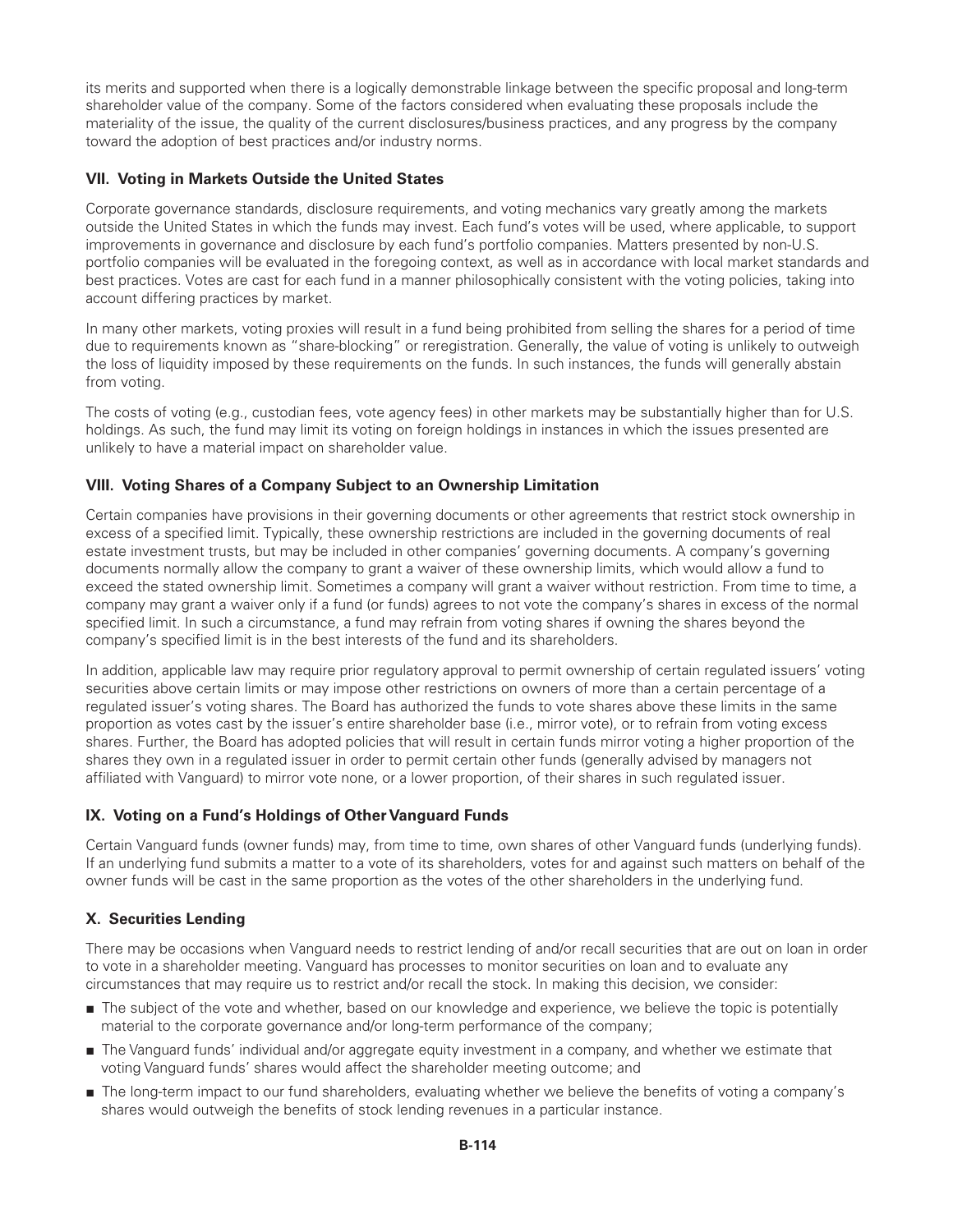its merits and supported when there is a logically demonstrable linkage between the specific proposal and long-term shareholder value of the company. Some of the factors considered when evaluating these proposals include the materiality of the issue, the quality of the current disclosures/business practices, and any progress by the company toward the adoption of best practices and/or industry norms.

### VII. Voting in Markets Outside the United States

Corporate governance standards, disclosure requirements, and voting mechanics vary greatly among the markets outside the United States in which the funds may invest. Each fund's votes will be used, where applicable, to support improvements in governance and disclosure by each fund's portfolio companies. Matters presented by non-U.S. portfolio companies will be evaluated in the foregoing context, as well as in accordance with local market standards and best practices. Votes are cast for each fund in a manner philosophically consistent with the voting policies, taking into account differing practices by market.

In many other markets, voting proxies will result in a fund being prohibited from selling the shares for a period of time due to requirements known as "share-blocking" or reregistration. Generally, the value of voting is unlikely to outweigh the loss of liquidity imposed by these requirements on the funds. In such instances, the funds will generally abstain from voting.

The costs of voting (e.g., custodian fees, vote agency fees) in other markets may be substantially higher than for U.S. holdings. As such, the fund may limit its voting on foreign holdings in instances in which the issues presented are unlikely to have a material impact on shareholder value.

### VIII. Voting Shares of a Company Subject to an Ownership Limitation

Certain companies have provisions in their governing documents or other agreements that restrict stock ownership in excess of a specified limit. Typically, these ownership restrictions are included in the governing documents of real estate investment trusts, but may be included in other companies' governing documents. A company's governing documents normally allow the company to grant a waiver of these ownership limits, which would allow a fund to exceed the stated ownership limit. Sometimes a company will grant a waiver without restriction. From time to time, a company may grant a waiver only if a fund (or funds) agrees to not vote the company's shares in excess of the normal specified limit. In such a circumstance, a fund may refrain from voting shares if owning the shares beyond the company's specified limit is in the best interests of the fund and its shareholders.

In addition, applicable law may require prior regulatory approval to permit ownership of certain regulated issuers' voting securities above certain limits or may impose other restrictions on owners of more than a certain percentage of a regulated issuer's voting shares. The Board has authorized the funds to vote shares above these limits in the same proportion as votes cast by the issuer's entire shareholder base (i.e., mirror vote), or to refrain from voting excess shares. Further, the Board has adopted policies that will result in certain funds mirror voting a higher proportion of the shares they own in a regulated issuer in order to permit certain other funds (generally advised by managers not affiliated with Vanguard) to mirror vote none, or a lower proportion, of their shares in such regulated issuer.

### IX. Voting on a Fund's Holdings of Other Vanguard Funds

Certain Vanguard funds (owner funds) may, from time to time, own shares of other Vanguard funds (underlying funds). If an underlying fund submits a matter to a vote of its shareholders, votes for and against such matters on behalf of the owner funds will be cast in the same proportion as the votes of the other shareholders in the underlying fund.

### X. Securities Lending

There may be occasions when Vanguard needs to restrict lending of and/or recall securities that are out on loan in order to vote in a shareholder meeting. Vanguard has processes to monitor securities on loan and to evaluate any circumstances that may require us to restrict and/or recall the stock. In making this decision, we consider:

- The subject of the vote and whether, based on our knowledge and experience, we believe the topic is potentially material to the corporate governance and/or long-term performance of the company;
- The Vanguard funds' individual and/or aggregate equity investment in a company, and whether we estimate that voting Vanguard funds' shares would affect the shareholder meeting outcome; and
- The long-term impact to our fund shareholders, evaluating whether we believe the benefits of voting a company's shares would outweigh the benefits of stock lending revenues in a particular instance.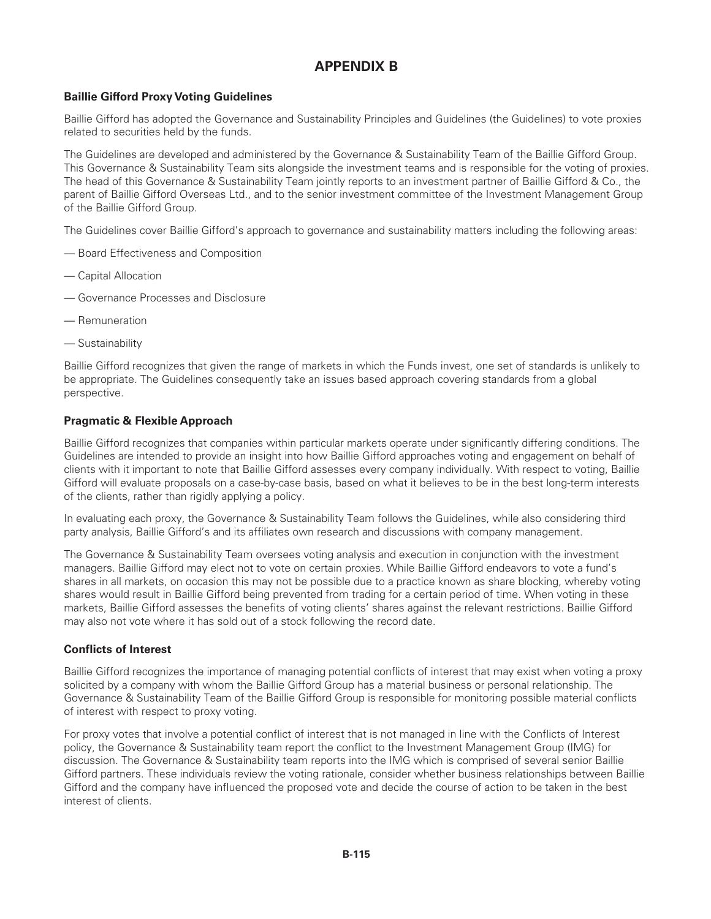# APPENDIX B

### Baillie Gifford Proxy Voting Guidelines

Baillie Gifford has adopted the Governance and Sustainability Principles and Guidelines (the Guidelines) to vote proxies related to securities held by the funds.

The Guidelines are developed and administered by the Governance & Sustainability Team of the Baillie Gifford Group. This Governance & Sustainability Team sits alongside the investment teams and is responsible for the voting of proxies. The head of this Governance & Sustainability Team jointly reports to an investment partner of Baillie Gifford & Co., the parent of Baillie Gifford Overseas Ltd., and to the senior investment committee of the Investment Management Group of the Baillie Gifford Group.

The Guidelines cover Baillie Gifford's approach to governance and sustainability matters including the following areas:

— Board Effectiveness and Composition

— Capital Allocation

— Governance Processes and Disclosure

— Remuneration

— Sustainability

Baillie Gifford recognizes that given the range of markets in which the Funds invest, one set of standards is unlikely to be appropriate. The Guidelines consequently take an issues based approach covering standards from a global perspective.

### Pragmatic & Flexible Approach

Baillie Gifford recognizes that companies within particular markets operate under significantly differing conditions. The Guidelines are intended to provide an insight into how Baillie Gifford approaches voting and engagement on behalf of clients with it important to note that Baillie Gifford assesses every company individually. With respect to voting, Baillie Gifford will evaluate proposals on a case-by-case basis, based on what it believes to be in the best long-term interests of the clients, rather than rigidly applying a policy.

In evaluating each proxy, the Governance & Sustainability Team follows the Guidelines, while also considering third party analysis, Baillie Gifford's and its affiliates own research and discussions with company management.

The Governance & Sustainability Team oversees voting analysis and execution in conjunction with the investment managers. Baillie Gifford may elect not to vote on certain proxies. While Baillie Gifford endeavors to vote a fund's shares in all markets, on occasion this may not be possible due to a practice known as share blocking, whereby voting shares would result in Baillie Gifford being prevented from trading for a certain period of time. When voting in these markets, Baillie Gifford assesses the benefits of voting clients' shares against the relevant restrictions. Baillie Gifford may also not vote where it has sold out of a stock following the record date.

### Conflicts of Interest

Baillie Gifford recognizes the importance of managing potential conflicts of interest that may exist when voting a proxy solicited by a company with whom the Baillie Gifford Group has a material business or personal relationship. The Governance & Sustainability Team of the Baillie Gifford Group is responsible for monitoring possible material conflicts of interest with respect to proxy voting.

For proxy votes that involve a potential conflict of interest that is not managed in line with the Conflicts of Interest policy, the Governance & Sustainability team report the conflict to the Investment Management Group (IMG) for discussion. The Governance & Sustainability team reports into the IMG which is comprised of several senior Baillie Gifford partners. These individuals review the voting rationale, consider whether business relationships between Baillie Gifford and the company have influenced the proposed vote and decide the course of action to be taken in the best interest of clients.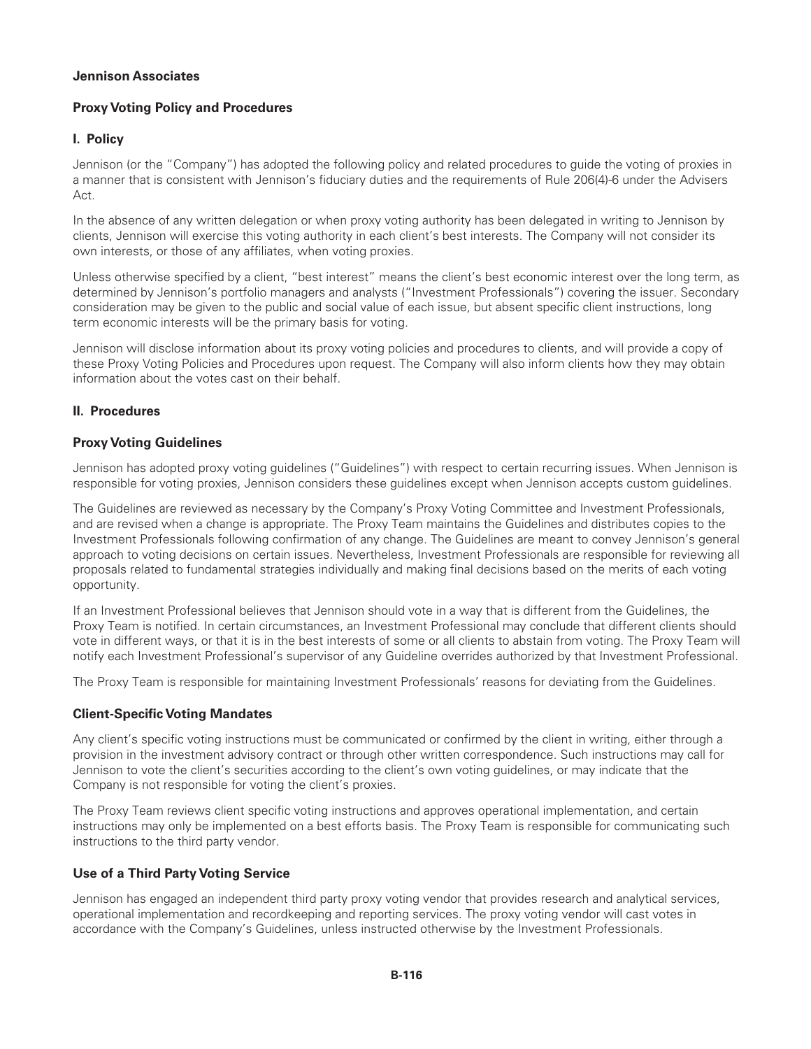**Jennison Associates**

**Proxy Voting Policy and Procedures**

**I. Policy**

Jennison (or the "Company") has adopted the following policy and related procedures to guide the voting of proxies in a manner that is consistent with Jennison's fiduciary duties and the requirements of Rule 206(4)-6 under the Advisers Act.

In the absence of any written delegation or when proxy voting authority has been delegated in writing to Jennison by clients, Jennison will exercise this voting authority in each client's best interests. The Company will not consider its own interests, or those of any affiliates, when voting proxies.

Unless otherwise specified by a client, "best interest" means the client's best economic interest over the long term, as determined by Jennison's portfolio managers and analysts ("Investment Professionals") covering the issuer. Secondary consideration may be given to the public and social value of each issue, but absent specific client instructions, long term economic interests will be the primary basis for voting.

Jennison will disclose information about its proxy voting policies and procedures to clients, and will provide a copy of these Proxy Voting Policies and Procedures upon request. The Company will also inform clients how they may obtain information about the votes cast on their behalf.

**II. Procedures**

**Proxy Voting Guidelines**

Jennison has adopted proxy voting guidelines ("Guidelines") with respect to certain recurring issues. When Jennison is responsible for voting proxies, Jennison considers these guidelines except when Jennison accepts custom guidelines.

The Guidelines are reviewed as necessary by the Company's Proxy Voting Committee and Investment Professionals, and are revised when a change is appropriate. The Proxy Team maintains the Guidelines and distributes copies to the Investment Professionals following confirmation of any change. The Guidelines are meant to convey Jennison's general approach to voting decisions on certain issues. Nevertheless, Investment Professionals are responsible for reviewing all proposals related to fundamental strategies individually and making final decisions based on the merits of each voting opportunity.

If an Investment Professional believes that Jennison should vote in a way that is different from the Guidelines, the Proxy Team is notified. In certain circumstances, an Investment Professional may conclude that different clients should vote in different ways, or that it is in the best interests of some or all clients to abstain from voting. The Proxy Team will notify each Investment Professional's supervisor of any Guideline overrides authorized by that Investment Professional.

The Proxy Team is responsible for maintaining Investment Professionals' reasons for deviating from the Guidelines.

**Client-Specific Voting Mandates**

Any client's specific voting instructions must be communicated or confirmed by the client in writing, either through a provision in the investment advisory contract or through other written correspondence. Such instructions may call for Jennison to vote the client's securities according to the client's own voting guidelines, or may indicate that the Company is not responsible for voting the client's proxies.

The Proxy Team reviews client specific voting instructions and approves operational implementation, and certain instructions may only be implemented on a best efforts basis. The Proxy Team is responsible for communicating such instructions to the third party vendor.

**Use of a Third Party Voting Service**

Jennison has engaged an independent third party proxy voting vendor that provides research and analytical services, operational implementation and recordkeeping and reporting services. The proxy voting vendor will cast votes in accordance with the Company's Guidelines, unless instructed otherwise by the Investment Professionals.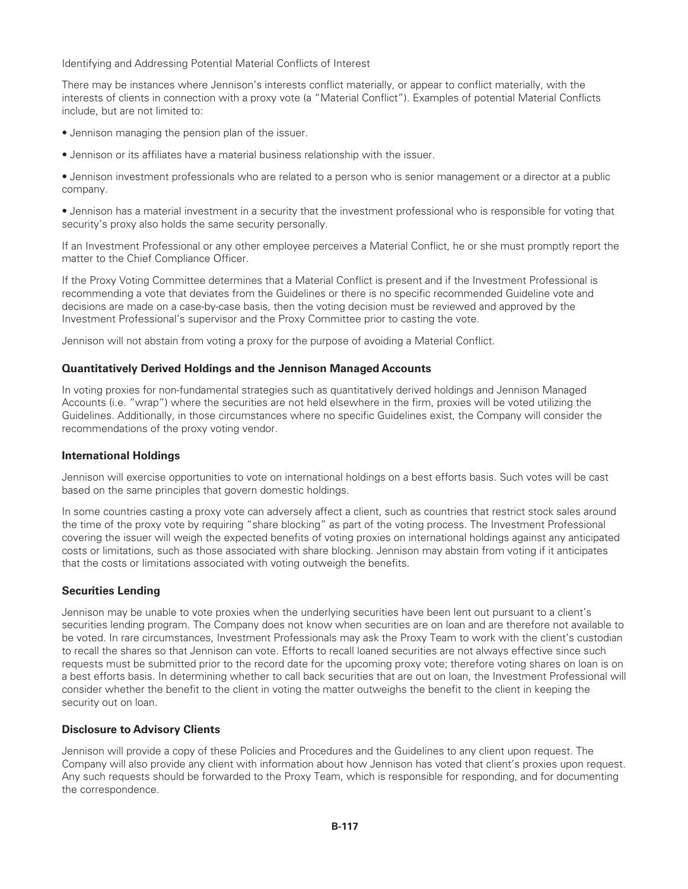Identifying and Addressing Potential Material Conflicts of Interest

There may be instances where Jennison's interests conflict materially, or appear to conflict materially, with the interests of clients in connection with a proxy vote (a "Material Conflict"). Examples of potential Material Conflicts include, but are not limited to:

- Jennison managing the pension plan of the issuer.
- Jennison or its affiliates have a material business relationship with the issuer.
- Jennison investment professionals who are related to a person who is senior management or a director at a public company.
- Jennison has a material investment in a security that the investment professional who is responsible for voting that security's proxy also holds the same security personally.

If an Investment Professional or any other employee perceives a Material Conflict, he or she must promptly report the matter to the Chief Compliance Officer.

If the Proxy Voting Committee determines that a Material Conflict is present and if the Investment Professional is recommending a vote that deviates from the Guidelines or there is no specific recommended Guideline vote and decisions are made on a case-by-case basis, then the voting decision must be reviewed and approved by the Investment Professional's supervisor and the Proxy Committee prior to casting the vote.

Jennison will not abstain from voting a proxy for the purpose of avoiding a Material Conflict.

**Quantitatively Derived Holdings and the Jennison Managed Accounts**

In voting proxies for non-fundamental strategies such as quantitatively derived holdings and Jennison Managed Accounts (i.e. "wrap") where the securities are not held elsewhere in the firm, proxies will be voted utilizing the Guidelines. Additionally, in those circumstances where no specific Guidelines exist, the Company will consider the recommendations of the proxy voting vendor.

**International Holdings**

Jennison will exercise opportunities to vote on international holdings on a best efforts basis. Such votes will be cast based on the same principles that govern domestic holdings.

In some countries casting a proxy vote can adversely affect a client, such as countries that restrict stock sales around the time of the proxy vote by requiring "share blocking" as part of the voting process. The Investment Professional covering the issuer will weigh the expected benefits of voting proxies on international holdings against any anticipated costs or limitations, such as those associated with share blocking. Jennison may abstain from voting if it anticipates that the costs or limitations associated with voting outweigh the benefits.

**Securities Lending**

Jennison may be unable to vote proxies when the underlying securities have been lent out pursuant to a client's securities lending program. The Company does not know when securities are on loan and are therefore not available to be voted. In rare circumstances, Investment Professionals may ask the Proxy Team to work with the client's custodian to recall the shares so that Jennison can vote. Efforts to recall loaned securities are not always effective since such requests must be submitted prior to the record date for the upcoming proxy vote; therefore voting shares on loan is on a best efforts basis. In determining whether to call back securities that are out on loan, the Investment Professional will consider whether the benefit to the client in voting the matter outweighs the benefit to the client in keeping the security out on loan.

**Disclosure to Advisory Clients**

Jennison will provide a copy of these Policies and Procedures and the Guidelines to any client upon request. The Company will also provide any client with information about how Jennison has voted that client's proxies upon request. Any such requests should be forwarded to the Proxy Team, which is responsible for responding, and for documenting the correspondence.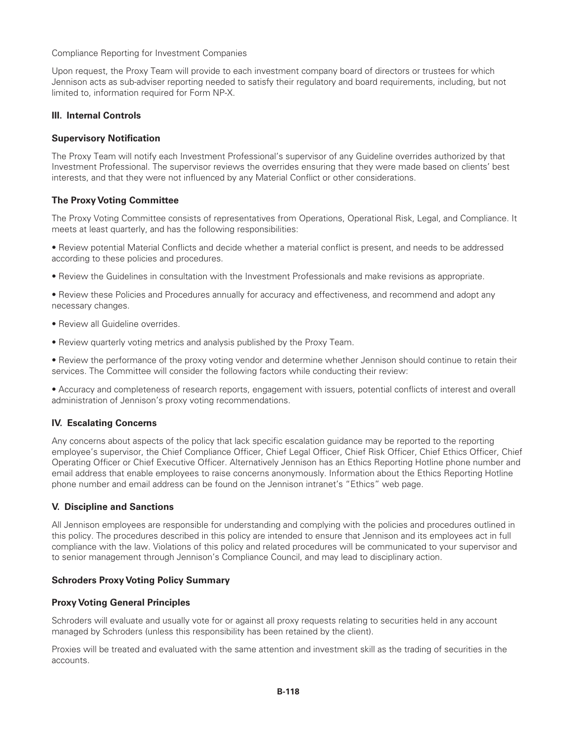Compliance Reporting for Investment Companies

Upon request, the Proxy Team will provide to each investment company board of directors or trustees for which Jennison acts as sub-adviser reporting needed to satisfy their regulatory and board requirements, including, but not limited to, information required for Form NP-X.

### III. Internal Controls

### Supervisory Notification

The Proxy Team will notify each Investment Professional's supervisor of any Guideline overrides authorized by that Investment Professional. The supervisor reviews the overrides ensuring that they were made based on clients' best interests, and that they were not influenced by any Material Conflict or other considerations.

### The Proxy Voting Committee

The Proxy Voting Committee consists of representatives from Operations, Operational Risk, Legal, and Compliance. It meets at least quarterly, and has the following responsibilities:

- Review potential Material Conflicts and decide whether a material conflict is present, and needs to be addressed according to these policies and procedures.
- Review the Guidelines in consultation with the Investment Professionals and make revisions as appropriate.
- Review these Policies and Procedures annually for accuracy and effectiveness, and recommend and adopt any necessary changes.
- Review all Guideline overrides.
- Review quarterly voting metrics and analysis published by the Proxy Team.
- Review the performance of the proxy voting vendor and determine whether Jennison should continue to retain their services. The Committee will consider the following factors while conducting their review:
- Accuracy and completeness of research reports, engagement with issuers, potential conflicts of interest and overall administration of Jennison's proxy voting recommendations.

### IV. Escalating Concerns

Any concerns about aspects of the policy that lack specific escalation guidance may be reported to the reporting employee's supervisor, the Chief Compliance Officer, Chief Legal Officer, Chief Risk Officer, Chief Ethics Officer, Chief Operating Officer or Chief Executive Officer. Alternatively Jennison has an Ethics Reporting Hotline phone number and email address that enable employees to raise concerns anonymously. Information about the Ethics Reporting Hotline phone number and email address can be found on the Jennison intranet's "Ethics" web page.

### V. Discipline and Sanctions

All Jennison employees are responsible for understanding and complying with the policies and procedures outlined in this policy. The procedures described in this policy are intended to ensure that Jennison and its employees act in full compliance with the law. Violations of this policy and related procedures will be communicated to your supervisor and to senior management through Jennison's Compliance Council, and may lead to disciplinary action.

### Schroders Proxy Voting Policy Summary

### Proxy Voting General Principles

Schroders will evaluate and usually vote for or against all proxy requests relating to securities held in any account managed by Schroders (unless this responsibility has been retained by the client).

Proxies will be treated and evaluated with the same attention and investment skill as the trading of securities in the accounts.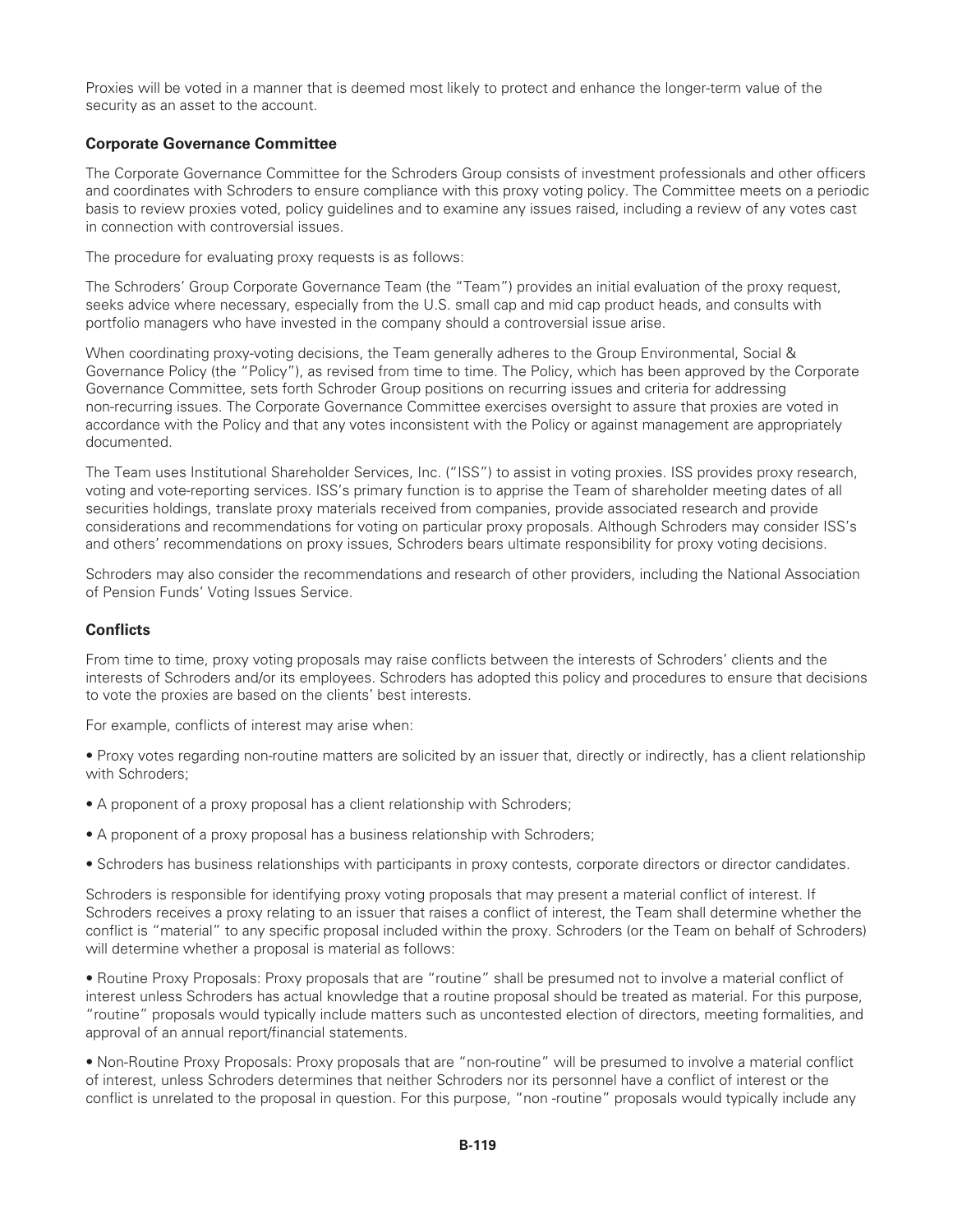Proxies will be voted in a manner that is deemed most likely to protect and enhance the longer-term value of the security as an asset to the account.

**Corporate Governance Committee**

The Corporate Governance Committee for the Schroders Group consists of investment professionals and other officers and coordinates with Schroders to ensure compliance with this proxy voting policy. The Committee meets on a periodic basis to review proxies voted, policy guidelines and to examine any issues raised, including a review of any votes cast in connection with controversial issues.

The procedure for evaluating proxy requests is as follows:

The Schroders' Group Corporate Governance Team (the "Team") provides an initial evaluation of the proxy request, seeks advice where necessary, especially from the U.S. small cap and mid cap product heads, and consults with portfolio managers who have invested in the company should a controversial issue arise.

When coordinating proxy-voting decisions, the Team generally adheres to the Group Environmental, Social & Governance Policy (the "Policy"), as revised from time to time. The Policy, which has been approved by the Corporate Governance Committee, sets forth Schroder Group positions on recurring issues and criteria for addressing non-recurring issues. The Corporate Governance Committee exercises oversight to assure that proxies are voted in accordance with the Policy and that any votes inconsistent with the Policy or against management are appropriately documented.

The Team uses Institutional Shareholder Services, Inc. ("ISS") to assist in voting proxies. ISS provides proxy research, voting and vote-reporting services. ISS's primary function is to apprise the Team of shareholder meeting dates of all securities holdings, translate proxy materials received from companies, provide associated research and provide considerations and recommendations for voting on particular proxy proposals. Although Schroders may consider ISS's and others' recommendations on proxy issues, Schroders bears ultimate responsibility for proxy voting decisions.

Schroders may also consider the recommendations and research of other providers, including the National Association of Pension Funds' Voting Issues Service.

**Conflicts**

From time to time, proxy voting proposals may raise conflicts between the interests of Schroders' clients and the interests of Schroders and/or its employees. Schroders has adopted this policy and procedures to ensure that decisions to vote the proxies are based on the clients' best interests.

For example, conflicts of interest may arise when:

- Proxy votes regarding non-routine matters are solicited by an issuer that, directly or indirectly, has a client relationship with Schroders;
- A proponent of a proxy proposal has a client relationship with Schroders;
- A proponent of a proxy proposal has a business relationship with Schroders;
- Schroders has business relationships with participants in proxy contests, corporate directors or director candidates.

Schroders is responsible for identifying proxy voting proposals that may present a material conflict of interest. If Schroders receives a proxy relating to an issuer that raises a conflict of interest, the Team shall determine whether the conflict is "material" to any specific proposal included within the proxy. Schroders (or the Team on behalf of Schroders) will determine whether a proposal is material as follows:

- Routine Proxy Proposals: Proxy proposals that are "routine" shall be presumed not to involve a material conflict of interest unless Schroders has actual knowledge that a routine proposal should be treated as material. For this purpose, "routine" proposals would typically include matters such as uncontested election of directors, meeting formalities, and approval of an annual report/financial statements.
- Non-Routine Proxy Proposals: Proxy proposals that are "non-routine" will be presumed to involve a material conflict of interest, unless Schroders determines that neither Schroders nor its personnel have a conflict of interest or the conflict is unrelated to the proposal in question. For this purpose, "non -routine" proposals would typically include any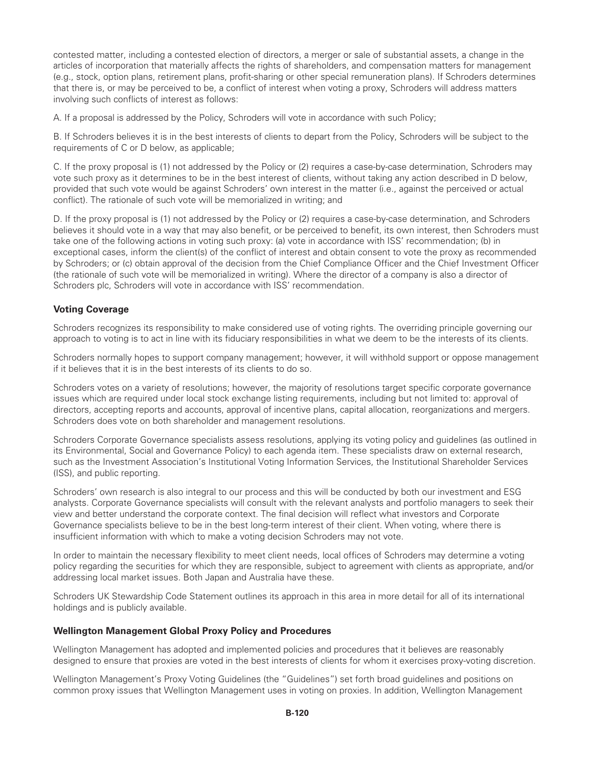contested matter, including a contested election of directors, a merger or sale of substantial assets, a change in the articles of incorporation that materially affects the rights of shareholders, and compensation matters for management (e.g., stock, option plans, retirement plans, profit-sharing or other special remuneration plans). If Schroders determines that there is, or may be perceived to be, a conflict of interest when voting a proxy, Schroders will address matters involving such conflicts of interest as follows:

A. If a proposal is addressed by the Policy, Schroders will vote in accordance with such Policy;

B. If Schroders believes it is in the best interests of clients to depart from the Policy, Schroders will be subject to the requirements of C or D below, as applicable;

C. If the proxy proposal is (1) not addressed by the Policy or (2) requires a case-by-case determination, Schroders may vote such proxy as it determines to be in the best interest of clients, without taking any action described in D below, provided that such vote would be against Schroders' own interest in the matter (i.e., against the perceived or actual conflict). The rationale of such vote will be memorialized in writing; and

D. If the proxy proposal is (1) not addressed by the Policy or (2) requires a case-by-case determination, and Schroders believes it should vote in a way that may also benefit, or be perceived to benefit, its own interest, then Schroders must take one of the following actions in voting such proxy: (a) vote in accordance with ISS' recommendation; (b) in exceptional cases, inform the client(s) of the conflict of interest and obtain consent to vote the proxy as recommended by Schroders; or (c) obtain approval of the decision from the Chief Compliance Officer and the Chief Investment Officer (the rationale of such vote will be memorialized in writing). Where the director of a company is also a director of Schroders plc, Schroders will vote in accordance with ISS' recommendation.

**Voting Coverage**

Schroders recognizes its responsibility to make considered use of voting rights. The overriding principle governing our approach to voting is to act in line with its fiduciary responsibilities in what we deem to be the interests of its clients.

Schroders normally hopes to support company management; however, it will withhold support or oppose management if it believes that it is in the best interests of its clients to do so.

Schroders votes on a variety of resolutions; however, the majority of resolutions target specific corporate governance issues which are required under local stock exchange listing requirements, including but not limited to: approval of directors, accepting reports and accounts, approval of incentive plans, capital allocation, reorganizations and mergers. Schroders does vote on both shareholder and management resolutions.

Schroders Corporate Governance specialists assess resolutions, applying its voting policy and guidelines (as outlined in its Environmental, Social and Governance Policy) to each agenda item. These specialists draw on external research, such as the Investment Association's Institutional Voting Information Services, the Institutional Shareholder Services (ISS), and public reporting.

Schroders' own research is also integral to our process and this will be conducted by both our investment and ESG analysts. Corporate Governance specialists will consult with the relevant analysts and portfolio managers to seek their view and better understand the corporate context. The final decision will reflect what investors and Corporate Governance specialists believe to be in the best long-term interest of their client. When voting, where there is insufficient information with which to make a voting decision Schroders may not vote.

In order to maintain the necessary flexibility to meet client needs, local offices of Schroders may determine a voting policy regarding the securities for which they are responsible, subject to agreement with clients as appropriate, and/or addressing local market issues. Both Japan and Australia have these.

Schroders UK Stewardship Code Statement outlines its approach in this area in more detail for all of its international holdings and is publicly available.

**Wellington Management Global Proxy Policy and Procedures**

Wellington Management has adopted and implemented policies and procedures that it believes are reasonably designed to ensure that proxies are voted in the best interests of clients for whom it exercises proxy-voting discretion.

Wellington Management's Proxy Voting Guidelines (the "Guidelines") set forth broad guidelines and positions on common proxy issues that Wellington Management uses in voting on proxies. In addition, Wellington Management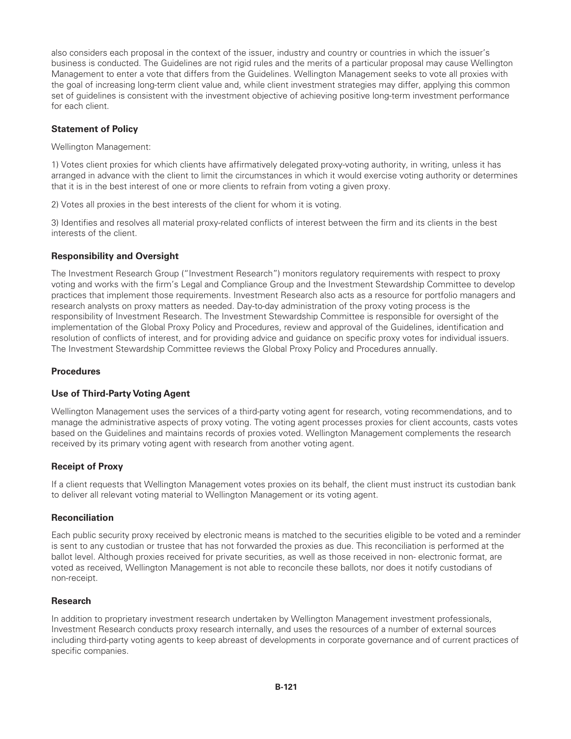also considers each proposal in the context of the issuer, industry and country or countries in which the issuer's business is conducted. The Guidelines are not rigid rules and the merits of a particular proposal may cause Wellington Management to enter a vote that differs from the Guidelines. Wellington Management seeks to vote all proxies with the goal of increasing long-term client value and, while client investment strategies may differ, applying this common set of guidelines is consistent with the investment objective of achieving positive long-term investment performance for each client.

**Statement of Policy**

Wellington Management:

1) Votes client proxies for which clients have affirmatively delegated proxy-voting authority, in writing, unless it has arranged in advance with the client to limit the circumstances in which it would exercise voting authority or determines that it is in the best interest of one or more clients to refrain from voting a given proxy.

2) Votes all proxies in the best interests of the client for whom it is voting.

3) Identifies and resolves all material proxy-related conflicts of interest between the firm and its clients in the best interests of the client.

**Responsibility and Oversight**

The Investment Research Group ("Investment Research") monitors regulatory requirements with respect to proxy voting and works with the firm's Legal and Compliance Group and the Investment Stewardship Committee to develop practices that implement those requirements. Investment Research also acts as a resource for portfolio managers and research analysts on proxy matters as needed. Day-to-day administration of the proxy voting process is the responsibility of Investment Research. The Investment Stewardship Committee is responsible for oversight of the implementation of the Global Proxy Policy and Procedures, review and approval of the Guidelines, identification and resolution of conflicts of interest, and for providing advice and guidance on specific proxy votes for individual issuers. The Investment Stewardship Committee reviews the Global Proxy Policy and Procedures annually.

**Procedures**

**Use of Third-Party Voting Agent**

Wellington Management uses the services of a third-party voting agent for research, voting recommendations, and to manage the administrative aspects of proxy voting. The voting agent processes proxies for client accounts, casts votes based on the Guidelines and maintains records of proxies voted. Wellington Management complements the research received by its primary voting agent with research from another voting agent.

**Receipt of Proxy**

If a client requests that Wellington Management votes proxies on its behalf, the client must instruct its custodian bank to deliver all relevant voting material to Wellington Management or its voting agent.

**Reconciliation**

Each public security proxy received by electronic means is matched to the securities eligible to be voted and a reminder is sent to any custodian or trustee that has not forwarded the proxies as due. This reconciliation is performed at the ballot level. Although proxies received for private securities, as well as those received in non- electronic format, are voted as received, Wellington Management is not able to reconcile these ballots, nor does it notify custodians of non-receipt.

**Research**

In addition to proprietary investment research undertaken by Wellington Management investment professionals, Investment Research conducts proxy research internally, and uses the resources of a number of external sources including third-party voting agents to keep abreast of developments in corporate governance and of current practices of specific companies.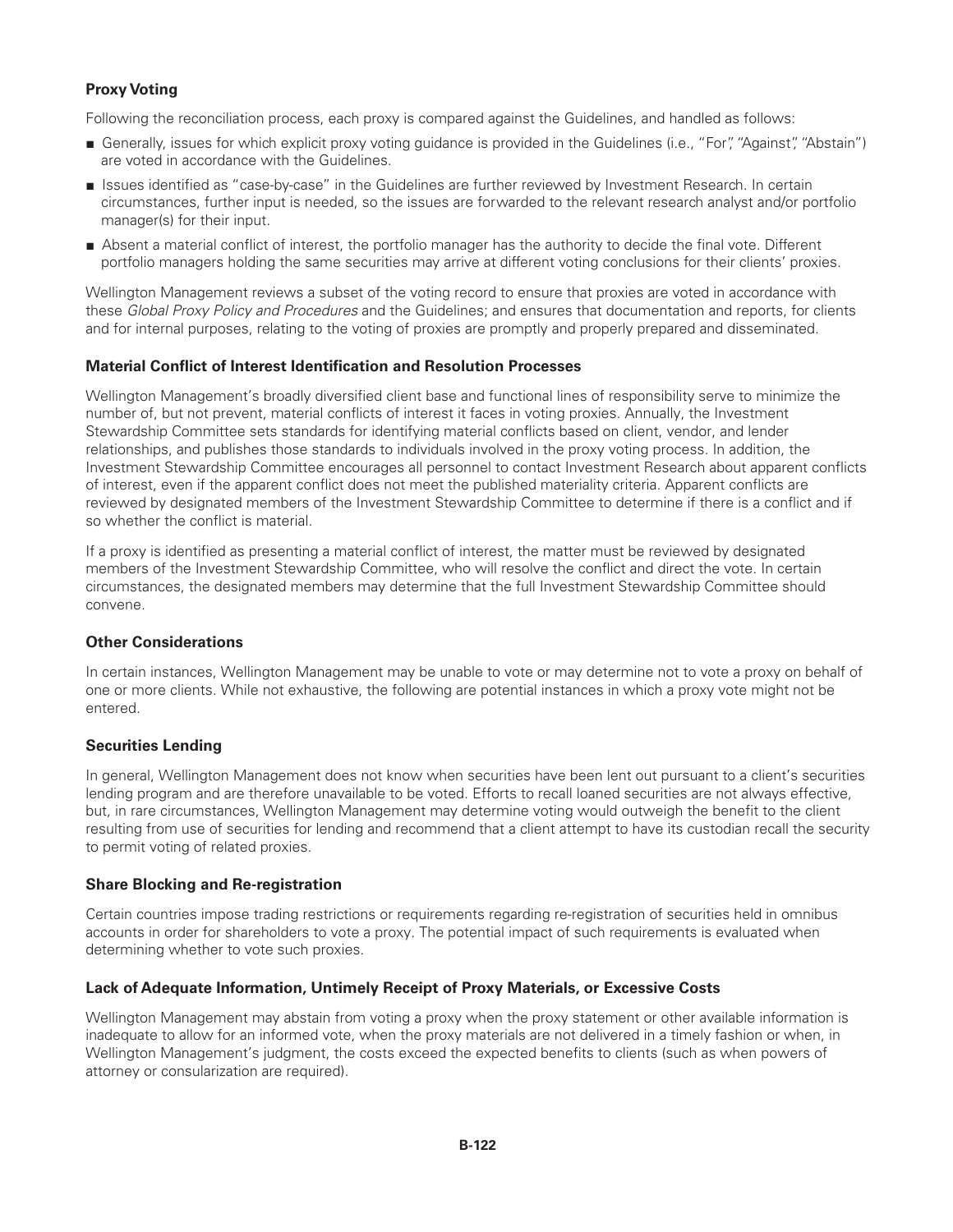## Proxy Voting

Following the reconciliation process, each proxy is compared against the Guidelines, and handled as follows:

- Generally, issues for which explicit proxy voting guidance is provided in the Guidelines (i.e., "For", "Against", "Abstain") are voted in accordance with the Guidelines.
- Issues identified as "case-by-case" in the Guidelines are further reviewed by Investment Research. In certain circumstances, further input is needed, so the issues are forwarded to the relevant research analyst and/or portfolio manager(s) for their input.
- Absent a material conflict of interest, the portfolio manager has the authority to decide the final vote. Different portfolio managers holding the same securities may arrive at different voting conclusions for their clients' proxies.

Wellington Management reviews a subset of the voting record to ensure that proxies are voted in accordance with these *Global Proxy Policy and Procedures* and the Guidelines; and ensures that documentation and reports, for clients and for internal purposes, relating to the voting of proxies are promptly and properly prepared and disseminated.

## Material Conflict of Interest Identification and Resolution Processes

Wellington Management's broadly diversified client base and functional lines of responsibility serve to minimize the number of, but not prevent, material conflicts of interest it faces in voting proxies. Annually, the Investment Stewardship Committee sets standards for identifying material conflicts based on client, vendor, and lender relationships, and publishes those standards to individuals involved in the proxy voting process. In addition, the Investment Stewardship Committee encourages all personnel to contact Investment Research about apparent conflicts of interest, even if the apparent conflict does not meet the published materiality criteria. Apparent conflicts are reviewed by designated members of the Investment Stewardship Committee to determine if there is a conflict and if so whether the conflict is material.

If a proxy is identified as presenting a material conflict of interest, the matter must be reviewed by designated members of the Investment Stewardship Committee, who will resolve the conflict and direct the vote. In certain circumstances, the designated members may determine that the full Investment Stewardship Committee should convene.

## Other Considerations

In certain instances, Wellington Management may be unable to vote or may determine not to vote a proxy on behalf of one or more clients. While not exhaustive, the following are potential instances in which a proxy vote might not be entered.

## Securities Lending

In general, Wellington Management does not know when securities have been lent out pursuant to a client's securities lending program and are therefore unavailable to be voted. Efforts to recall loaned securities are not always effective, but, in rare circumstances, Wellington Management may determine voting would outweigh the benefit to the client resulting from use of securities for lending and recommend that a client attempt to have its custodian recall the security to permit voting of related proxies.

## Share Blocking and Re-registration

Certain countries impose trading restrictions or requirements regarding re-registration of securities held in omnibus accounts in order for shareholders to vote a proxy. The potential impact of such requirements is evaluated when determining whether to vote such proxies.

## Lack of Adequate Information, Untimely Receipt of Proxy Materials, or Excessive Costs

Wellington Management may abstain from voting a proxy when the proxy statement or other available information is inadequate to allow for an informed vote, when the proxy materials are not delivered in a timely fashion or when, in Wellington Management's judgment, the costs exceed the expected benefits to clients (such as when powers of attorney or consularization are required).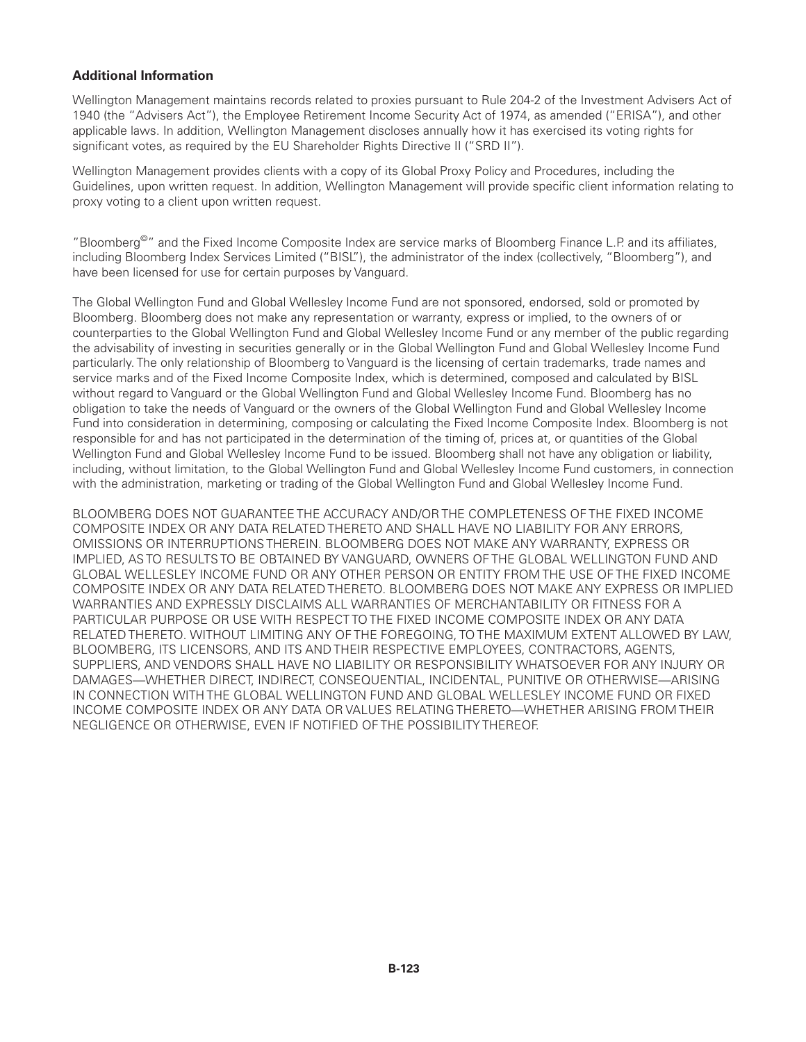### Additional Information

Wellington Management maintains records related to proxies pursuant to Rule 204-2 of the Investment Advisers Act of 1940 (the "Advisers Act"), the Employee Retirement Income Security Act of 1974, as amended ("ERISA"), and other applicable laws. In addition, Wellington Management discloses annually how it has exercised its voting rights for significant votes, as required by the EU Shareholder Rights Directive II ("SRD II").

Wellington Management provides clients with a copy of its Global Proxy Policy and Procedures, including the Guidelines, upon written request. In addition, Wellington Management will provide specific client information relating to proxy voting to a client upon written request.

"Bloomberg©" and the Fixed Income Composite Index are service marks of Bloomberg Finance L.P. and its affiliates, including Bloomberg Index Services Limited ("BISL"), the administrator of the index (collectively, "Bloomberg"), and have been licensed for use for certain purposes by Vanguard.

The Global Wellington Fund and Global Wellesley Income Fund are not sponsored, endorsed, sold or promoted by Bloomberg. Bloomberg does not make any representation or warranty, express or implied, to the owners of or counterparties to the Global Wellington Fund and Global Wellesley Income Fund or any member of the public regarding the advisability of investing in securities generally or in the Global Wellington Fund and Global Wellesley Income Fund particularly. The only relationship of Bloomberg to Vanguard is the licensing of certain trademarks, trade names and service marks and of the Fixed Income Composite Index, which is determined, composed and calculated by BISL without regard to Vanguard or the Global Wellington Fund and Global Wellesley Income Fund. Bloomberg has no obligation to take the needs of Vanguard or the owners of the Global Wellington Fund and Global Wellesley Income Fund into consideration in determining, composing or calculating the Fixed Income Composite Index. Bloomberg is not responsible for and has not participated in the determination of the timing of, prices at, or quantities of the Global Wellington Fund and Global Wellesley Income Fund to be issued. Bloomberg shall not have any obligation or liability, including, without limitation, to the Global Wellington Fund and Global Wellesley Income Fund customers, in connection with the administration, marketing or trading of the Global Wellington Fund and Global Wellesley Income Fund.

BLOOMBERG DOES NOT GUARANTEE THE ACCURACY AND/OR THE COMPLETENESS OF THE FIXED INCOME COMPOSITE INDEX OR ANY DATA RELATED THERETO AND SHALL HAVE NO LIABILITY FOR ANY ERRORS, OMISSIONS OR INTERRUPTIONS THEREIN. BLOOMBERG DOES NOT MAKE ANY WARRANTY, EXPRESS OR IMPLIED, AS TO RESULTS TO BE OBTAINED BY VANGUARD, OWNERS OF THE GLOBAL WELLINGTON FUND AND GLOBAL WELLESLEY INCOME FUND OR ANY OTHER PERSON OR ENTITY FROM THE USE OF THE FIXED INCOME COMPOSITE INDEX OR ANY DATA RELATED THERETO. BLOOMBERG DOES NOT MAKE ANY EXPRESS OR IMPLIED WARRANTIES AND EXPRESSLY DISCLAIMS ALL WARRANTIES OF MERCHANTABILITY OR FITNESS FOR A PARTICULAR PURPOSE OR USE WITH RESPECT TO THE FIXED INCOME COMPOSITE INDEX OR ANY DATA RELATED THERETO. WITHOUT LIMITING ANY OF THE FOREGOING, TO THE MAXIMUM EXTENT ALLOWED BY LAW, BLOOMBERG, ITS LICENSORS, AND ITS AND THEIR RESPECTIVE EMPLOYEES, CONTRACTORS, AGENTS, SUPPLIERS, AND VENDORS SHALL HAVE NO LIABILITY OR RESPONSIBILITY WHATSOEVER FOR ANY INJURY OR DAMAGES—WHETHER DIRECT, INDIRECT, CONSEQUENTIAL, INCIDENTAL, PUNITIVE OR OTHERWISE—ARISING IN CONNECTION WITH THE GLOBAL WELLINGTON FUND AND GLOBAL WELLESLEY INCOME FUND OR FIXED INCOME COMPOSITE INDEX OR ANY DATA OR VALUES RELATING THERETO—WHETHER ARISING FROM THEIR NEGLIGENCE OR OTHERWISE, EVEN IF NOTIFIED OF THE POSSIBILITY THEREOF.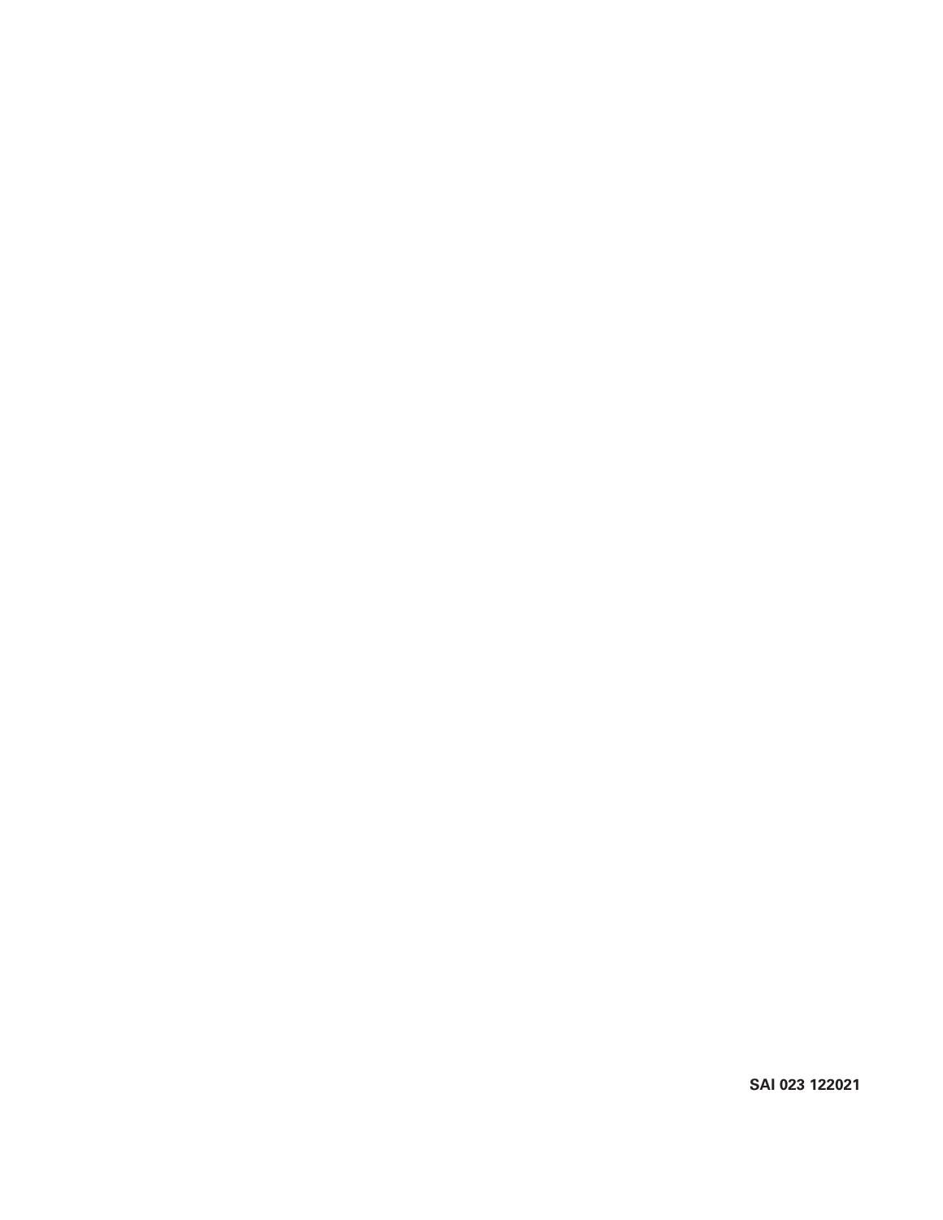SAI 023 122021